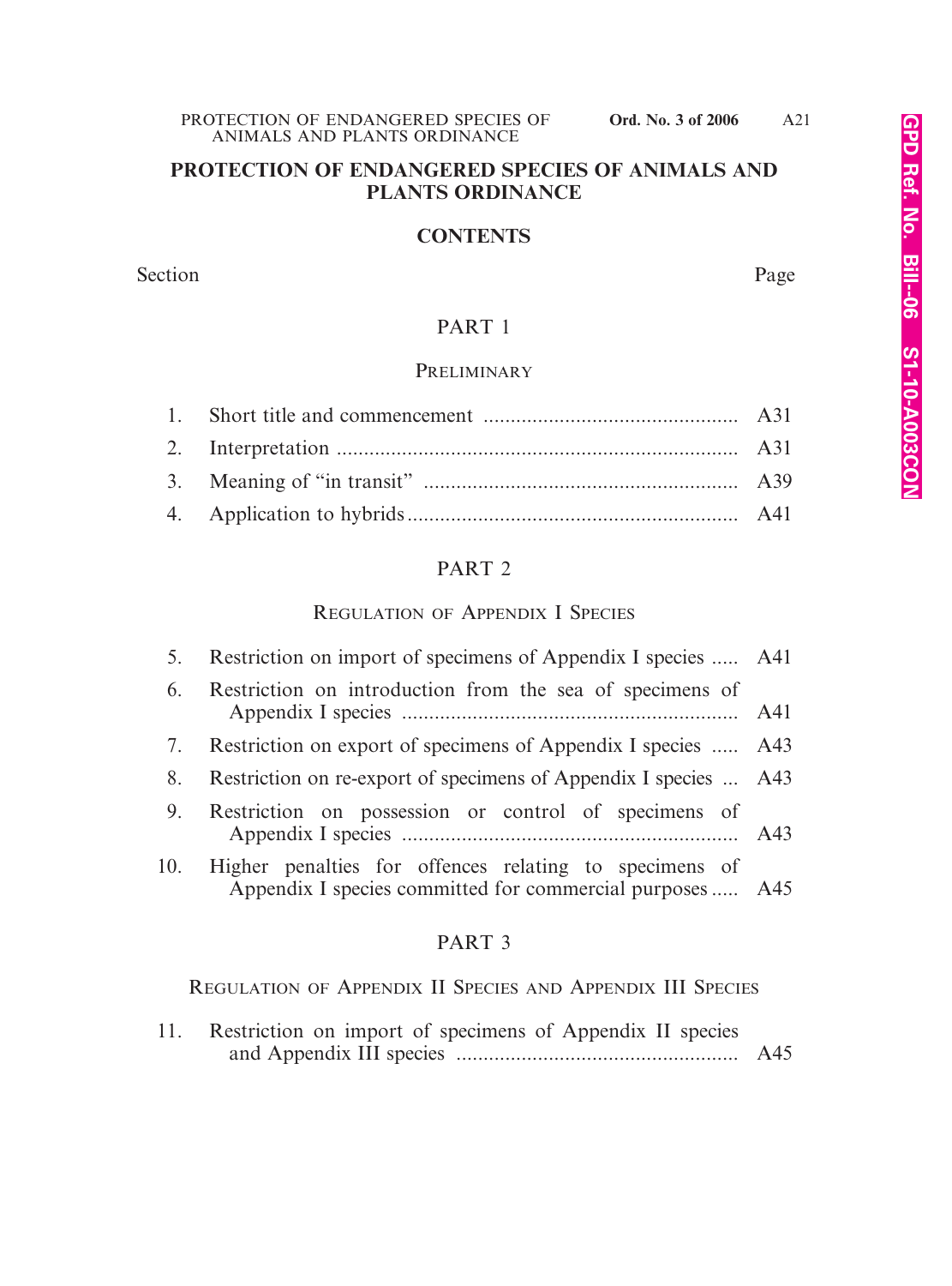# PROTECTION OF ENDANGERED SPECIES OF ANIMALS AND PLANTS ORDINANCE

## CONTENTS

| Section | | Page |
|---|---|---|
| | **PART 1** | |
| | PRELIMINARY | |
| 1. | Short title and commencement | A31 |
| 2. | Interpretation | A31 |
| 3. | Meaning of "in transit" | A39 |
| 4. | Application to hybrids | A41 |
| | **PART 2** | |
| | REGULATION OF APPENDIX I SPECIES | |
| 5. | Restriction on import of specimens of Appendix I species | A41 |
| 6. | Restriction on introduction from the sea of specimens of Appendix I species | A41 |
| 7. | Restriction on export of specimens of Appendix I species | A43 |
| 8. | Restriction on re-export of specimens of Appendix I species | A43 |
| 9. | Restriction on possession or control of specimens of Appendix I species | A43 |
| 10. | Higher penalties for offences relating to specimens of Appendix I species committed for commercial purposes | A45 |
| | **PART 3** | |
| | REGULATION OF APPENDIX II SPECIES AND APPENDIX III SPECIES | |
| 11. | Restriction on import of specimens of Appendix II species and Appendix III species | A45 |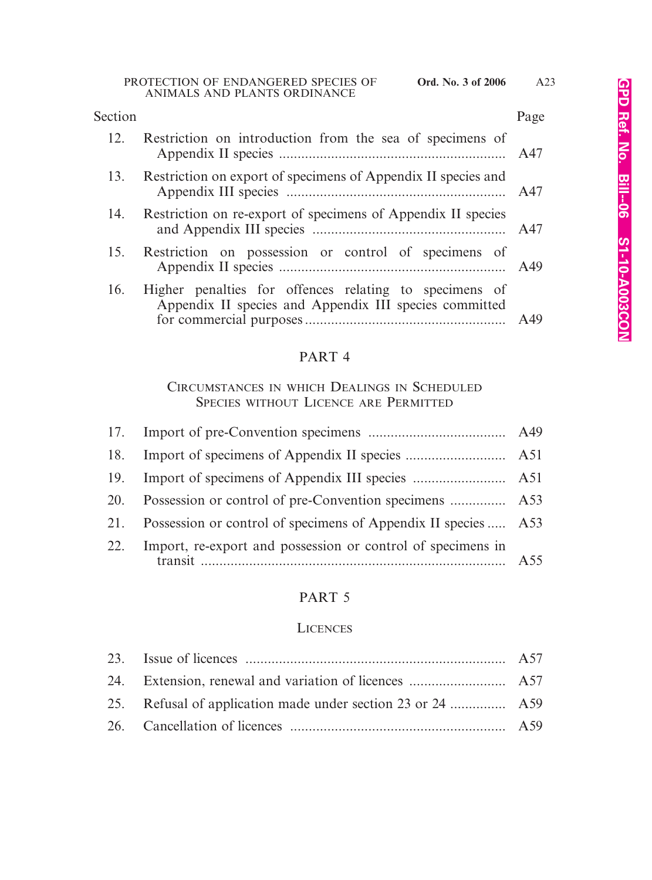| Section | | Page |
|---|---|---|
| 12. | Restriction on introduction from the sea of specimens of Appendix II species | A47 |
| 13. | Restriction on export of specimens of Appendix II species and Appendix III species | A47 |
| 14. | Restriction on re-export of specimens of Appendix II species and Appendix III species | A47 |
| 15. | Restriction on possession or control of specimens of Appendix II species | A49 |
| 16. | Higher penalties for offences relating to specimens of Appendix II species and Appendix III species committed for commercial purposes | A49 |

## PART 4

### Circumstances in which Dealings in Scheduled Species without Licence are Permitted

| | | |
|---|---|---|
| 17. | Import of pre-Convention specimens | A49 |
| 18. | Import of specimens of Appendix II species | A51 |
| 19. | Import of specimens of Appendix III species | A51 |
| 20. | Possession or control of pre-Convention specimens | A53 |
| 21. | Possession or control of specimens of Appendix II species | A53 |
| 22. | Import, re-export and possession or control of specimens in transit | A55 |

## PART 5

### Licences

| | | |
|---|---|---|
| 23. | Issue of licences | A57 |
| 24. | Extension, renewal and variation of licences | A57 |
| 25. | Refusal of application made under section 23 or 24 | A59 |
| 26. | Cancellation of licences | A59 |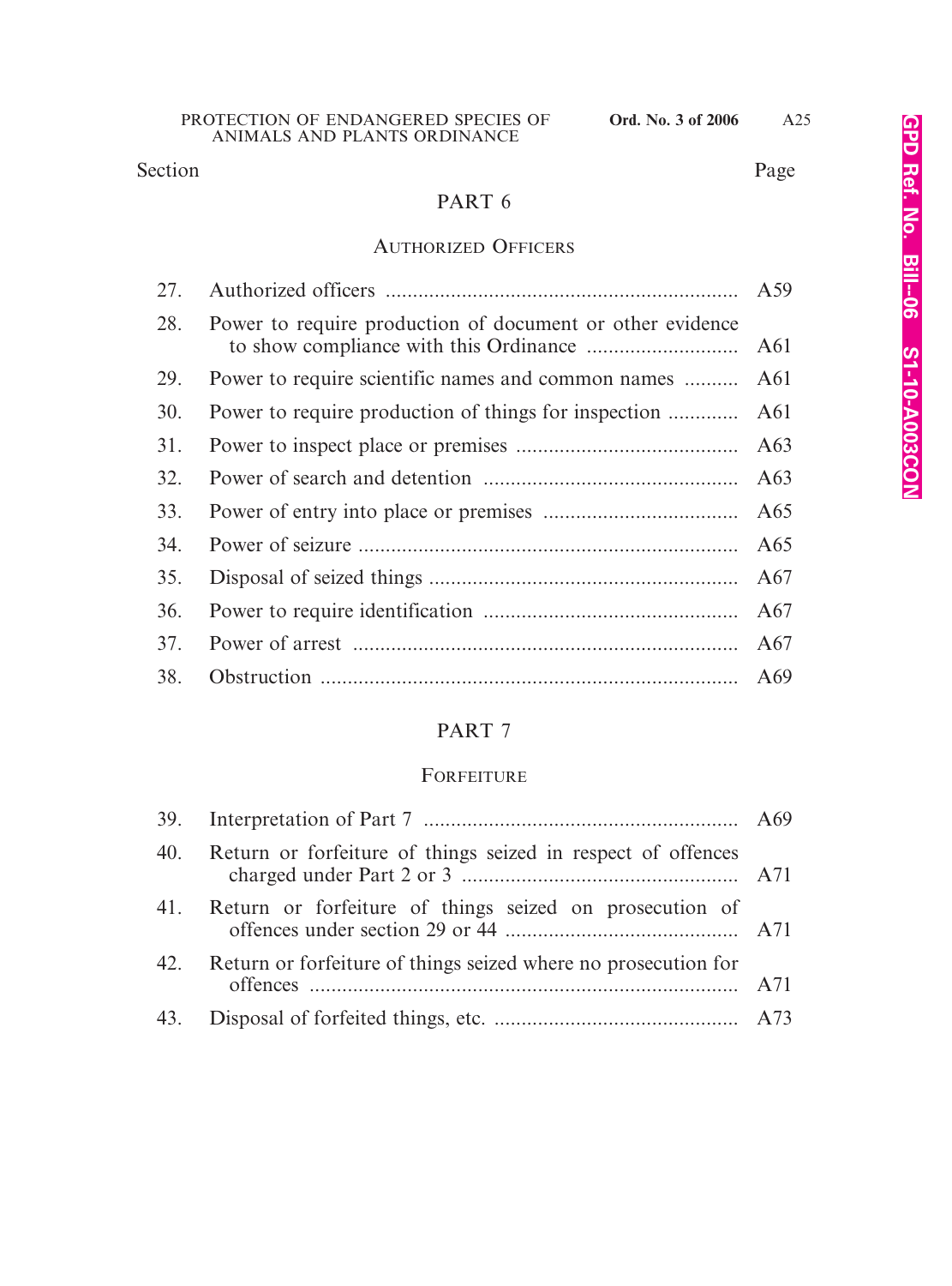| Section | | Page |
|---|---|---|

## PART 6

### AUTHORIZED OFFICERS

| Section | | Page |
|---|---|---|
| 27. | Authorized officers | A59 |
| 28. | Power to require production of document or other evidence to show compliance with this Ordinance | A61 |
| 29. | Power to require scientific names and common names | A61 |
| 30. | Power to require production of things for inspection | A61 |
| 31. | Power to inspect place or premises | A63 |
| 32. | Power of search and detention | A63 |
| 33. | Power of entry into place or premises | A65 |
| 34. | Power of seizure | A65 |
| 35. | Disposal of seized things | A67 |
| 36. | Power to require identification | A67 |
| 37. | Power of arrest | A67 |
| 38. | Obstruction | A69 |

## PART 7

### FORFEITURE

| Section | | Page |
|---|---|---|
| 39. | Interpretation of Part 7 | A69 |
| 40. | Return or forfeiture of things seized in respect of offences charged under Part 2 or 3 | A71 |
| 41. | Return or forfeiture of things seized on prosecution of offences under section 29 or 44 | A71 |
| 42. | Return or forfeiture of things seized where no prosecution for offences | A71 |
| 43. | Disposal of forfeited things, etc. | A73 |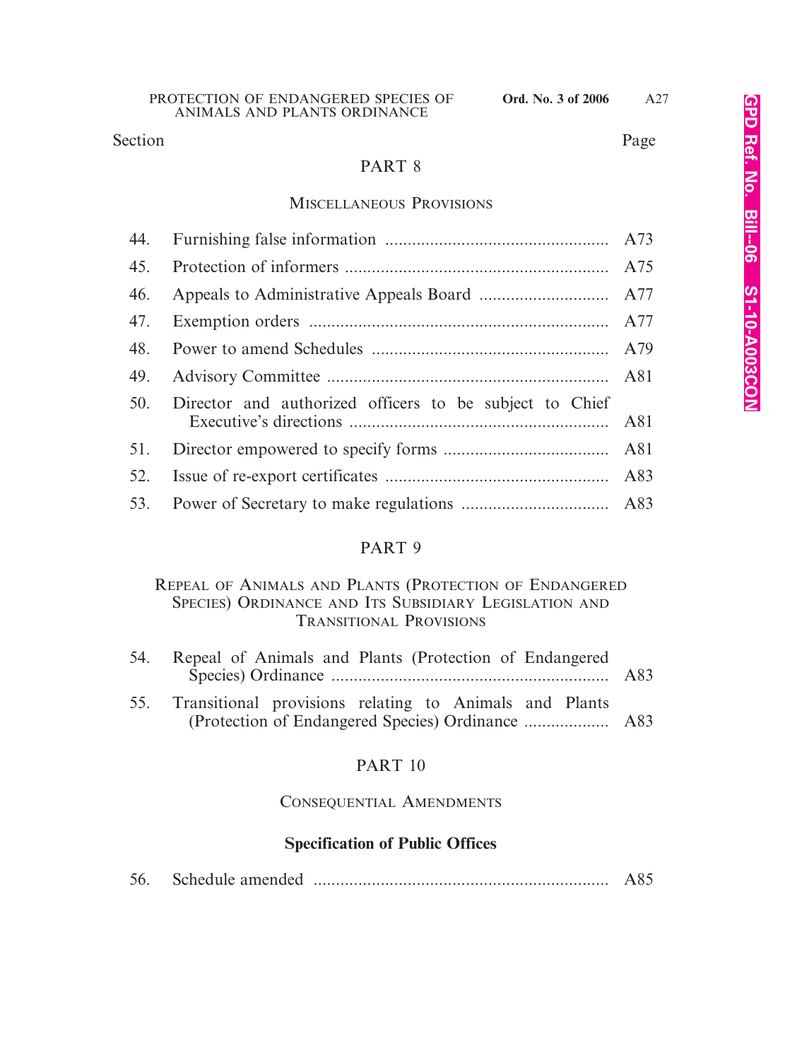| Section | | Page |
|---|---|---|

## PART 8

### Miscellaneous Provisions

| Section | | Page |
|---|---|---|
| 44. | Furnishing false information | A73 |
| 45. | Protection of informers | A75 |
| 46. | Appeals to Administrative Appeals Board | A77 |
| 47. | Exemption orders | A77 |
| 48. | Power to amend Schedules | A79 |
| 49. | Advisory Committee | A81 |
| 50. | Director and authorized officers to be subject to Chief Executive's directions | A81 |
| 51. | Director empowered to specify forms | A81 |
| 52. | Issue of re-export certificates | A83 |
| 53. | Power of Secretary to make regulations | A83 |

## PART 9

### Repeal of Animals and Plants (Protection of Endangered Species) Ordinance and Its Subsidiary Legislation and Transitional Provisions

| Section | | Page |
|---|---|---|
| 54. | Repeal of Animals and Plants (Protection of Endangered Species) Ordinance | A83 |
| 55. | Transitional provisions relating to Animals and Plants (Protection of Endangered Species) Ordinance | A83 |

## PART 10

### Consequential Amendments

**Specification of Public Offices**

| Section | | Page |
|---|---|---|
| 56. | Schedule amended | A85 |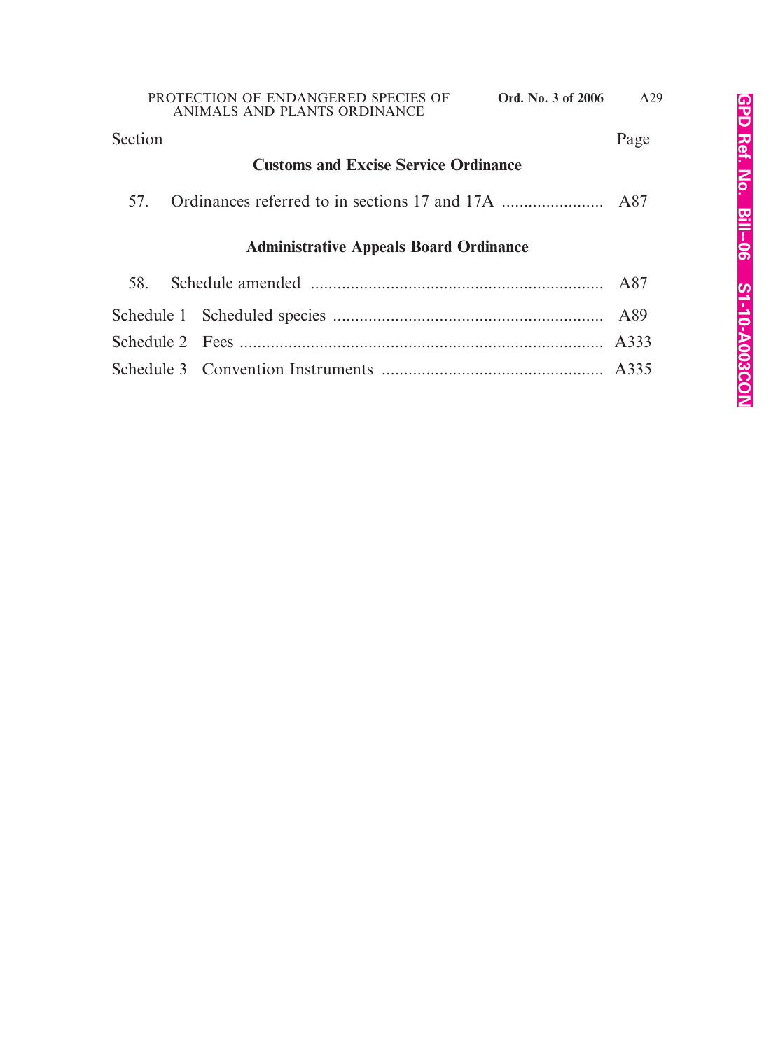| Section | | Page |
|---|---|---|
| | **Customs and Excise Service Ordinance** | |
| 57. | Ordinances referred to in sections 17 and 17A | A87 |
| | **Administrative Appeals Board Ordinance** | |
| 58. | Schedule amended | A87 |
| Schedule 1 | Scheduled species | A89 |
| Schedule 2 | Fees | A333 |
| Schedule 3 | Convention Instruments | A335 |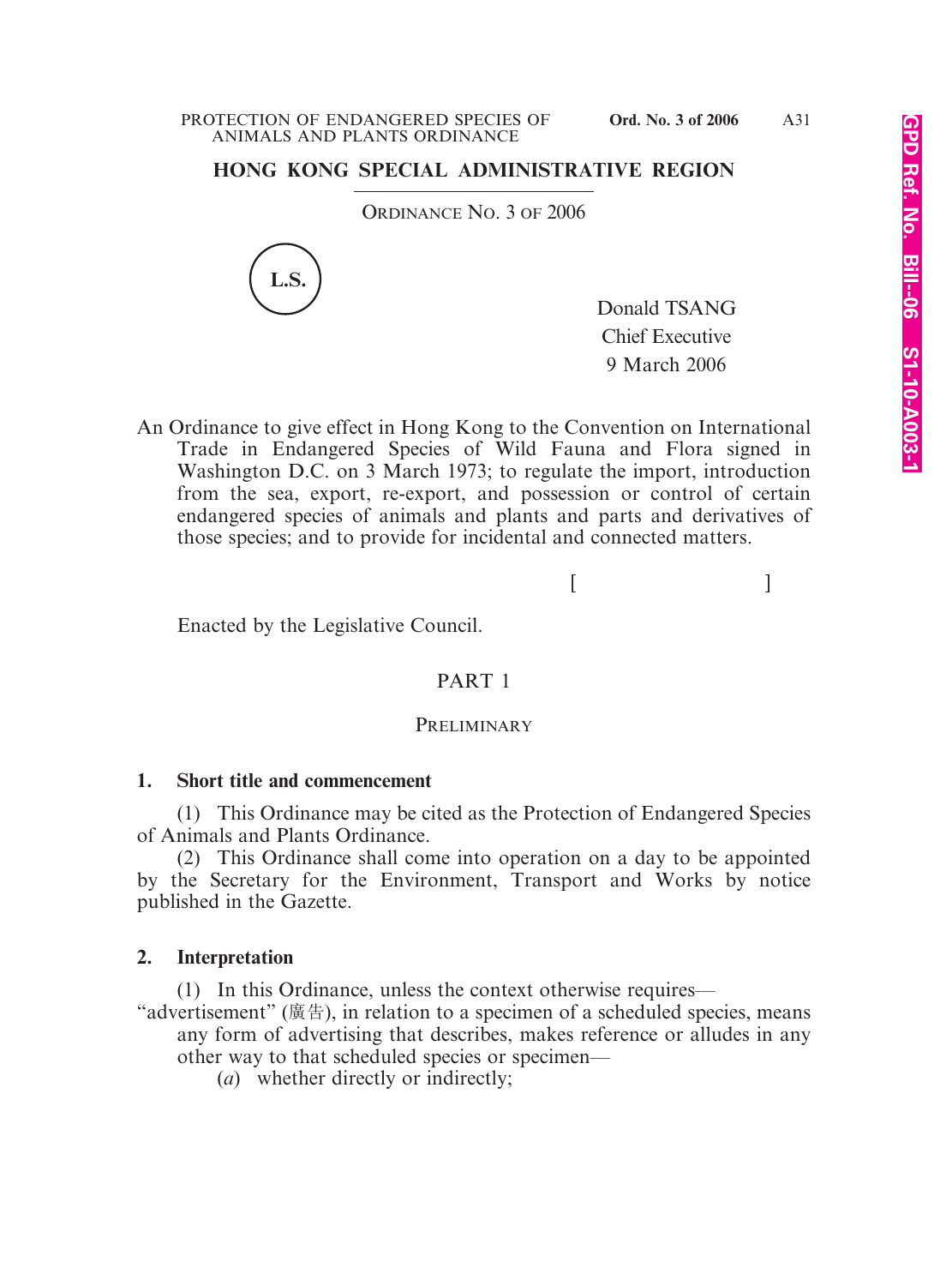## HONG KONG SPECIAL ADMINISTRATIVE REGION

ORDINANCE NO. 3 OF 2006

L.S.

Donald TSANG
Chief Executive
9 March 2006

An Ordinance to give effect in Hong Kong to the Convention on International Trade in Endangered Species of Wild Fauna and Flora signed in Washington D.C. on 3 March 1973; to regulate the import, introduction from the sea, export, re-export, and possession or control of certain endangered species of animals and plants and parts and derivatives of those species; and to provide for incidental and connected matters.

[ ]

Enacted by the Legislative Council.

## PART 1

### PRELIMINARY

**1. Short title and commencement**

(1) This Ordinance may be cited as the Protection of Endangered Species of Animals and Plants Ordinance.

(2) This Ordinance shall come into operation on a day to be appointed by the Secretary for the Environment, Transport and Works by notice published in the Gazette.

**2. Interpretation**

(1) In this Ordinance, unless the context otherwise requires—

"advertisement" (廣告), in relation to a specimen of a scheduled species, means any form of advertising that describes, makes reference or alludes in any other way to that scheduled species or specimen—

(*a*) whether directly or indirectly;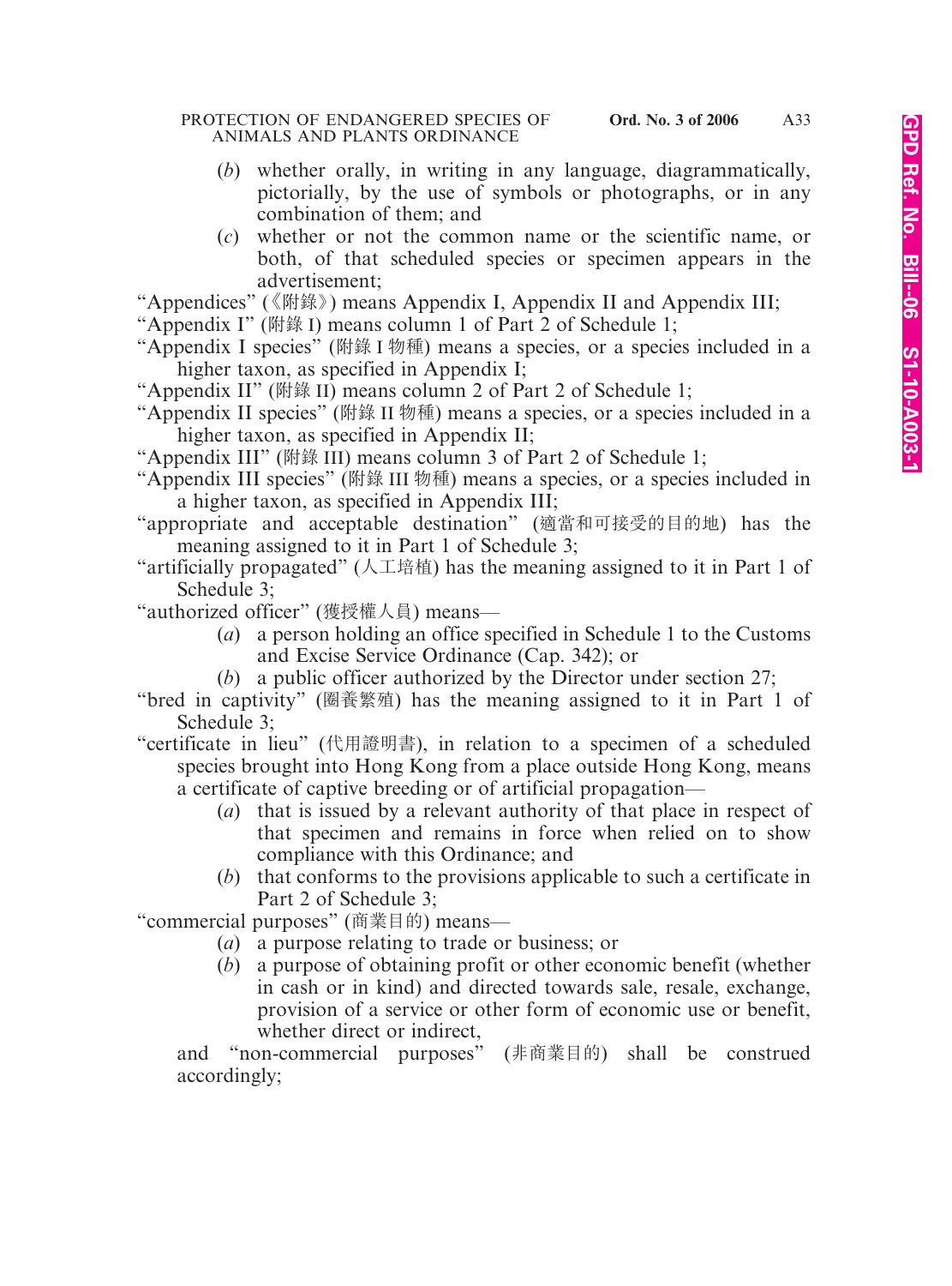(*b*) whether orally, in writing in any language, diagrammatically, pictorially, by the use of symbols or photographs, or in any combination of them; and

(*c*) whether or not the common name or the scientific name, or both, of that scheduled species or specimen appears in the advertisement;

"Appendices" (《附錄》) means Appendix I, Appendix II and Appendix III;

"Appendix I" (附錄 I) means column 1 of Part 2 of Schedule 1;

"Appendix I species" (附錄 I 物種) means a species, or a species included in a higher taxon, as specified in Appendix I;

"Appendix II" (附錄 II) means column 2 of Part 2 of Schedule 1;

"Appendix II species" (附錄 II 物種) means a species, or a species included in a higher taxon, as specified in Appendix II;

"Appendix III" (附錄 III) means column 3 of Part 2 of Schedule 1;

"Appendix III species" (附錄 III 物種) means a species, or a species included in a higher taxon, as specified in Appendix III;

"appropriate and acceptable destination" (適當和可接受的目的地) has the meaning assigned to it in Part 1 of Schedule 3;

"artificially propagated" (人工培植) has the meaning assigned to it in Part 1 of Schedule 3;

"authorized officer" (獲授權人員) means—

(*a*) a person holding an office specified in Schedule 1 to the Customs and Excise Service Ordinance (Cap. 342); or

(*b*) a public officer authorized by the Director under section 27;

"bred in captivity" (圈養繁殖) has the meaning assigned to it in Part 1 of Schedule 3;

"certificate in lieu" (代用證明書), in relation to a specimen of a scheduled species brought into Hong Kong from a place outside Hong Kong, means a certificate of captive breeding or of artificial propagation—

(*a*) that is issued by a relevant authority of that place in respect of that specimen and remains in force when relied on to show compliance with this Ordinance; and

(*b*) that conforms to the provisions applicable to such a certificate in Part 2 of Schedule 3;

"commercial purposes" (商業目的) means—

(*a*) a purpose relating to trade or business; or

(*b*) a purpose of obtaining profit or other economic benefit (whether in cash or in kind) and directed towards sale, resale, exchange, provision of a service or other form of economic use or benefit, whether direct or indirect,

and "non-commercial purposes" (非商業目的) shall be construed accordingly;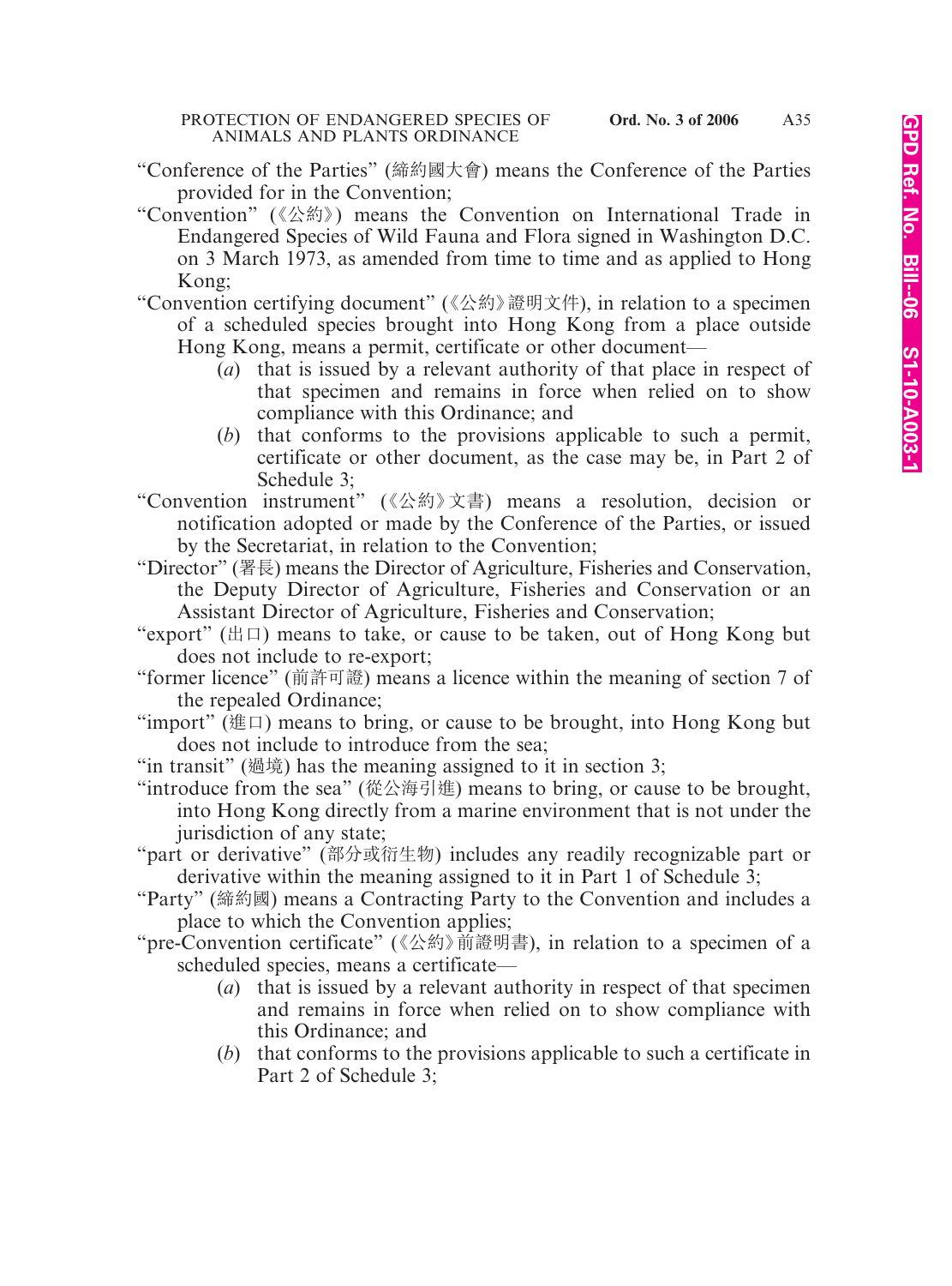"Conference of the Parties" (締約國大會) means the Conference of the Parties provided for in the Convention;

"Convention" (《公約》) means the Convention on International Trade in Endangered Species of Wild Fauna and Flora signed in Washington D.C. on 3 March 1973, as amended from time to time and as applied to Hong Kong;

"Convention certifying document" (《公約》證明文件), in relation to a specimen of a scheduled species brought into Hong Kong from a place outside Hong Kong, means a permit, certificate or other document—

- (*a*) that is issued by a relevant authority of that place in respect of that specimen and remains in force when relied on to show compliance with this Ordinance; and
- (*b*) that conforms to the provisions applicable to such a permit, certificate or other document, as the case may be, in Part 2 of Schedule 3;

"Convention instrument" (《公約》文書) means a resolution, decision or notification adopted or made by the Conference of the Parties, or issued by the Secretariat, in relation to the Convention;

"Director" (署長) means the Director of Agriculture, Fisheries and Conservation, the Deputy Director of Agriculture, Fisheries and Conservation or an Assistant Director of Agriculture, Fisheries and Conservation;

"export" (出口) means to take, or cause to be taken, out of Hong Kong but does not include to re-export;

"former licence" (前許可證) means a licence within the meaning of section 7 of the repealed Ordinance;

"import" (進口) means to bring, or cause to be brought, into Hong Kong but does not include to introduce from the sea;

"in transit" (過境) has the meaning assigned to it in section 3;

"introduce from the sea" (從公海引進) means to bring, or cause to be brought, into Hong Kong directly from a marine environment that is not under the jurisdiction of any state;

"part or derivative" (部分或衍生物) includes any readily recognizable part or derivative within the meaning assigned to it in Part 1 of Schedule 3;

"Party" (締約國) means a Contracting Party to the Convention and includes a place to which the Convention applies;

"pre-Convention certificate" (《公約》前證明書), in relation to a specimen of a scheduled species, means a certificate—

- (*a*) that is issued by a relevant authority in respect of that specimen and remains in force when relied on to show compliance with this Ordinance; and
- (*b*) that conforms to the provisions applicable to such a certificate in Part 2 of Schedule 3;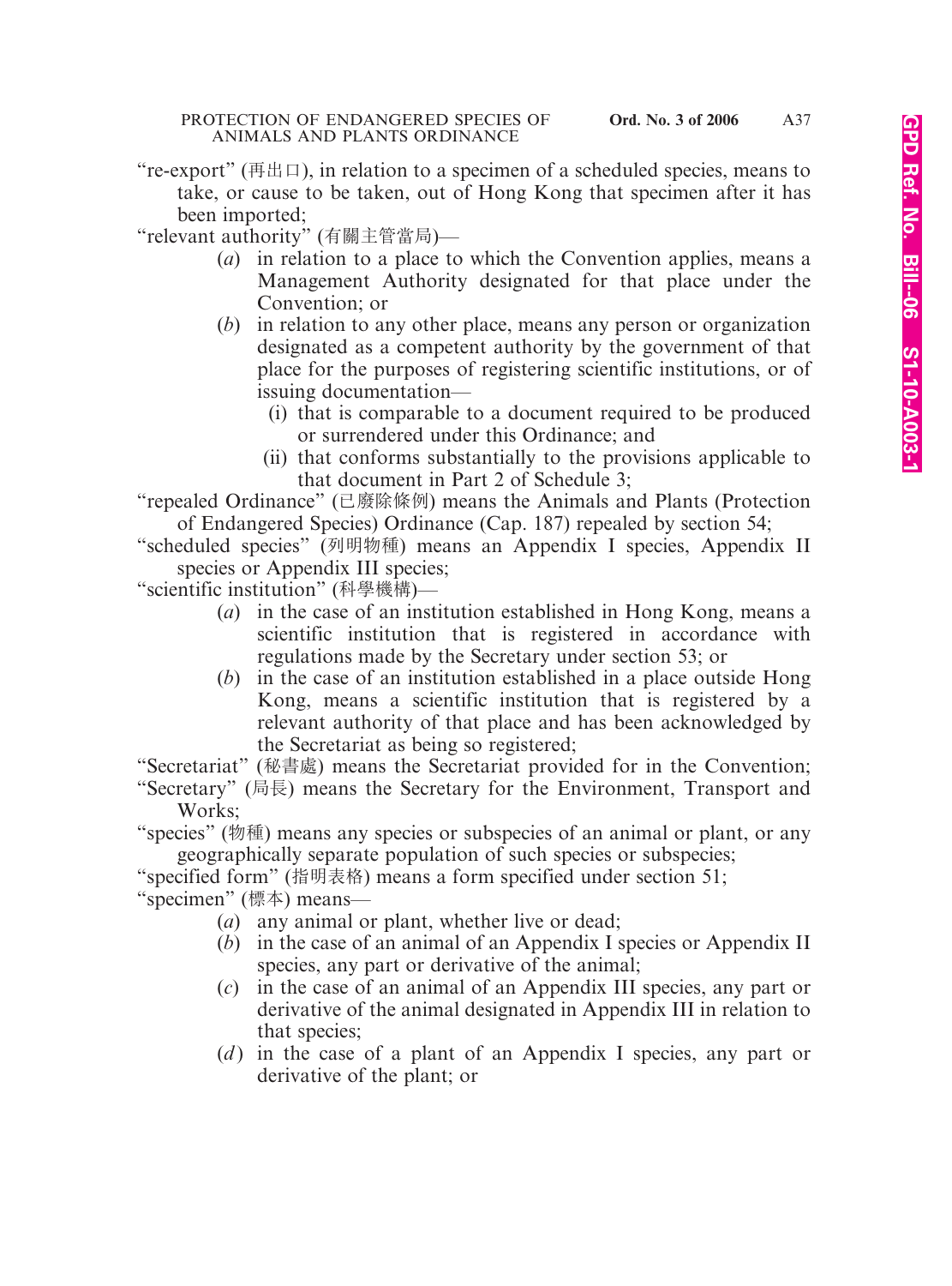"re-export" (再出口), in relation to a specimen of a scheduled species, means to take, or cause to be taken, out of Hong Kong that specimen after it has been imported;

"relevant authority" (有關主管當局)—

(*a*) in relation to a place to which the Convention applies, means a Management Authority designated for that place under the Convention; or

(*b*) in relation to any other place, means any person or organization designated as a competent authority by the government of that place for the purposes of registering scientific institutions, or of issuing documentation—

(i) that is comparable to a document required to be produced or surrendered under this Ordinance; and

(ii) that conforms substantially to the provisions applicable to that document in Part 2 of Schedule 3;

"repealed Ordinance" (已廢除條例) means the Animals and Plants (Protection of Endangered Species) Ordinance (Cap. 187) repealed by section 54;

"scheduled species" (列明物種) means an Appendix I species, Appendix II species or Appendix III species;

"scientific institution" (科學機構)—

(*a*) in the case of an institution established in Hong Kong, means a scientific institution that is registered in accordance with regulations made by the Secretary under section 53; or

(*b*) in the case of an institution established in a place outside Hong Kong, means a scientific institution that is registered by a relevant authority of that place and has been acknowledged by the Secretariat as being so registered;

"Secretariat" (秘書處) means the Secretariat provided for in the Convention;

"Secretary" (局長) means the Secretary for the Environment, Transport and Works;

"species" (物種) means any species or subspecies of an animal or plant, or any geographically separate population of such species or subspecies;

"specified form" (指明表格) means a form specified under section 51;

"specimen" (標本) means—

(*a*) any animal or plant, whether live or dead;

(*b*) in the case of an animal of an Appendix I species or Appendix II species, any part or derivative of the animal;

(*c*) in the case of an animal of an Appendix III species, any part or derivative of the animal designated in Appendix III in relation to that species;

(*d*) in the case of a plant of an Appendix I species, any part or derivative of the plant; or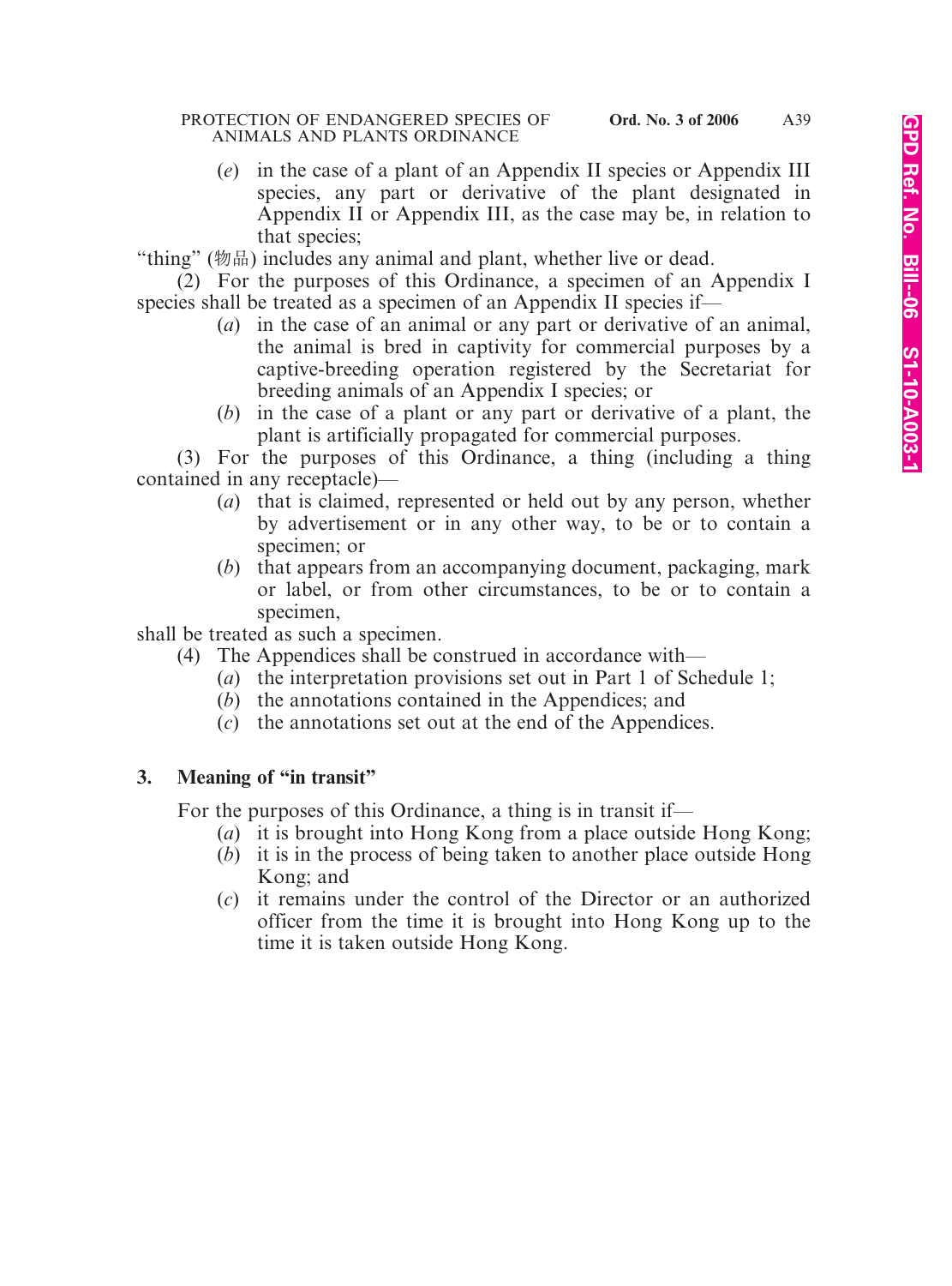(*e*) in the case of a plant of an Appendix II species or Appendix III species, any part or derivative of the plant designated in Appendix II or Appendix III, as the case may be, in relation to that species;

"thing" (物品) includes any animal and plant, whether live or dead.

(2) For the purposes of this Ordinance, a specimen of an Appendix I species shall be treated as a specimen of an Appendix II species if—

(*a*) in the case of an animal or any part or derivative of an animal, the animal is bred in captivity for commercial purposes by a captive-breeding operation registered by the Secretariat for breeding animals of an Appendix I species; or

(*b*) in the case of a plant or any part or derivative of a plant, the plant is artificially propagated for commercial purposes.

(3) For the purposes of this Ordinance, a thing (including a thing contained in any receptacle)—

(*a*) that is claimed, represented or held out by any person, whether by advertisement or in any other way, to be or to contain a specimen; or

(*b*) that appears from an accompanying document, packaging, mark or label, or from other circumstances, to be or to contain a specimen,

shall be treated as such a specimen.

(4) The Appendices shall be construed in accordance with—

(*a*) the interpretation provisions set out in Part 1 of Schedule 1;

(*b*) the annotations contained in the Appendices; and

(*c*) the annotations set out at the end of the Appendices.

### 3. Meaning of "in transit"

For the purposes of this Ordinance, a thing is in transit if—

(*a*) it is brought into Hong Kong from a place outside Hong Kong;

(*b*) it is in the process of being taken to another place outside Hong Kong; and

(*c*) it remains under the control of the Director or an authorized officer from the time it is brought into Hong Kong up to the time it is taken outside Hong Kong.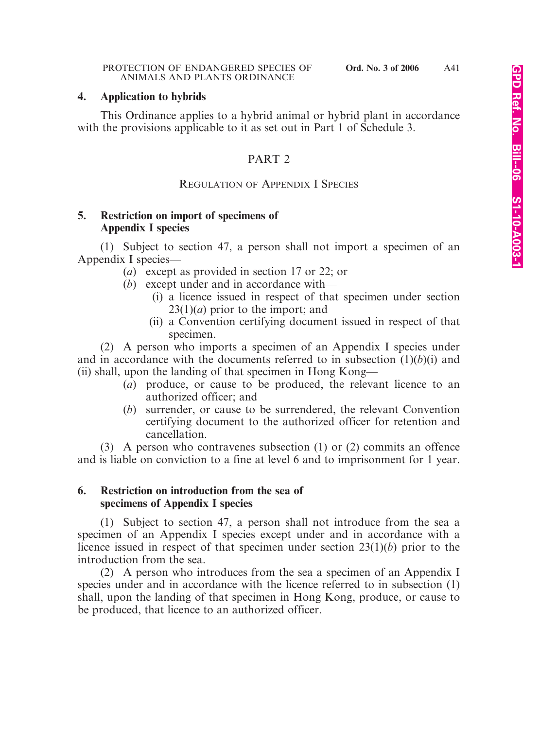**4. Application to hybrids**

This Ordinance applies to a hybrid animal or hybrid plant in accordance with the provisions applicable to it as set out in Part 1 of Schedule 3.

## PART 2

### REGULATION OF APPENDIX I SPECIES

**5. Restriction on import of specimens of Appendix I species**

(1) Subject to section 47, a person shall not import a specimen of an Appendix I species—

- (*a*) except as provided in section 17 or 22; or
- (*b*) except under and in accordance with—
  - (i) a licence issued in respect of that specimen under section 23(1)(*a*) prior to the import; and
  - (ii) a Convention certifying document issued in respect of that specimen.

(2) A person who imports a specimen of an Appendix I species under and in accordance with the documents referred to in subsection (1)(*b*)(i) and (ii) shall, upon the landing of that specimen in Hong Kong—

- (*a*) produce, or cause to be produced, the relevant licence to an authorized officer; and
- (*b*) surrender, or cause to be surrendered, the relevant Convention certifying document to the authorized officer for retention and cancellation.

(3) A person who contravenes subsection (1) or (2) commits an offence and is liable on conviction to a fine at level 6 and to imprisonment for 1 year.

**6. Restriction on introduction from the sea of specimens of Appendix I species**

(1) Subject to section 47, a person shall not introduce from the sea a specimen of an Appendix I species except under and in accordance with a licence issued in respect of that specimen under section 23(1)(*b*) prior to the introduction from the sea.

(2) A person who introduces from the sea a specimen of an Appendix I species under and in accordance with the licence referred to in subsection (1) shall, upon the landing of that specimen in Hong Kong, produce, or cause to be produced, that licence to an authorized officer.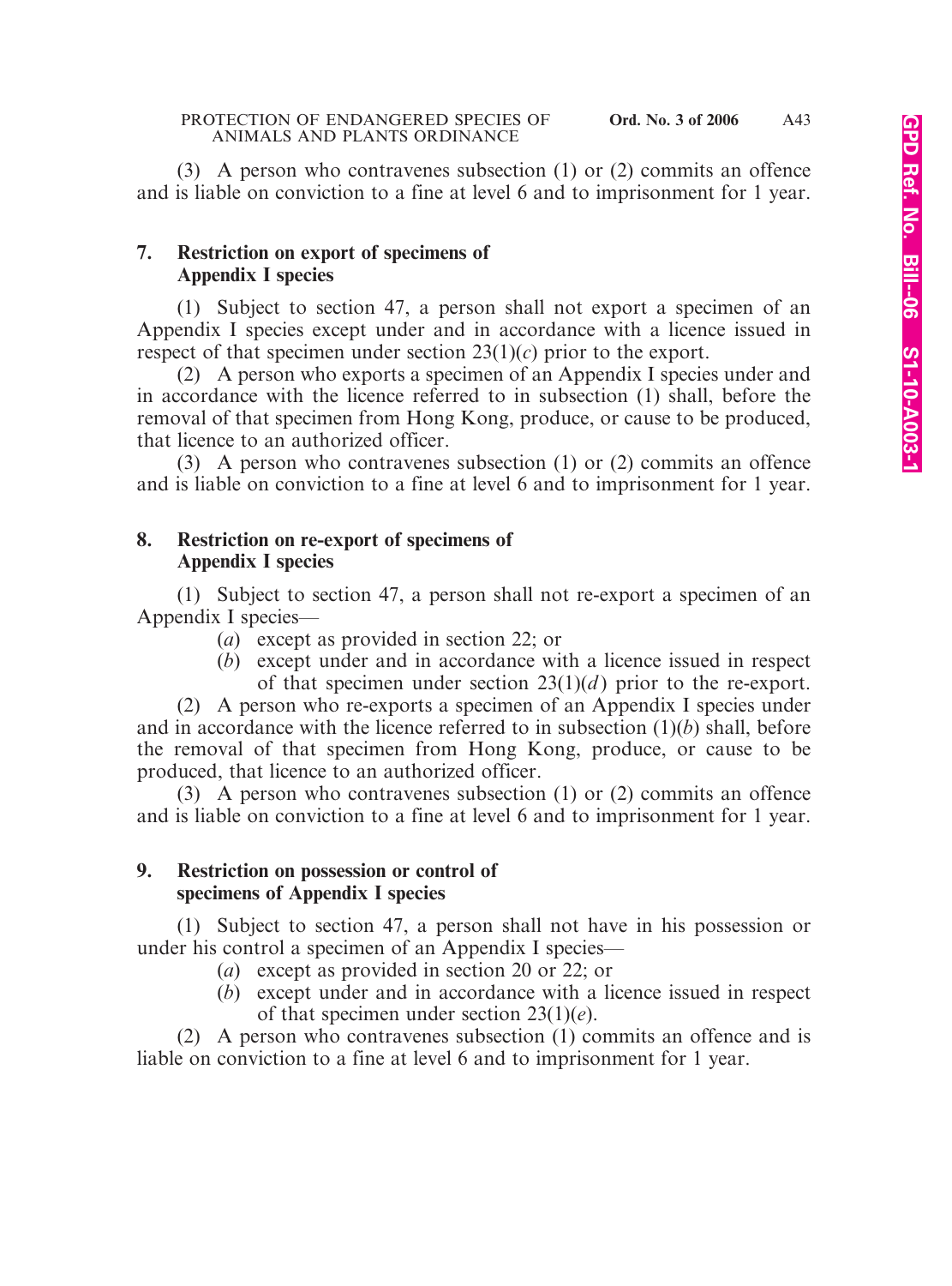(3) A person who contravenes subsection (1) or (2) commits an offence and is liable on conviction to a fine at level 6 and to imprisonment for 1 year.

### 7. Restriction on export of specimens of Appendix I species

(1) Subject to section 47, a person shall not export a specimen of an Appendix I species except under and in accordance with a licence issued in respect of that specimen under section 23(1)(*c*) prior to the export.

(2) A person who exports a specimen of an Appendix I species under and in accordance with the licence referred to in subsection (1) shall, before the removal of that specimen from Hong Kong, produce, or cause to be produced, that licence to an authorized officer.

(3) A person who contravenes subsection (1) or (2) commits an offence and is liable on conviction to a fine at level 6 and to imprisonment for 1 year.

### 8. Restriction on re-export of specimens of Appendix I species

(1) Subject to section 47, a person shall not re-export a specimen of an Appendix I species—

- (*a*) except as provided in section 22; or
- (*b*) except under and in accordance with a licence issued in respect of that specimen under section 23(1)(*d*) prior to the re-export.

(2) A person who re-exports a specimen of an Appendix I species under and in accordance with the licence referred to in subsection (1)(*b*) shall, before the removal of that specimen from Hong Kong, produce, or cause to be produced, that licence to an authorized officer.

(3) A person who contravenes subsection (1) or (2) commits an offence and is liable on conviction to a fine at level 6 and to imprisonment for 1 year.

### 9. Restriction on possession or control of specimens of Appendix I species

(1) Subject to section 47, a person shall not have in his possession or under his control a specimen of an Appendix I species—

- (*a*) except as provided in section 20 or 22; or
- (*b*) except under and in accordance with a licence issued in respect of that specimen under section 23(1)(*e*).

(2) A person who contravenes subsection (1) commits an offence and is liable on conviction to a fine at level 6 and to imprisonment for 1 year.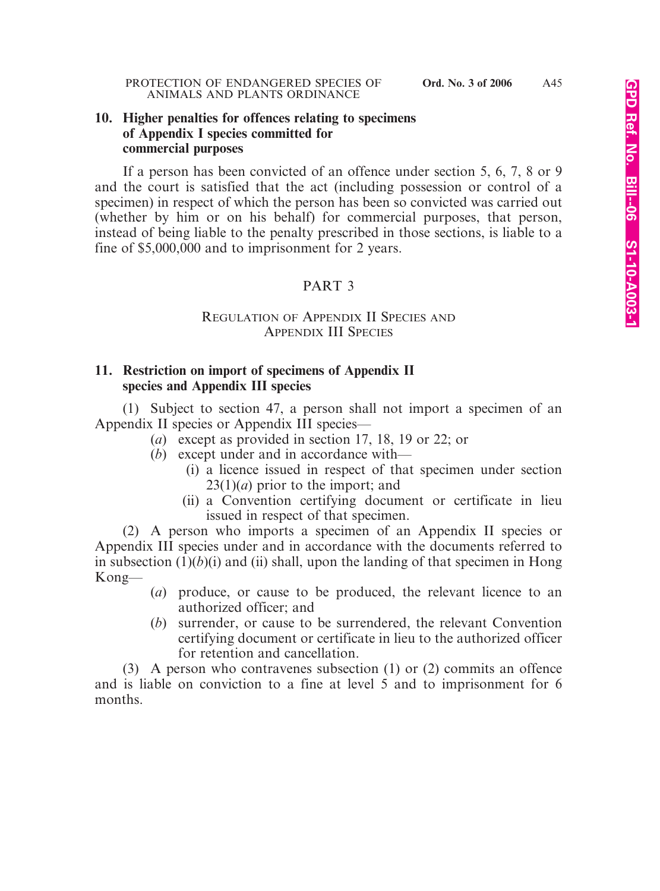### 10. Higher penalties for offences relating to specimens of Appendix I species committed for commercial purposes

If a person has been convicted of an offence under section 5, 6, 7, 8 or 9 and the court is satisfied that the act (including possession or control of a specimen) in respect of which the person has been so convicted was carried out (whether by him or on his behalf) for commercial purposes, that person, instead of being liable to the penalty prescribed in those sections, is liable to a fine of $5,000,000 and to imprisonment for 2 years.

## PART 3

## REGULATION OF APPENDIX II SPECIES AND APPENDIX III SPECIES

### 11. Restriction on import of specimens of Appendix II species and Appendix III species

(1) Subject to section 47, a person shall not import a specimen of an Appendix II species or Appendix III species—

- (*a*) except as provided in section 17, 18, 19 or 22; or
- (*b*) except under and in accordance with—
  - (i) a licence issued in respect of that specimen under section 23(1)(*a*) prior to the import; and
  - (ii) a Convention certifying document or certificate in lieu issued in respect of that specimen.

(2) A person who imports a specimen of an Appendix II species or Appendix III species under and in accordance with the documents referred to in subsection (1)(*b*)(i) and (ii) shall, upon the landing of that specimen in Hong Kong—

- (*a*) produce, or cause to be produced, the relevant licence to an authorized officer; and
- (*b*) surrender, or cause to be surrendered, the relevant Convention certifying document or certificate in lieu to the authorized officer for retention and cancellation.

(3) A person who contravenes subsection (1) or (2) commits an offence and is liable on conviction to a fine at level 5 and to imprisonment for 6 months.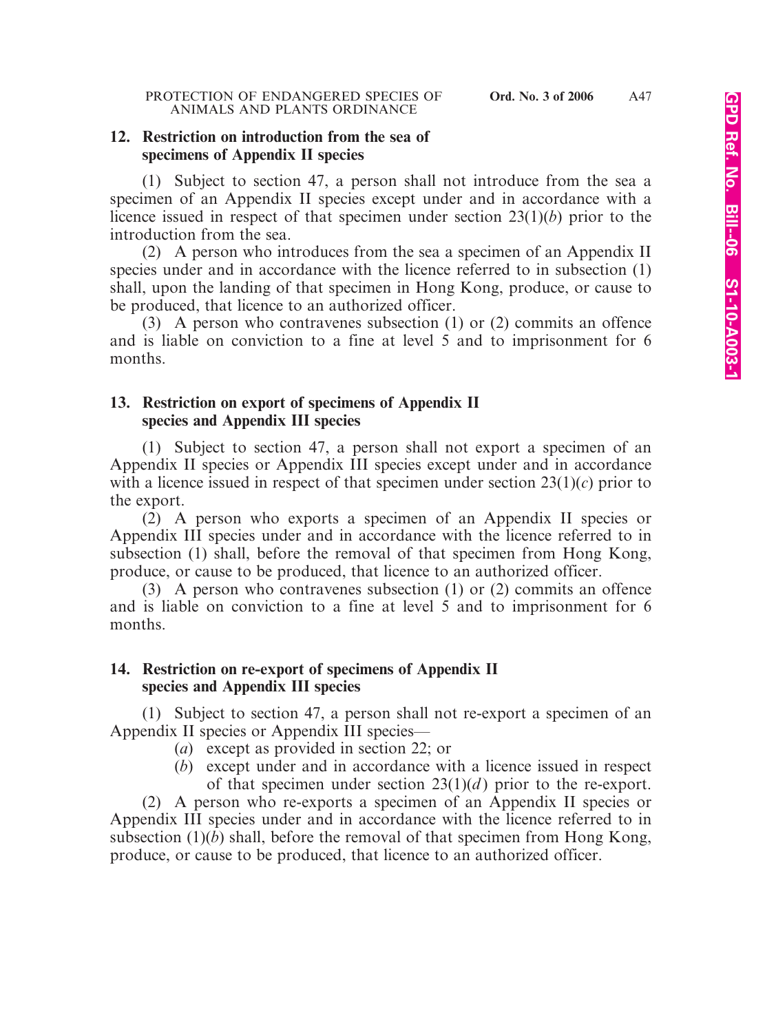## 12. Restriction on introduction from the sea of specimens of Appendix II species

(1) Subject to section 47, a person shall not introduce from the sea a specimen of an Appendix II species except under and in accordance with a licence issued in respect of that specimen under section 23(1)(*b*) prior to the introduction from the sea.

(2) A person who introduces from the sea a specimen of an Appendix II species under and in accordance with the licence referred to in subsection (1) shall, upon the landing of that specimen in Hong Kong, produce, or cause to be produced, that licence to an authorized officer.

(3) A person who contravenes subsection (1) or (2) commits an offence and is liable on conviction to a fine at level 5 and to imprisonment for 6 months.

## 13. Restriction on export of specimens of Appendix II species and Appendix III species

(1) Subject to section 47, a person shall not export a specimen of an Appendix II species or Appendix III species except under and in accordance with a licence issued in respect of that specimen under section 23(1)(*c*) prior to the export.

(2) A person who exports a specimen of an Appendix II species or Appendix III species under and in accordance with the licence referred to in subsection (1) shall, before the removal of that specimen from Hong Kong, produce, or cause to be produced, that licence to an authorized officer.

(3) A person who contravenes subsection (1) or (2) commits an offence and is liable on conviction to a fine at level 5 and to imprisonment for 6 months.

## 14. Restriction on re-export of specimens of Appendix II species and Appendix III species

(1) Subject to section 47, a person shall not re-export a specimen of an Appendix II species or Appendix III species—

(*a*) except as provided in section 22; or

(*b*) except under and in accordance with a licence issued in respect of that specimen under section 23(1)(*d*) prior to the re-export.

(2) A person who re-exports a specimen of an Appendix II species or Appendix III species under and in accordance with the licence referred to in subsection (1)(*b*) shall, before the removal of that specimen from Hong Kong, produce, or cause to be produced, that licence to an authorized officer.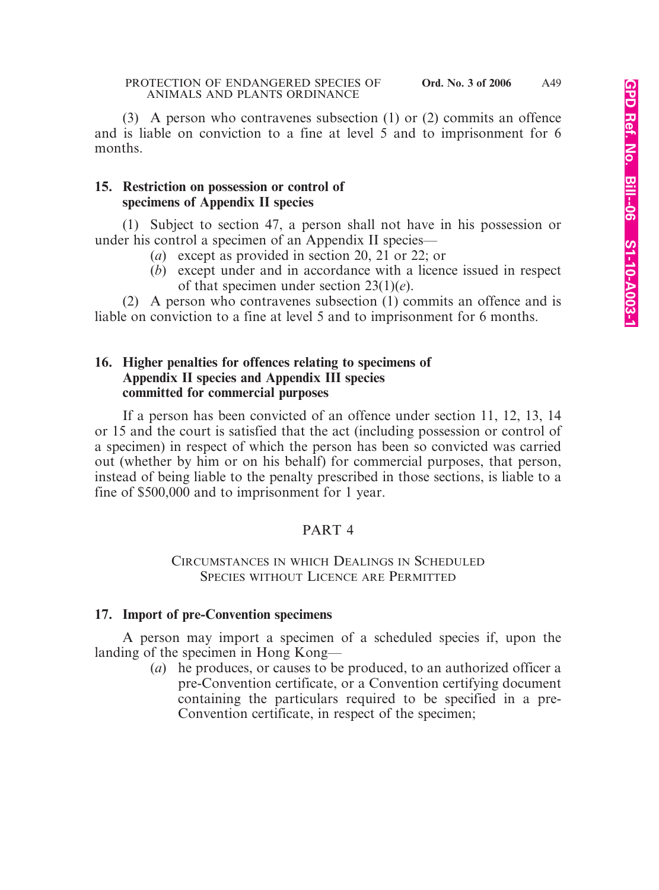(3) A person who contravenes subsection (1) or (2) commits an offence and is liable on conviction to a fine at level 5 and to imprisonment for 6 months.

**15. Restriction on possession or control of specimens of Appendix II species**

(1) Subject to section 47, a person shall not have in his possession or under his control a specimen of an Appendix II species—

(*a*) except as provided in section 20, 21 or 22; or

(*b*) except under and in accordance with a licence issued in respect of that specimen under section 23(1)(*e*).

(2) A person who contravenes subsection (1) commits an offence and is liable on conviction to a fine at level 5 and to imprisonment for 6 months.

**16. Higher penalties for offences relating to specimens of Appendix II species and Appendix III species committed for commercial purposes**

If a person has been convicted of an offence under section 11, 12, 13, 14 or 15 and the court is satisfied that the act (including possession or control of a specimen) in respect of which the person has been so convicted was carried out (whether by him or on his behalf) for commercial purposes, that person, instead of being liable to the penalty prescribed in those sections, is liable to a fine of $500,000 and to imprisonment for 1 year.

## PART 4

## CIRCUMSTANCES IN WHICH DEALINGS IN SCHEDULED SPECIES WITHOUT LICENCE ARE PERMITTED

**17. Import of pre-Convention specimens**

A person may import a specimen of a scheduled species if, upon the landing of the specimen in Hong Kong—

(*a*) he produces, or causes to be produced, to an authorized officer a pre-Convention certificate, or a Convention certifying document containing the particulars required to be specified in a pre-Convention certificate, in respect of the specimen;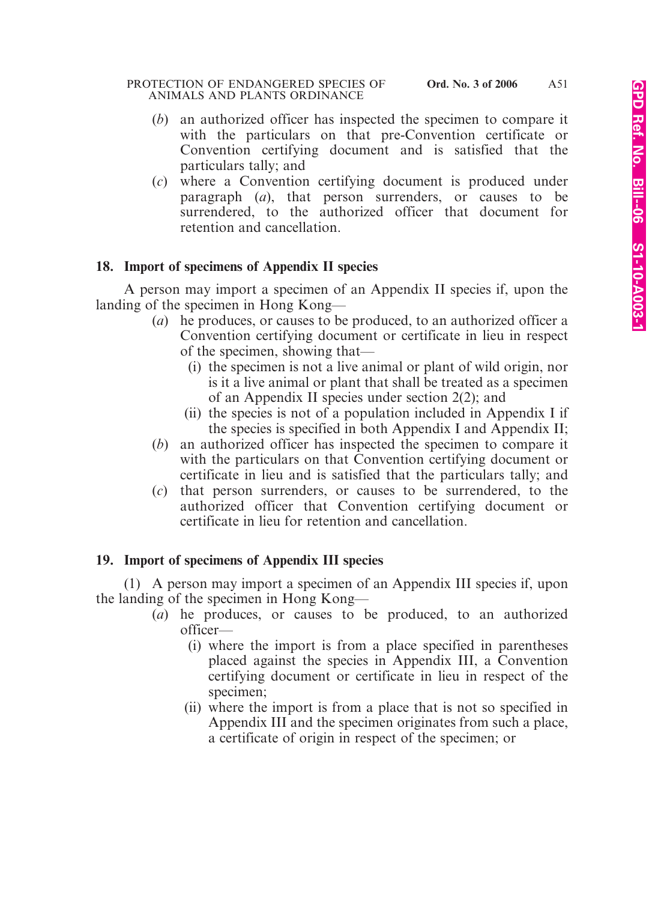(*b*) an authorized officer has inspected the specimen to compare it with the particulars on that pre-Convention certificate or Convention certifying document and is satisfied that the particulars tally; and

(*c*) where a Convention certifying document is produced under paragraph (*a*), that person surrenders, or causes to be surrendered, to the authorized officer that document for retention and cancellation.

**18. Import of specimens of Appendix II species**

A person may import a specimen of an Appendix II species if, upon the landing of the specimen in Hong Kong—

(*a*) he produces, or causes to be produced, to an authorized officer a Convention certifying document or certificate in lieu in respect of the specimen, showing that—

(i) the specimen is not a live animal or plant of wild origin, nor is it a live animal or plant that shall be treated as a specimen of an Appendix II species under section 2(2); and

(ii) the species is not of a population included in Appendix I if the species is specified in both Appendix I and Appendix II;

(*b*) an authorized officer has inspected the specimen to compare it with the particulars on that Convention certifying document or certificate in lieu and is satisfied that the particulars tally; and

(*c*) that person surrenders, or causes to be surrendered, to the authorized officer that Convention certifying document or certificate in lieu for retention and cancellation.

**19. Import of specimens of Appendix III species**

(1) A person may import a specimen of an Appendix III species if, upon the landing of the specimen in Hong Kong—

(*a*) he produces, or causes to be produced, to an authorized officer—

(i) where the import is from a place specified in parentheses placed against the species in Appendix III, a Convention certifying document or certificate in lieu in respect of the specimen;

(ii) where the import is from a place that is not so specified in Appendix III and the specimen originates from such a place, a certificate of origin in respect of the specimen; or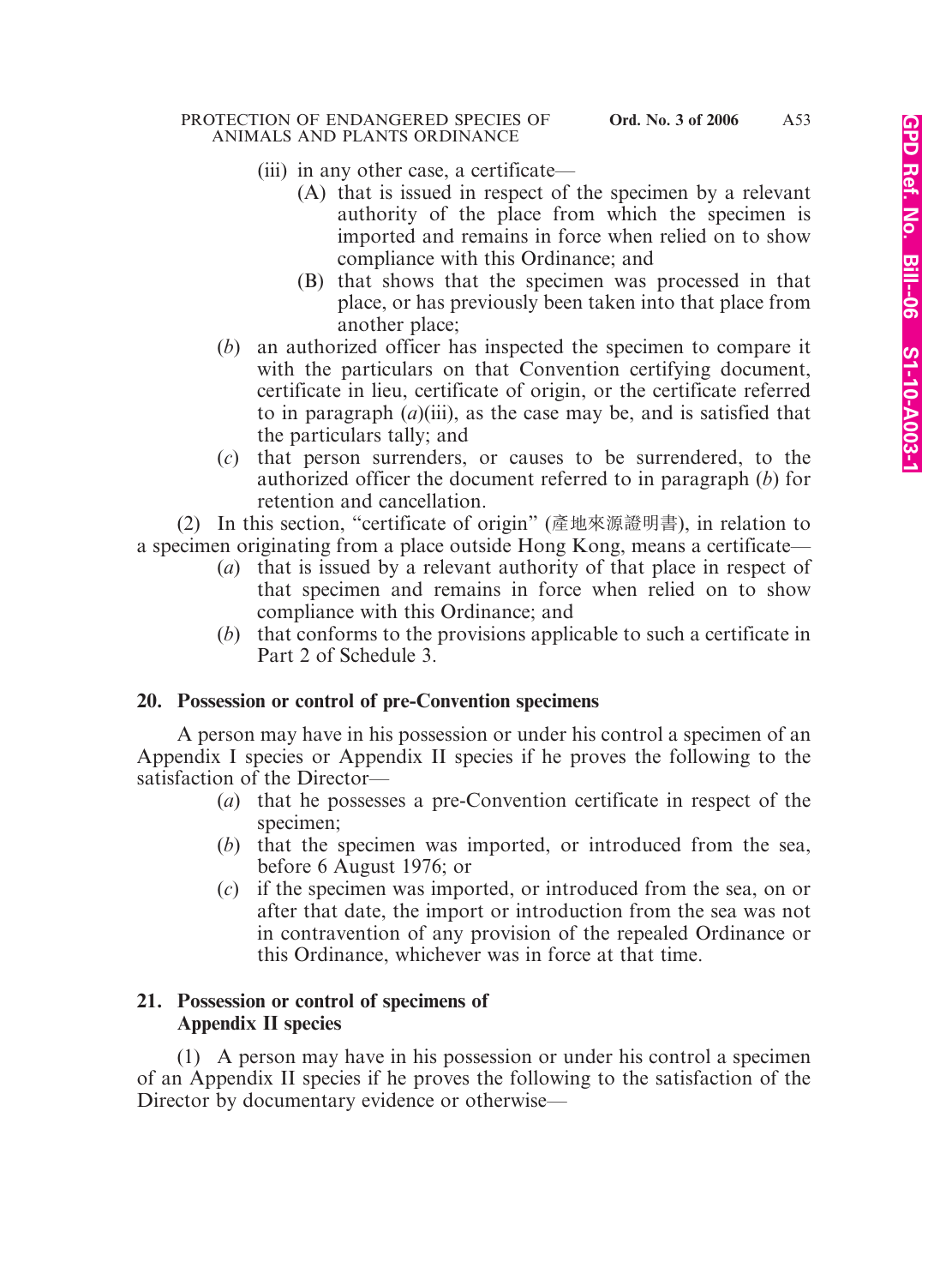(iii) in any other case, a certificate—

(A) that is issued in respect of the specimen by a relevant authority of the place from which the specimen is imported and remains in force when relied on to show compliance with this Ordinance; and

(B) that shows that the specimen was processed in that place, or has previously been taken into that place from another place;

(*b*) an authorized officer has inspected the specimen to compare it with the particulars on that Convention certifying document, certificate in lieu, certificate of origin, or the certificate referred to in paragraph (*a*)(iii), as the case may be, and is satisfied that the particulars tally; and

(*c*) that person surrenders, or causes to be surrendered, to the authorized officer the document referred to in paragraph (*b*) for retention and cancellation.

(2) In this section, "certificate of origin" (產地來源證明書), in relation to a specimen originating from a place outside Hong Kong, means a certificate—

(*a*) that is issued by a relevant authority of that place in respect of that specimen and remains in force when relied on to show compliance with this Ordinance; and

(*b*) that conforms to the provisions applicable to such a certificate in Part 2 of Schedule 3.

**20. Possession or control of pre-Convention specimens**

A person may have in his possession or under his control a specimen of an Appendix I species or Appendix II species if he proves the following to the satisfaction of the Director—

(*a*) that he possesses a pre-Convention certificate in respect of the specimen;

(*b*) that the specimen was imported, or introduced from the sea, before 6 August 1976; or

(*c*) if the specimen was imported, or introduced from the sea, on or after that date, the import or introduction from the sea was not in contravention of any provision of the repealed Ordinance or this Ordinance, whichever was in force at that time.

**21. Possession or control of specimens of Appendix II species**

(1) A person may have in his possession or under his control a specimen of an Appendix II species if he proves the following to the satisfaction of the Director by documentary evidence or otherwise—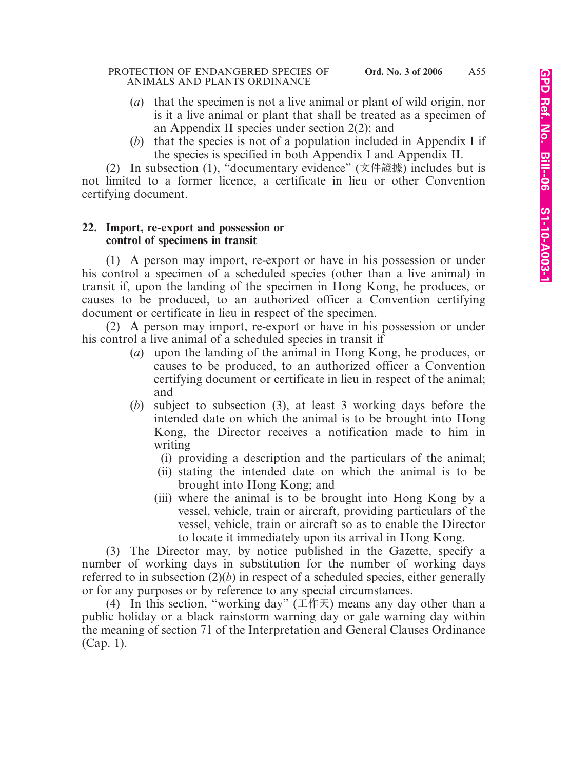(*a*) that the specimen is not a live animal or plant of wild origin, nor is it a live animal or plant that shall be treated as a specimen of an Appendix II species under section 2(2); and

(*b*) that the species is not of a population included in Appendix I if the species is specified in both Appendix I and Appendix II.

(2) In subsection (1), "documentary evidence" (文件證據) includes but is not limited to a former licence, a certificate in lieu or other Convention certifying document.

**22. Import, re-export and possession or control of specimens in transit**

(1) A person may import, re-export or have in his possession or under his control a specimen of a scheduled species (other than a live animal) in transit if, upon the landing of the specimen in Hong Kong, he produces, or causes to be produced, to an authorized officer a Convention certifying document or certificate in lieu in respect of the specimen.

(2) A person may import, re-export or have in his possession or under his control a live animal of a scheduled species in transit if—

(*a*) upon the landing of the animal in Hong Kong, he produces, or causes to be produced, to an authorized officer a Convention certifying document or certificate in lieu in respect of the animal; and

(*b*) subject to subsection (3), at least 3 working days before the intended date on which the animal is to be brought into Hong Kong, the Director receives a notification made to him in writing—

(i) providing a description and the particulars of the animal;

(ii) stating the intended date on which the animal is to be brought into Hong Kong; and

(iii) where the animal is to be brought into Hong Kong by a vessel, vehicle, train or aircraft, providing particulars of the vessel, vehicle, train or aircraft so as to enable the Director to locate it immediately upon its arrival in Hong Kong.

(3) The Director may, by notice published in the Gazette, specify a number of working days in substitution for the number of working days referred to in subsection (2)(*b*) in respect of a scheduled species, either generally or for any purposes or by reference to any special circumstances.

(4) In this section, "working day" (工作天) means any day other than a public holiday or a black rainstorm warning day or gale warning day within the meaning of section 71 of the Interpretation and General Clauses Ordinance (Cap. 1).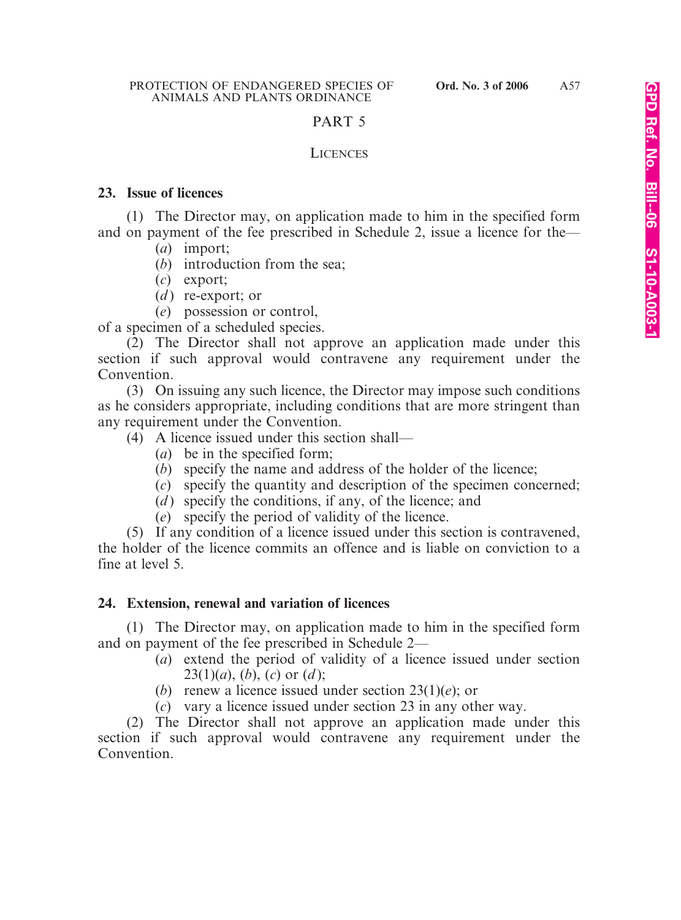# PART 5

## LICENCES

### 23. Issue of licences

(1) The Director may, on application made to him in the specified form and on payment of the fee prescribed in Schedule 2, issue a licence for the—

- (*a*) import;
- (*b*) introduction from the sea;
- (*c*) export;
- (*d*) re-export; or
- (*e*) possession or control,

of a specimen of a scheduled species.

(2) The Director shall not approve an application made under this section if such approval would contravene any requirement under the Convention.

(3) On issuing any such licence, the Director may impose such conditions as he considers appropriate, including conditions that are more stringent than any requirement under the Convention.

(4) A licence issued under this section shall—

- (*a*) be in the specified form;
- (*b*) specify the name and address of the holder of the licence;
- (*c*) specify the quantity and description of the specimen concerned;
- (*d*) specify the conditions, if any, of the licence; and
- (*e*) specify the period of validity of the licence.

(5) If any condition of a licence issued under this section is contravened, the holder of the licence commits an offence and is liable on conviction to a fine at level 5.

### 24. Extension, renewal and variation of licences

(1) The Director may, on application made to him in the specified form and on payment of the fee prescribed in Schedule 2—

- (*a*) extend the period of validity of a licence issued under section 23(1)(*a*), (*b*), (*c*) or (*d*);
- (*b*) renew a licence issued under section 23(1)(*e*); or
- (*c*) vary a licence issued under section 23 in any other way.

(2) The Director shall not approve an application made under this section if such approval would contravene any requirement under the Convention.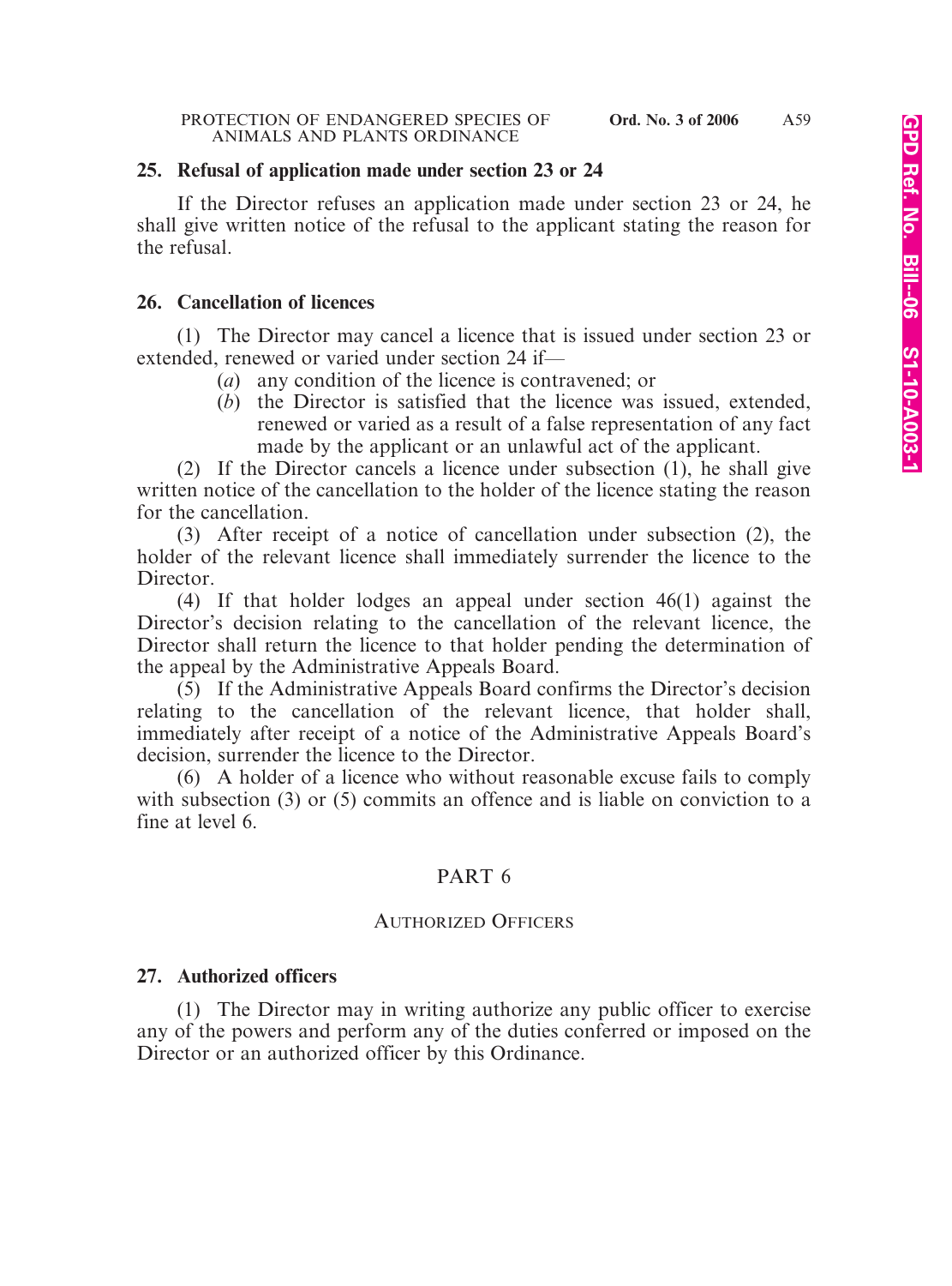### 25. Refusal of application made under section 23 or 24

If the Director refuses an application made under section 23 or 24, he shall give written notice of the refusal to the applicant stating the reason for the refusal.

### 26. Cancellation of licences

(1) The Director may cancel a licence that is issued under section 23 or extended, renewed or varied under section 24 if—

(*a*) any condition of the licence is contravened; or

(*b*) the Director is satisfied that the licence was issued, extended, renewed or varied as a result of a false representation of any fact made by the applicant or an unlawful act of the applicant.

(2) If the Director cancels a licence under subsection (1), he shall give written notice of the cancellation to the holder of the licence stating the reason for the cancellation.

(3) After receipt of a notice of cancellation under subsection (2), the holder of the relevant licence shall immediately surrender the licence to the Director.

(4) If that holder lodges an appeal under section 46(1) against the Director's decision relating to the cancellation of the relevant licence, the Director shall return the licence to that holder pending the determination of the appeal by the Administrative Appeals Board.

(5) If the Administrative Appeals Board confirms the Director's decision relating to the cancellation of the relevant licence, that holder shall, immediately after receipt of a notice of the Administrative Appeals Board's decision, surrender the licence to the Director.

(6) A holder of a licence who without reasonable excuse fails to comply with subsection (3) or (5) commits an offence and is liable on conviction to a fine at level 6.

## PART 6

## AUTHORIZED OFFICERS

### 27. Authorized officers

(1) The Director may in writing authorize any public officer to exercise any of the powers and perform any of the duties conferred or imposed on the Director or an authorized officer by this Ordinance.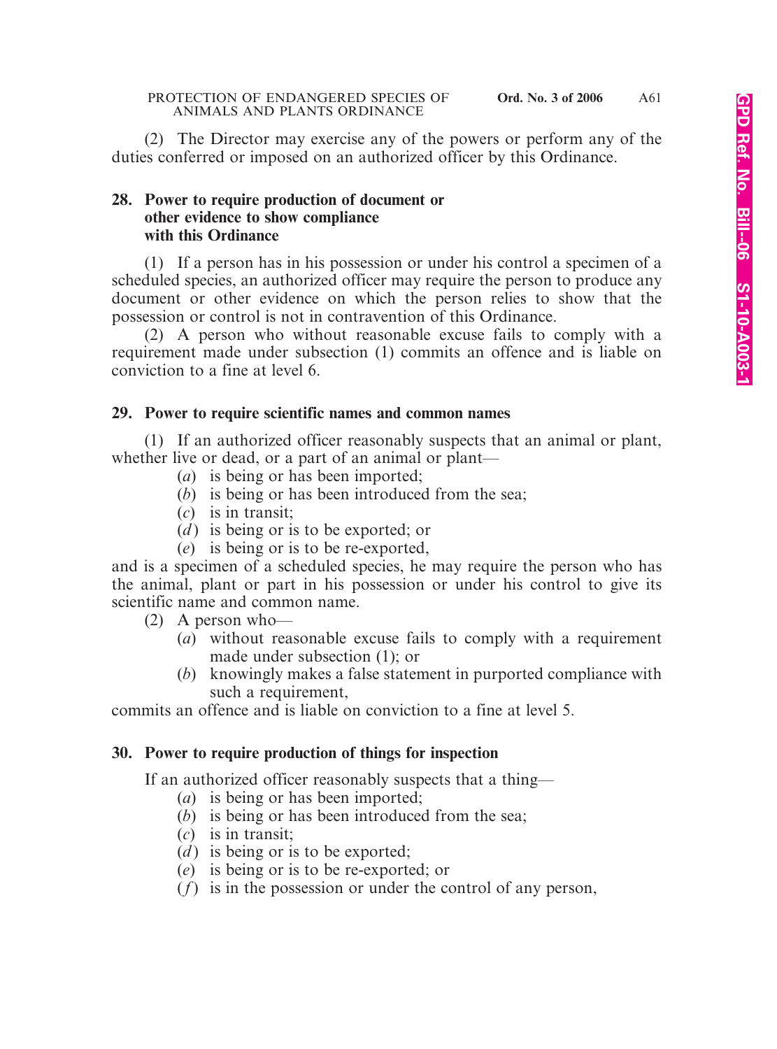(2) The Director may exercise any of the powers or perform any of the duties conferred or imposed on an authorized officer by this Ordinance.

### 28. Power to require production of document or other evidence to show compliance with this Ordinance

(1) If a person has in his possession or under his control a specimen of a scheduled species, an authorized officer may require the person to produce any document or other evidence on which the person relies to show that the possession or control is not in contravention of this Ordinance.

(2) A person who without reasonable excuse fails to comply with a requirement made under subsection (1) commits an offence and is liable on conviction to a fine at level 6.

### 29. Power to require scientific names and common names

(1) If an authorized officer reasonably suspects that an animal or plant, whether live or dead, or a part of an animal or plant—

- (*a*) is being or has been imported;
- (*b*) is being or has been introduced from the sea;
- (*c*) is in transit;
- (*d*) is being or is to be exported; or
- (*e*) is being or is to be re-exported,

and is a specimen of a scheduled species, he may require the person who has the animal, plant or part in his possession or under his control to give its scientific name and common name.

(2) A person who—

- (*a*) without reasonable excuse fails to comply with a requirement made under subsection (1); or
- (*b*) knowingly makes a false statement in purported compliance with such a requirement,

commits an offence and is liable on conviction to a fine at level 5.

### 30. Power to require production of things for inspection

If an authorized officer reasonably suspects that a thing—

- (*a*) is being or has been imported;
- (*b*) is being or has been introduced from the sea;
- (*c*) is in transit;
- (*d*) is being or is to be exported;
- (*e*) is being or is to be re-exported; or
- (*f*) is in the possession or under the control of any person,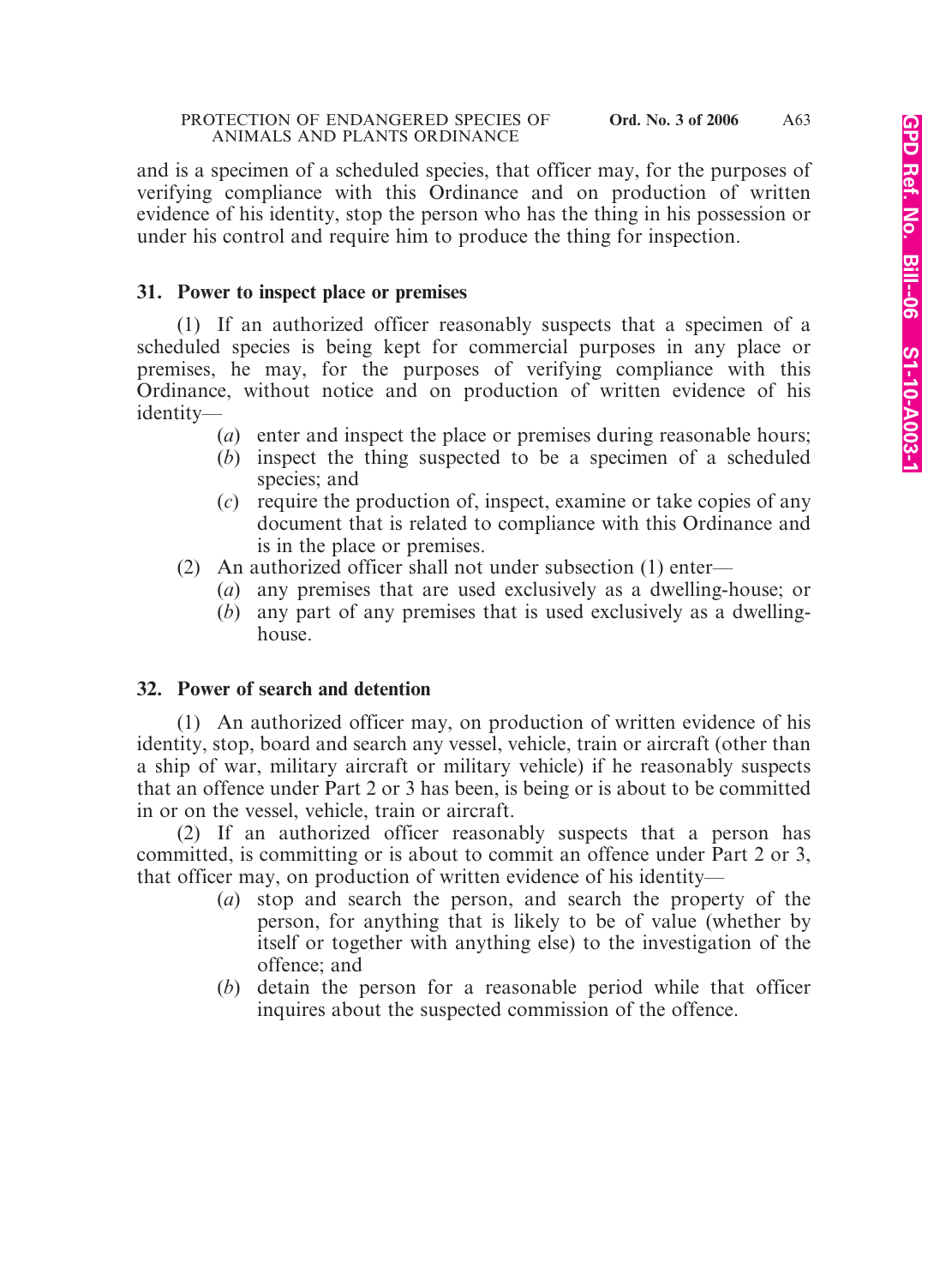and is a specimen of a scheduled species, that officer may, for the purposes of verifying compliance with this Ordinance and on production of written evidence of his identity, stop the person who has the thing in his possession or under his control and require him to produce the thing for inspection.

**31. Power to inspect place or premises**

(1) If an authorized officer reasonably suspects that a specimen of a scheduled species is being kept for commercial purposes in any place or premises, he may, for the purposes of verifying compliance with this Ordinance, without notice and on production of written evidence of his identity—

(*a*) enter and inspect the place or premises during reasonable hours;

(*b*) inspect the thing suspected to be a specimen of a scheduled species; and

(*c*) require the production of, inspect, examine or take copies of any document that is related to compliance with this Ordinance and is in the place or premises.

(2) An authorized officer shall not under subsection (1) enter—

(*a*) any premises that are used exclusively as a dwelling-house; or

(*b*) any part of any premises that is used exclusively as a dwelling-house.

**32. Power of search and detention**

(1) An authorized officer may, on production of written evidence of his identity, stop, board and search any vessel, vehicle, train or aircraft (other than a ship of war, military aircraft or military vehicle) if he reasonably suspects that an offence under Part 2 or 3 has been, is being or is about to be committed in or on the vessel, vehicle, train or aircraft.

(2) If an authorized officer reasonably suspects that a person has committed, is committing or is about to commit an offence under Part 2 or 3, that officer may, on production of written evidence of his identity—

(*a*) stop and search the person, and search the property of the person, for anything that is likely to be of value (whether by itself or together with anything else) to the investigation of the offence; and

(*b*) detain the person for a reasonable period while that officer inquires about the suspected commission of the offence.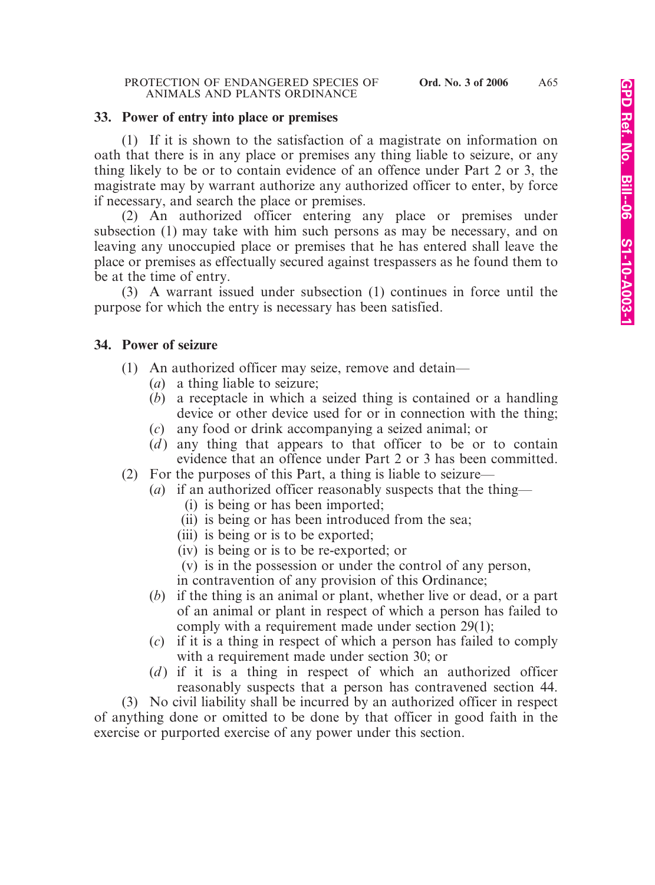### 33. Power of entry into place or premises

(1) If it is shown to the satisfaction of a magistrate on information on oath that there is in any place or premises any thing liable to seizure, or any thing likely to be or to contain evidence of an offence under Part 2 or 3, the magistrate may by warrant authorize any authorized officer to enter, by force if necessary, and search the place or premises.

(2) An authorized officer entering any place or premises under subsection (1) may take with him such persons as may be necessary, and on leaving any unoccupied place or premises that he has entered shall leave the place or premises as effectually secured against trespassers as he found them to be at the time of entry.

(3) A warrant issued under subsection (1) continues in force until the purpose for which the entry is necessary has been satisfied.

### 34. Power of seizure

(1) An authorized officer may seize, remove and detain—

- (*a*) a thing liable to seizure;
- (*b*) a receptacle in which a seized thing is contained or a handling device or other device used for or in connection with the thing;
- (*c*) any food or drink accompanying a seized animal; or
- (*d*) any thing that appears to that officer to be or to contain evidence that an offence under Part 2 or 3 has been committed.

(2) For the purposes of this Part, a thing is liable to seizure—

- (*a*) if an authorized officer reasonably suspects that the thing—
  - (i) is being or has been imported;
  - (ii) is being or has been introduced from the sea;
  - (iii) is being or is to be exported;
  - (iv) is being or is to be re-exported; or
  - (v) is in the possession or under the control of any person,

  in contravention of any provision of this Ordinance;
- (*b*) if the thing is an animal or plant, whether live or dead, or a part of an animal or plant in respect of which a person has failed to comply with a requirement made under section 29(1);
- (*c*) if it is a thing in respect of which a person has failed to comply with a requirement made under section 30; or
- (*d*) if it is a thing in respect of which an authorized officer reasonably suspects that a person has contravened section 44.

(3) No civil liability shall be incurred by an authorized officer in respect of anything done or omitted to be done by that officer in good faith in the exercise or purported exercise of any power under this section.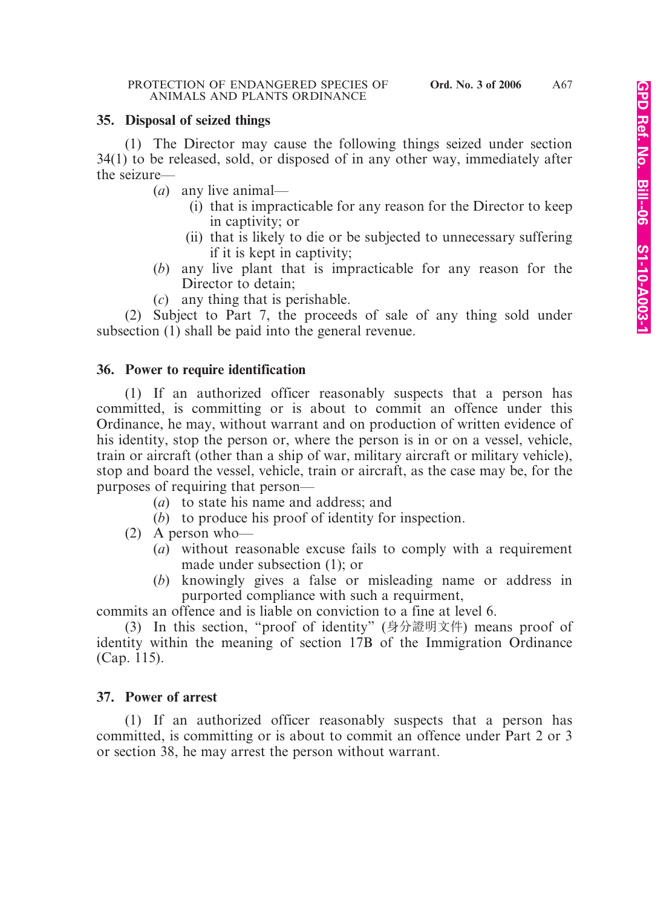### 35. Disposal of seized things

(1) The Director may cause the following things seized under section 34(1) to be released, sold, or disposed of in any other way, immediately after the seizure—

(*a*) any live animal—

(i) that is impracticable for any reason for the Director to keep in captivity; or

(ii) that is likely to die or be subjected to unnecessary suffering if it is kept in captivity;

(*b*) any live plant that is impracticable for any reason for the Director to detain;

(*c*) any thing that is perishable.

(2) Subject to Part 7, the proceeds of sale of any thing sold under subsection (1) shall be paid into the general revenue.

### 36. Power to require identification

(1) If an authorized officer reasonably suspects that a person has committed, is committing or is about to commit an offence under this Ordinance, he may, without warrant and on production of written evidence of his identity, stop the person or, where the person is in or on a vessel, vehicle, train or aircraft (other than a ship of war, military aircraft or military vehicle), stop and board the vessel, vehicle, train or aircraft, as the case may be, for the purposes of requiring that person—

(*a*) to state his name and address; and

(*b*) to produce his proof of identity for inspection.

(2) A person who—

(*a*) without reasonable excuse fails to comply with a requirement made under subsection (1); or

(*b*) knowingly gives a false or misleading name or address in purported compliance with such a requirment,

commits an offence and is liable on conviction to a fine at level 6.

(3) In this section, "proof of identity" (身分證明文件) means proof of identity within the meaning of section 17B of the Immigration Ordinance (Cap. 115).

### 37. Power of arrest

(1) If an authorized officer reasonably suspects that a person has committed, is committing or is about to commit an offence under Part 2 or 3 or section 38, he may arrest the person without warrant.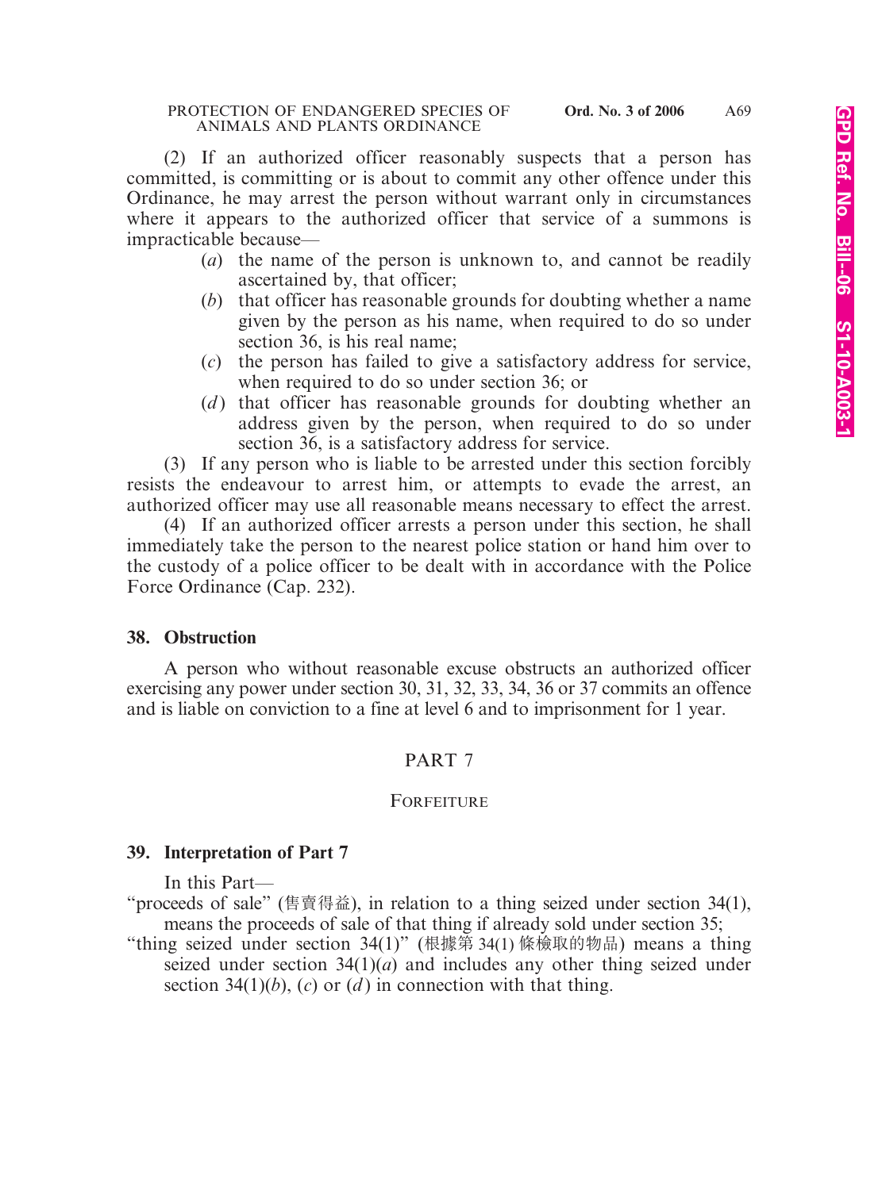(2) If an authorized officer reasonably suspects that a person has committed, is committing or is about to commit any other offence under this Ordinance, he may arrest the person without warrant only in circumstances where it appears to the authorized officer that service of a summons is impracticable because—

- (*a*) the name of the person is unknown to, and cannot be readily ascertained by, that officer;
- (*b*) that officer has reasonable grounds for doubting whether a name given by the person as his name, when required to do so under section 36, is his real name;
- (*c*) the person has failed to give a satisfactory address for service, when required to do so under section 36; or
- (*d*) that officer has reasonable grounds for doubting whether an address given by the person, when required to do so under section 36, is a satisfactory address for service.

(3) If any person who is liable to be arrested under this section forcibly resists the endeavour to arrest him, or attempts to evade the arrest, an authorized officer may use all reasonable means necessary to effect the arrest.

(4) If an authorized officer arrests a person under this section, he shall immediately take the person to the nearest police station or hand him over to the custody of a police officer to be dealt with in accordance with the Police Force Ordinance (Cap. 232).

### 38. Obstruction

A person who without reasonable excuse obstructs an authorized officer exercising any power under section 30, 31, 32, 33, 34, 36 or 37 commits an offence and is liable on conviction to a fine at level 6 and to imprisonment for 1 year.

## PART 7

## FORFEITURE

### 39. Interpretation of Part 7

In this Part—

"proceeds of sale" (售賣得益), in relation to a thing seized under section 34(1), means the proceeds of sale of that thing if already sold under section 35;

"thing seized under section 34(1)" (根據第 34(1) 條檢取的物品) means a thing seized under section 34(1)(*a*) and includes any other thing seized under section 34(1)(*b*), (*c*) or (*d*) in connection with that thing.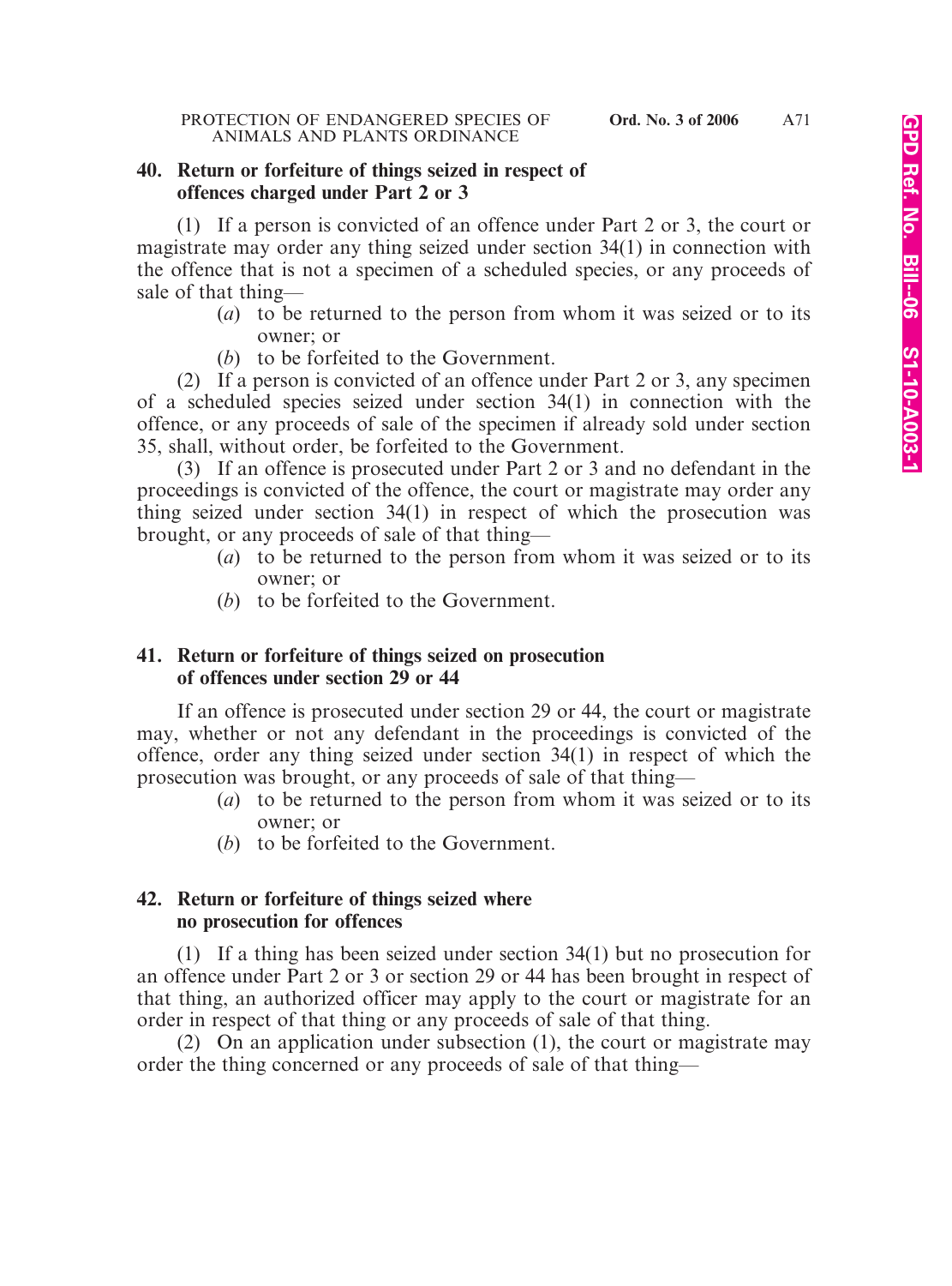**40. Return or forfeiture of things seized in respect of offences charged under Part 2 or 3**

(1) If a person is convicted of an offence under Part 2 or 3, the court or magistrate may order any thing seized under section 34(1) in connection with the offence that is not a specimen of a scheduled species, or any proceeds of sale of that thing—

(*a*) to be returned to the person from whom it was seized or to its owner; or

(*b*) to be forfeited to the Government.

(2) If a person is convicted of an offence under Part 2 or 3, any specimen of a scheduled species seized under section 34(1) in connection with the offence, or any proceeds of sale of the specimen if already sold under section 35, shall, without order, be forfeited to the Government.

(3) If an offence is prosecuted under Part 2 or 3 and no defendant in the proceedings is convicted of the offence, the court or magistrate may order any thing seized under section 34(1) in respect of which the prosecution was brought, or any proceeds of sale of that thing—

(*a*) to be returned to the person from whom it was seized or to its owner; or

(*b*) to be forfeited to the Government.

**41. Return or forfeiture of things seized on prosecution of offences under section 29 or 44**

If an offence is prosecuted under section 29 or 44, the court or magistrate may, whether or not any defendant in the proceedings is convicted of the offence, order any thing seized under section 34(1) in respect of which the prosecution was brought, or any proceeds of sale of that thing—

(*a*) to be returned to the person from whom it was seized or to its owner; or

(*b*) to be forfeited to the Government.

**42. Return or forfeiture of things seized where no prosecution for offences**

(1) If a thing has been seized under section 34(1) but no prosecution for an offence under Part 2 or 3 or section 29 or 44 has been brought in respect of that thing, an authorized officer may apply to the court or magistrate for an order in respect of that thing or any proceeds of sale of that thing.

(2) On an application under subsection (1), the court or magistrate may order the thing concerned or any proceeds of sale of that thing—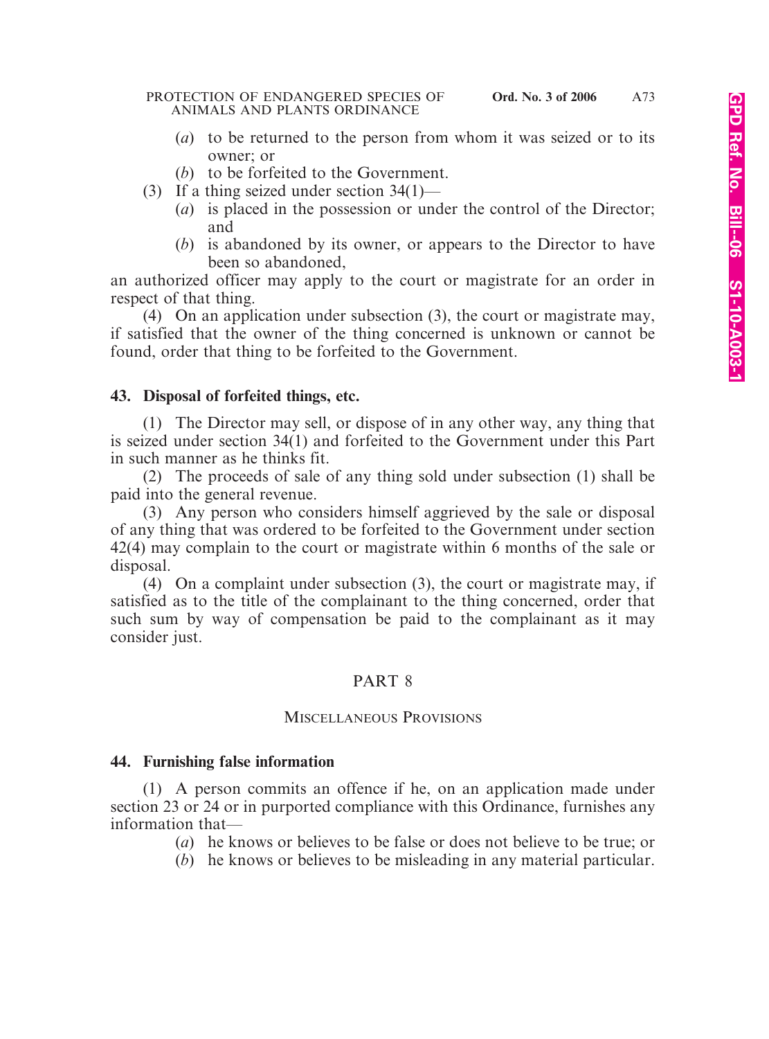(*a*) to be returned to the person from whom it was seized or to its owner; or

(*b*) to be forfeited to the Government.

(3) If a thing seized under section 34(1)—

(*a*) is placed in the possession or under the control of the Director; and

(*b*) is abandoned by its owner, or appears to the Director to have been so abandoned,

an authorized officer may apply to the court or magistrate for an order in respect of that thing.

(4) On an application under subsection (3), the court or magistrate may, if satisfied that the owner of the thing concerned is unknown or cannot be found, order that thing to be forfeited to the Government.

**43. Disposal of forfeited things, etc.**

(1) The Director may sell, or dispose of in any other way, any thing that is seized under section 34(1) and forfeited to the Government under this Part in such manner as he thinks fit.

(2) The proceeds of sale of any thing sold under subsection (1) shall be paid into the general revenue.

(3) Any person who considers himself aggrieved by the sale or disposal of any thing that was ordered to be forfeited to the Government under section 42(4) may complain to the court or magistrate within 6 months of the sale or disposal.

(4) On a complaint under subsection (3), the court or magistrate may, if satisfied as to the title of the complainant to the thing concerned, order that such sum by way of compensation be paid to the complainant as it may consider just.

## PART 8

### MISCELLANEOUS PROVISIONS

**44. Furnishing false information**

(1) A person commits an offence if he, on an application made under section 23 or 24 or in purported compliance with this Ordinance, furnishes any information that—

(*a*) he knows or believes to be false or does not believe to be true; or

(*b*) he knows or believes to be misleading in any material particular.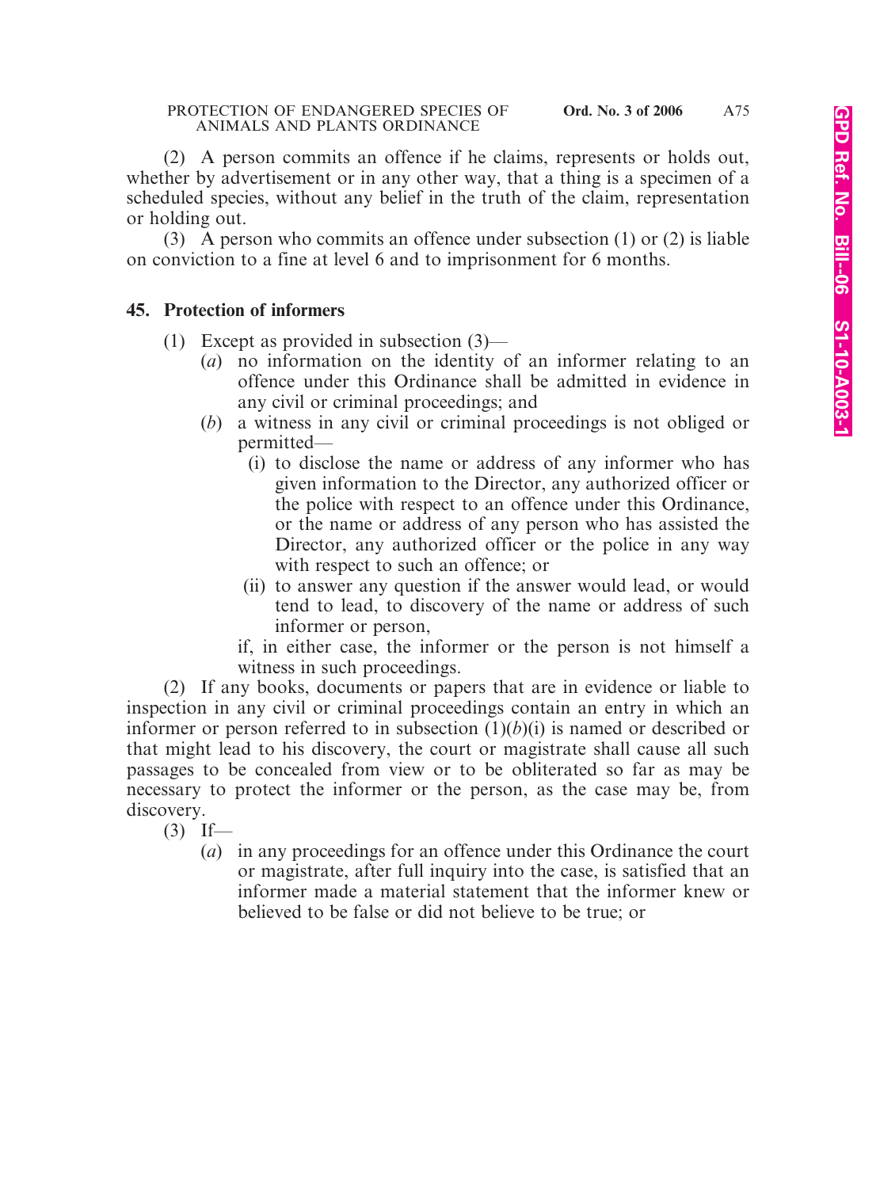(2) A person commits an offence if he claims, represents or holds out, whether by advertisement or in any other way, that a thing is a specimen of a scheduled species, without any belief in the truth of the claim, representation or holding out.

(3) A person who commits an offence under subsection (1) or (2) is liable on conviction to a fine at level 6 and to imprisonment for 6 months.

**45. Protection of informers**

(1) Except as provided in subsection (3)—

(*a*) no information on the identity of an informer relating to an offence under this Ordinance shall be admitted in evidence in any civil or criminal proceedings; and

(*b*) a witness in any civil or criminal proceedings is not obliged or permitted—

(i) to disclose the name or address of any informer who has given information to the Director, any authorized officer or the police with respect to an offence under this Ordinance, or the name or address of any person who has assisted the Director, any authorized officer or the police in any way with respect to such an offence; or

(ii) to answer any question if the answer would lead, or would tend to lead, to discovery of the name or address of such informer or person,

if, in either case, the informer or the person is not himself a witness in such proceedings.

(2) If any books, documents or papers that are in evidence or liable to inspection in any civil or criminal proceedings contain an entry in which an informer or person referred to in subsection (1)(*b*)(i) is named or described or that might lead to his discovery, the court or magistrate shall cause all such passages to be concealed from view or to be obliterated so far as may be necessary to protect the informer or the person, as the case may be, from discovery.

(3) If—

(*a*) in any proceedings for an offence under this Ordinance the court or magistrate, after full inquiry into the case, is satisfied that an informer made a material statement that the informer knew or believed to be false or did not believe to be true; or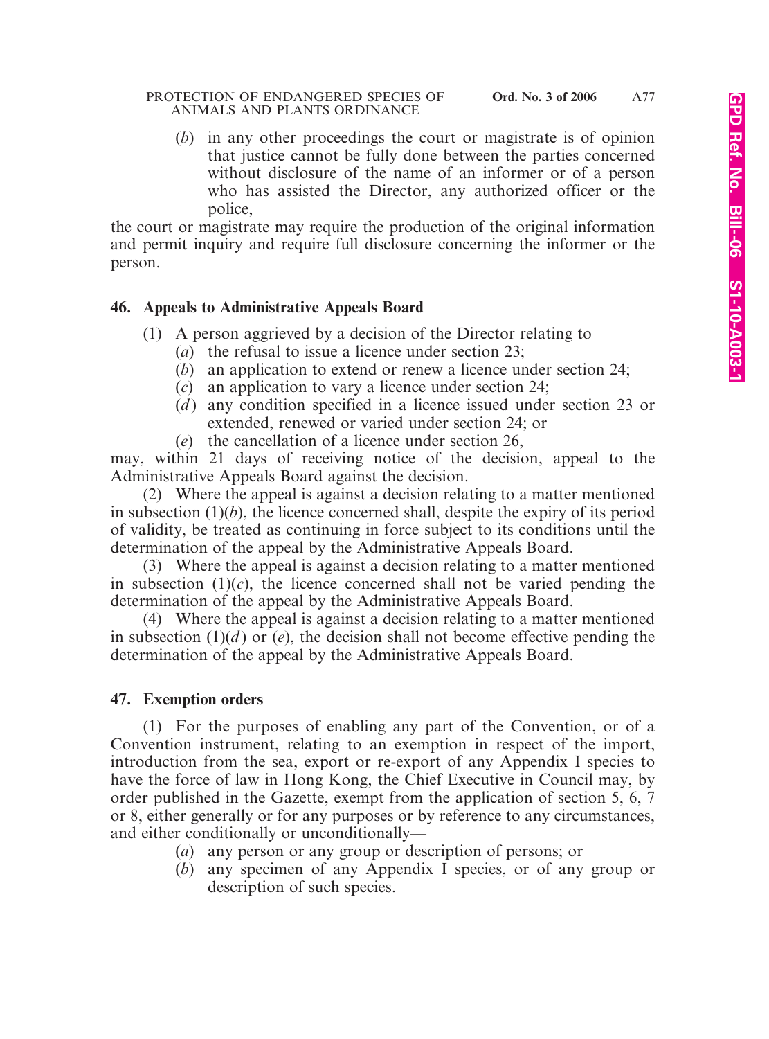(*b*) in any other proceedings the court or magistrate is of opinion that justice cannot be fully done between the parties concerned without disclosure of the name of an informer or of a person who has assisted the Director, any authorized officer or the police,

the court or magistrate may require the production of the original information and permit inquiry and require full disclosure concerning the informer or the person.

**46. Appeals to Administrative Appeals Board**

(1) A person aggrieved by a decision of the Director relating to—

(*a*) the refusal to issue a licence under section 23;

(*b*) an application to extend or renew a licence under section 24;

(*c*) an application to vary a licence under section 24;

(*d*) any condition specified in a licence issued under section 23 or extended, renewed or varied under section 24; or

(*e*) the cancellation of a licence under section 26,

may, within 21 days of receiving notice of the decision, appeal to the Administrative Appeals Board against the decision.

(2) Where the appeal is against a decision relating to a matter mentioned in subsection (1)(*b*), the licence concerned shall, despite the expiry of its period of validity, be treated as continuing in force subject to its conditions until the determination of the appeal by the Administrative Appeals Board.

(3) Where the appeal is against a decision relating to a matter mentioned in subsection (1)(*c*), the licence concerned shall not be varied pending the determination of the appeal by the Administrative Appeals Board.

(4) Where the appeal is against a decision relating to a matter mentioned in subsection (1)(*d*) or (*e*), the decision shall not become effective pending the determination of the appeal by the Administrative Appeals Board.

**47. Exemption orders**

(1) For the purposes of enabling any part of the Convention, or of a Convention instrument, relating to an exemption in respect of the import, introduction from the sea, export or re-export of any Appendix I species to have the force of law in Hong Kong, the Chief Executive in Council may, by order published in the Gazette, exempt from the application of section 5, 6, 7 or 8, either generally or for any purposes or by reference to any circumstances, and either conditionally or unconditionally—

(*a*) any person or any group or description of persons; or

(*b*) any specimen of any Appendix I species, or of any group or description of such species.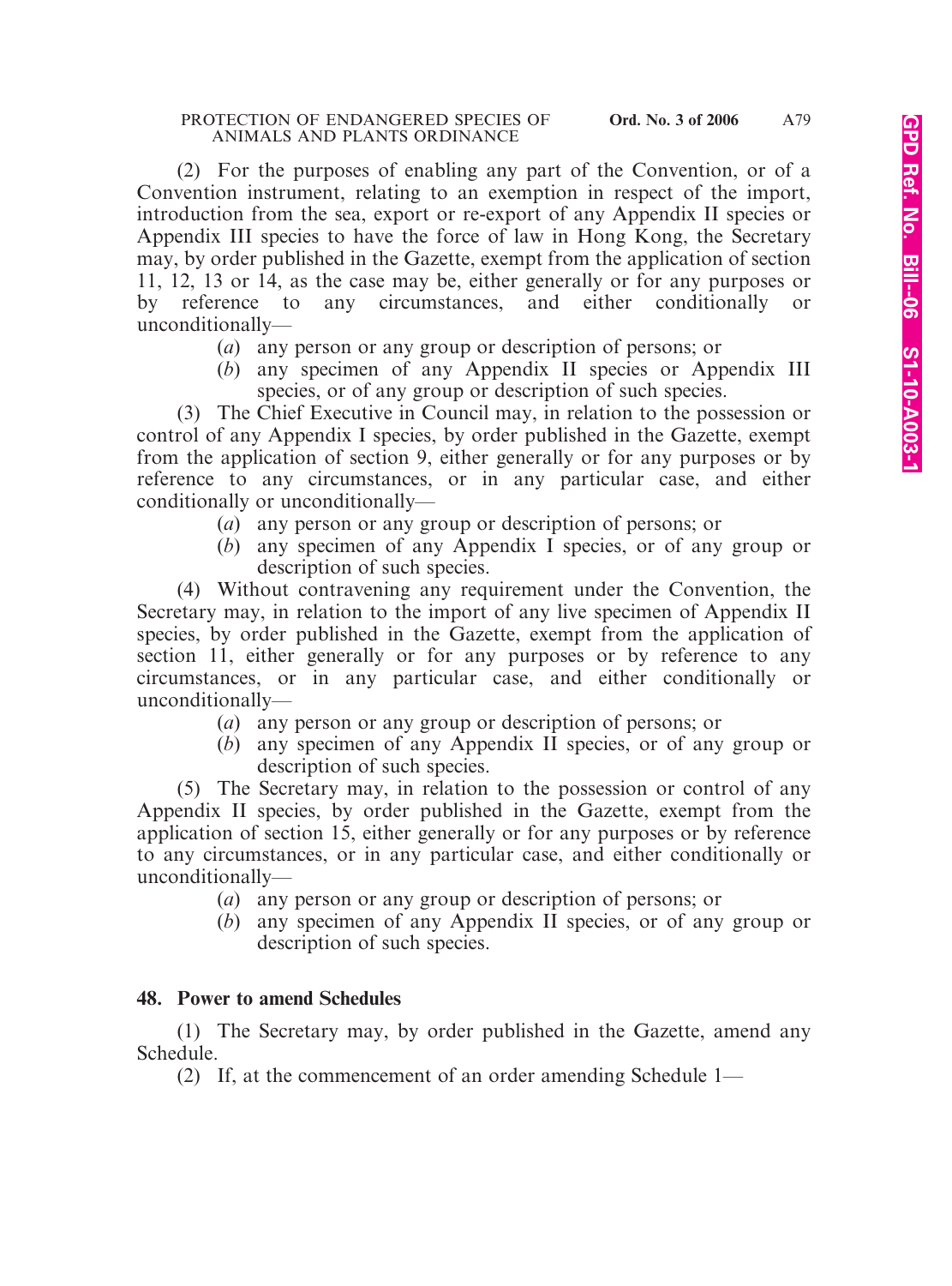(2) For the purposes of enabling any part of the Convention, or of a Convention instrument, relating to an exemption in respect of the import, introduction from the sea, export or re-export of any Appendix II species or Appendix III species to have the force of law in Hong Kong, the Secretary may, by order published in the Gazette, exempt from the application of section 11, 12, 13 or 14, as the case may be, either generally or for any purposes or by reference to any circumstances, and either conditionally or unconditionally—

- (*a*) any person or any group or description of persons; or
- (*b*) any specimen of any Appendix II species or Appendix III species, or of any group or description of such species.

(3) The Chief Executive in Council may, in relation to the possession or control of any Appendix I species, by order published in the Gazette, exempt from the application of section 9, either generally or for any purposes or by reference to any circumstances, or in any particular case, and either conditionally or unconditionally—

- (*a*) any person or any group or description of persons; or
- (*b*) any specimen of any Appendix I species, or of any group or description of such species.

(4) Without contravening any requirement under the Convention, the Secretary may, in relation to the import of any live specimen of Appendix II species, by order published in the Gazette, exempt from the application of section 11, either generally or for any purposes or by reference to any circumstances, or in any particular case, and either conditionally or unconditionally—

- (*a*) any person or any group or description of persons; or
- (*b*) any specimen of any Appendix II species, or of any group or description of such species.

(5) The Secretary may, in relation to the possession or control of any Appendix II species, by order published in the Gazette, exempt from the application of section 15, either generally or for any purposes or by reference to any circumstances, or in any particular case, and either conditionally or unconditionally—

- (*a*) any person or any group or description of persons; or
- (*b*) any specimen of any Appendix II species, or of any group or description of such species.

### 48. Power to amend Schedules

(1) The Secretary may, by order published in the Gazette, amend any Schedule.

(2) If, at the commencement of an order amending Schedule 1—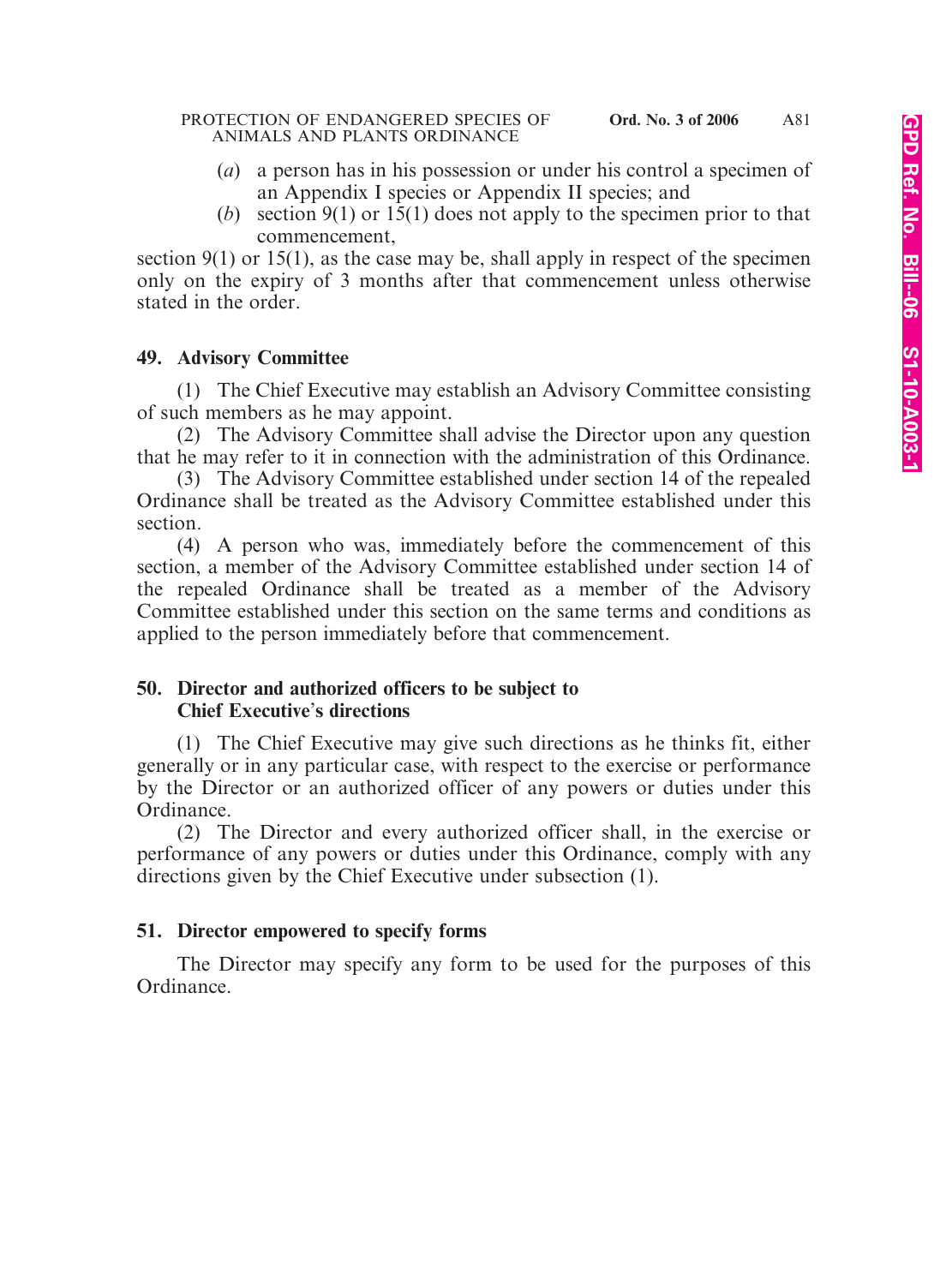(*a*) a person has in his possession or under his control a specimen of an Appendix I species or Appendix II species; and

(*b*) section 9(1) or 15(1) does not apply to the specimen prior to that commencement,

section 9(1) or 15(1), as the case may be, shall apply in respect of the specimen only on the expiry of 3 months after that commencement unless otherwise stated in the order.

**49. Advisory Committee**

(1) The Chief Executive may establish an Advisory Committee consisting of such members as he may appoint.

(2) The Advisory Committee shall advise the Director upon any question that he may refer to it in connection with the administration of this Ordinance.

(3) The Advisory Committee established under section 14 of the repealed Ordinance shall be treated as the Advisory Committee established under this section.

(4) A person who was, immediately before the commencement of this section, a member of the Advisory Committee established under section 14 of the repealed Ordinance shall be treated as a member of the Advisory Committee established under this section on the same terms and conditions as applied to the person immediately before that commencement.

**50. Director and authorized officers to be subject to Chief Executive's directions**

(1) The Chief Executive may give such directions as he thinks fit, either generally or in any particular case, with respect to the exercise or performance by the Director or an authorized officer of any powers or duties under this Ordinance.

(2) The Director and every authorized officer shall, in the exercise or performance of any powers or duties under this Ordinance, comply with any directions given by the Chief Executive under subsection (1).

**51. Director empowered to specify forms**

The Director may specify any form to be used for the purposes of this Ordinance.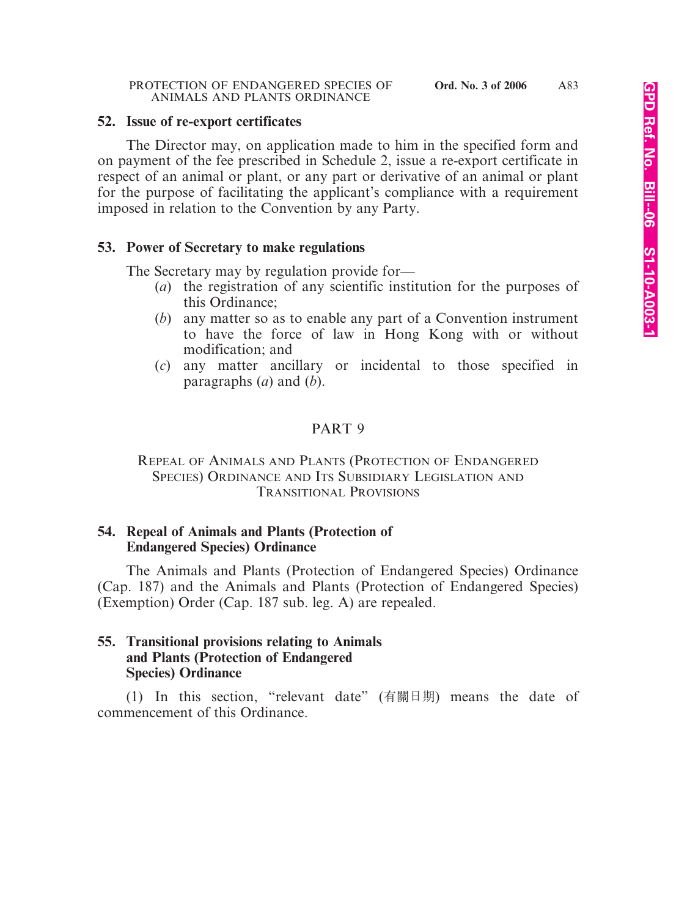**52. Issue of re-export certificates**

The Director may, on application made to him in the specified form and on payment of the fee prescribed in Schedule 2, issue a re-export certificate in respect of an animal or plant, or any part or derivative of an animal or plant for the purpose of facilitating the applicant's compliance with a requirement imposed in relation to the Convention by any Party.

**53. Power of Secretary to make regulations**

The Secretary may by regulation provide for—

(*a*) the registration of any scientific institution for the purposes of this Ordinance;

(*b*) any matter so as to enable any part of a Convention instrument to have the force of law in Hong Kong with or without modification; and

(*c*) any matter ancillary or incidental to those specified in paragraphs (*a*) and (*b*).

## PART 9

### REPEAL OF ANIMALS AND PLANTS (PROTECTION OF ENDANGERED SPECIES) ORDINANCE AND ITS SUBSIDIARY LEGISLATION AND TRANSITIONAL PROVISIONS

**54. Repeal of Animals and Plants (Protection of Endangered Species) Ordinance**

The Animals and Plants (Protection of Endangered Species) Ordinance (Cap. 187) and the Animals and Plants (Protection of Endangered Species) (Exemption) Order (Cap. 187 sub. leg. A) are repealed.

**55. Transitional provisions relating to Animals and Plants (Protection of Endangered Species) Ordinance**

(1) In this section, "relevant date" (有關日期) means the date of commencement of this Ordinance.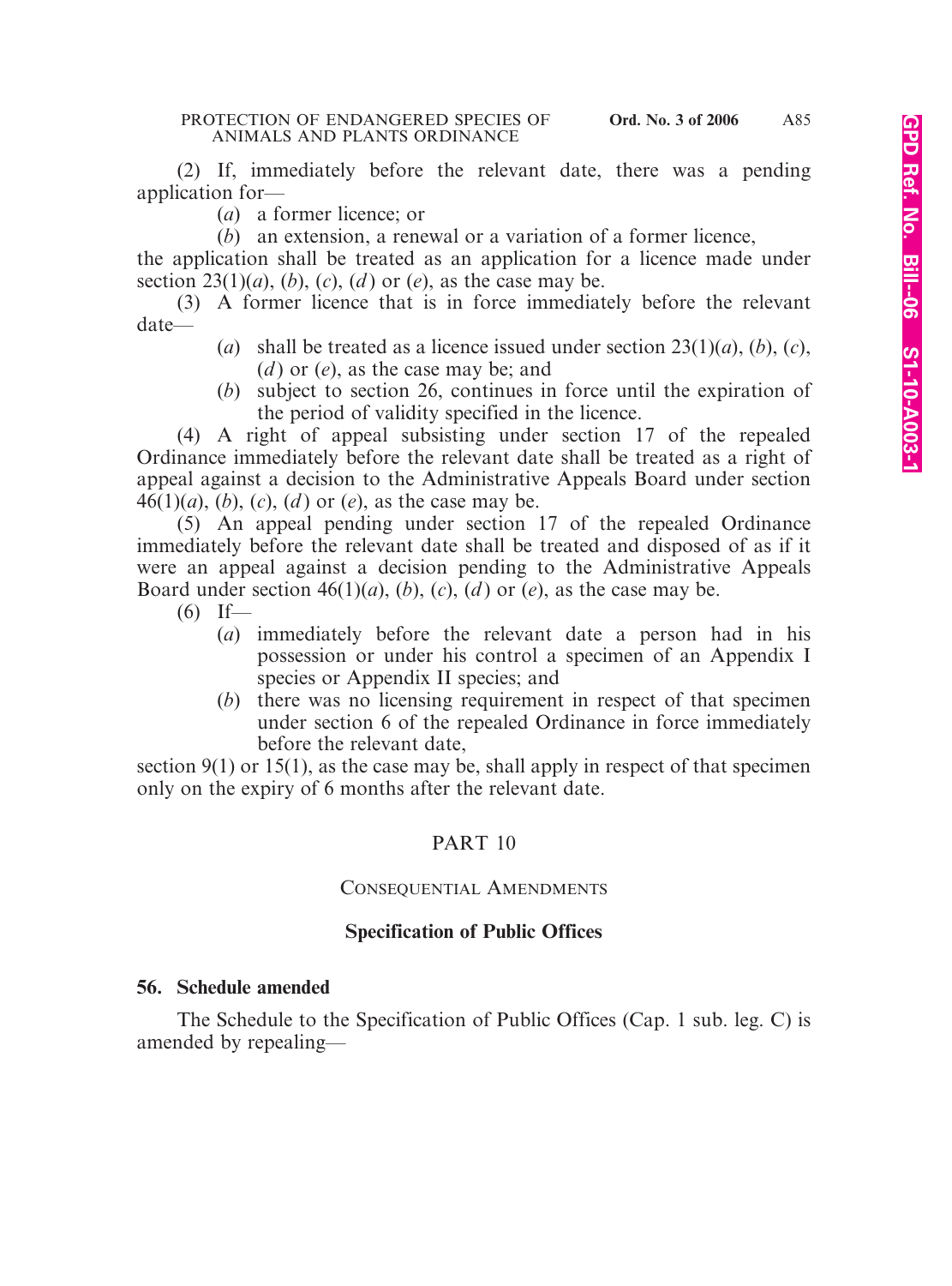(2) If, immediately before the relevant date, there was a pending application for—

(*a*) a former licence; or

(*b*) an extension, a renewal or a variation of a former licence,

the application shall be treated as an application for a licence made under section 23(1)(*a*), (*b*), (*c*), (*d*) or (*e*), as the case may be.

(3) A former licence that is in force immediately before the relevant date—

(*a*) shall be treated as a licence issued under section 23(1)(*a*), (*b*), (*c*), (*d*) or (*e*), as the case may be; and

(*b*) subject to section 26, continues in force until the expiration of the period of validity specified in the licence.

(4) A right of appeal subsisting under section 17 of the repealed Ordinance immediately before the relevant date shall be treated as a right of appeal against a decision to the Administrative Appeals Board under section 46(1)(*a*), (*b*), (*c*), (*d*) or (*e*), as the case may be.

(5) An appeal pending under section 17 of the repealed Ordinance immediately before the relevant date shall be treated and disposed of as if it were an appeal against a decision pending to the Administrative Appeals Board under section 46(1)(*a*), (*b*), (*c*), (*d*) or (*e*), as the case may be.

(6) If—

(*a*) immediately before the relevant date a person had in his possession or under his control a specimen of an Appendix I species or Appendix II species; and

(*b*) there was no licensing requirement in respect of that specimen under section 6 of the repealed Ordinance in force immediately before the relevant date,

section 9(1) or 15(1), as the case may be, shall apply in respect of that specimen only on the expiry of 6 months after the relevant date.

## PART 10

### CONSEQUENTIAL AMENDMENTS

### Specification of Public Offices

**56. Schedule amended**

The Schedule to the Specification of Public Offices (Cap. 1 sub. leg. C) is amended by repealing—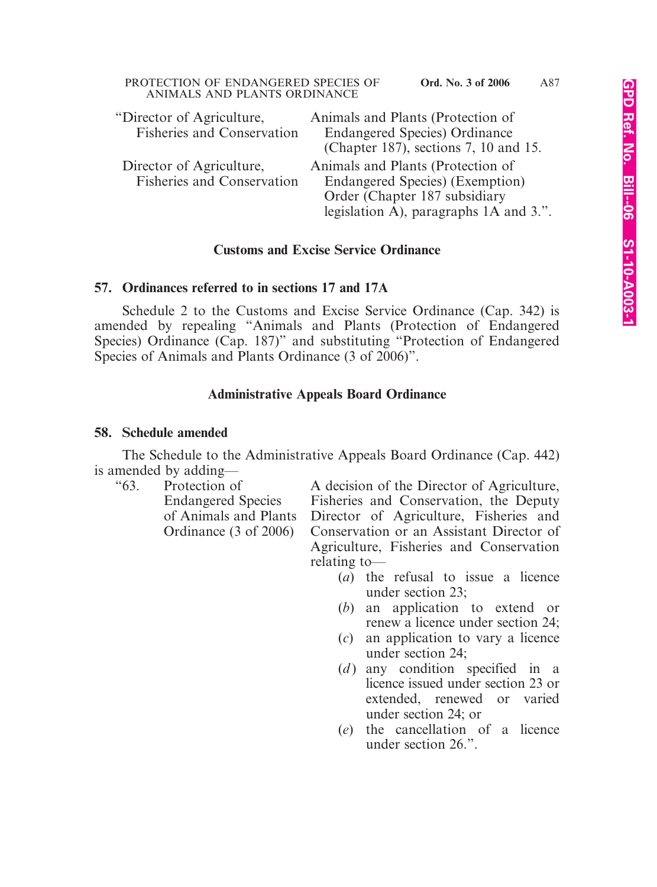| | |
|---|---|
| "Director of Agriculture, Fisheries and Conservation | Animals and Plants (Protection of Endangered Species) Ordinance (Chapter 187), sections 7, 10 and 15. |
| Director of Agriculture, Fisheries and Conservation | Animals and Plants (Protection of Endangered Species) (Exemption) Order (Chapter 187 subsidiary legislation A), paragraphs 1A and 3.". |

### Customs and Excise Service Ordinance

**57. Ordinances referred to in sections 17 and 17A**

Schedule 2 to the Customs and Excise Service Ordinance (Cap. 342) is amended by repealing "Animals and Plants (Protection of Endangered Species) Ordinance (Cap. 187)" and substituting "Protection of Endangered Species of Animals and Plants Ordinance (3 of 2006)".

### Administrative Appeals Board Ordinance

**58. Schedule amended**

The Schedule to the Administrative Appeals Board Ordinance (Cap. 442) is amended by adding—

| | | |
|---|---|---|
| "63. | Protection of Endangered Species of Animals and Plants Ordinance (3 of 2006) | A decision of the Director of Agriculture, Fisheries and Conservation, the Deputy Director of Agriculture, Fisheries and Conservation or an Assistant Director of Agriculture, Fisheries and Conservation relating to—<br>(*a*) the refusal to issue a licence under section 23;<br>(*b*) an application to extend or renew a licence under section 24;<br>(*c*) an application to vary a licence under section 24;<br>(*d*) any condition specified in a licence issued under section 23 or extended, renewed or varied under section 24; or<br>(*e*) the cancellation of a licence under section 26.". |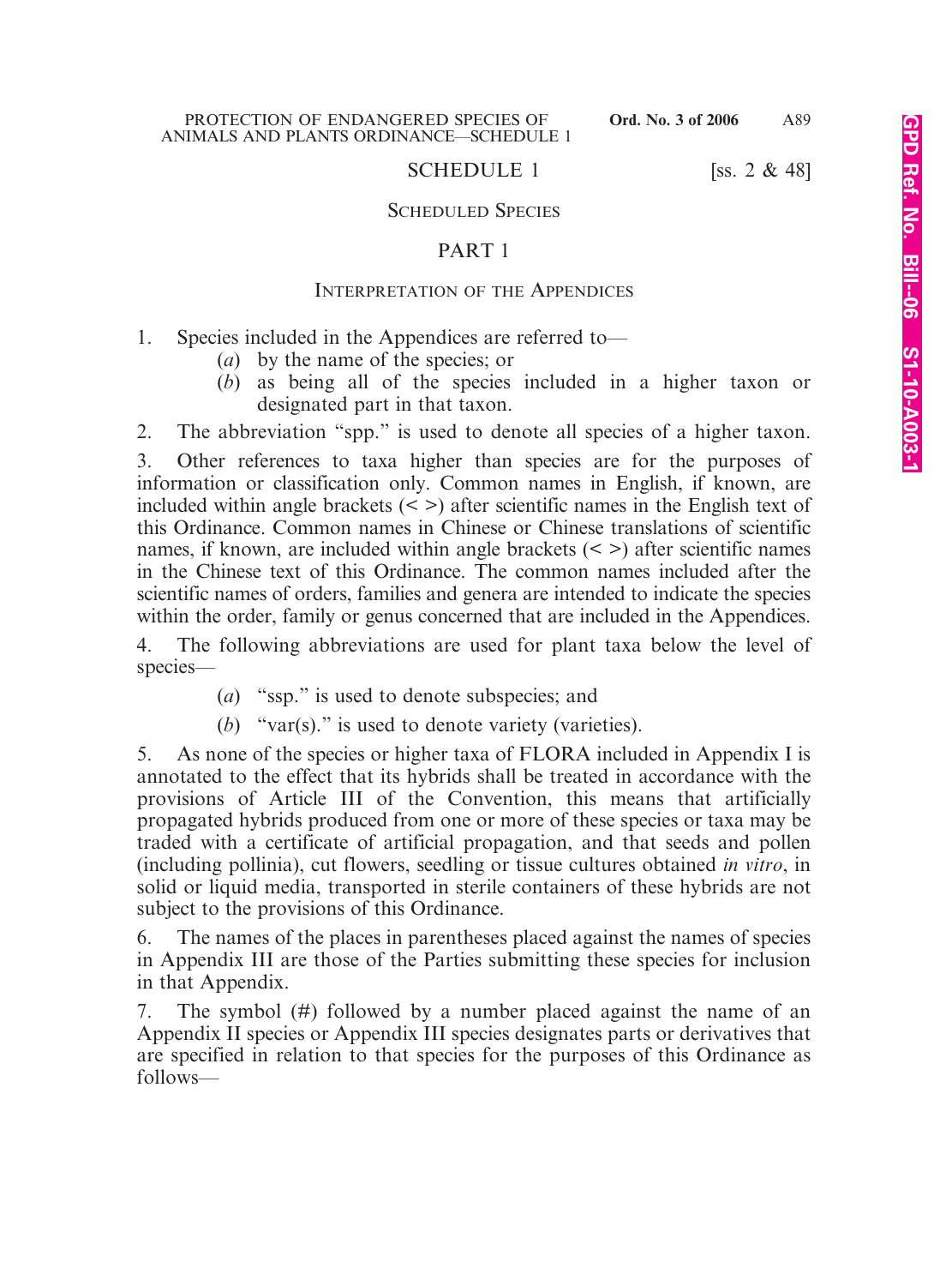# SCHEDULE 1

[ss. 2 & 48]

## SCHEDULED SPECIES

## PART 1

### INTERPRETATION OF THE APPENDICES

1. Species included in the Appendices are referred to—
   (*a*) by the name of the species; or
   (*b*) as being all of the species included in a higher taxon or designated part in that taxon.

2. The abbreviation "spp." is used to denote all species of a higher taxon.

3. Other references to taxa higher than species are for the purposes of information or classification only. Common names in English, if known, are included within angle brackets (< >) after scientific names in the English text of this Ordinance. Common names in Chinese or Chinese translations of scientific names, if known, are included within angle brackets (< >) after scientific names in the Chinese text of this Ordinance. The common names included after the scientific names of orders, families and genera are intended to indicate the species within the order, family or genus concerned that are included in the Appendices.

4. The following abbreviations are used for plant taxa below the level of species—
   (*a*) "ssp." is used to denote subspecies; and
   (*b*) "var(s)." is used to denote variety (varieties).

5. As none of the species or higher taxa of FLORA included in Appendix I is annotated to the effect that its hybrids shall be treated in accordance with the provisions of Article III of the Convention, this means that artificially propagated hybrids produced from one or more of these species or taxa may be traded with a certificate of artificial propagation, and that seeds and pollen (including pollinia), cut flowers, seedling or tissue cultures obtained *in vitro*, in solid or liquid media, transported in sterile containers of these hybrids are not subject to the provisions of this Ordinance.

6. The names of the places in parentheses placed against the names of species in Appendix III are those of the Parties submitting these species for inclusion in that Appendix.

7. The symbol (#) followed by a number placed against the name of an Appendix II species or Appendix III species designates parts or derivatives that are specified in relation to that species for the purposes of this Ordinance as follows—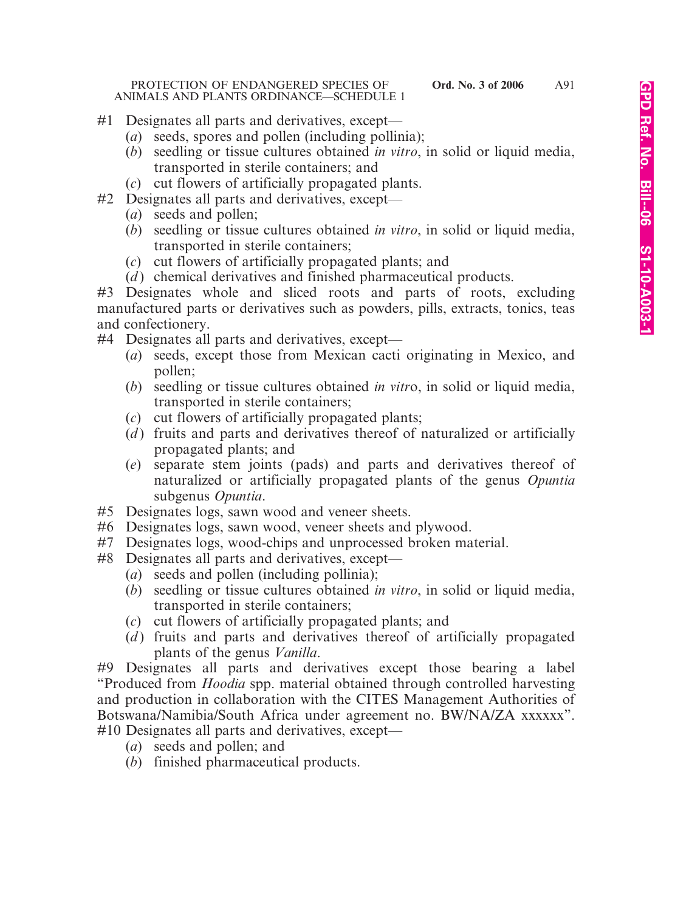#1 Designates all parts and derivatives, except—

- (*a*) seeds, spores and pollen (including pollinia);
- (*b*) seedling or tissue cultures obtained *in vitro*, in solid or liquid media, transported in sterile containers; and
- (*c*) cut flowers of artificially propagated plants.

#2 Designates all parts and derivatives, except—

- (*a*) seeds and pollen;
- (*b*) seedling or tissue cultures obtained *in vitro*, in solid or liquid media, transported in sterile containers;
- (*c*) cut flowers of artificially propagated plants; and
- (*d*) chemical derivatives and finished pharmaceutical products.

#3 Designates whole and sliced roots and parts of roots, excluding manufactured parts or derivatives such as powders, pills, extracts, tonics, teas and confectionery.

#4 Designates all parts and derivatives, except—

- (*a*) seeds, except those from Mexican cacti originating in Mexico, and pollen;
- (*b*) seedling or tissue cultures obtained *in vitro*, in solid or liquid media, transported in sterile containers;
- (*c*) cut flowers of artificially propagated plants;
- (*d*) fruits and parts and derivatives thereof of naturalized or artificially propagated plants; and
- (*e*) separate stem joints (pads) and parts and derivatives thereof of naturalized or artificially propagated plants of the genus *Opuntia* subgenus *Opuntia*.

#5 Designates logs, sawn wood and veneer sheets.

#6 Designates logs, sawn wood, veneer sheets and plywood.

#7 Designates logs, wood-chips and unprocessed broken material.

#8 Designates all parts and derivatives, except—

- (*a*) seeds and pollen (including pollinia);
- (*b*) seedling or tissue cultures obtained *in vitro*, in solid or liquid media, transported in sterile containers;
- (*c*) cut flowers of artificially propagated plants; and
- (*d*) fruits and parts and derivatives thereof of artificially propagated plants of the genus *Vanilla*.

#9 Designates all parts and derivatives except those bearing a label "Produced from *Hoodia* spp. material obtained through controlled harvesting and production in collaboration with the CITES Management Authorities of Botswana/Namibia/South Africa under agreement no. BW/NA/ZA xxxxxx".

#10 Designates all parts and derivatives, except—

- (*a*) seeds and pollen; and
- (*b*) finished pharmaceutical products.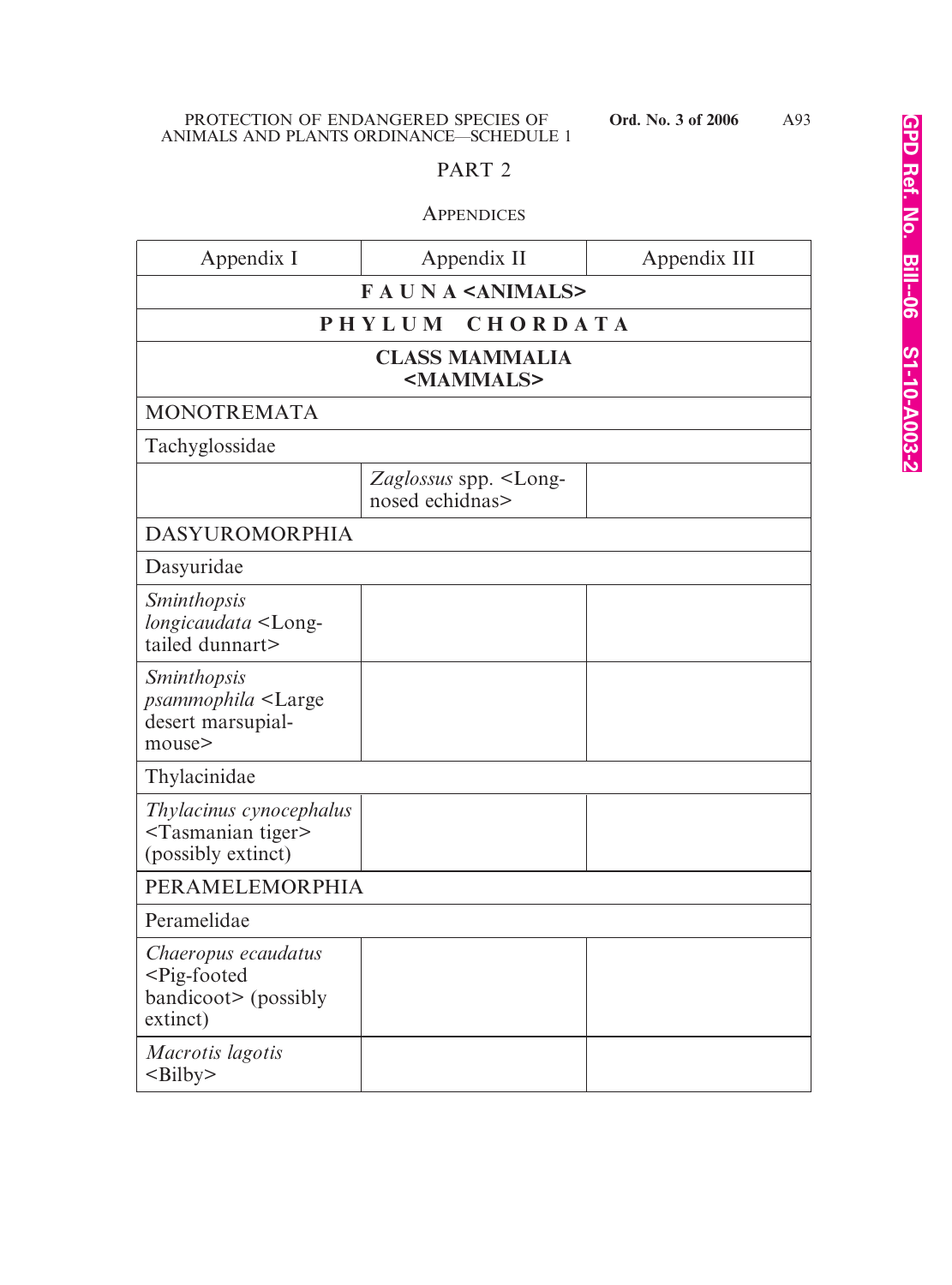## PART 2

### APPENDICES

| Appendix I | Appendix II | Appendix III |
|---|---|---|
| **F A U N A <ANIMALS>** | | |
| **P H Y L U M C H O R D A T A** | | |
| **CLASS MAMMALIA <MAMMALS>** | | |
| MONOTREMATA | | |
| Tachyglossidae | | |
| | *Zaglossus* spp. <Long-nosed echidnas> | |
| DASYUROMORPHIA | | |
| Dasyuridae | | |
| *Sminthopsis longicaudata* <Long-tailed dunnart> | | |
| *Sminthopsis psammophila* <Large desert marsupial-mouse> | | |
| Thylacinidae | | |
| *Thylacinus cynocephalus* <Tasmanian tiger> (possibly extinct) | | |
| PERAMELEMORPHIA | | |
| Peramelidae | | |
| *Chaeropus ecaudatus* <Pig-footed bandicoot> (possibly extinct) | | |
| *Macrotis lagotis* <Bilby> | | |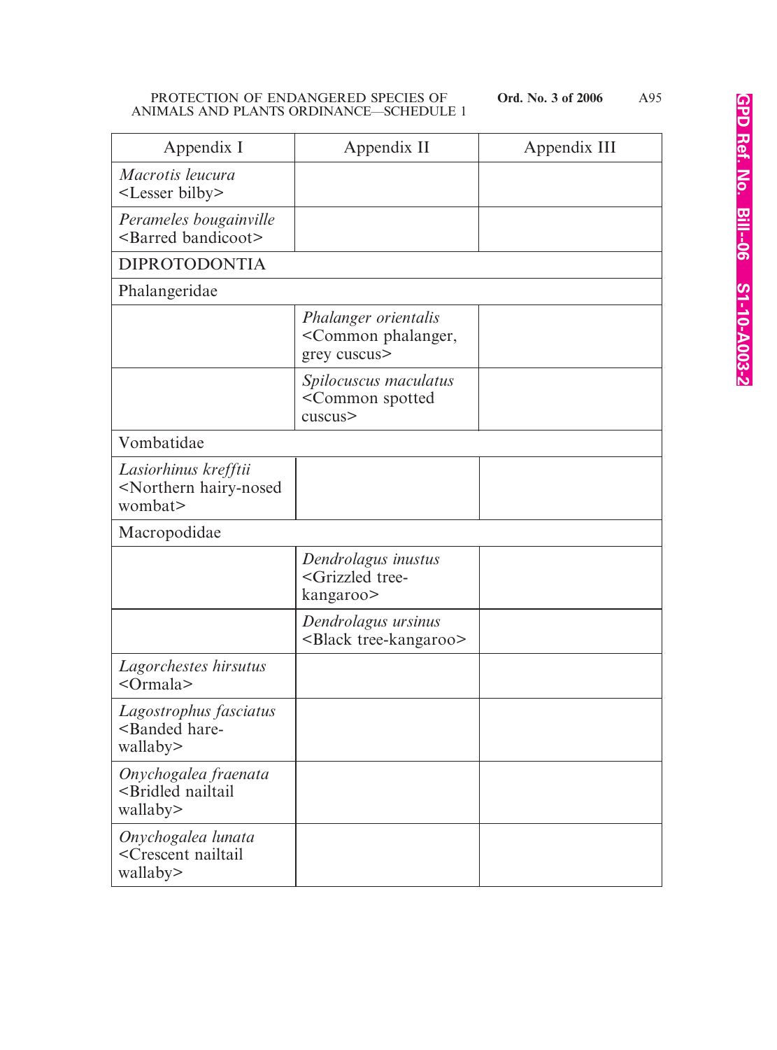| Appendix I | Appendix II | Appendix III |
|---|---|---|
| *Macrotis leucura* <Lesser bilby> | | |
| *Perameles bougainville* <Barred bandicoot> | | |
| DIPROTODONTIA | | |
| Phalangeridae | | |
| | *Phalanger orientalis* <Common phalanger, grey cuscus> | |
| | *Spilocuscus maculatus* <Common spotted cuscus> | |
| Vombatidae | | |
| *Lasiorhinus krefftii* <Northern hairy-nosed wombat> | | |
| Macropodidae | | |
| | *Dendrolagus inustus* <Grizzled tree-kangaroo> | |
| | *Dendrolagus ursinus* <Black tree-kangaroo> | |
| *Lagorchestes hirsutus* <Ormala> | | |
| *Lagostrophus fasciatus* <Banded hare-wallaby> | | |
| *Onychogalea fraenata* <Bridled nailtail wallaby> | | |
| *Onychogalea lunata* <Crescent nailtail wallaby> | | |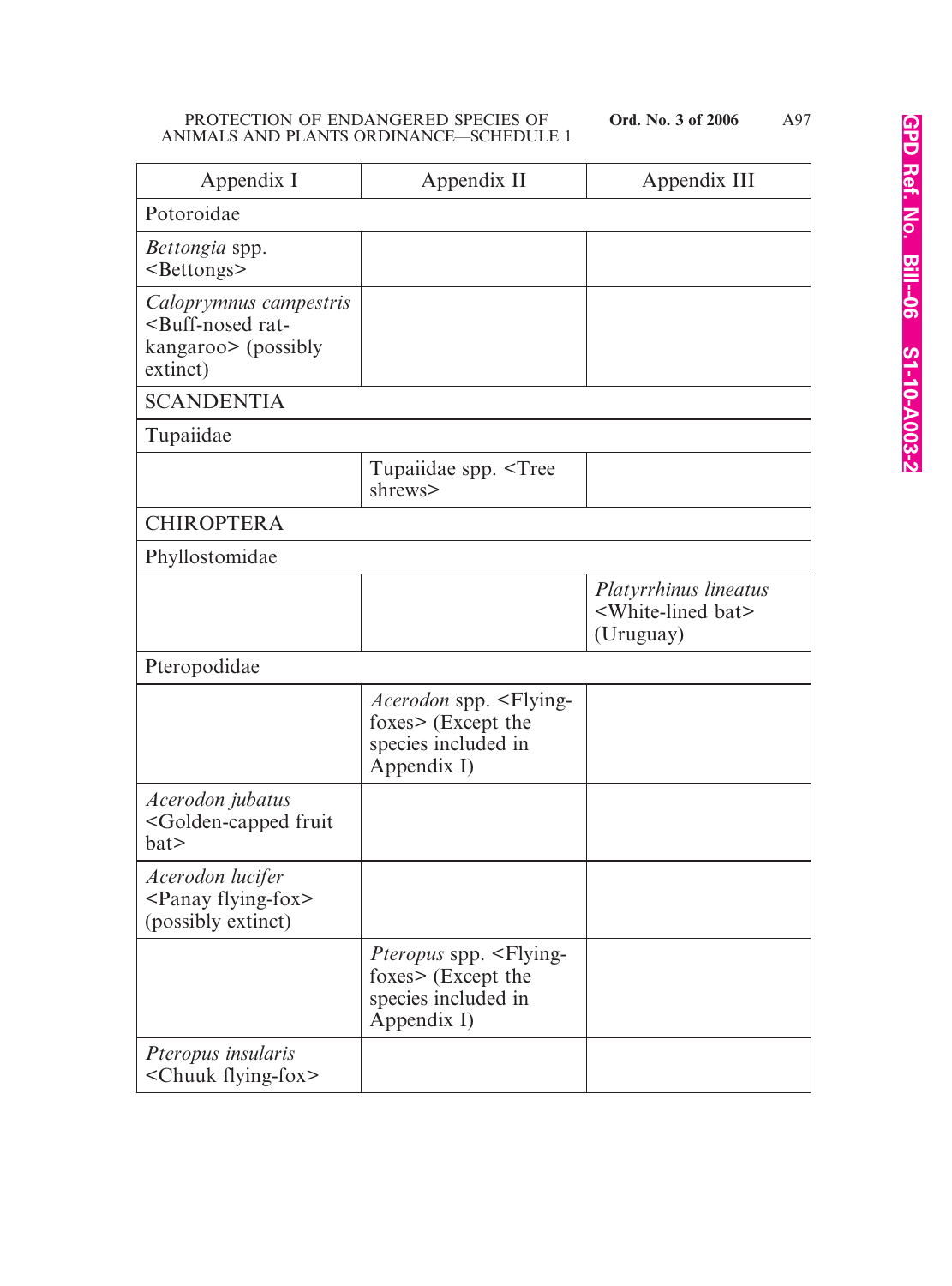| Appendix I | Appendix II | Appendix III |
|---|---|---|
| Potoroidae | | |
| *Bettongia* spp. <Bettongs> | | |
| *Caloprymnus campestris* <Buff-nosed rat-kangaroo> (possibly extinct) | | |
| SCANDENTIA | | |
| Tupaiidae | | |
| | Tupaiidae spp. <Tree shrews> | |
| CHIROPTERA | | |
| Phyllostomidae | | |
| | | *Platyrrhinus lineatus* <White-lined bat> (Uruguay) |
| Pteropodidae | | |
| | *Acerodon* spp. <Flying-foxes> (Except the species included in Appendix I) | |
| *Acerodon jubatus* <Golden-capped fruit bat> | | |
| *Acerodon lucifer* <Panay flying-fox> (possibly extinct) | | |
| | *Pteropus* spp. <Flying-foxes> (Except the species included in Appendix I) | |
| *Pteropus insularis* <Chuuk flying-fox> | | |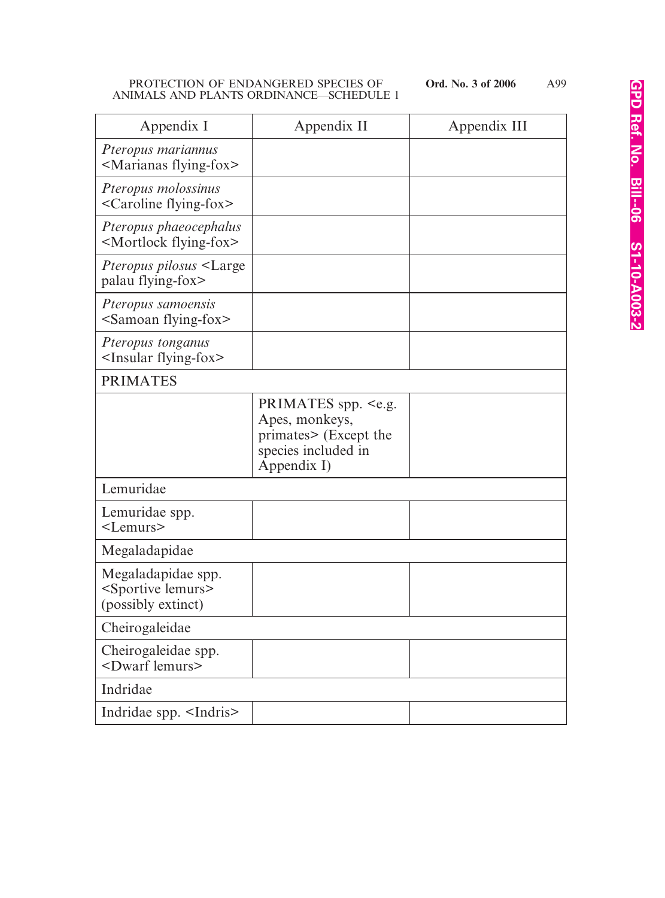| Appendix I | Appendix II | Appendix III |
|---|---|---|
| *Pteropus mariannus* <Marianas flying-fox> | | |
| *Pteropus molossinus* <Caroline flying-fox> | | |
| *Pteropus phaeocephalus* <Mortlock flying-fox> | | |
| *Pteropus pilosus* <Large palau flying-fox> | | |
| *Pteropus samoensis* <Samoan flying-fox> | | |
| *Pteropus tonganus* <Insular flying-fox> | | |
| PRIMATES | | |
| | PRIMATES spp. <e.g. Apes, monkeys, primates> (Except the species included in Appendix I) | |
| Lemuridae | | |
| Lemuridae spp. <Lemurs> | | |
| Megaladapidae | | |
| Megaladapidae spp. <Sportive lemurs> (possibly extinct) | | |
| Cheirogaleidae | | |
| Cheirogaleidae spp. <Dwarf lemurs> | | |
| Indridae | | |
| Indridae spp. <Indris> | | |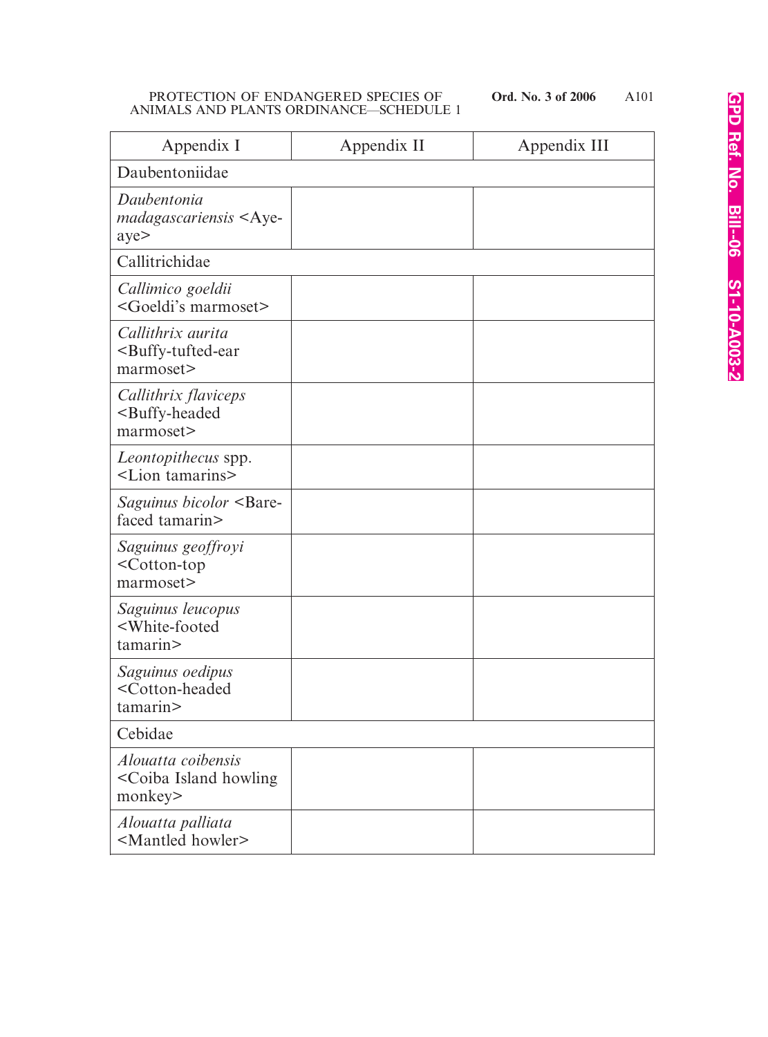| Appendix I | Appendix II | Appendix III |
|---|---|---|
| Daubentoniidae | | |
| *Daubentonia madagascariensis* <Aye-aye> | | |
| Callitrichidae | | |
| *Callimico goeldii* <Goeldi's marmoset> | | |
| *Callithrix aurita* <Buffy-tufted-ear marmoset> | | |
| *Callithrix flaviceps* <Buffy-headed marmoset> | | |
| *Leontopithecus* spp. <Lion tamarins> | | |
| *Saguinus bicolor* <Bare-faced tamarin> | | |
| *Saguinus geoffroyi* <Cotton-top marmoset> | | |
| *Saguinus leucopus* <White-footed tamarin> | | |
| *Saguinus oedipus* <Cotton-headed tamarin> | | |
| Cebidae | | |
| *Alouatta coibensis* <Coiba Island howling monkey> | | |
| *Alouatta palliata* <Mantled howler> | | |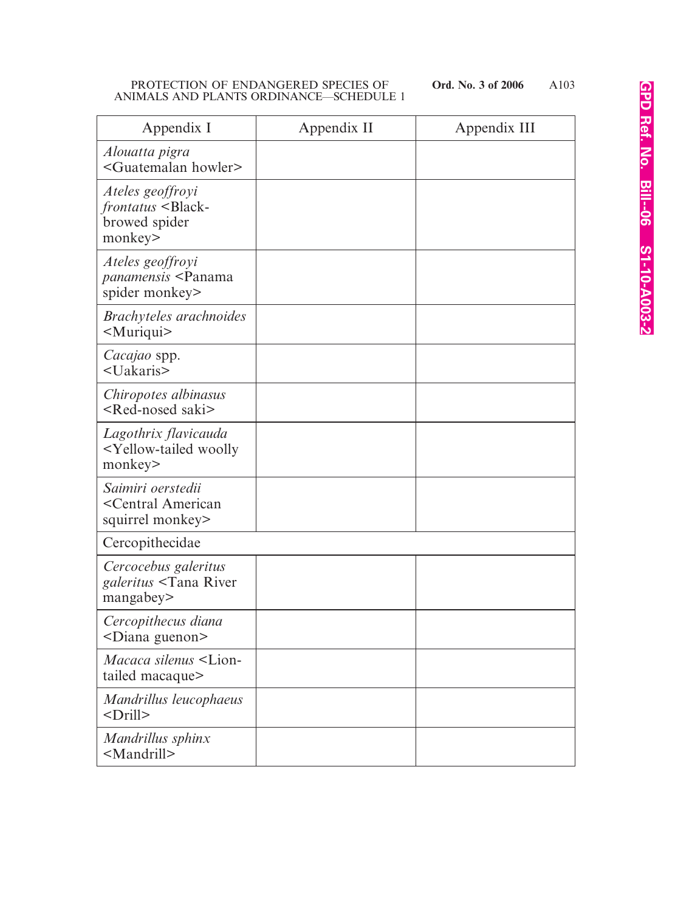| Appendix I | Appendix II | Appendix III |
|---|---|---|
| *Alouatta pigra* <Guatemalan howler> | | |
| *Ateles geoffroyi frontatus* <Black-browed spider monkey> | | |
| *Ateles geoffroyi panamensis* <Panama spider monkey> | | |
| *Brachyteles arachnoides* <Muriqui> | | |
| *Cacajao* spp. <Uakaris> | | |
| *Chiropotes albinasus* <Red-nosed saki> | | |
| *Lagothrix flavicauda* <Yellow-tailed woolly monkey> | | |
| *Saimiri oerstedii* <Central American squirrel monkey> | | |
| Cercopithecidae | | |
| *Cercocebus galeritus galeritus* <Tana River mangabey> | | |
| *Cercopithecus diana* <Diana guenon> | | |
| *Macaca silenus* <Lion-tailed macaque> | | |
| *Mandrillus leucophaeus* <Drill> | | |
| *Mandrillus sphinx* <Mandrill> | | |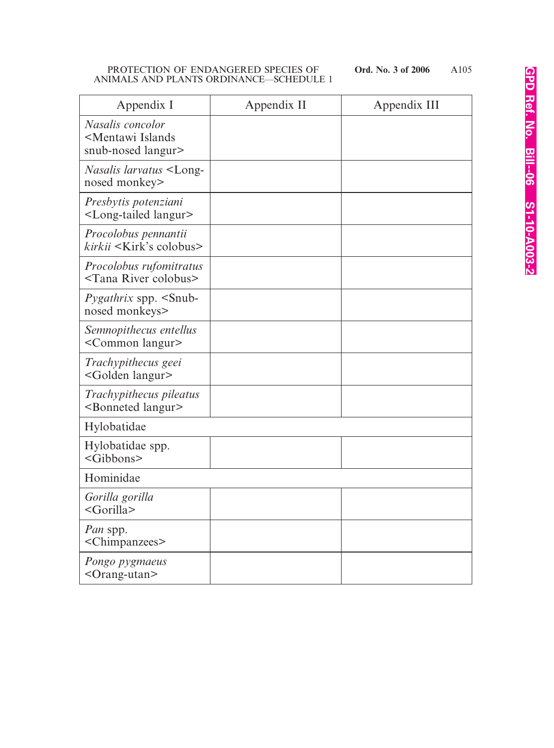| Appendix I | Appendix II | Appendix III |
|---|---|---|
| *Nasalis concolor* <Mentawi Islands snub-nosed langur> | | |
| *Nasalis larvatus* <Long-nosed monkey> | | |
| *Presbytis potenziani* <Long-tailed langur> | | |
| *Procolobus pennantii kirkii* <Kirk's colobus> | | |
| *Procolobus rufomitratus* <Tana River colobus> | | |
| *Pygathrix* spp. <Snub-nosed monkeys> | | |
| *Semnopithecus entellus* <Common langur> | | |
| *Trachypithecus geei* <Golden langur> | | |
| *Trachypithecus pileatus* <Bonneted langur> | | |
| Hylobatidae | | |
| Hylobatidae spp. <Gibbons> | | |
| Hominidae | | |
| *Gorilla gorilla* <Gorilla> | | |
| *Pan* spp. <Chimpanzees> | | |
| *Pongo pygmaeus* <Orang-utan> | | |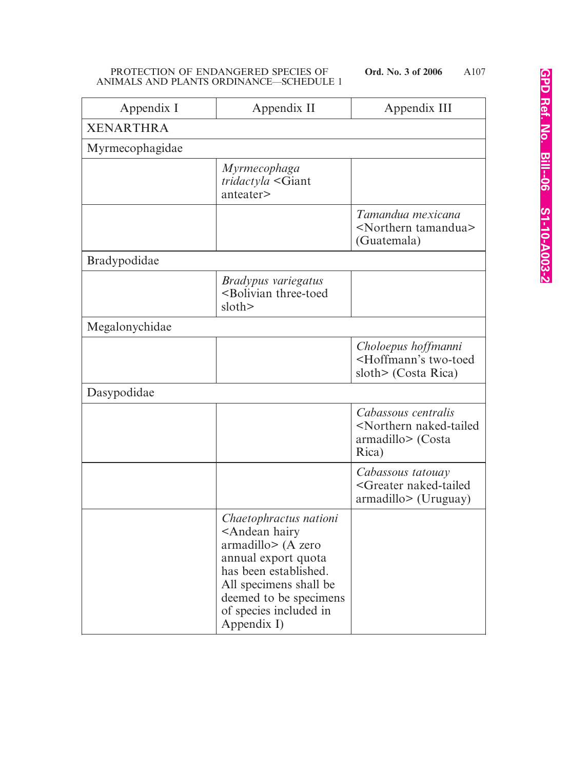| Appendix I | Appendix II | Appendix III |
|---|---|---|
| XENARTHRA | | |
| Myrmecophagidae | | |
| | *Myrmecophaga tridactyla* <Giant anteater> | |
| | | *Tamandua mexicana* <Northern tamandua> (Guatemala) |
| Bradypodidae | | |
| | *Bradypus variegatus* <Bolivian three-toed sloth> | |
| Megalonychidae | | |
| | | *Choloepus hoffmanni* <Hoffmann's two-toed sloth> (Costa Rica) |
| Dasypodidae | | |
| | | *Cabassous centralis* <Northern naked-tailed armadillo> (Costa Rica) |
| | | *Cabassous tatouay* <Greater naked-tailed armadillo> (Uruguay) |
| | *Chaetophractus nationi* <Andean hairy armadillo> (A zero annual export quota has been established. All specimens shall be deemed to be specimens of species included in Appendix I) | |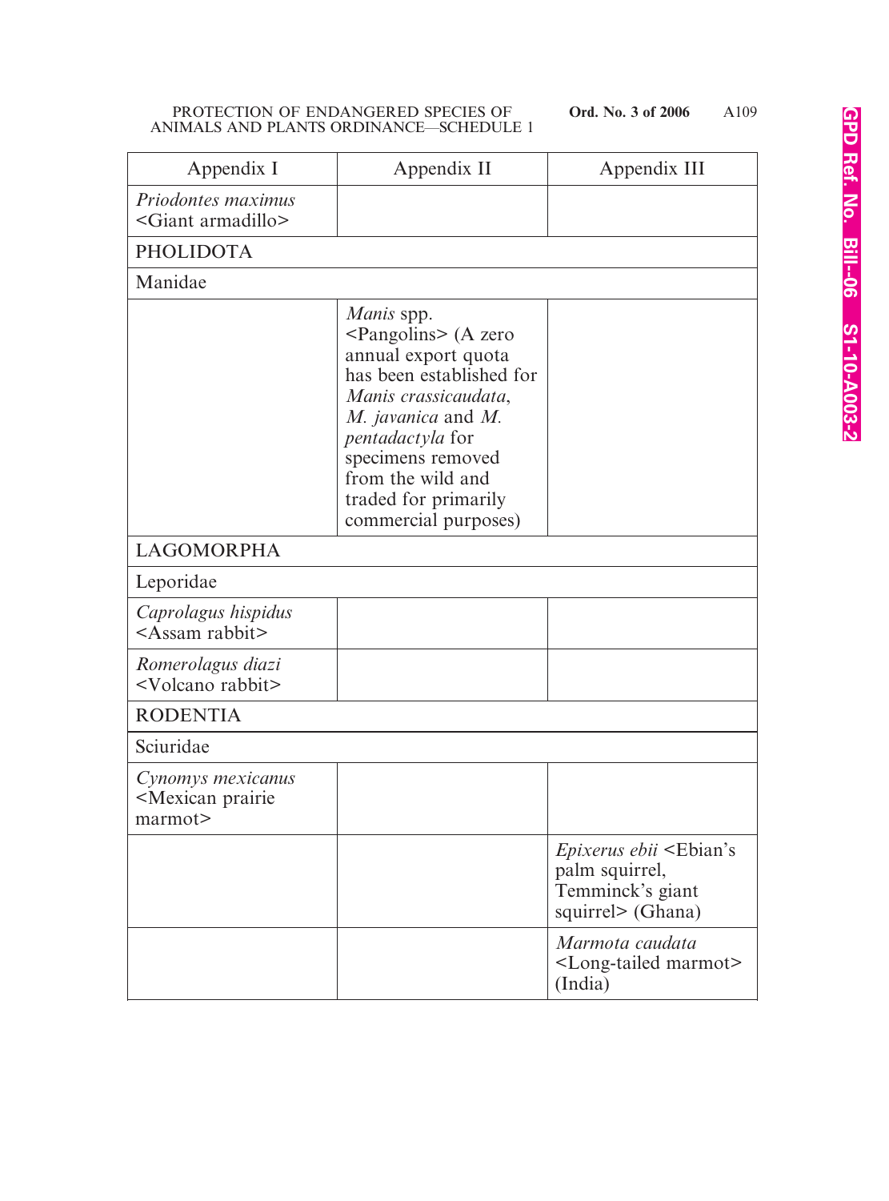| Appendix I | Appendix II | Appendix III |
|---|---|---|
| *Priodontes maximus* <Giant armadillo> | | |
| PHOLIDOTA | | |
| Manidae | | |
| | *Manis* spp. <Pangolins> (A zero annual export quota has been established for *Manis crassicaudata*, *M. javanica* and *M. pentadactyla* for specimens removed from the wild and traded for primarily commercial purposes) | |
| LAGOMORPHA | | |
| Leporidae | | |
| *Caprolagus hispidus* <Assam rabbit> | | |
| *Romerolagus diazi* <Volcano rabbit> | | |
| RODENTIA | | |
| Sciuridae | | |
| *Cynomys mexicanus* <Mexican prairie marmot> | | |
| | | *Epixerus ebii* <Ebian's palm squirrel, Temminck's giant squirrel> (Ghana) |
| | | *Marmota caudata* <Long-tailed marmot> (India) |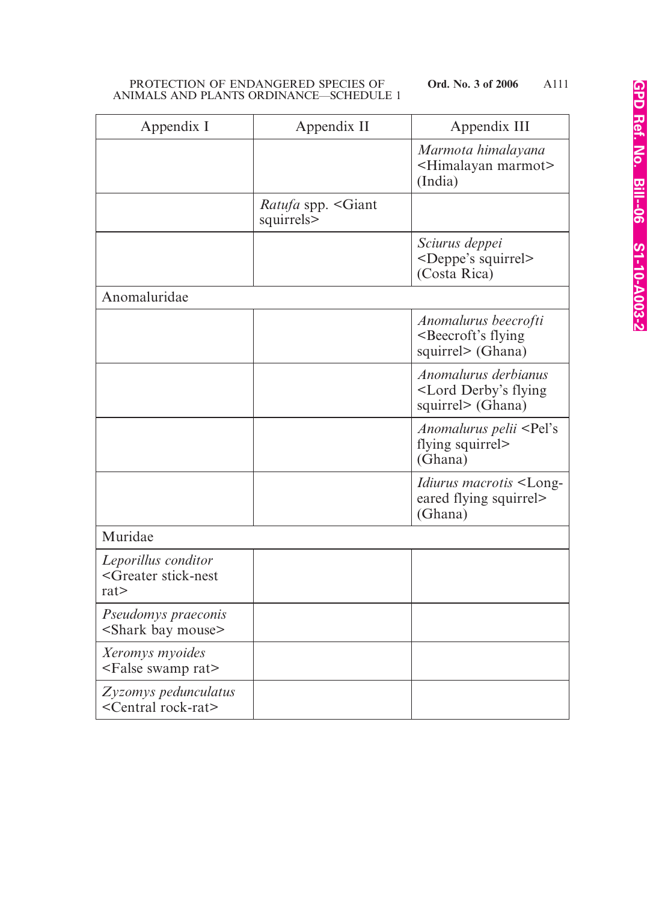| Appendix I | Appendix II | Appendix III |
|---|---|---|
| | | *Marmota himalayana* <Himalayan marmot> (India) |
| | *Ratufa* spp. <Giant squirrels> | |
| | | *Sciurus deppei* <Deppe's squirrel> (Costa Rica) |
| Anomaluridae | | |
| | | *Anomalurus beecrofti* <Beecroft's flying squirrel> (Ghana) |
| | | *Anomalurus derbianus* <Lord Derby's flying squirrel> (Ghana) |
| | | *Anomalurus pelii* <Pel's flying squirrel> (Ghana) |
| | | *Idiurus macrotis* <Long-eared flying squirrel> (Ghana) |
| Muridae | | |
| *Leporillus conditor* <Greater stick-nest rat> | | |
| *Pseudomys praeconis* <Shark bay mouse> | | |
| *Xeromys myoides* <False swamp rat> | | |
| *Zyzomys pedunculatus* <Central rock-rat> | | |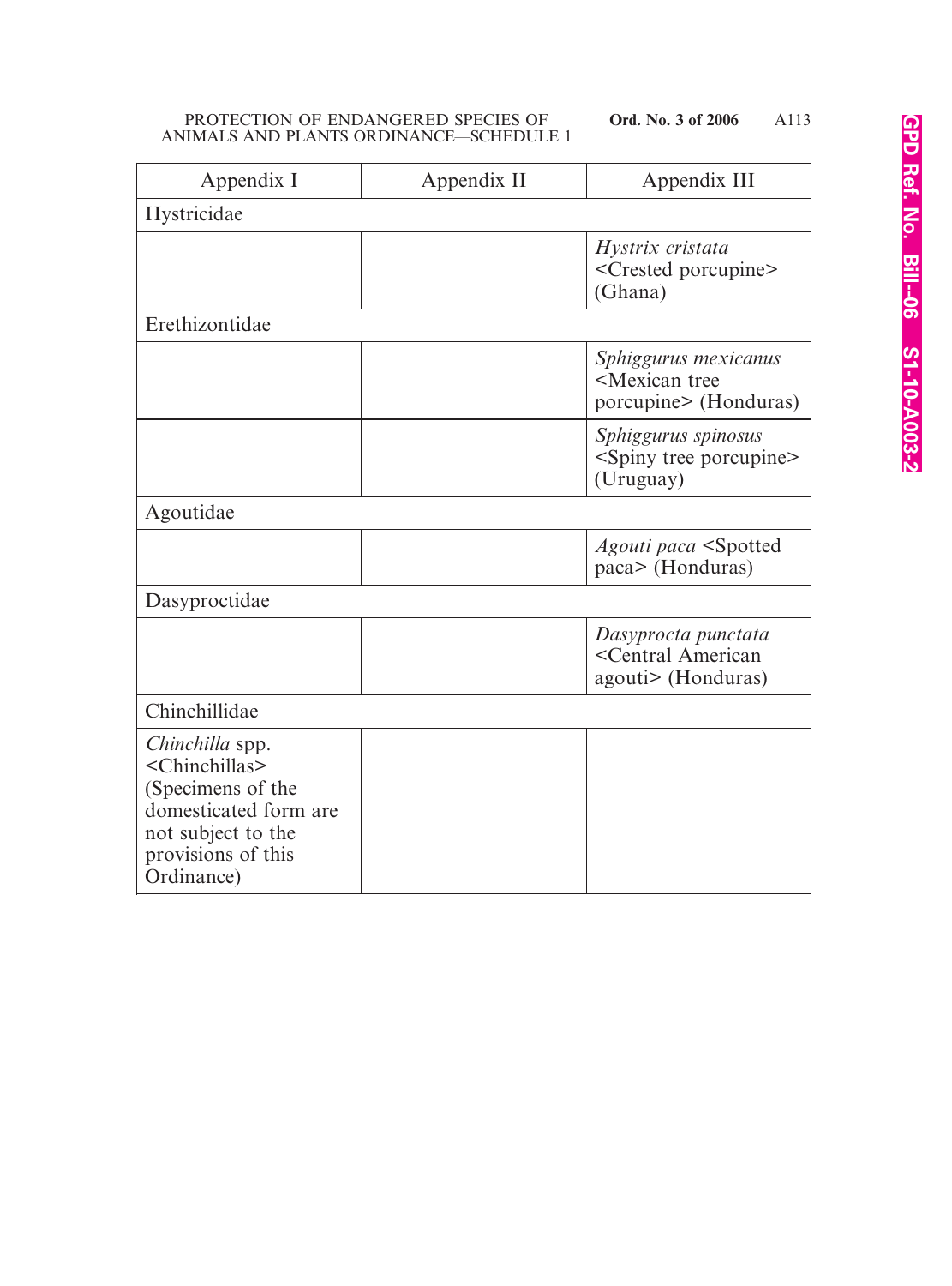| Appendix I | Appendix II | Appendix III |
|---|---|---|
| Hystricidae | | |
| | | *Hystrix cristata* <Crested porcupine> (Ghana) |
| Erethizontidae | | |
| | | *Sphiggurus mexicanus* <Mexican tree porcupine> (Honduras) |
| | | *Sphiggurus spinosus* <Spiny tree porcupine> (Uruguay) |
| Agoutidae | | |
| | | *Agouti paca* <Spotted paca> (Honduras) |
| Dasyproctidae | | |
| | | *Dasyprocta punctata* <Central American agouti> (Honduras) |
| Chinchillidae | | |
| *Chinchilla* spp. <Chinchillas> (Specimens of the domesticated form are not subject to the provisions of this Ordinance) | | |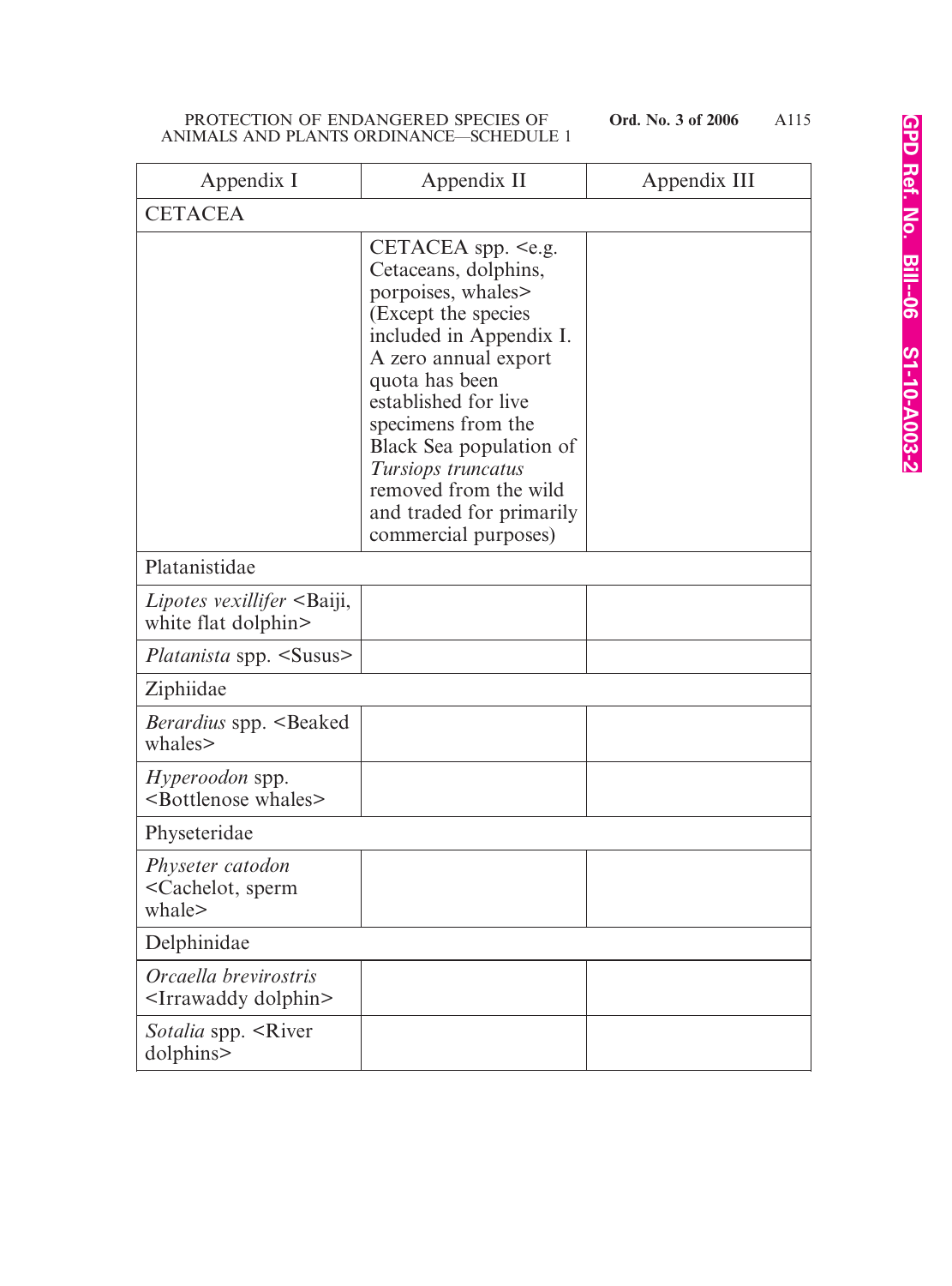| Appendix I | Appendix II | Appendix III |
|---|---|---|
| CETACEA | | |
| | CETACEA spp. <e.g. Cetaceans, dolphins, porpoises, whales> (Except the species included in Appendix I. A zero annual export quota has been established for live specimens from the Black Sea population of *Tursiops truncatus* removed from the wild and traded for primarily commercial purposes) | |
| Platanistidae | | |
| *Lipotes vexillifer* <Baiji, white flat dolphin> | | |
| *Platanista* spp. <Susus> | | |
| Ziphiidae | | |
| *Berardius* spp. <Beaked whales> | | |
| *Hyperoodon* spp. <Bottlenose whales> | | |
| Physeteridae | | |
| *Physeter catodon* <Cachelot, sperm whale> | | |
| Delphinidae | | |
| *Orcaella brevirostris* <Irrawaddy dolphin> | | |
| *Sotalia* spp. <River dolphins> | | |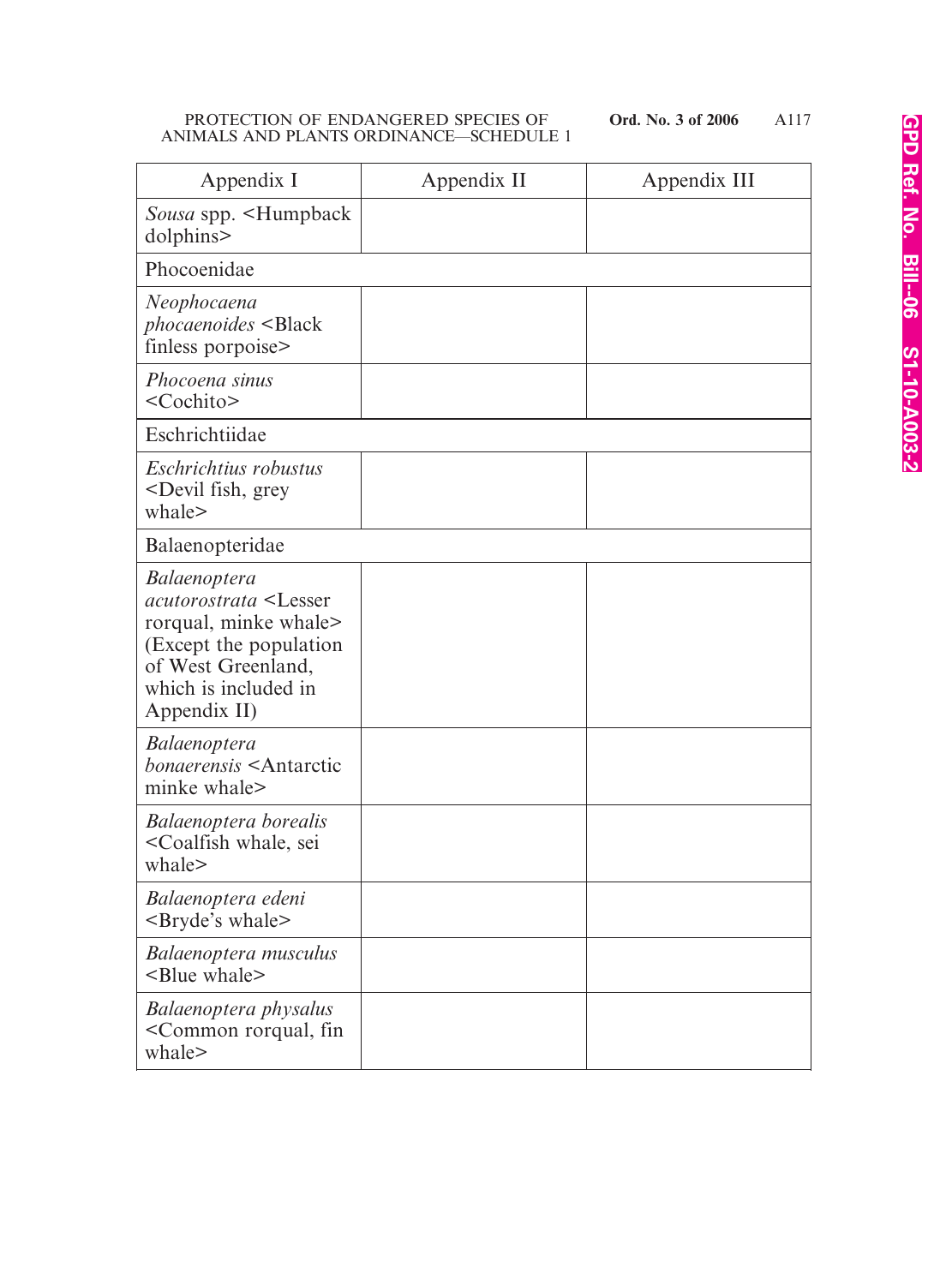| Appendix I | Appendix II | Appendix III |
|---|---|---|
| *Sousa* spp. <Humpback dolphins> | | |
| Phocoenidae | | |
| *Neophocaena phocaenoides* <Black finless porpoise> | | |
| *Phocoena sinus* <Cochito> | | |
| Eschrichtiidae | | |
| *Eschrichtius robustus* <Devil fish, grey whale> | | |
| Balaenopteridae | | |
| *Balaenoptera acutorostrata* <Lesser rorqual, minke whale> (Except the population of West Greenland, which is included in Appendix II) | | |
| *Balaenoptera bonaerensis* <Antarctic minke whale> | | |
| *Balaenoptera borealis* <Coalfish whale, sei whale> | | |
| *Balaenoptera edeni* <Bryde's whale> | | |
| *Balaenoptera musculus* <Blue whale> | | |
| *Balaenoptera physalus* <Common rorqual, fin whale> | | |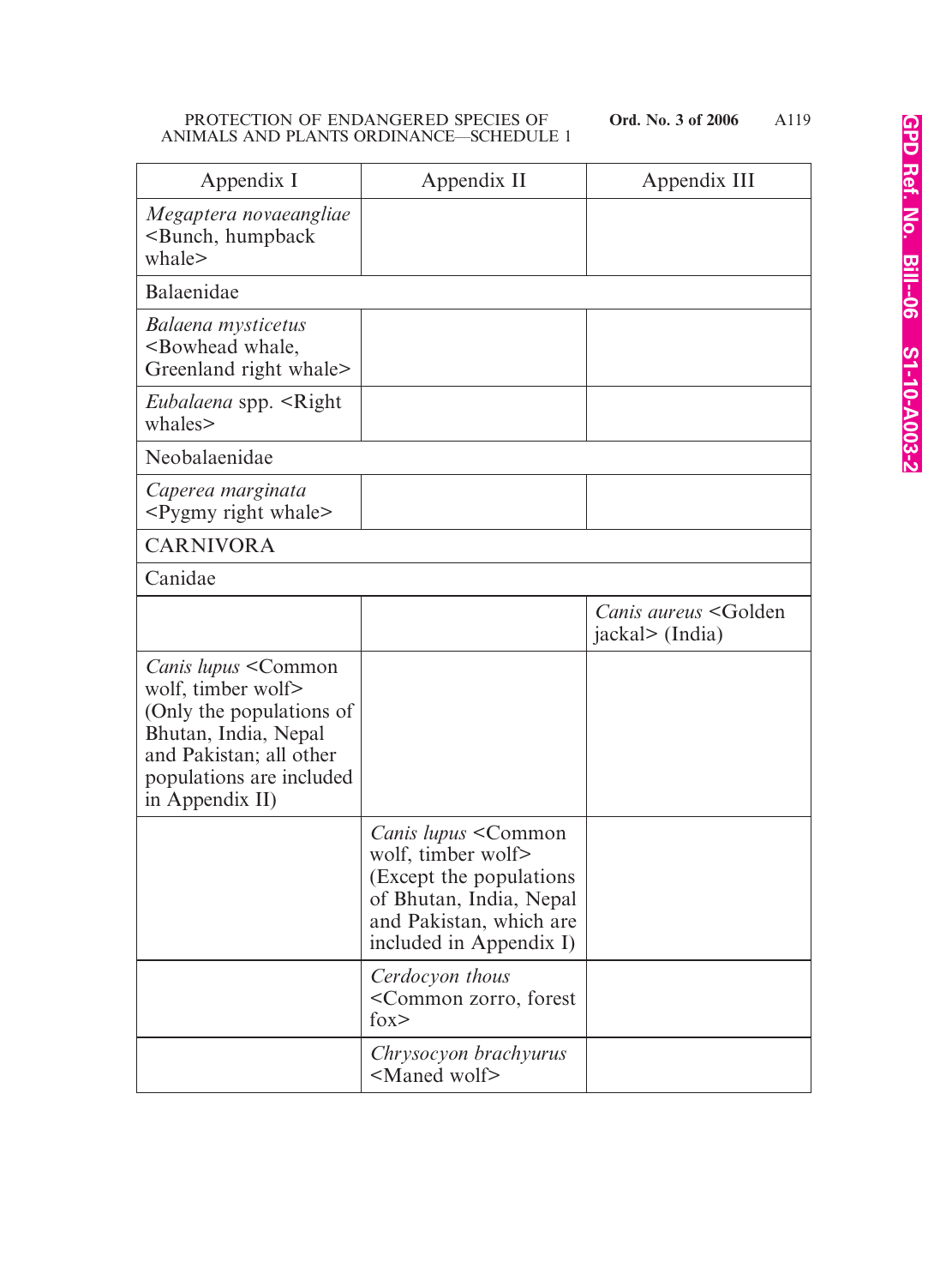| Appendix I | Appendix II | Appendix III |
|---|---|---|
| *Megaptera novaeangliae* <Bunch, humpback whale> | | |
| Balaenidae | | |
| *Balaena mysticetus* <Bowhead whale, Greenland right whale> | | |
| *Eubalaena* spp. <Right whales> | | |
| Neobalaenidae | | |
| *Caperea marginata* <Pygmy right whale> | | |
| CARNIVORA | | |
| Canidae | | |
| | | *Canis aureus* <Golden jackal> (India) |
| *Canis lupus* <Common wolf, timber wolf> (Only the populations of Bhutan, India, Nepal and Pakistan; all other populations are included in Appendix II) | | |
| | *Canis lupus* <Common wolf, timber wolf> (Except the populations of Bhutan, India, Nepal and Pakistan, which are included in Appendix I) | |
| | *Cerdocyon thous* <Common zorro, forest fox> | |
| | *Chrysocyon brachyurus* <Maned wolf> | |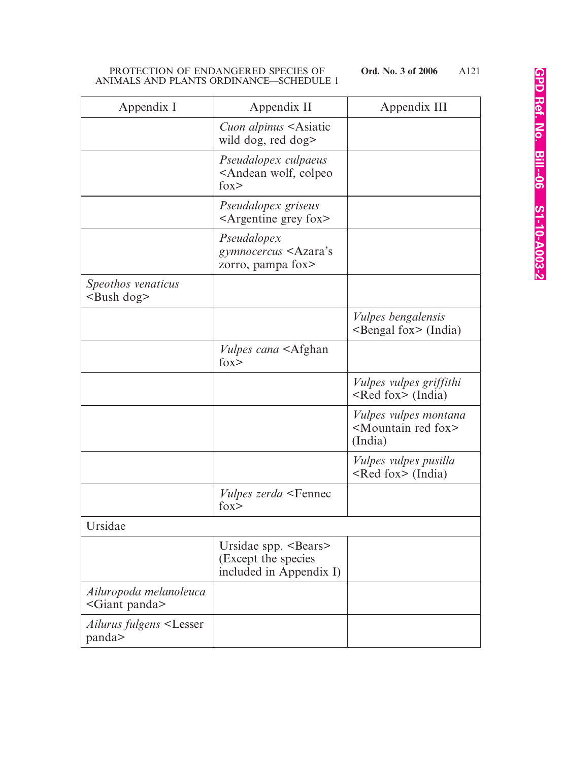| Appendix I | Appendix II | Appendix III |
|---|---|---|
| | *Cuon alpinus* <Asiatic wild dog, red dog> | |
| | *Pseudalopex culpaeus* <Andean wolf, colpeo fox> | |
| | *Pseudalopex griseus* <Argentine grey fox> | |
| | *Pseudalopex gymnocercus* <Azara's zorro, pampa fox> | |
| *Speothos venaticus* <Bush dog> | | |
| | | *Vulpes bengalensis* <Bengal fox> (India) |
| | *Vulpes cana* <Afghan fox> | |
| | | *Vulpes vulpes griffithi* <Red fox> (India) |
| | | *Vulpes vulpes montana* <Mountain red fox> (India) |
| | | *Vulpes vulpes pusilla* <Red fox> (India) |
| | *Vulpes zerda* <Fennec fox> | |
| Ursidae | | |
| | Ursidae spp. <Bears> (Except the species included in Appendix I) | |
| *Ailuropoda melanoleuca* <Giant panda> | | |
| *Ailurus fulgens* <Lesser panda> | | |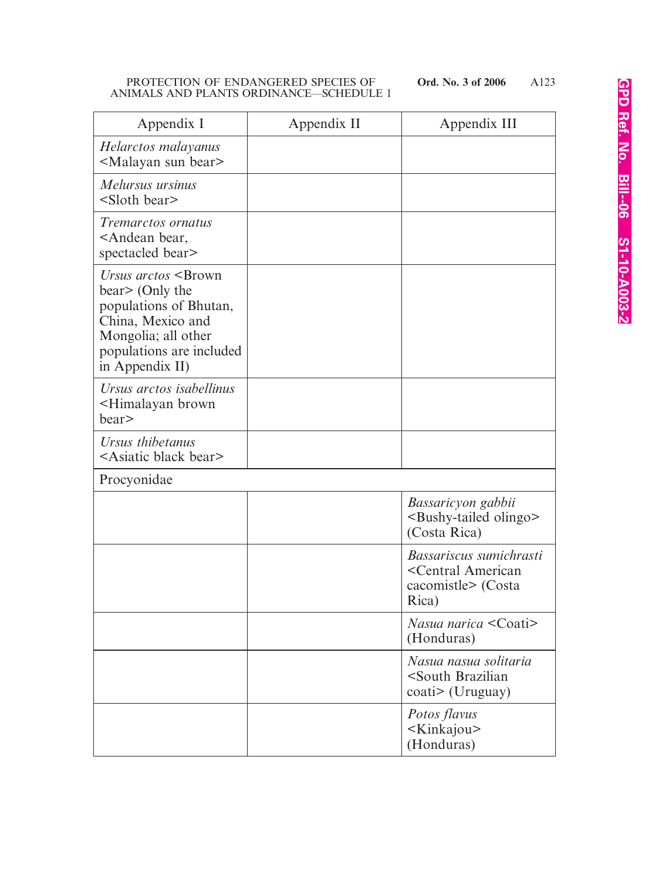| Appendix I | Appendix II | Appendix III |
|---|---|---|
| *Helarctos malayanus* <Malayan sun bear> | | |
| *Melursus ursinus* <Sloth bear> | | |
| *Tremarctos ornatus* <Andean bear, spectacled bear> | | |
| *Ursus arctos* <Brown bear> (Only the populations of Bhutan, China, Mexico and Mongolia; all other populations are included in Appendix II) | | |
| *Ursus arctos isabellinus* <Himalayan brown bear> | | |
| *Ursus thibetanus* <Asiatic black bear> | | |
| Procyonidae | | |
| | | *Bassaricyon gabbii* <Bushy-tailed olingo> (Costa Rica) |
| | | *Bassariscus sumichrasti* <Central American cacomistle> (Costa Rica) |
| | | *Nasua narica* <Coati> (Honduras) |
| | | *Nasua nasua solitaria* <South Brazilian coati> (Uruguay) |
| | | *Potos flavus* <Kinkajou> (Honduras) |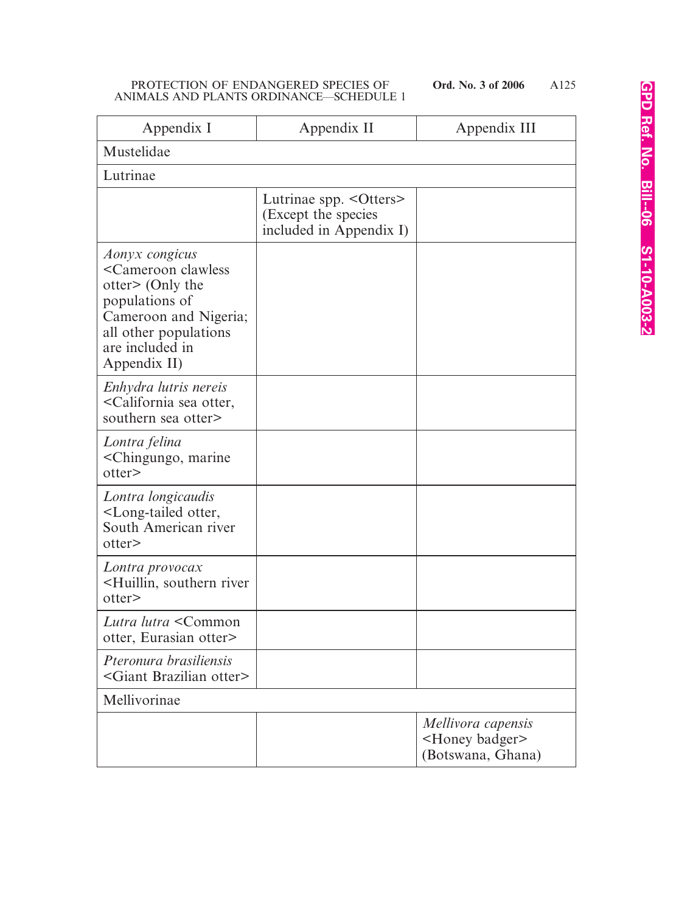| Appendix I | Appendix II | Appendix III |
|---|---|---|
| Mustelidae | | |
| Lutrinae | | |
| | Lutrinae spp. <Otters> (Except the species included in Appendix I) | |
| *Aonyx congicus* <Cameroon clawless otter> (Only the populations of Cameroon and Nigeria; all other populations are included in Appendix II) | | |
| *Enhydra lutris nereis* <California sea otter, southern sea otter> | | |
| *Lontra felina* <Chingungo, marine otter> | | |
| *Lontra longicaudis* <Long-tailed otter, South American river otter> | | |
| *Lontra provocax* <Huillin, southern river otter> | | |
| *Lutra lutra* <Common otter, Eurasian otter> | | |
| *Pteronura brasiliensis* <Giant Brazilian otter> | | |
| Mellivorinae | | |
| | | *Mellivora capensis* <Honey badger> (Botswana, Ghana) |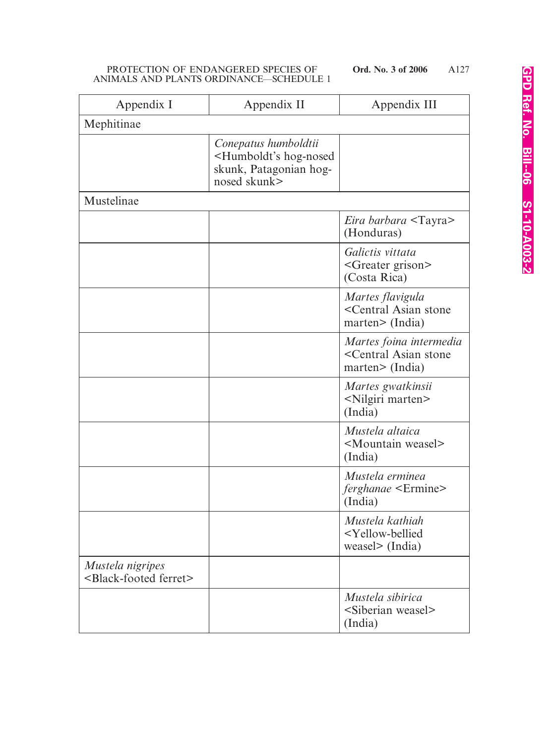| Appendix I | Appendix II | Appendix III |
|---|---|---|
| Mephitinae | | |
| | *Conepatus humboldtii* <Humboldt's hog-nosed skunk, Patagonian hog-nosed skunk> | |
| Mustelinae | | |
| | | *Eira barbara* <Tayra> (Honduras) |
| | | *Galictis vittata* <Greater grison> (Costa Rica) |
| | | *Martes flavigula* <Central Asian stone marten> (India) |
| | | *Martes foina intermedia* <Central Asian stone marten> (India) |
| | | *Martes gwatkinsii* <Nilgiri marten> (India) |
| | | *Mustela altaica* <Mountain weasel> (India) |
| | | *Mustela erminea ferghanae* <Ermine> (India) |
| | | *Mustela kathiah* <Yellow-bellied weasel> (India) |
| *Mustela nigripes* <Black-footed ferret> | | |
| | | *Mustela sibirica* <Siberian weasel> (India) |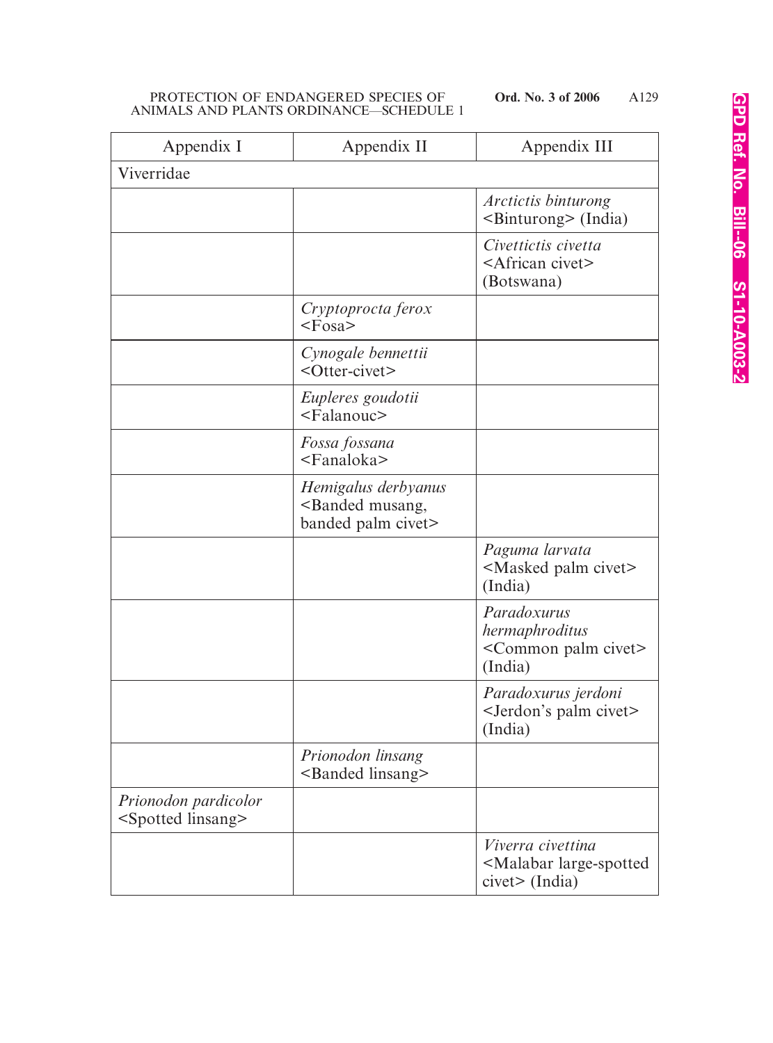| Appendix I | Appendix II | Appendix III |
|---|---|---|
| Viverridae | | |
| | | *Arctictis binturong* <Binturong> (India) |
| | | *Civettictis civetta* <African civet> (Botswana) |
| | *Cryptoprocta ferox* <Fosa> | |
| | *Cynogale bennettii* <Otter-civet> | |
| | *Eupleres goudotii* <Falanouc> | |
| | *Fossa fossana* <Fanaloka> | |
| | *Hemigalus derbyanus* <Banded musang, banded palm civet> | |
| | | *Paguma larvata* <Masked palm civet> (India) |
| | | *Paradoxurus hermaphroditus* <Common palm civet> (India) |
| | | *Paradoxurus jerdoni* <Jerdon's palm civet> (India) |
| | *Prionodon linsang* <Banded linsang> | |
| *Prionodon pardicolor* <Spotted linsang> | | |
| | | *Viverra civettina* <Malabar large-spotted civet> (India) |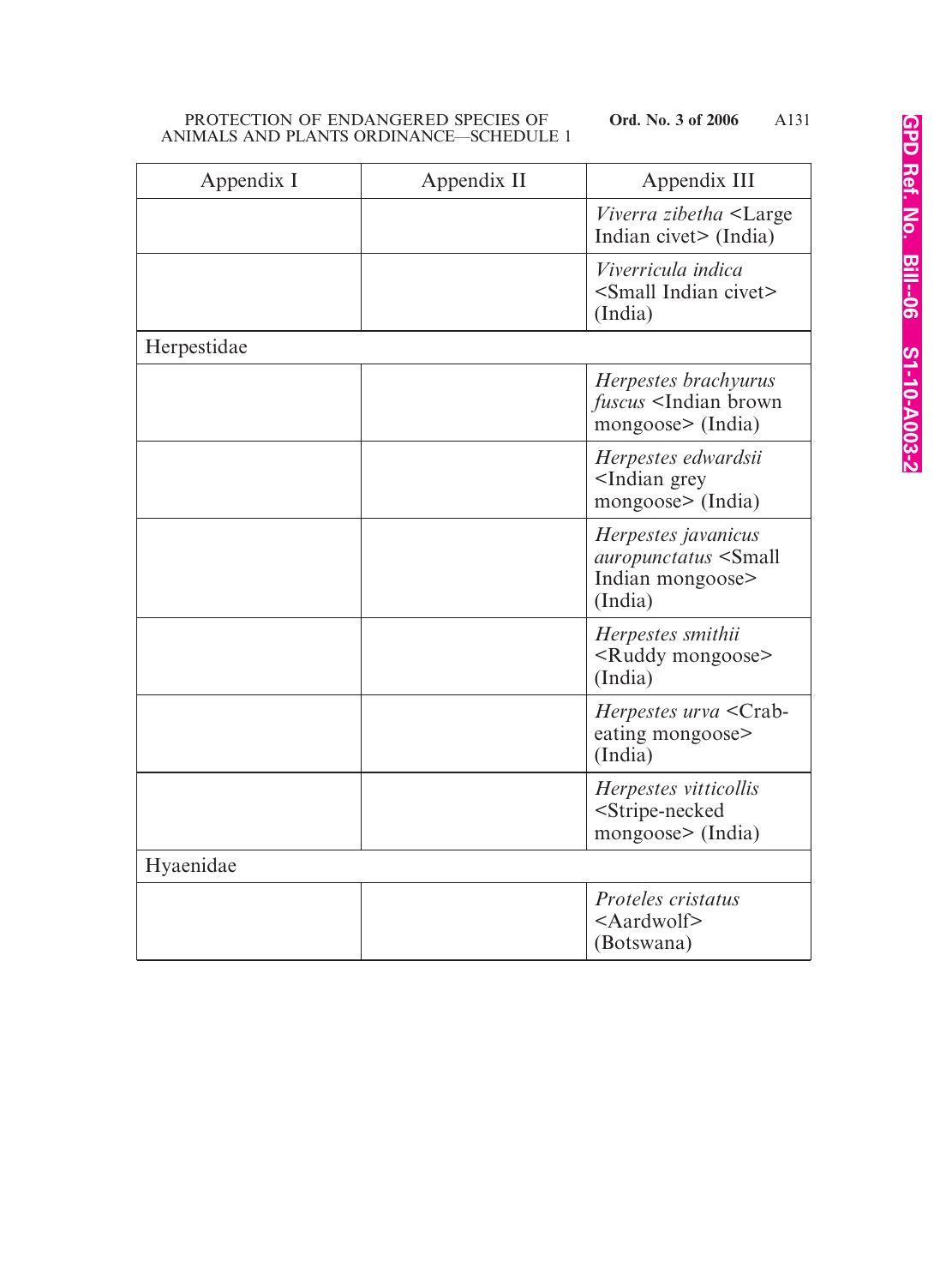| Appendix I | Appendix II | Appendix III |
|---|---|---|
| | | *Viverra zibetha* <Large Indian civet> (India) |
| | | *Viverricula indica* <Small Indian civet> (India) |
| Herpestidae | | |
| | | *Herpestes brachyurus fuscus* <Indian brown mongoose> (India) |
| | | *Herpestes edwardsii* <Indian grey mongoose> (India) |
| | | *Herpestes javanicus auropunctatus* <Small Indian mongoose> (India) |
| | | *Herpestes smithii* <Ruddy mongoose> (India) |
| | | *Herpestes urva* <Crab-eating mongoose> (India) |
| | | *Herpestes vitticollis* <Stripe-necked mongoose> (India) |
| Hyaenidae | | |
| | | *Proteles cristatus* <Aardwolf> (Botswana) |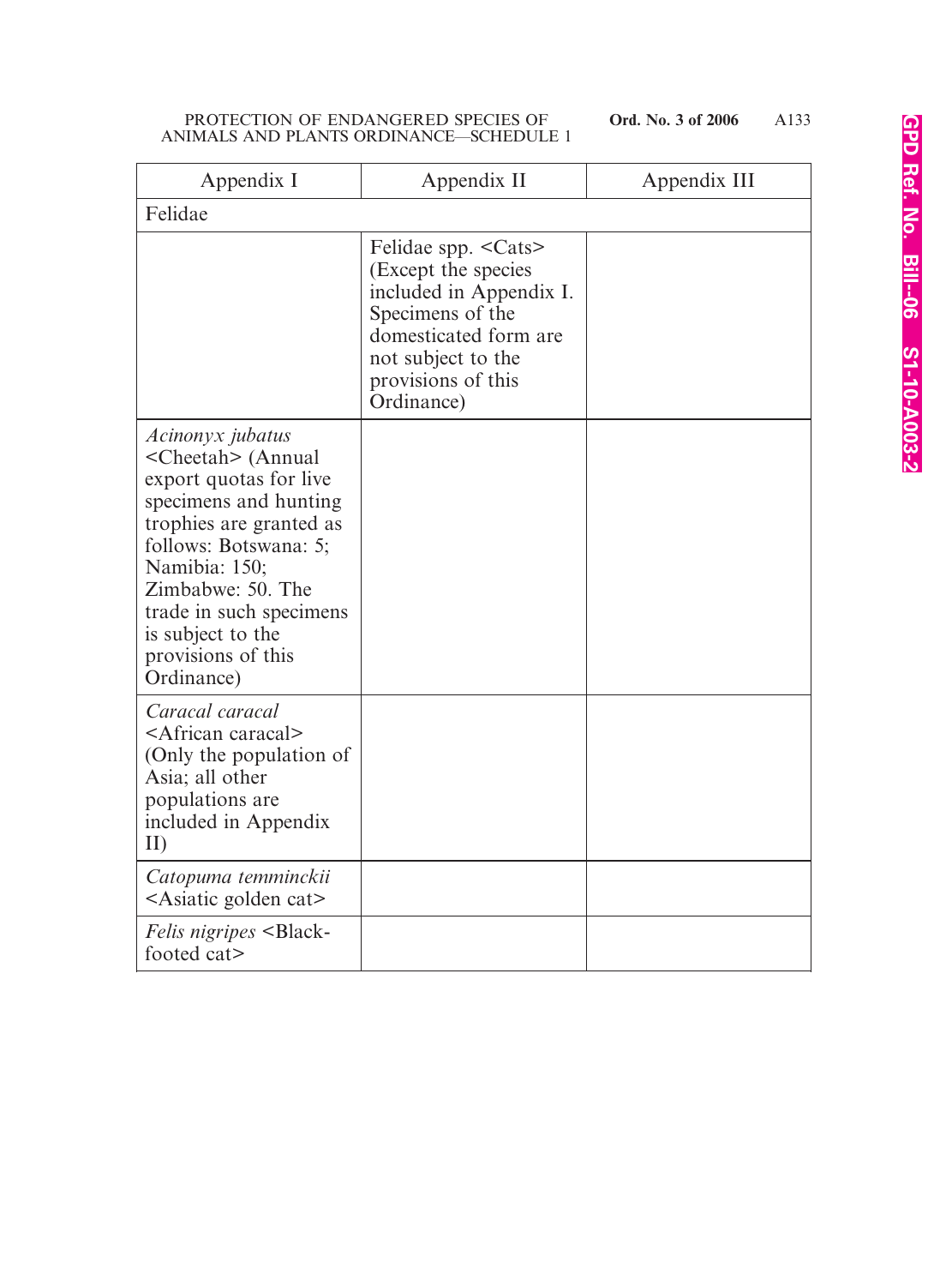| Appendix I | Appendix II | Appendix III |
|---|---|---|
| Felidae | | |
| | Felidae spp. <Cats> (Except the species included in Appendix I. Specimens of the domesticated form are not subject to the provisions of this Ordinance) | |
| *Acinonyx jubatus* <Cheetah> (Annual export quotas for live specimens and hunting trophies are granted as follows: Botswana: 5; Namibia: 150; Zimbabwe: 50. The trade in such specimens is subject to the provisions of this Ordinance) | | |
| *Caracal caracal* <African caracal> (Only the population of Asia; all other populations are included in Appendix II) | | |
| *Catopuma temminckii* <Asiatic golden cat> | | |
| *Felis nigripes* <Black-footed cat> | | |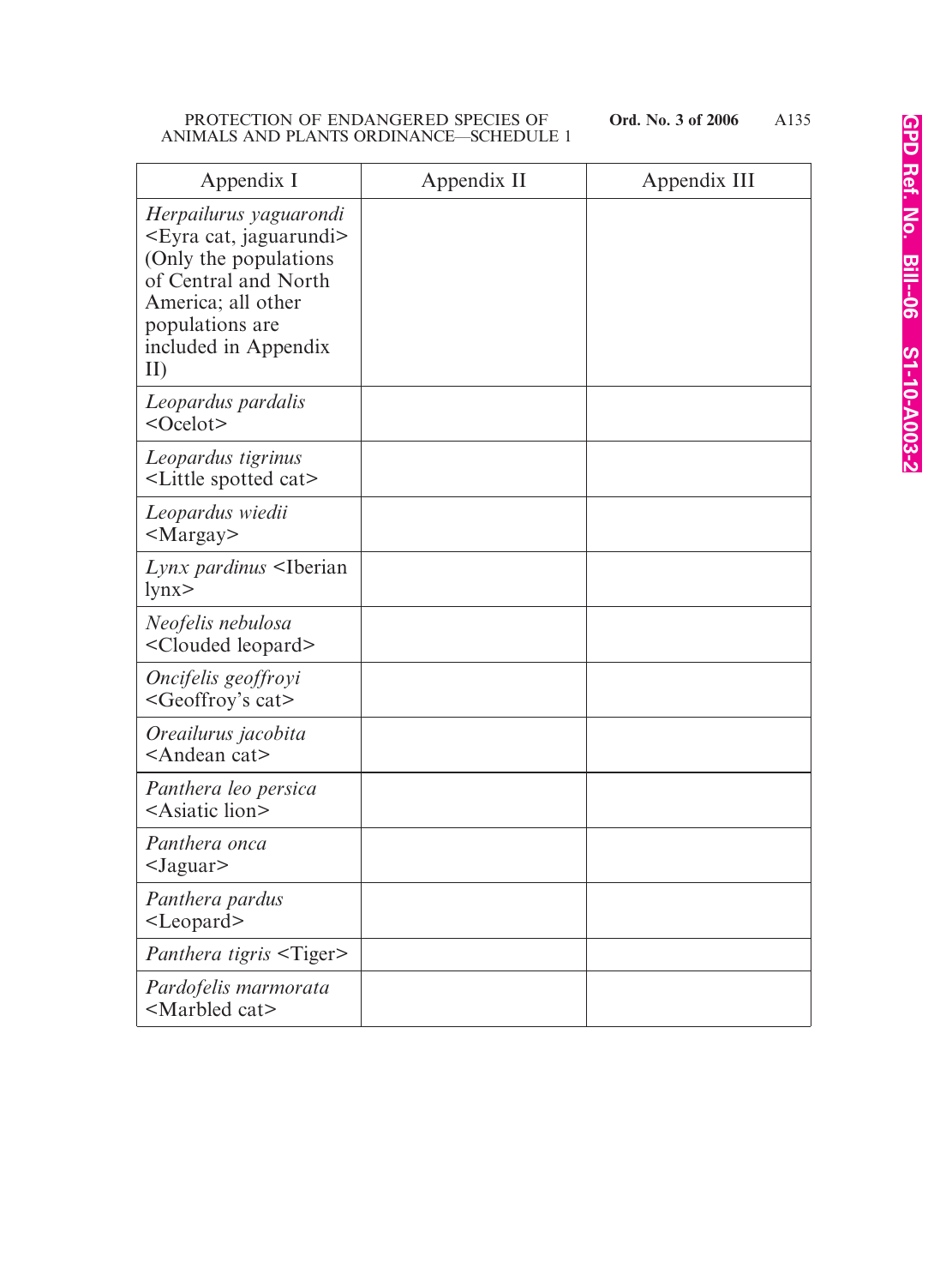| Appendix I | Appendix II | Appendix III |
|---|---|---|
| *Herpailurus yaguarondi* <Eyra cat, jaguarundi> (Only the populations of Central and North America; all other populations are included in Appendix II) | | |
| *Leopardus pardalis* <Ocelot> | | |
| *Leopardus tigrinus* <Little spotted cat> | | |
| *Leopardus wiedii* <Margay> | | |
| *Lynx pardinus* <Iberian lynx> | | |
| *Neofelis nebulosa* <Clouded leopard> | | |
| *Oncifelis geoffroyi* <Geoffroy's cat> | | |
| *Oreailurus jacobita* <Andean cat> | | |
| *Panthera leo persica* <Asiatic lion> | | |
| *Panthera onca* <Jaguar> | | |
| *Panthera pardus* <Leopard> | | |
| *Panthera tigris* <Tiger> | | |
| *Pardofelis marmorata* <Marbled cat> | | |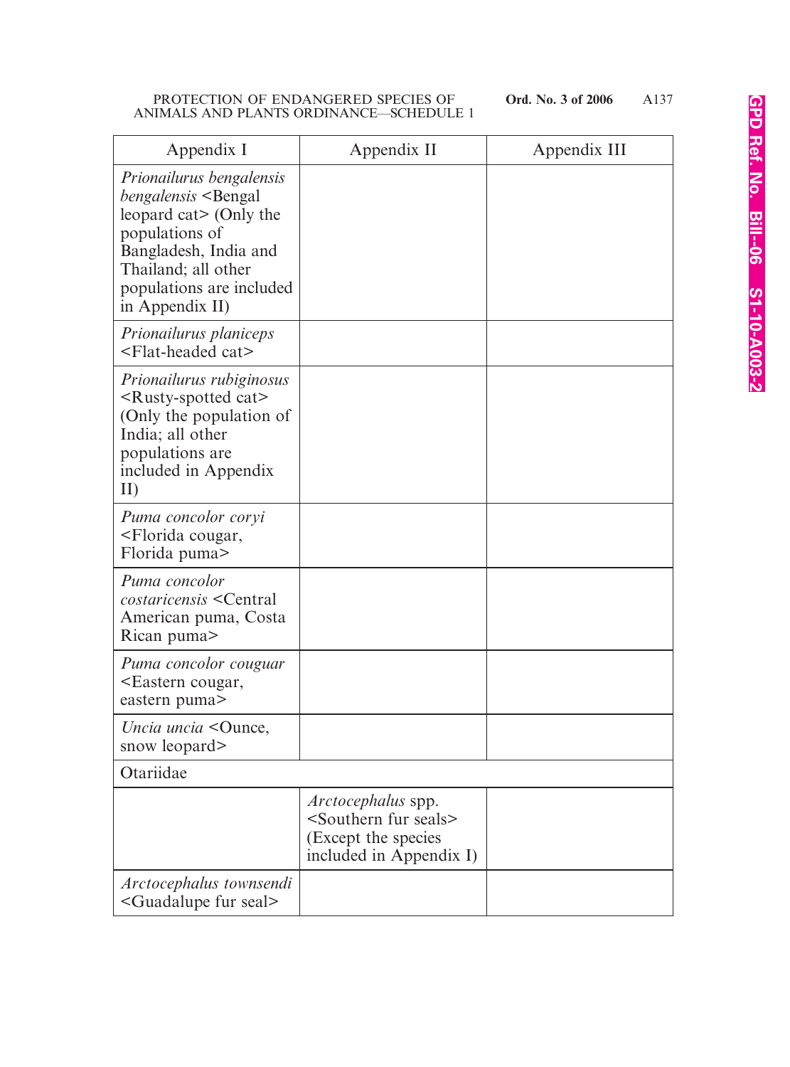| Appendix I | Appendix II | Appendix III |
|---|---|---|
| *Prionailurus bengalensis bengalensis* <Bengal leopard cat> (Only the populations of Bangladesh, India and Thailand; all other populations are included in Appendix II) | | |
| *Prionailurus planiceps* <Flat-headed cat> | | |
| *Prionailurus rubiginosus* <Rusty-spotted cat> (Only the population of India; all other populations are included in Appendix II) | | |
| *Puma concolor coryi* <Florida cougar, Florida puma> | | |
| *Puma concolor costaricensis* <Central American puma, Costa Rican puma> | | |
| *Puma concolor couguar* <Eastern cougar, eastern puma> | | |
| *Uncia uncia* <Ounce, snow leopard> | | |
| Otariidae | | |
| | *Arctocephalus* spp. <Southern fur seals> (Except the species included in Appendix I) | |
| *Arctocephalus townsendi* <Guadalupe fur seal> | | |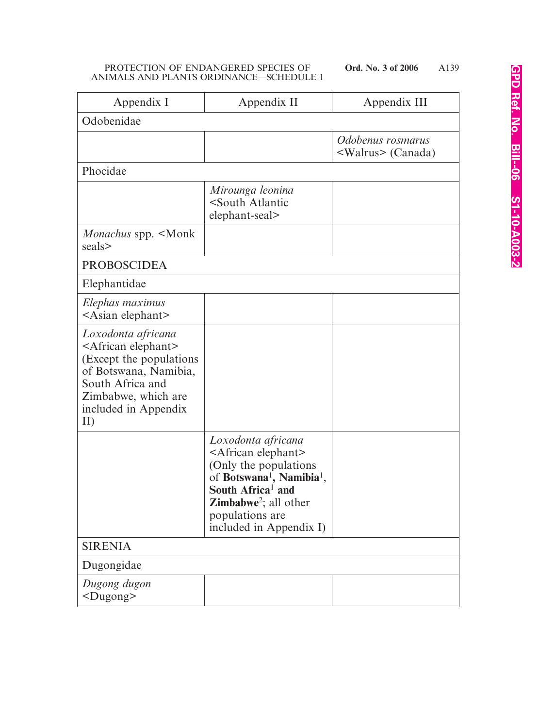| Appendix I | Appendix II | Appendix III |
|---|---|---|
| Odobenidae | | |
| | | *Odobenus rosmarus* <Walrus> (Canada) |
| Phocidae | | |
| | *Mirounga leonina* <South Atlantic elephant-seal> | |
| *Monachus* spp. <Monk seals> | | |
| PROBOSCIDEA | | |
| Elephantidae | | |
| *Elephas maximus* <Asian elephant> | | |
| *Loxodonta africana* <African elephant> (Except the populations of Botswana, Namibia, South Africa and Zimbabwe, which are included in Appendix II) | | |
| | *Loxodonta africana* <African elephant> (Only the populations of **Botswana**[1]**, Namibia**[1], **South Africa**[1] **and Zimbabwe**[2]; all other populations are included in Appendix I) | |
| SIRENIA | | |
| Dugongidae | | |
| *Dugong dugon* <Dugong> | | |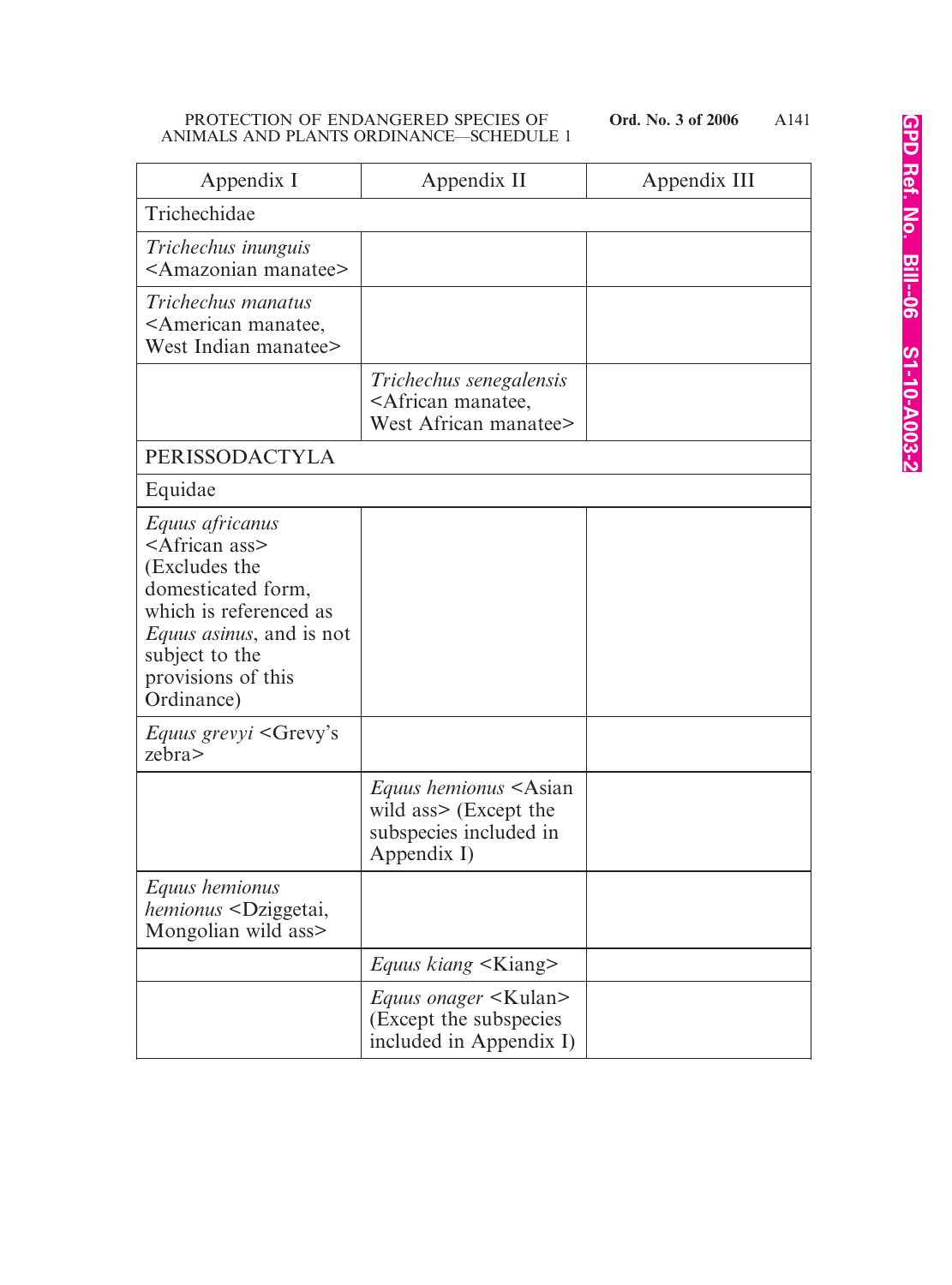| Appendix I | Appendix II | Appendix III |
|---|---|---|
| Trichechidae | | |
| *Trichechus inunguis* <Amazonian manatee> | | |
| *Trichechus manatus* <American manatee, West Indian manatee> | | |
| | *Trichechus senegalensis* <African manatee, West African manatee> | |
| PERISSODACTYLA | | |
| Equidae | | |
| *Equus africanus* <African ass> (Excludes the domesticated form, which is referenced as *Equus asinus*, and is not subject to the provisions of this Ordinance) | | |
| *Equus grevyi* <Grevy's zebra> | | |
| | *Equus hemionus* <Asian wild ass> (Except the subspecies included in Appendix I) | |
| *Equus hemionus hemionus* <Dziggetai, Mongolian wild ass> | | |
| | *Equus kiang* <Kiang> | |
| | *Equus onager* <Kulan> (Except the subspecies included in Appendix I) | |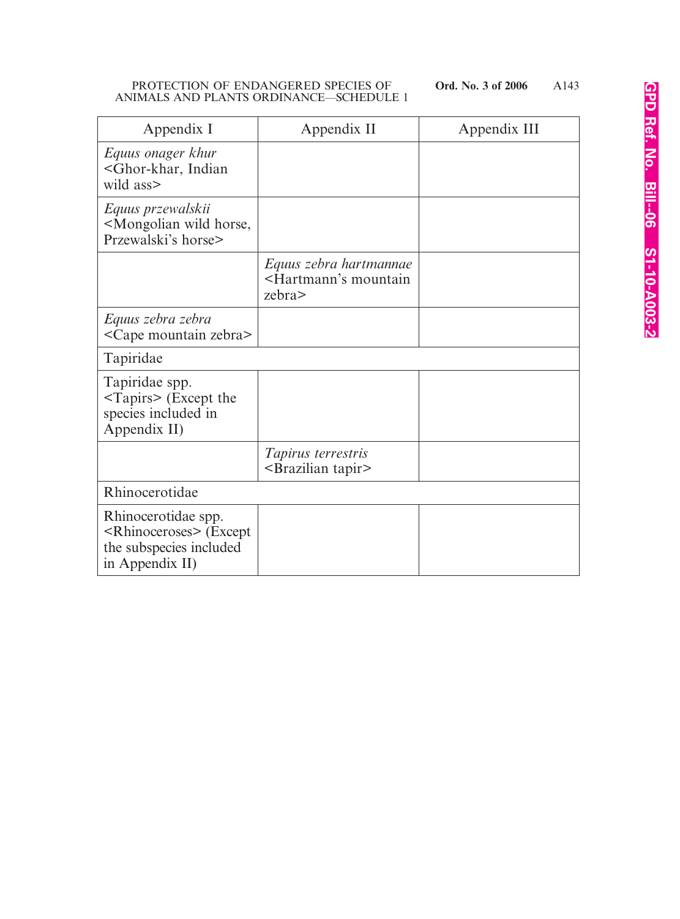| Appendix I | Appendix II | Appendix III |
|---|---|---|
| *Equus onager khur* <Ghor-khar, Indian wild ass> | | |
| *Equus przewalskii* <Mongolian wild horse, Przewalski's horse> | | |
| | *Equus zebra hartmannae* <Hartmann's mountain zebra> | |
| *Equus zebra zebra* <Cape mountain zebra> | | |
| Tapiridae | | |
| Tapiridae spp. <Tapirs> (Except the species included in Appendix II) | | |
| | *Tapirus terrestris* <Brazilian tapir> | |
| Rhinocerotidae | | |
| Rhinocerotidae spp. <Rhinoceroses> (Except the subspecies included in Appendix II) | | |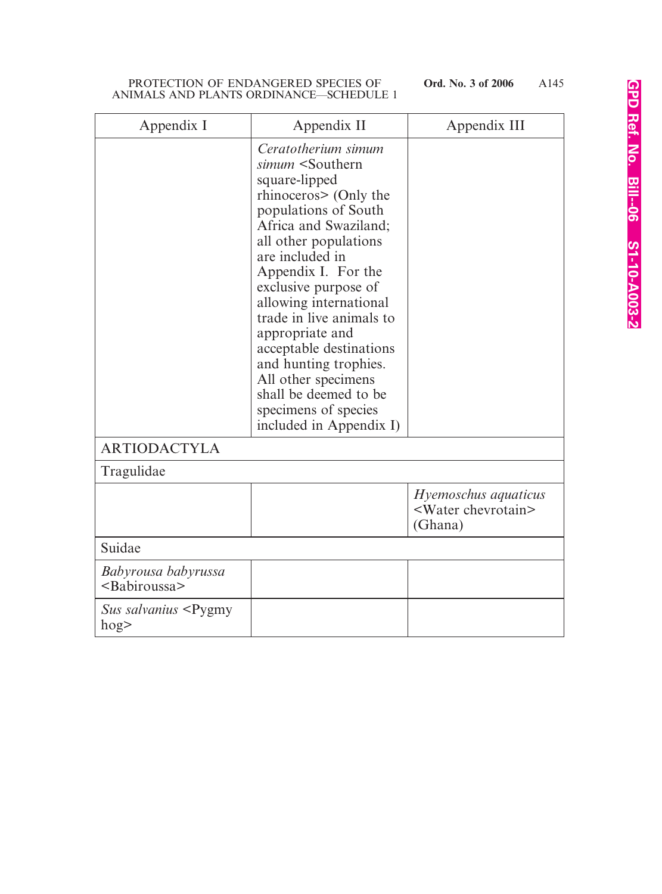| Appendix I | Appendix II | Appendix III |
|---|---|---|
| | *Ceratotherium simum simum* <Southern square-lipped rhinoceros> (Only the populations of South Africa and Swaziland; all other populations are included in Appendix I. For the exclusive purpose of allowing international trade in live animals to appropriate and acceptable destinations and hunting trophies. All other specimens shall be deemed to be specimens of species included in Appendix I) | |
| ARTIODACTYLA | | |
| Tragulidae | | |
| | | *Hyemoschus aquaticus* <Water chevrotain> (Ghana) |
| Suidae | | |
| *Babyrousa babyrussa* <Babiroussa> | | |
| *Sus salvanius* <Pygmy hog> | | |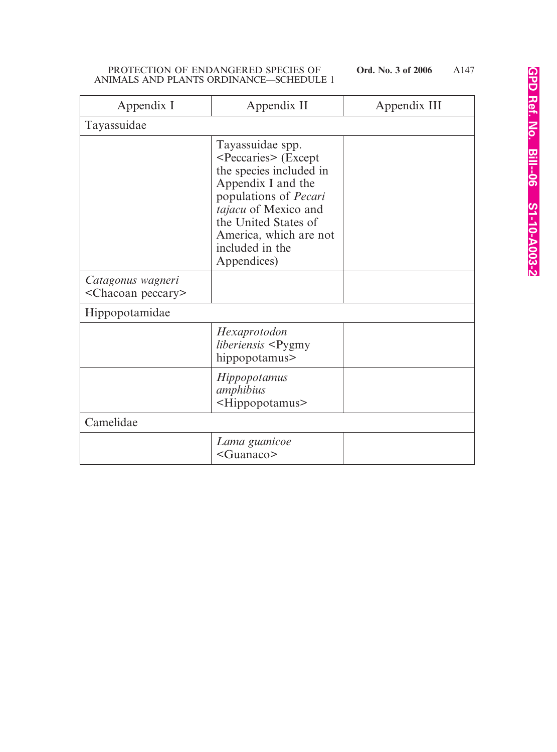| Appendix I | Appendix II | Appendix III |
|---|---|---|
| Tayassuidae | | |
| | Tayassuidae spp. <Peccaries> (Except the species included in Appendix I and the populations of *Pecari tajacu* of Mexico and the United States of America, which are not included in the Appendices) | |
| *Catagonus wagneri* <Chacoan peccary> | | |
| Hippopotamidae | | |
| | *Hexaprotodon liberiensis* <Pygmy hippopotamus> | |
| | *Hippopotamus amphibius* <Hippopotamus> | |
| Camelidae | | |
| | *Lama guanicoe* <Guanaco> | |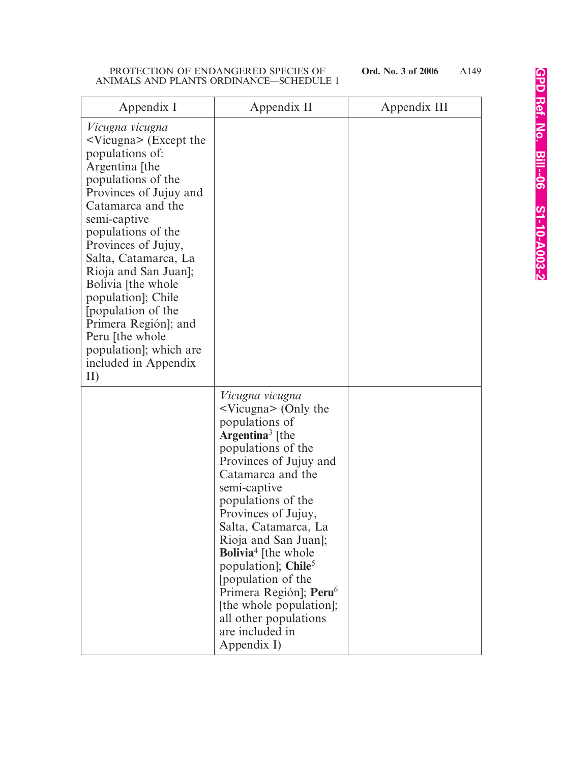| Appendix I | Appendix II | Appendix III |
|---|---|---|
| *Vicugna vicugna* <Vicugna> (Except the populations of: Argentina [the populations of the Provinces of Jujuy and Catamarca and the semi-captive populations of the Provinces of Jujuy, Salta, Catamarca, La Rioja and San Juan]; Bolivia [the whole population]; Chile [population of the Primera Región]; and Peru [the whole population]; which are included in Appendix II) | | |
| | *Vicugna vicugna* <Vicugna> (Only the populations of **Argentina**[3] [the populations of the Provinces of Jujuy and Catamarca and the semi-captive populations of the Provinces of Jujuy, Salta, Catamarca, La Rioja and San Juan]; **Bolivia**[4] [the whole population]; **Chile**[5] [population of the Primera Región]; **Peru**[6] [the whole population]; all other populations are included in Appendix I) | |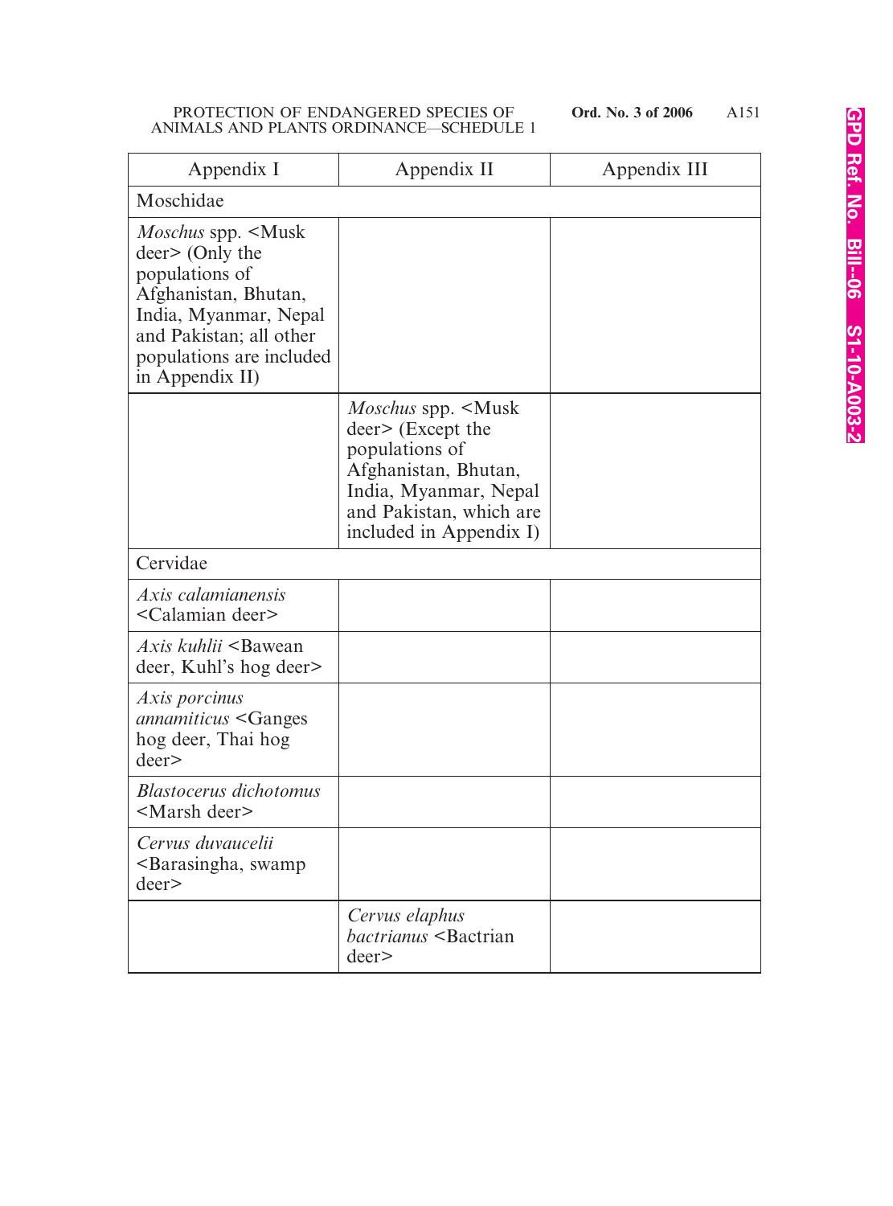| Appendix I | Appendix II | Appendix III |
|---|---|---|
| Moschidae | | |
| *Moschus* spp. <Musk deer> (Only the populations of Afghanistan, Bhutan, India, Myanmar, Nepal and Pakistan; all other populations are included in Appendix II) | | |
| | *Moschus* spp. <Musk deer> (Except the populations of Afghanistan, Bhutan, India, Myanmar, Nepal and Pakistan, which are included in Appendix I) | |
| Cervidae | | |
| *Axis calamianensis* <Calamian deer> | | |
| *Axis kuhlii* <Bawean deer, Kuhl's hog deer> | | |
| *Axis porcinus annamiticus* <Ganges hog deer, Thai hog deer> | | |
| *Blastocerus dichotomus* <Marsh deer> | | |
| *Cervus duvaucelii* <Barasingha, swamp deer> | | |
| | *Cervus elaphus bactrianus* <Bactrian deer> | |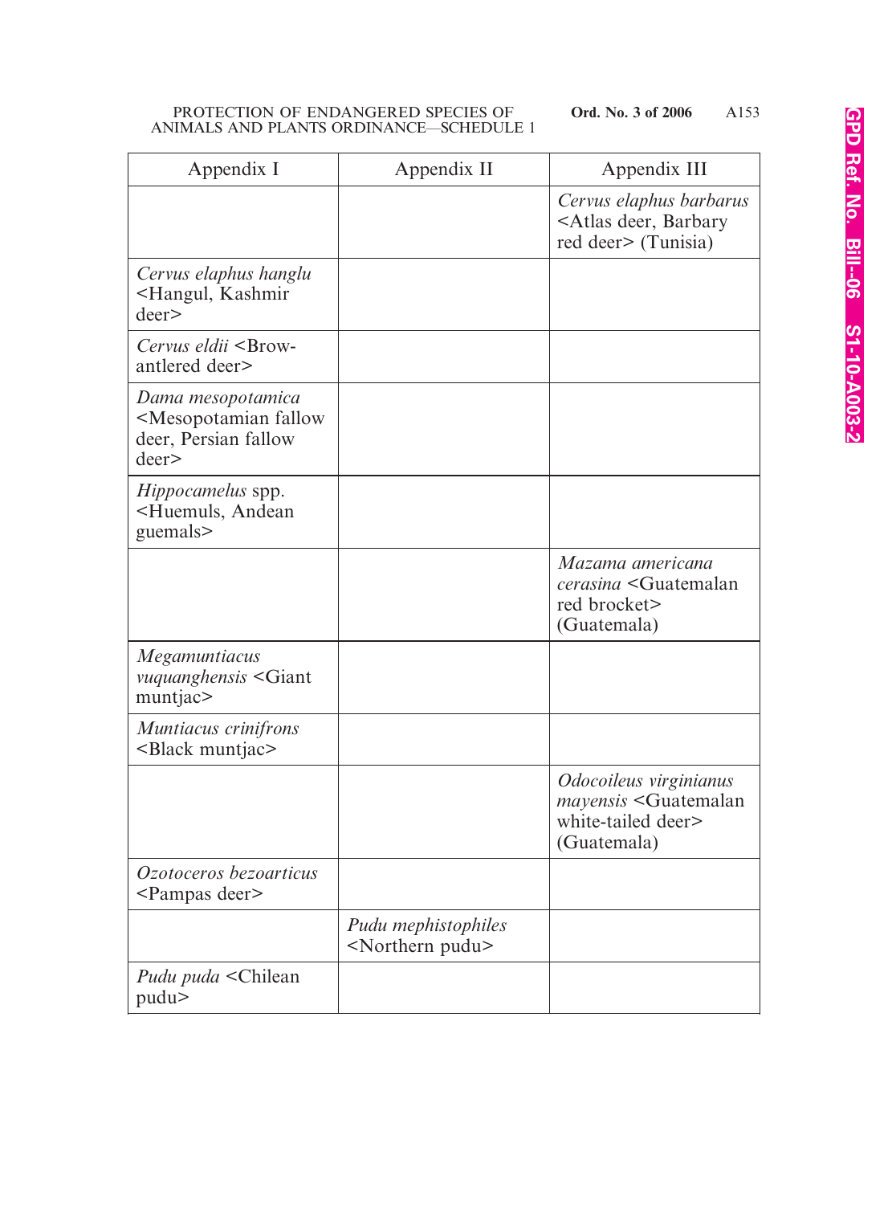| Appendix I | Appendix II | Appendix III |
|---|---|---|
| | | *Cervus elaphus barbarus* <Atlas deer, Barbary red deer> (Tunisia) |
| *Cervus elaphus hanglu* <Hangul, Kashmir deer> | | |
| *Cervus eldii* <Brow-antlered deer> | | |
| *Dama mesopotamica* <Mesopotamian fallow deer, Persian fallow deer> | | |
| *Hippocamelus* spp. <Huemuls, Andean guemals> | | |
| | | *Mazama americana cerasina* <Guatemalan red brocket> (Guatemala) |
| *Megamuntiacus vuquanghensis* <Giant muntjac> | | |
| *Muntiacus crinifrons* <Black muntjac> | | |
| | | *Odocoileus virginianus mayensis* <Guatemalan white-tailed deer> (Guatemala) |
| *Ozotoceros bezoarticus* <Pampas deer> | | |
| | *Pudu mephistophiles* <Northern pudu> | |
| *Pudu puda* <Chilean pudu> | | |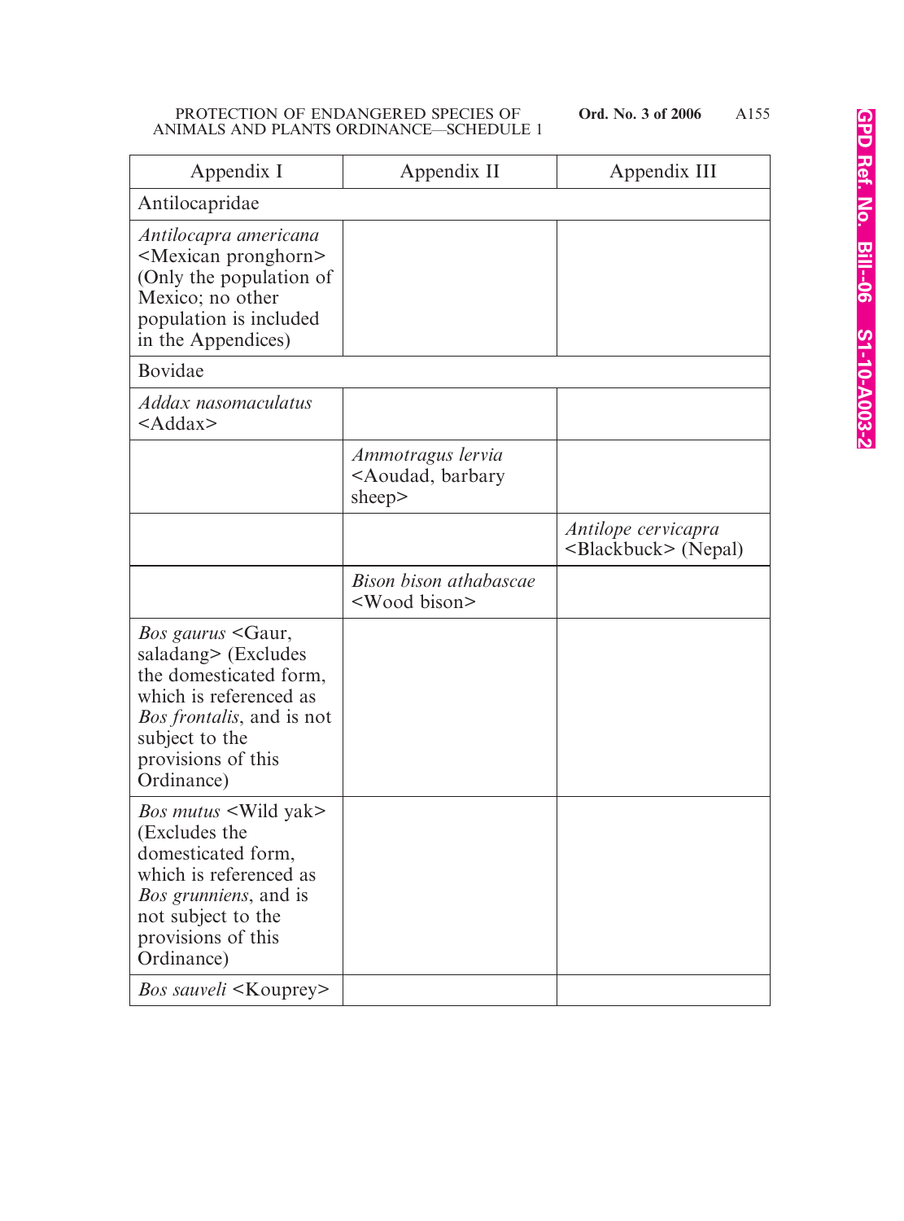| Appendix I | Appendix II | Appendix III |
|---|---|---|
| Antilocapridae | | |
| *Antilocapra americana* <Mexican pronghorn> (Only the population of Mexico; no other population is included in the Appendices) | | |
| Bovidae | | |
| *Addax nasomaculatus* <Addax> | | |
| | *Ammotragus lervia* <Aoudad, barbary sheep> | |
| | | *Antilope cervicapra* <Blackbuck> (Nepal) |
| | *Bison bison athabascae* <Wood bison> | |
| *Bos gaurus* <Gaur, saladang> (Excludes the domesticated form, which is referenced as *Bos frontalis*, and is not subject to the provisions of this Ordinance) | | |
| *Bos mutus* <Wild yak> (Excludes the domesticated form, which is referenced as *Bos grunniens*, and is not subject to the provisions of this Ordinance) | | |
| *Bos sauveli* <Kouprey> | | |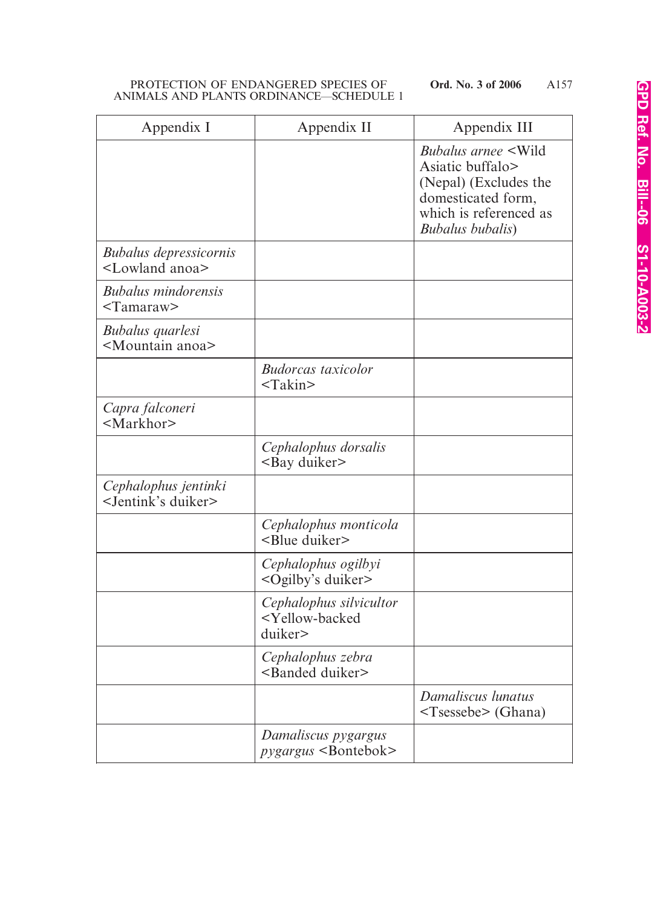| Appendix I | Appendix II | Appendix III |
|---|---|---|
| | | *Bubalus arnee* <Wild Asiatic buffalo> (Nepal) (Excludes the domesticated form, which is referenced as *Bubalus bubalis*) |
| *Bubalus depressicornis* <Lowland anoa> | | |
| *Bubalus mindorensis* <Tamaraw> | | |
| *Bubalus quarlesi* <Mountain anoa> | | |
| | *Budorcas taxicolor* <Takin> | |
| *Capra falconeri* <Markhor> | | |
| | *Cephalophus dorsalis* <Bay duiker> | |
| *Cephalophus jentinki* <Jentink's duiker> | | |
| | *Cephalophus monticola* <Blue duiker> | |
| | *Cephalophus ogilbyi* <Ogilby's duiker> | |
| | *Cephalophus silvicultor* <Yellow-backed duiker> | |
| | *Cephalophus zebra* <Banded duiker> | |
| | | *Damaliscus lunatus* <Tsessebe> (Ghana) |
| | *Damaliscus pygargus pygargus* <Bontebok> | |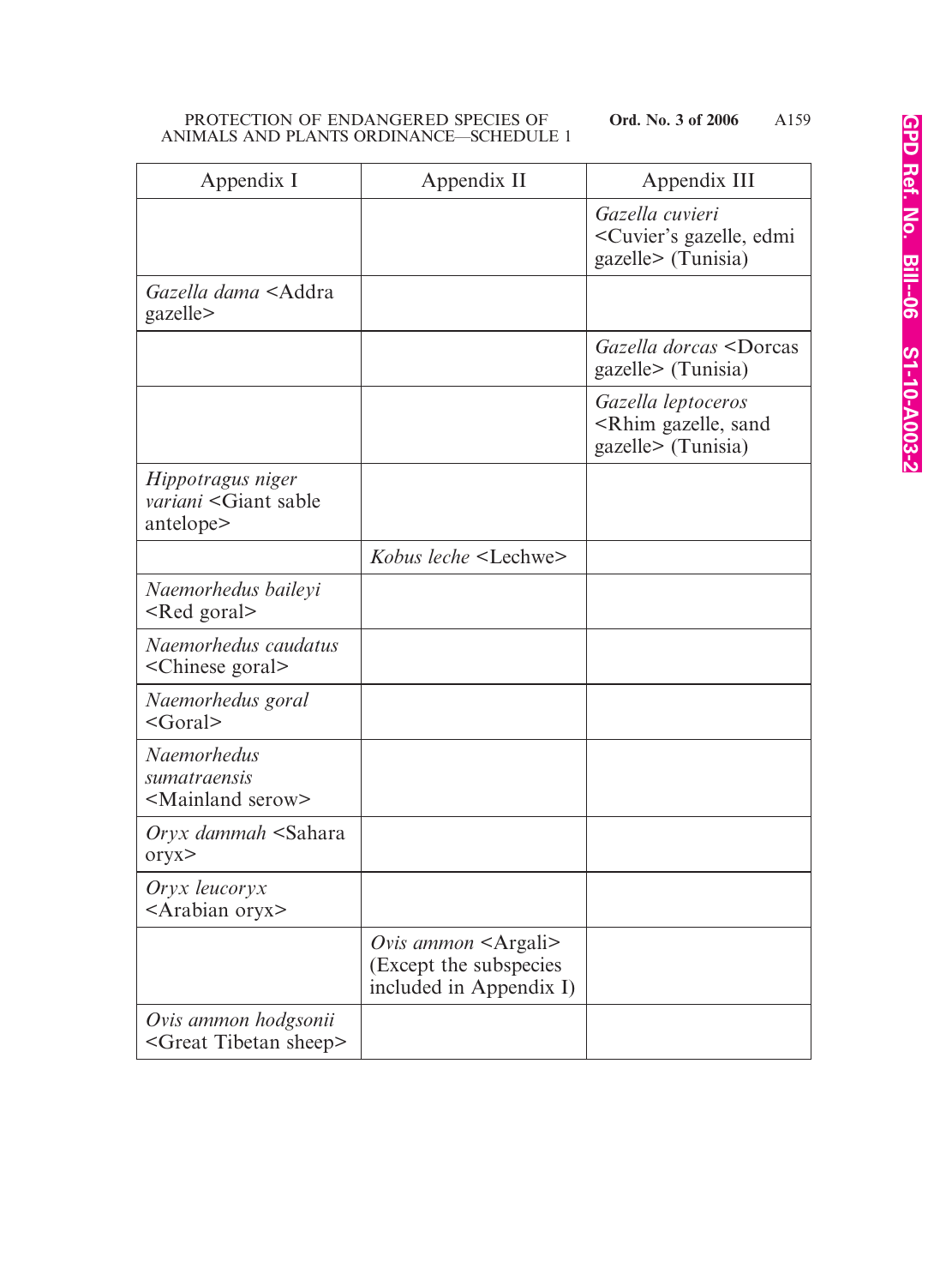| Appendix I | Appendix II | Appendix III |
|---|---|---|
| | | *Gazella cuvieri* <Cuvier's gazelle, edmi gazelle> (Tunisia) |
| *Gazella dama* <Addra gazelle> | | |
| | | *Gazella dorcas* <Dorcas gazelle> (Tunisia) |
| | | *Gazella leptoceros* <Rhim gazelle, sand gazelle> (Tunisia) |
| *Hippotragus niger variani* <Giant sable antelope> | | |
| | *Kobus leche* <Lechwe> | |
| *Naemorhedus baileyi* <Red goral> | | |
| *Naemorhedus caudatus* <Chinese goral> | | |
| *Naemorhedus goral* <Goral> | | |
| *Naemorhedus sumatraensis* <Mainland serow> | | |
| *Oryx dammah* <Sahara oryx> | | |
| *Oryx leucoryx* <Arabian oryx> | | |
| | *Ovis ammon* <Argali> (Except the subspecies included in Appendix I) | |
| *Ovis ammon hodgsonii* <Great Tibetan sheep> | | |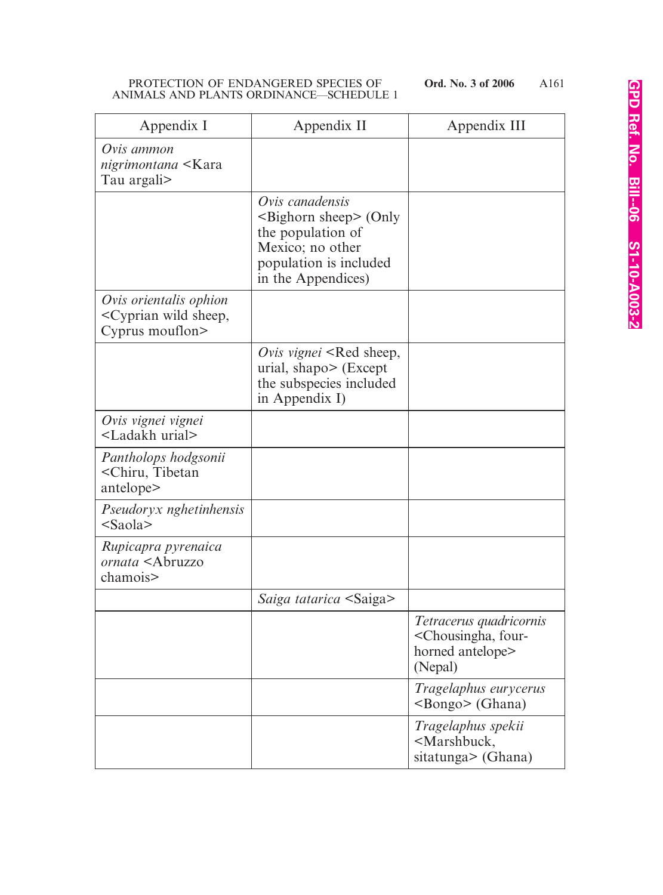| Appendix I | Appendix II | Appendix III |
|---|---|---|
| *Ovis ammon nigrimontana* <Kara Tau argali> | | |
| | *Ovis canadensis* <Bighorn sheep> (Only the population of Mexico; no other population is included in the Appendices) | |
| *Ovis orientalis ophion* <Cyprian wild sheep, Cyprus mouflon> | | |
| | *Ovis vignei* <Red sheep, urial, shapo> (Except the subspecies included in Appendix I) | |
| *Ovis vignei vignei* <Ladakh urial> | | |
| *Pantholops hodgsonii* <Chiru, Tibetan antelope> | | |
| *Pseudoryx nghetinhensis* <Saola> | | |
| *Rupicapra pyrenaica ornata* <Abruzzo chamois> | | |
| | *Saiga tatarica* <Saiga> | |
| | | *Tetracerus quadricornis* <Chousingha, four-horned antelope> (Nepal) |
| | | *Tragelaphus eurycerus* <Bongo> (Ghana) |
| | | *Tragelaphus spekii* <Marshbuck, sitatunga> (Ghana) |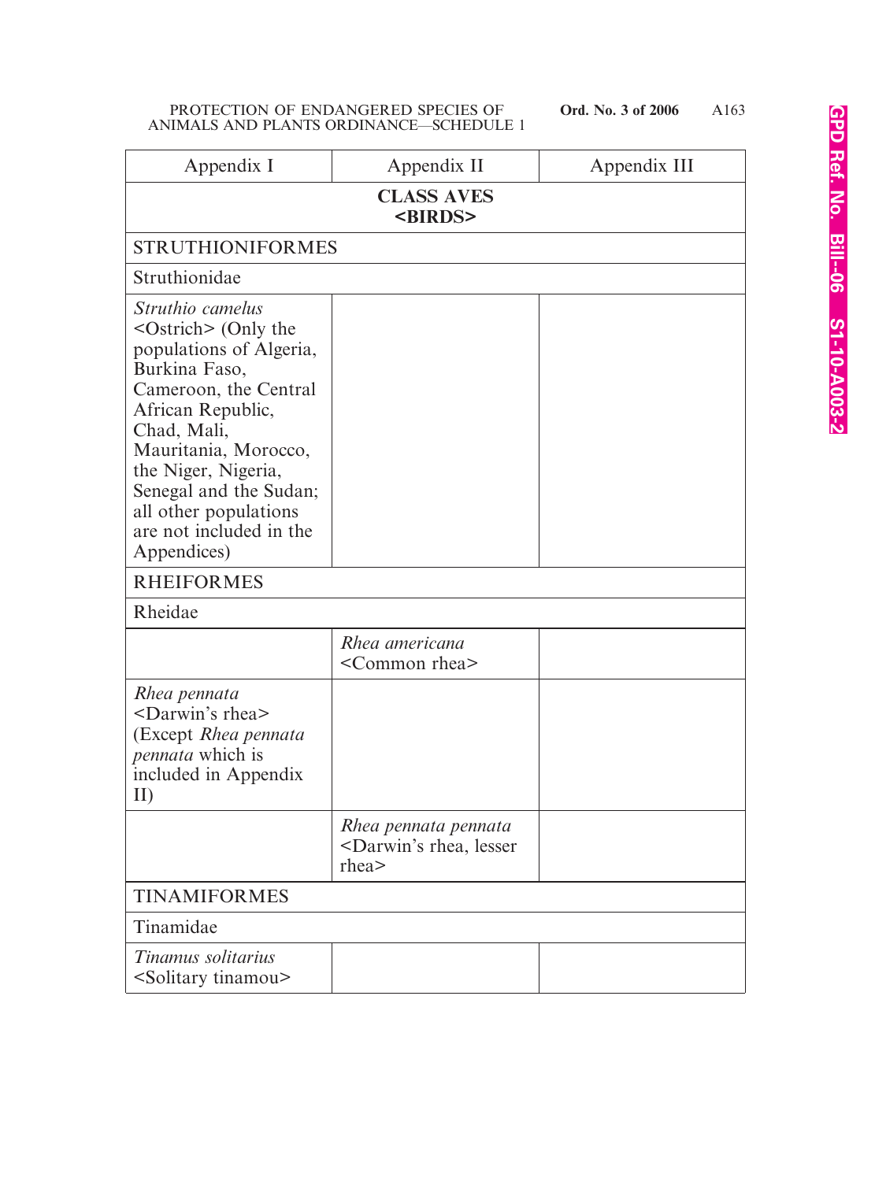| Appendix I | Appendix II | Appendix III |
|---|---|---|
| **CLASS AVES <BIRDS>** | | |
| STRUTHIONIFORMES | | |
| Struthionidae | | |
| *Struthio camelus* <Ostrich> (Only the populations of Algeria, Burkina Faso, Cameroon, the Central African Republic, Chad, Mali, Mauritania, Morocco, the Niger, Nigeria, Senegal and the Sudan; all other populations are not included in the Appendices) | | |
| RHEIFORMES | | |
| Rheidae | | |
| | *Rhea americana* <Common rhea> | |
| *Rhea pennata* <Darwin's rhea> (Except *Rhea pennata pennata* which is included in Appendix II) | | |
| | *Rhea pennata pennata* <Darwin's rhea, lesser rhea> | |
| TINAMIFORMES | | |
| Tinamidae | | |
| *Tinamus solitarius* <Solitary tinamou> | | |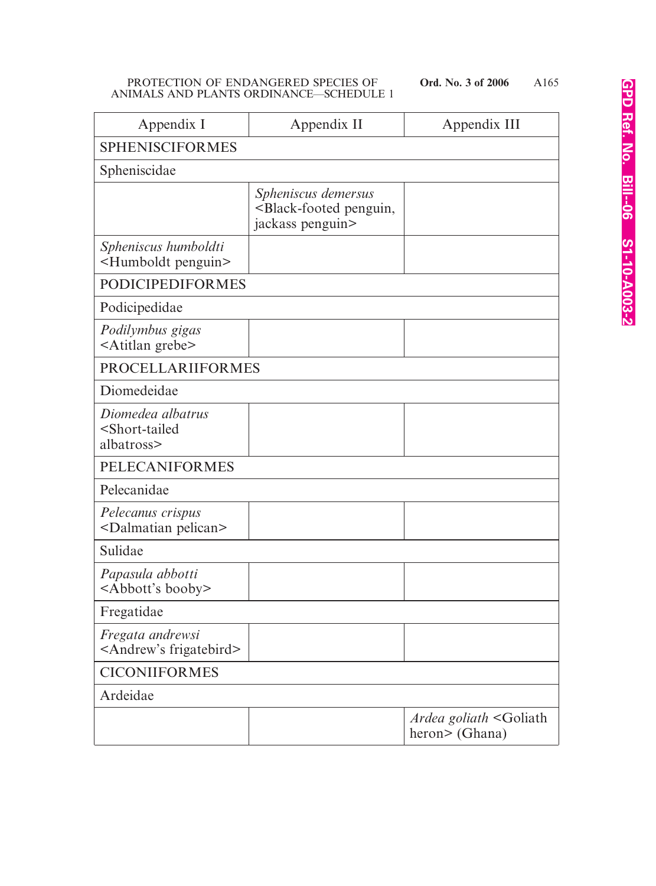| Appendix I | Appendix II | Appendix III |
|---|---|---|
| SPHENISCIFORMES | | |
| Spheniscidae | | |
| | *Spheniscus demersus* <Black-footed penguin, jackass penguin> | |
| *Spheniscus humboldti* <Humboldt penguin> | | |
| PODICIPEDIFORMES | | |
| Podicipedidae | | |
| *Podilymbus gigas* <Atitlan grebe> | | |
| PROCELLARIIFORMES | | |
| Diomedeidae | | |
| *Diomedea albatrus* <Short-tailed albatross> | | |
| PELECANIFORMES | | |
| Pelecanidae | | |
| *Pelecanus crispus* <Dalmatian pelican> | | |
| Sulidae | | |
| *Papasula abbotti* <Abbott's booby> | | |
| Fregatidae | | |
| *Fregata andrewsi* <Andrew's frigatebird> | | |
| CICONIIFORMES | | |
| Ardeidae | | |
| | | *Ardea goliath* <Goliath heron> (Ghana) |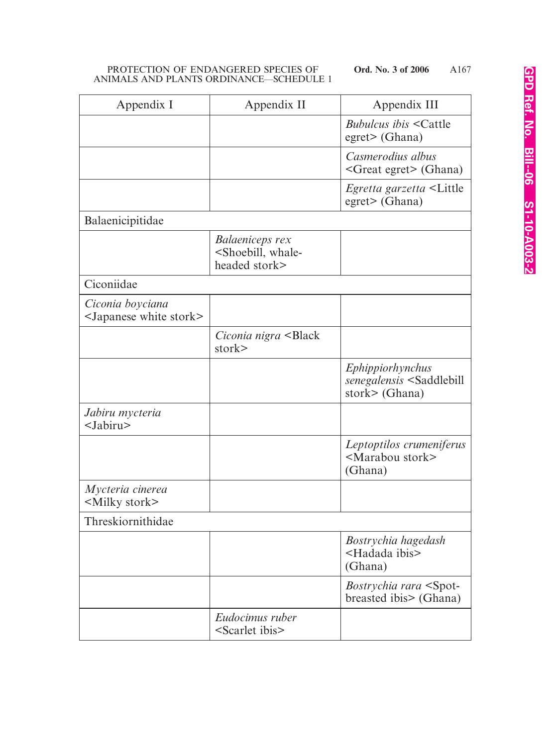| Appendix I | Appendix II | Appendix III |
|---|---|---|
| | | *Bubulcus ibis* <Cattle egret> (Ghana) |
| | | *Casmerodius albus* <Great egret> (Ghana) |
| | | *Egretta garzetta* <Little egret> (Ghana) |
| Balaenicipitidae | | |
| | *Balaeniceps rex* <Shoebill, whale-headed stork> | |
| Ciconiidae | | |
| *Ciconia boyciana* <Japanese white stork> | | |
| | *Ciconia nigra* <Black stork> | |
| | | *Ephippiorhynchus senegalensis* <Saddlebill stork> (Ghana) |
| *Jabiru mycteria* <Jabiru> | | |
| | | *Leptoptilos crumeniferus* <Marabou stork> (Ghana) |
| *Mycteria cinerea* <Milky stork> | | |
| Threskiornithidae | | |
| | | *Bostrychia hagedash* <Hadada ibis> (Ghana) |
| | | *Bostrychia rara* <Spot-breasted ibis> (Ghana) |
| | *Eudocimus ruber* <Scarlet ibis> | |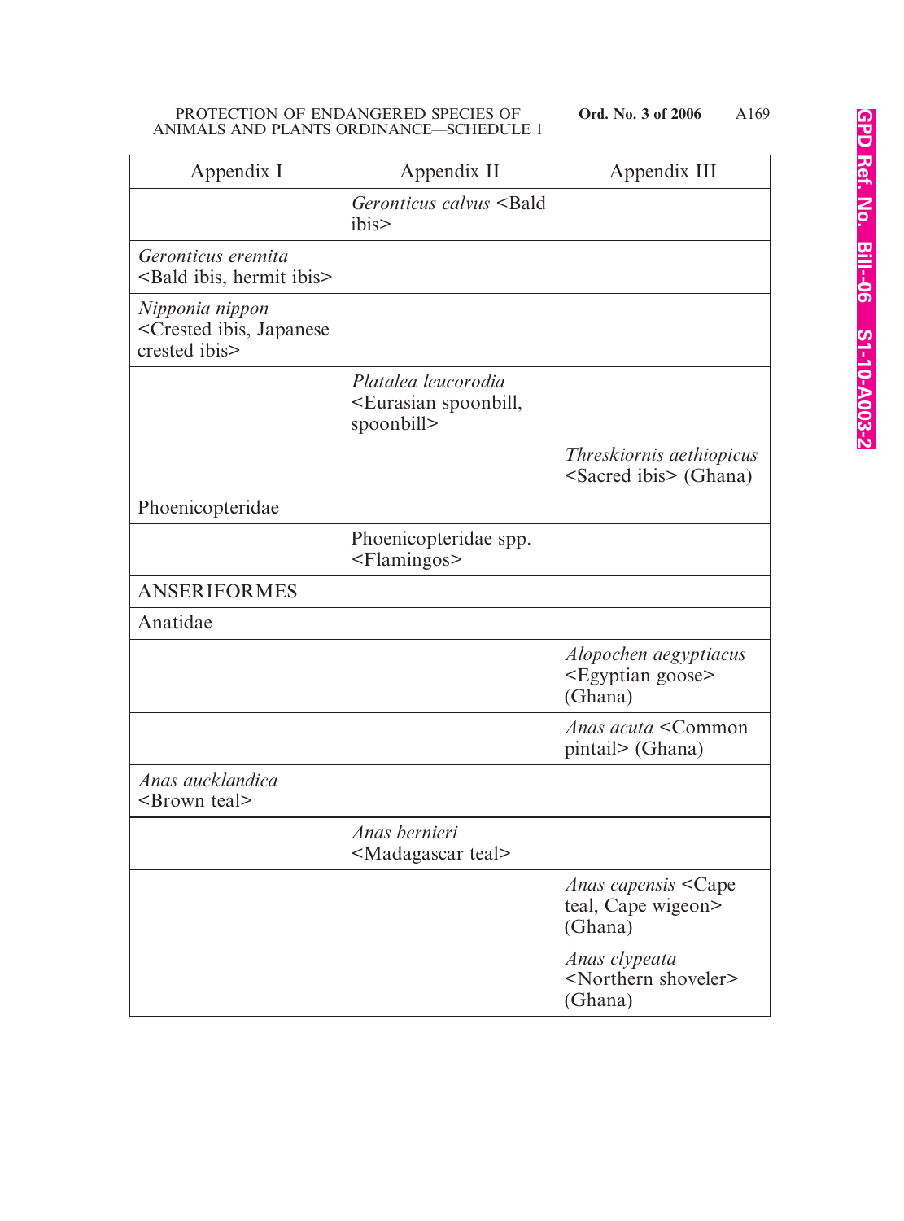| Appendix I | Appendix II | Appendix III |
|---|---|---|
| | *Geronticus calvus* <Bald ibis> | |
| *Geronticus eremita* <Bald ibis, hermit ibis> | | |
| *Nipponia nippon* <Crested ibis, Japanese crested ibis> | | |
| | *Platalea leucorodia* <Eurasian spoonbill, spoonbill> | |
| | | *Threskiornis aethiopicus* <Sacred ibis> (Ghana) |
| Phoenicopteridae | | |
| | Phoenicopteridae spp. <Flamingos> | |
| ANSERIFORMES | | |
| Anatidae | | |
| | | *Alopochen aegyptiacus* <Egyptian goose> (Ghana) |
| | | *Anas acuta* <Common pintail> (Ghana) |
| *Anas aucklandica* <Brown teal> | | |
| | *Anas bernieri* <Madagascar teal> | |
| | | *Anas capensis* <Cape teal, Cape wigeon> (Ghana) |
| | | *Anas clypeata* <Northern shoveler> (Ghana) |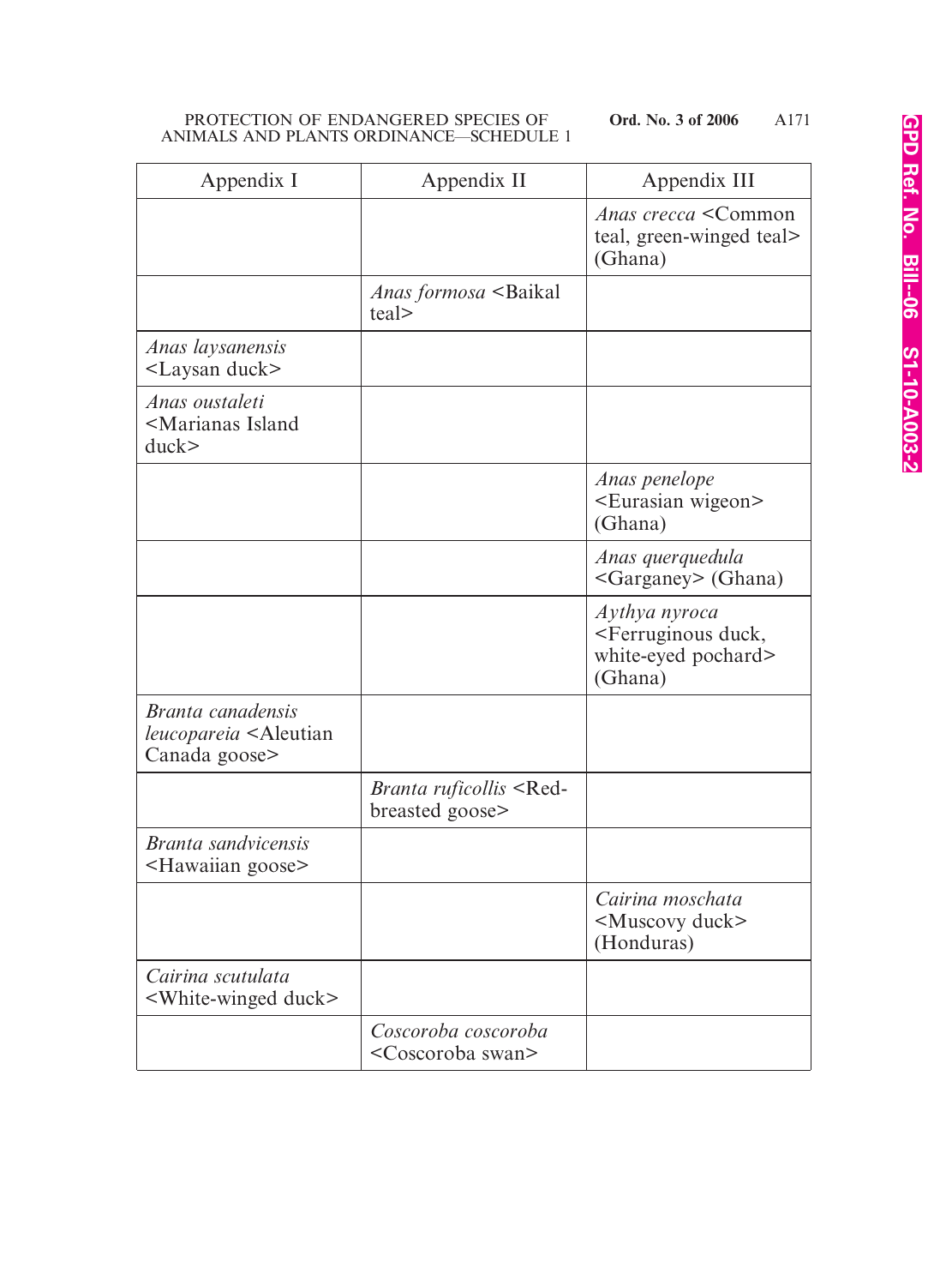| Appendix I | Appendix II | Appendix III |
|---|---|---|
| | | *Anas crecca* <Common teal, green-winged teal> (Ghana) |
| | *Anas formosa* <Baikal teal> | |
| *Anas laysanensis* <Laysan duck> | | |
| *Anas oustaleti* <Marianas Island duck> | | |
| | | *Anas penelope* <Eurasian wigeon> (Ghana) |
| | | *Anas querquedula* <Garganey> (Ghana) |
| | | *Aythya nyroca* <Ferruginous duck, white-eyed pochard> (Ghana) |
| *Branta canadensis leucopareia* <Aleutian Canada goose> | | |
| | *Branta ruficollis* <Red-breasted goose> | |
| *Branta sandvicensis* <Hawaiian goose> | | |
| | | *Cairina moschata* <Muscovy duck> (Honduras) |
| *Cairina scutulata* <White-winged duck> | | |
| | *Coscoroba coscoroba* <Coscoroba swan> | |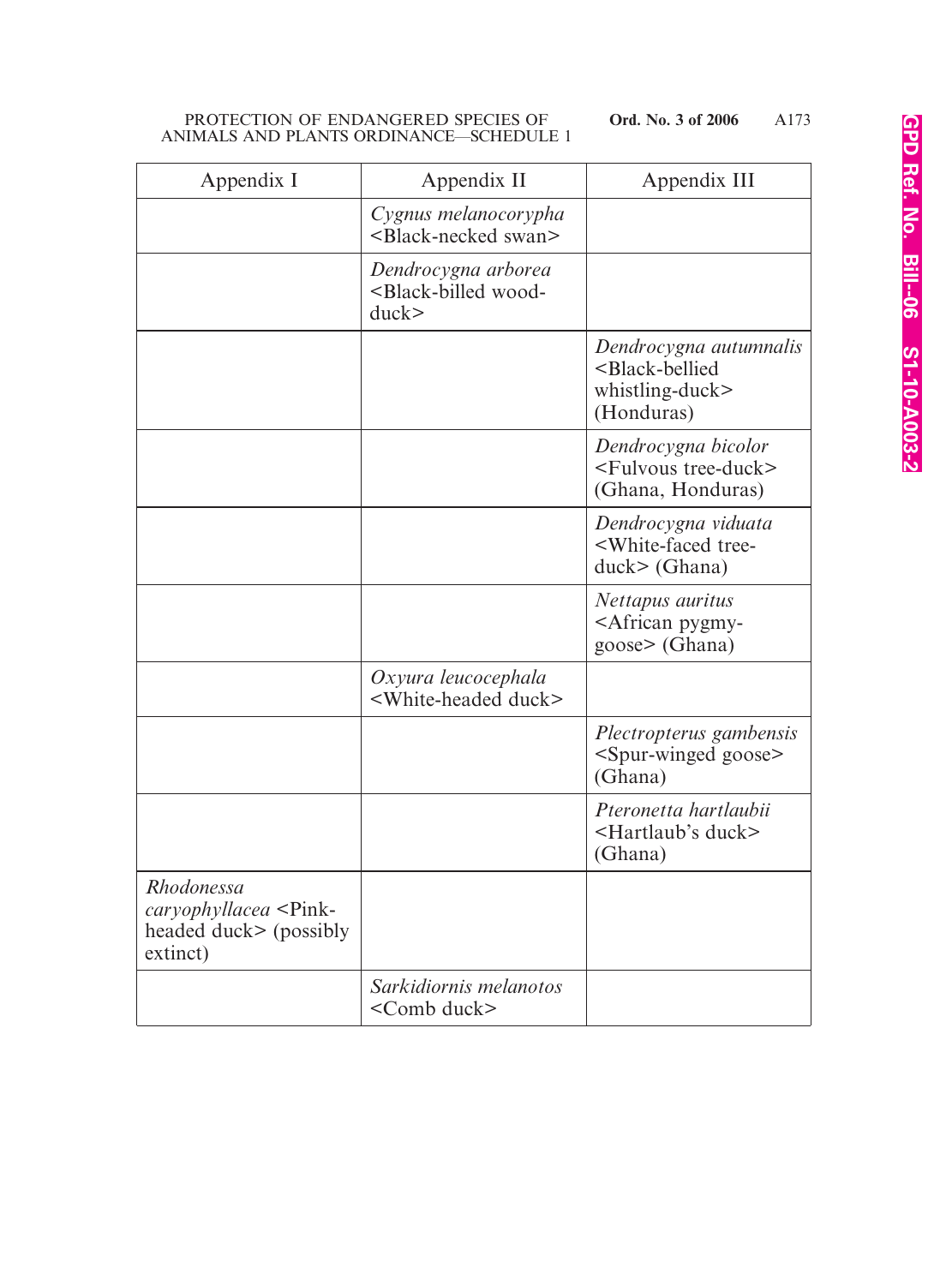| Appendix I | Appendix II | Appendix III |
|---|---|---|
| | *Cygnus melanocorypha* <Black-necked swan> | |
| | *Dendrocygna arborea* <Black-billed wood-duck> | |
| | | *Dendrocygna autumnalis* <Black-bellied whistling-duck> (Honduras) |
| | | *Dendrocygna bicolor* <Fulvous tree-duck> (Ghana, Honduras) |
| | | *Dendrocygna viduata* <White-faced tree-duck> (Ghana) |
| | | *Nettapus auritus* <African pygmy-goose> (Ghana) |
| | *Oxyura leucocephala* <White-headed duck> | |
| | | *Plectropterus gambensis* <Spur-winged goose> (Ghana) |
| | | *Pteronetta hartlaubii* <Hartlaub's duck> (Ghana) |
| *Rhodonessa caryophyllacea* <Pink-headed duck> (possibly extinct) | | |
| | *Sarkidiornis melanotos* <Comb duck> | |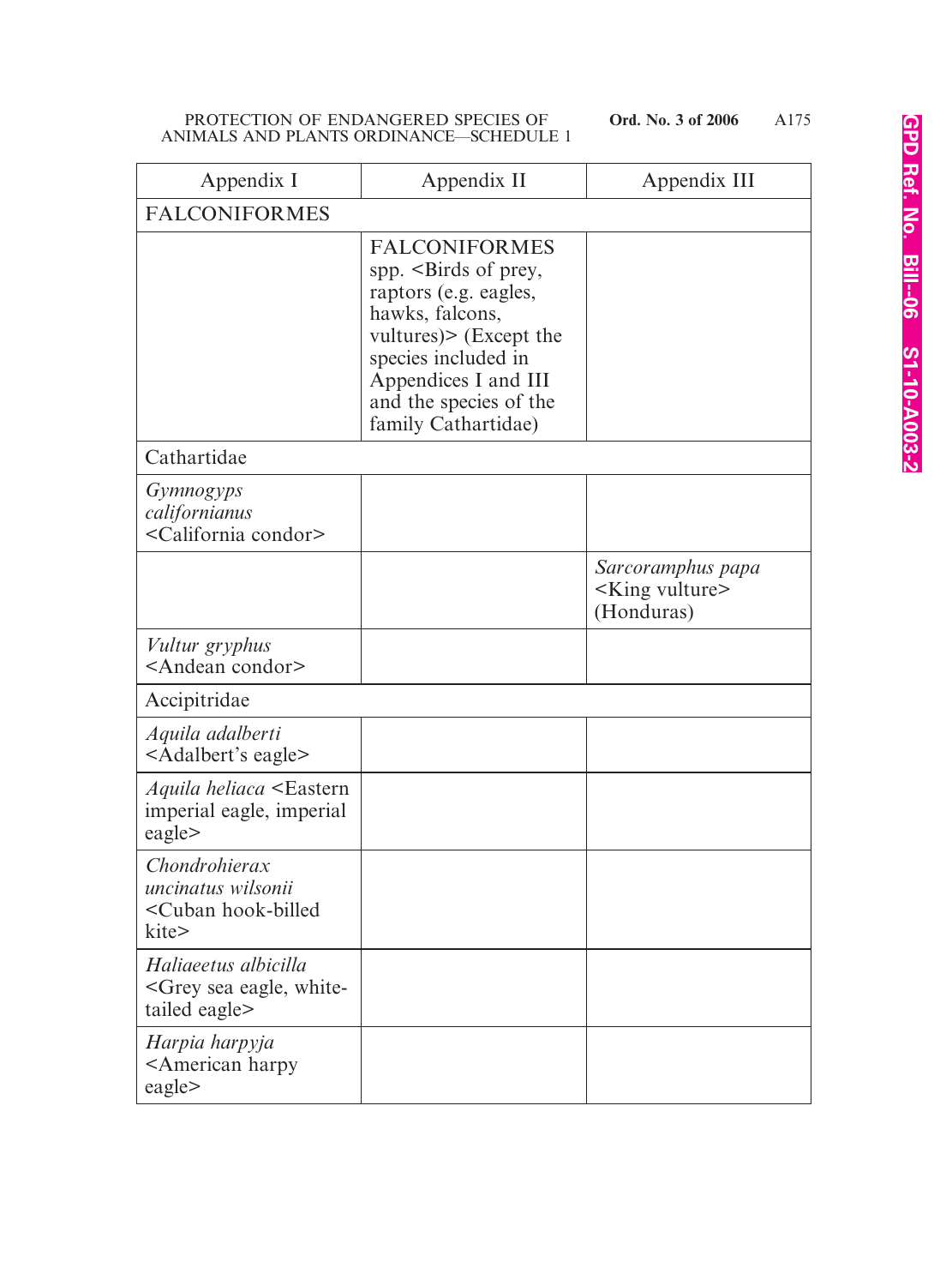| Appendix I | Appendix II | Appendix III |
|---|---|---|
| FALCONIFORMES | | |
| | FALCONIFORMES spp. <Birds of prey, raptors (e.g. eagles, hawks, falcons, vultures)> (Except the species included in Appendices I and III and the species of the family Cathartidae) | |
| Cathartidae | | |
| *Gymnogyps californianus* <California condor> | | |
| | | *Sarcoramphus papa* <King vulture> (Honduras) |
| *Vultur gryphus* <Andean condor> | | |
| Accipitridae | | |
| *Aquila adalberti* <Adalbert's eagle> | | |
| *Aquila heliaca* <Eastern imperial eagle, imperial eagle> | | |
| *Chondrohierax uncinatus wilsonii* <Cuban hook-billed kite> | | |
| *Haliaeetus albicilla* <Grey sea eagle, white-tailed eagle> | | |
| *Harpia harpyja* <American harpy eagle> | | |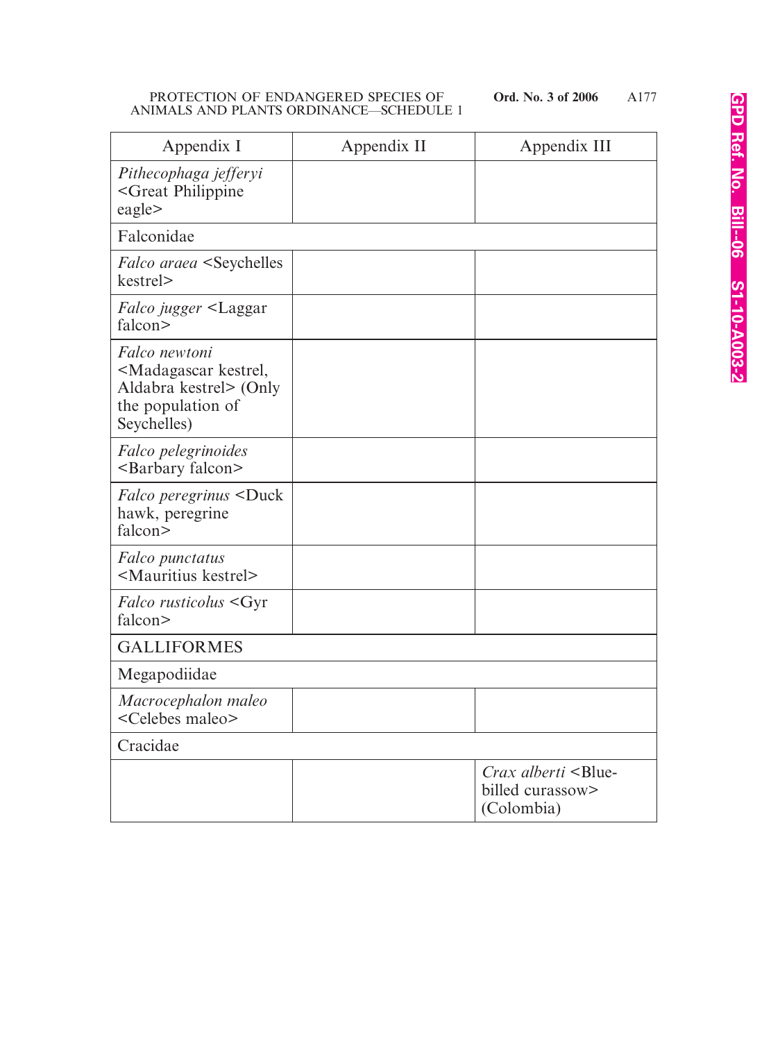| Appendix I | Appendix II | Appendix III |
|---|---|---|
| *Pithecophaga jefferyi* <Great Philippine eagle> | | |
| Falconidae | | |
| *Falco araea* <Seychelles kestrel> | | |
| *Falco jugger* <Laggar falcon> | | |
| *Falco newtoni* <Madagascar kestrel, Aldabra kestrel> (Only the population of Seychelles) | | |
| *Falco pelegrinoides* <Barbary falcon> | | |
| *Falco peregrinus* <Duck hawk, peregrine falcon> | | |
| *Falco punctatus* <Mauritius kestrel> | | |
| *Falco rusticolus* <Gyr falcon> | | |
| GALLIFORMES | | |
| Megapodiidae | | |
| *Macrocephalon maleo* <Celebes maleo> | | |
| Cracidae | | |
| | | *Crax alberti* <Blue-billed curassow> (Colombia) |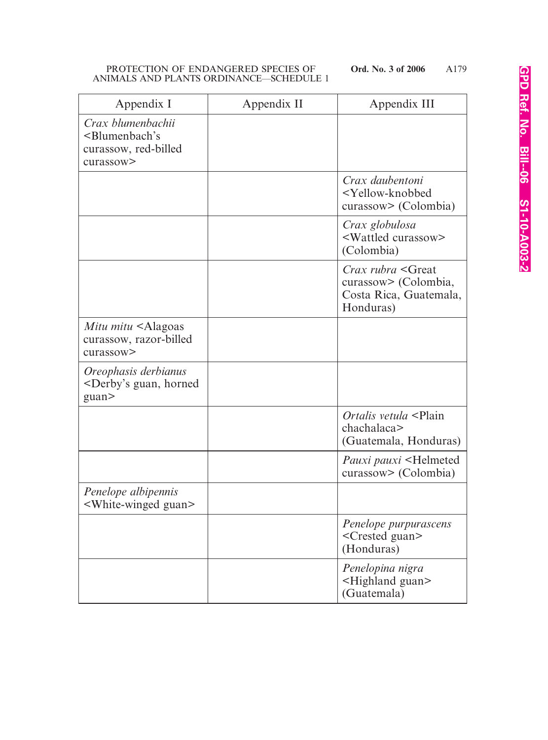| Appendix I | Appendix II | Appendix III |
|---|---|---|
| *Crax blumenbachii* <Blumenbach's curassow, red-billed curassow> | | |
| | | *Crax daubentoni* <Yellow-knobbed curassow> (Colombia) |
| | | *Crax globulosa* <Wattled curassow> (Colombia) |
| | | *Crax rubra* <Great curassow> (Colombia, Costa Rica, Guatemala, Honduras) |
| *Mitu mitu* <Alagoas curassow, razor-billed curassow> | | |
| *Oreophasis derbianus* <Derby's guan, horned guan> | | |
| | | *Ortalis vetula* <Plain chachalaca> (Guatemala, Honduras) |
| | | *Pauxi pauxi* <Helmeted curassow> (Colombia) |
| *Penelope albipennis* <White-winged guan> | | |
| | | *Penelope purpurascens* <Crested guan> (Honduras) |
| | | *Penelopina nigra* <Highland guan> (Guatemala) |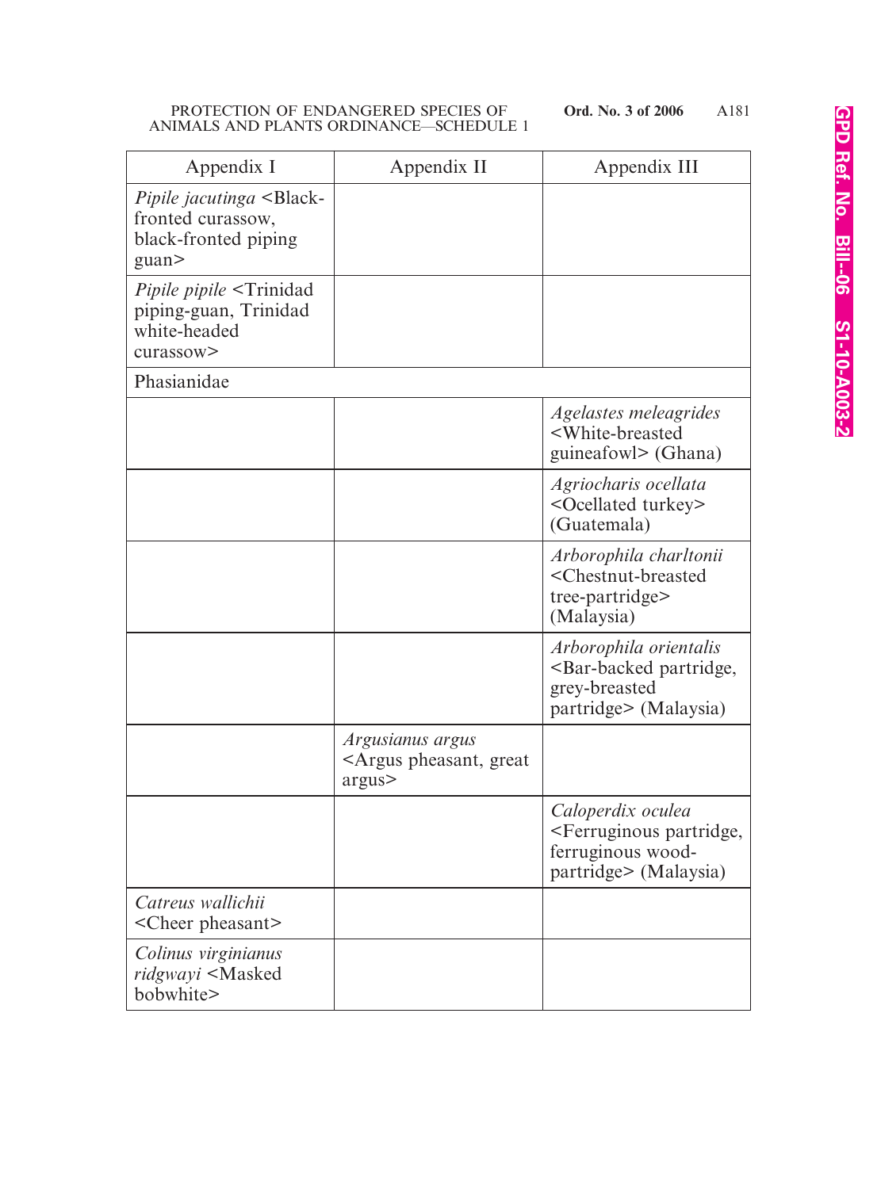| Appendix I | Appendix II | Appendix III |
|---|---|---|
| *Pipile jacutinga* <Black-fronted curassow, black-fronted piping guan> | | |
| *Pipile pipile* <Trinidad piping-guan, Trinidad white-headed curassow> | | |
| Phasianidae | | |
| | | *Agelastes meleagrides* <White-breasted guineafowl> (Ghana) |
| | | *Agriocharis ocellata* <Ocellated turkey> (Guatemala) |
| | | *Arborophila charltonii* <Chestnut-breasted tree-partridge> (Malaysia) |
| | | *Arborophila orientalis* <Bar-backed partridge, grey-breasted partridge> (Malaysia) |
| | *Argusianus argus* <Argus pheasant, great argus> | |
| | | *Caloperdix oculea* <Ferruginous partridge, ferruginous wood-partridge> (Malaysia) |
| *Catreus wallichii* <Cheer pheasant> | | |
| *Colinus virginianus ridgwayi* <Masked bobwhite> | | |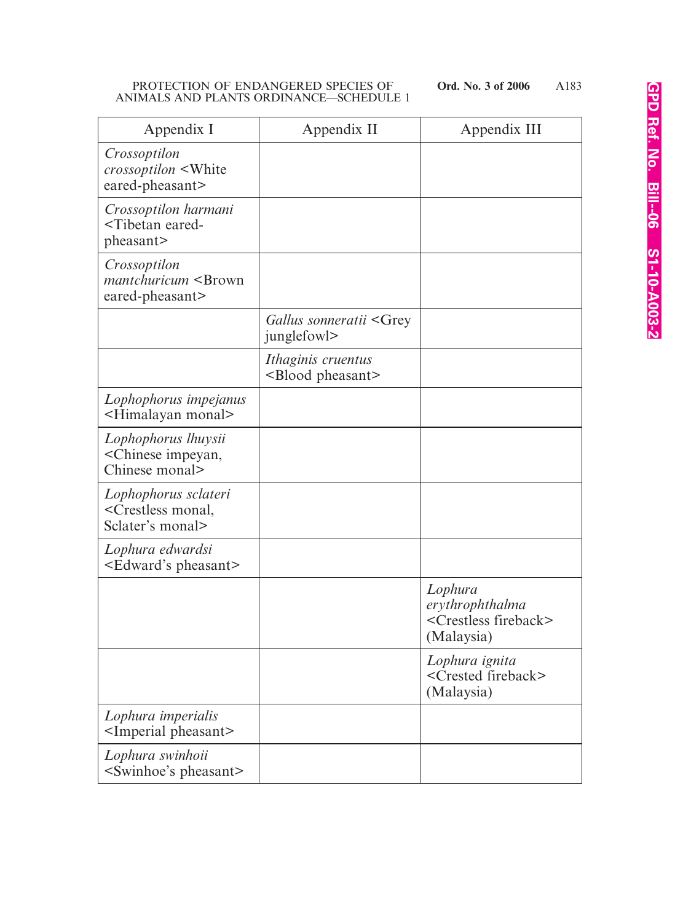| Appendix I | Appendix II | Appendix III |
|---|---|---|
| *Crossoptilon crossoptilon* <White eared-pheasant> | | |
| *Crossoptilon harmani* <Tibetan eared-pheasant> | | |
| *Crossoptilon mantchuricum* <Brown eared-pheasant> | | |
| | *Gallus sonneratii* <Grey junglefowl> | |
| | *Ithaginis cruentus* <Blood pheasant> | |
| *Lophophorus impejanus* <Himalayan monal> | | |
| *Lophophorus lhuysii* <Chinese impeyan, Chinese monal> | | |
| *Lophophorus sclateri* <Crestless monal, Sclater's monal> | | |
| *Lophura edwardsi* <Edward's pheasant> | | |
| | | *Lophura erythrophthalma* <Crestless fireback> (Malaysia) |
| | | *Lophura ignita* <Crested fireback> (Malaysia) |
| *Lophura imperialis* <Imperial pheasant> | | |
| *Lophura swinhoii* <Swinhoe's pheasant> | | |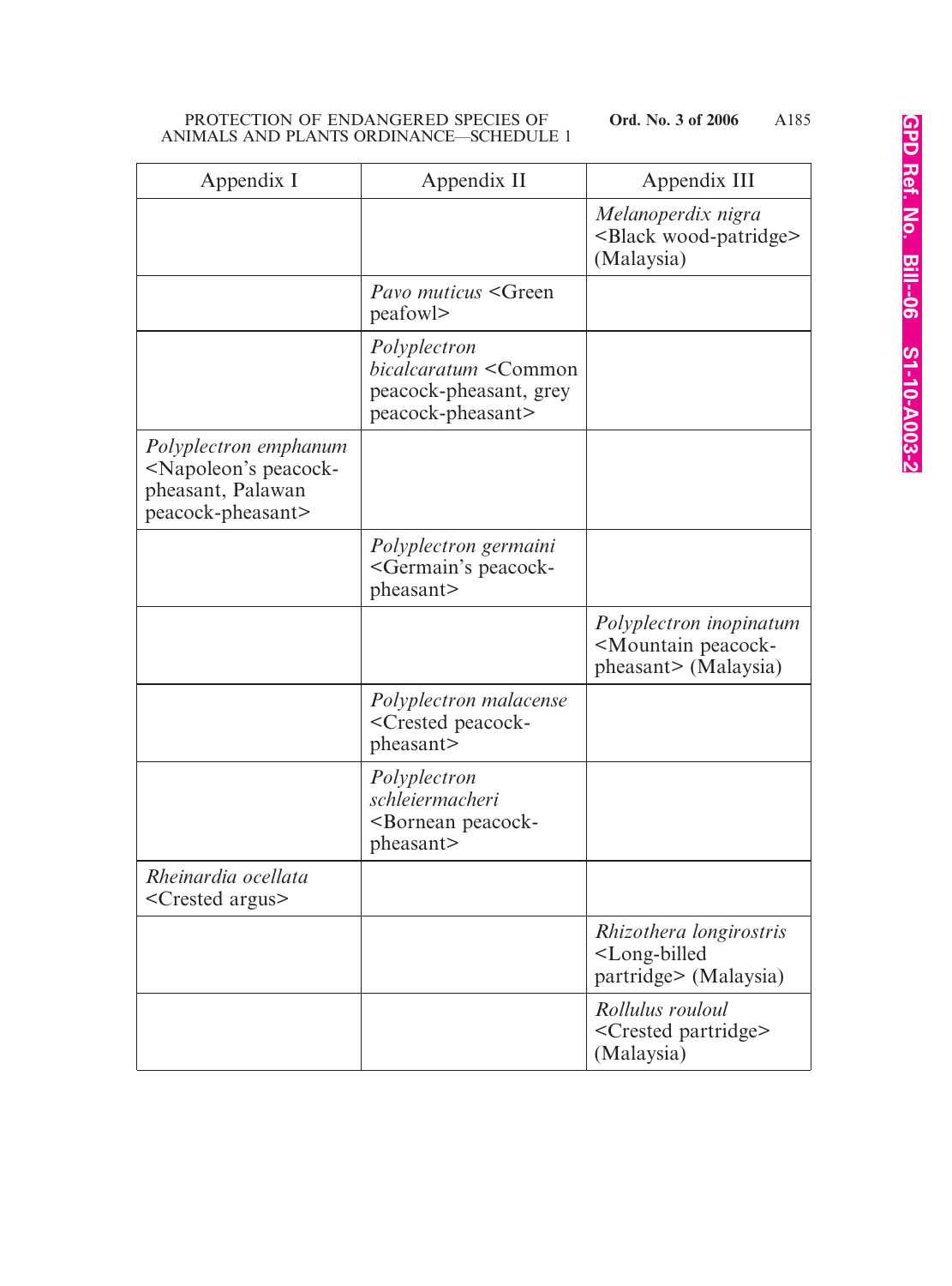| Appendix I | Appendix II | Appendix III |
|---|---|---|
| | | *Melanoperdix nigra* <Black wood-patridge> (Malaysia) |
| | *Pavo muticus* <Green peafowl> | |
| | *Polyplectron bicalcaratum* <Common peacock-pheasant, grey peacock-pheasant> | |
| *Polyplectron emphanum* <Napoleon's peacock-pheasant, Palawan peacock-pheasant> | | |
| | *Polyplectron germaini* <Germain's peacock-pheasant> | |
| | | *Polyplectron inopinatum* <Mountain peacock-pheasant> (Malaysia) |
| | *Polyplectron malacense* <Crested peacock-pheasant> | |
| | *Polyplectron schleiermacheri* <Bornean peacock-pheasant> | |
| *Rheinardia ocellata* <Crested argus> | | |
| | | *Rhizothera longirostris* <Long-billed partridge> (Malaysia) |
| | | *Rollulus rouloul* <Crested partridge> (Malaysia) |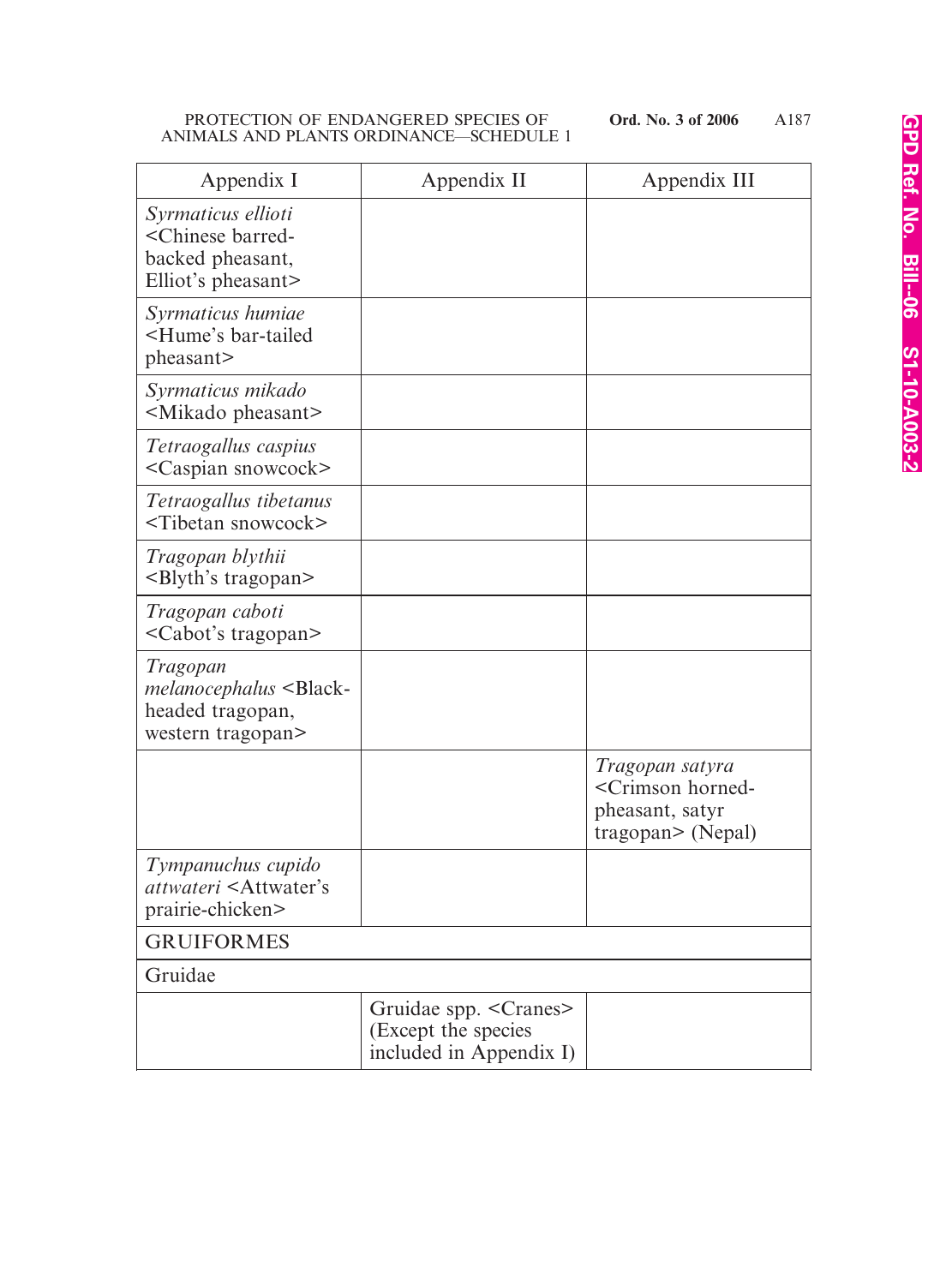| Appendix I | Appendix II | Appendix III |
|---|---|---|
| *Syrmaticus ellioti* <Chinese barred-backed pheasant, Elliot's pheasant> | | |
| *Syrmaticus humiae* <Hume's bar-tailed pheasant> | | |
| *Syrmaticus mikado* <Mikado pheasant> | | |
| *Tetraogallus caspius* <Caspian snowcock> | | |
| *Tetraogallus tibetanus* <Tibetan snowcock> | | |
| *Tragopan blythii* <Blyth's tragopan> | | |
| *Tragopan caboti* <Cabot's tragopan> | | |
| *Tragopan melanocephalus* <Black-headed tragopan, western tragopan> | | |
| | | *Tragopan satyra* <Crimson horned-pheasant, satyr tragopan> (Nepal) |
| *Tympanuchus cupido attwateri* <Attwater's prairie-chicken> | | |
| GRUIFORMES | | |
| Gruidae | | |
| | Gruidae spp. <Cranes> (Except the species included in Appendix I) | |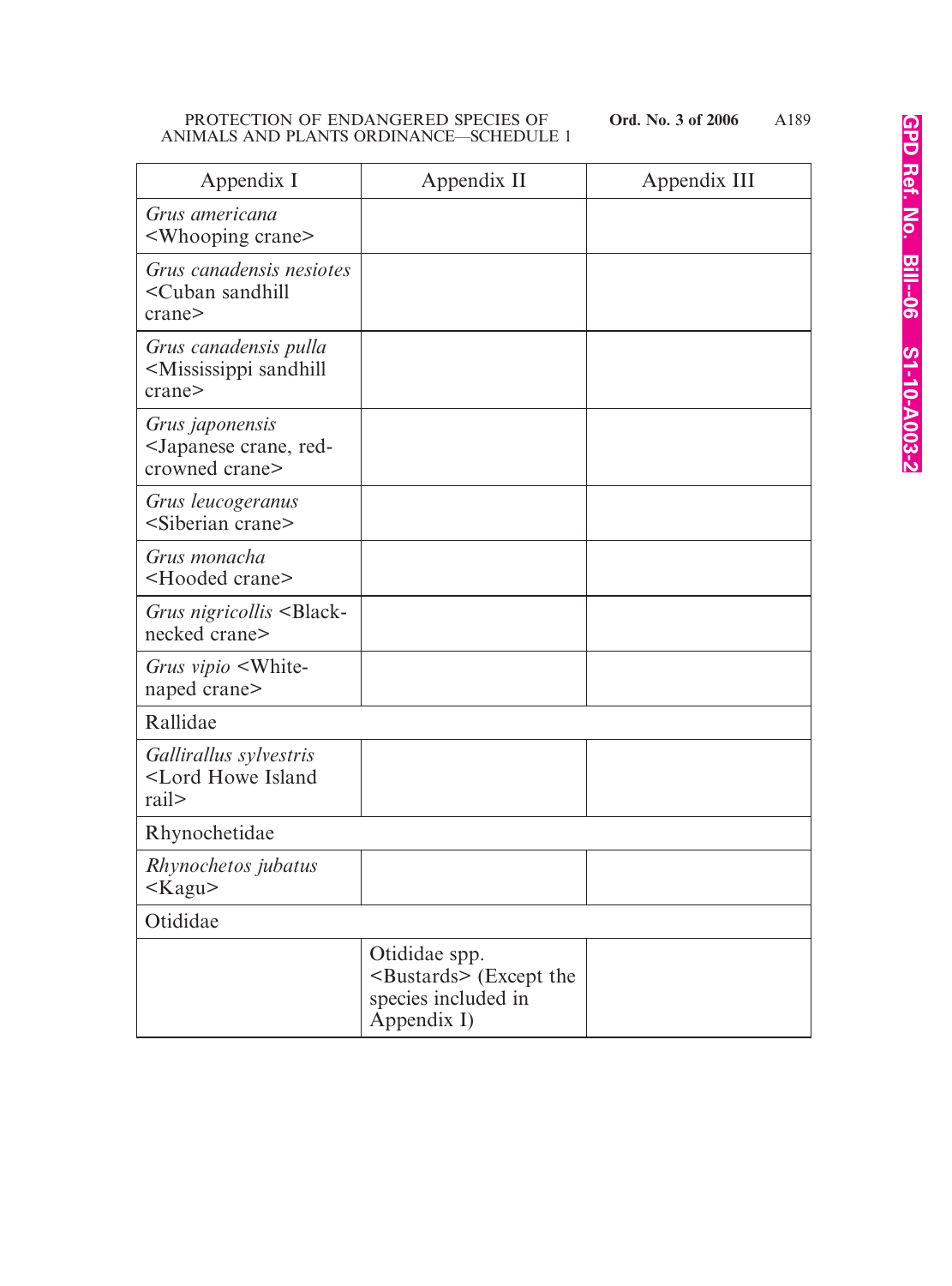| Appendix I | Appendix II | Appendix III |
|---|---|---|
| *Grus americana* <Whooping crane> | | |
| *Grus canadensis nesiotes* <Cuban sandhill crane> | | |
| *Grus canadensis pulla* <Mississippi sandhill crane> | | |
| *Grus japonensis* <Japanese crane, red-crowned crane> | | |
| *Grus leucogeranus* <Siberian crane> | | |
| *Grus monacha* <Hooded crane> | | |
| *Grus nigricollis* <Black-necked crane> | | |
| *Grus vipio* <White-naped crane> | | |
| Rallidae | | |
| *Gallirallus sylvestris* <Lord Howe Island rail> | | |
| Rhynochetidae | | |
| *Rhynochetos jubatus* <Kagu> | | |
| Otididae | | |
| | Otididae spp. <Bustards> (Except the species included in Appendix I) | |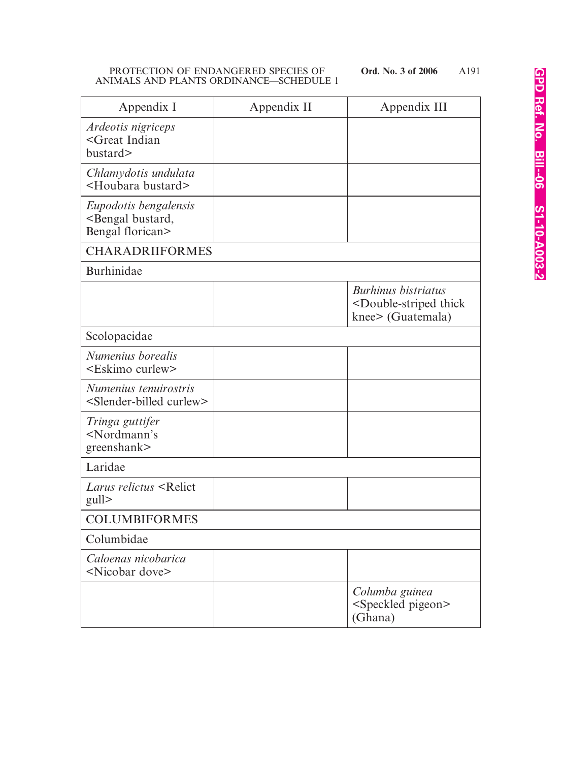| Appendix I | Appendix II | Appendix III |
|---|---|---|
| *Ardeotis nigriceps* <Great Indian bustard> | | |
| *Chlamydotis undulata* <Houbara bustard> | | |
| *Eupodotis bengalensis* <Bengal bustard, Bengal florican> | | |
| CHARADRIIFORMES | | |
| Burhinidae | | |
| | | *Burhinus bistriatus* <Double-striped thick knee> (Guatemala) |
| Scolopacidae | | |
| *Numenius borealis* <Eskimo curlew> | | |
| *Numenius tenuirostris* <Slender-billed curlew> | | |
| *Tringa guttifer* <Nordmann's greenshank> | | |
| Laridae | | |
| *Larus relictus* <Relict gull> | | |
| COLUMBIFORMES | | |
| Columbidae | | |
| *Caloenas nicobarica* <Nicobar dove> | | |
| | | *Columba guinea* <Speckled pigeon> (Ghana) |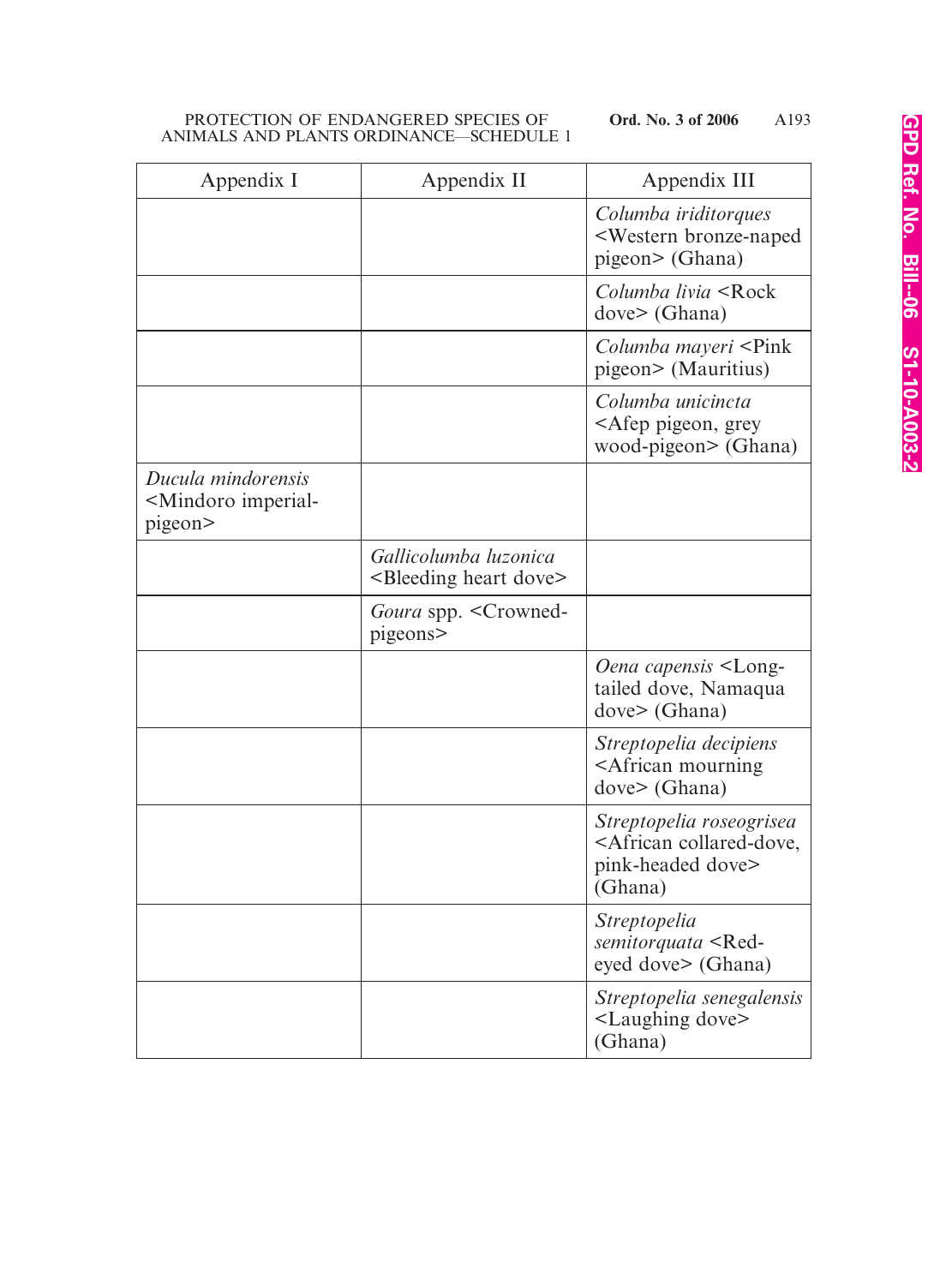| Appendix I | Appendix II | Appendix III |
|---|---|---|
| | | *Columba iriditorques* <Western bronze-naped pigeon> (Ghana) |
| | | *Columba livia* <Rock dove> (Ghana) |
| | | *Columba mayeri* <Pink pigeon> (Mauritius) |
| | | *Columba unicincta* <Afep pigeon, grey wood-pigeon> (Ghana) |
| *Ducula mindorensis* <Mindoro imperial-pigeon> | | |
| | *Gallicolumba luzonica* <Bleeding heart dove> | |
| | *Goura* spp. <Crowned-pigeons> | |
| | | *Oena capensis* <Long-tailed dove, Namaqua dove> (Ghana) |
| | | *Streptopelia decipiens* <African mourning dove> (Ghana) |
| | | *Streptopelia roseogrisea* <African collared-dove, pink-headed dove> (Ghana) |
| | | *Streptopelia semitorquata* <Red-eyed dove> (Ghana) |
| | | *Streptopelia senegalensis* <Laughing dove> (Ghana) |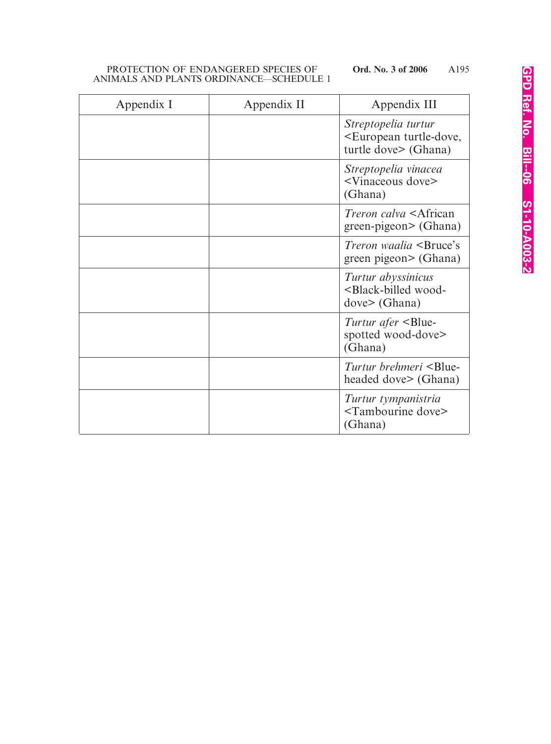| Appendix I | Appendix II | Appendix III |
|---|---|---|
| | | *Streptopelia turtur* <European turtle-dove, turtle dove> (Ghana) |
| | | *Streptopelia vinacea* <Vinaceous dove> (Ghana) |
| | | *Treron calva* <African green-pigeon> (Ghana) |
| | | *Treron waalia* <Bruce's green pigeon> (Ghana) |
| | | *Turtur abyssinicus* <Black-billed wood-dove> (Ghana) |
| | | *Turtur afer* <Blue-spotted wood-dove> (Ghana) |
| | | *Turtur brehmeri* <Blue-headed dove> (Ghana) |
| | | *Turtur tympanistria* <Tambourine dove> (Ghana) |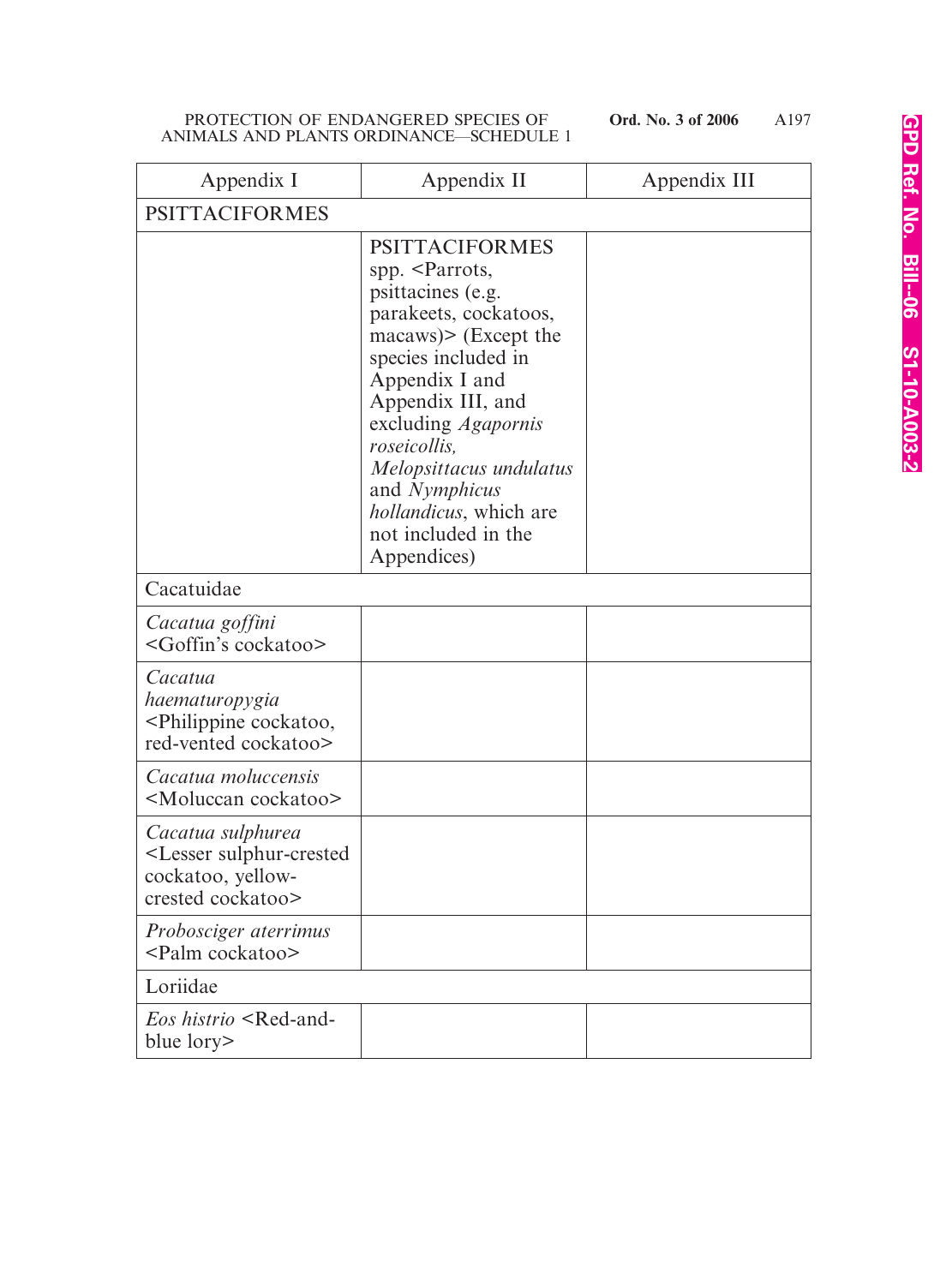| Appendix I | Appendix II | Appendix III |
|---|---|---|
| PSITTACIFORMES | | |
| | PSITTACIFORMES spp. <Parrots, psittacines (e.g. parakeets, cockatoos, macaws)> (Except the species included in Appendix I and Appendix III, and excluding *Agapornis roseicollis, Melopsittacus undulatus* and *Nymphicus hollandicus*, which are not included in the Appendices) | |
| Cacatuidae | | |
| *Cacatua goffini* <Goffin's cockatoo> | | |
| *Cacatua haematuropygia* <Philippine cockatoo, red-vented cockatoo> | | |
| *Cacatua moluccensis* <Moluccan cockatoo> | | |
| *Cacatua sulphurea* <Lesser sulphur-crested cockatoo, yellow-crested cockatoo> | | |
| *Probosciger aterrimus* <Palm cockatoo> | | |
| Loriidae | | |
| *Eos histrio* <Red-and-blue lory> | | |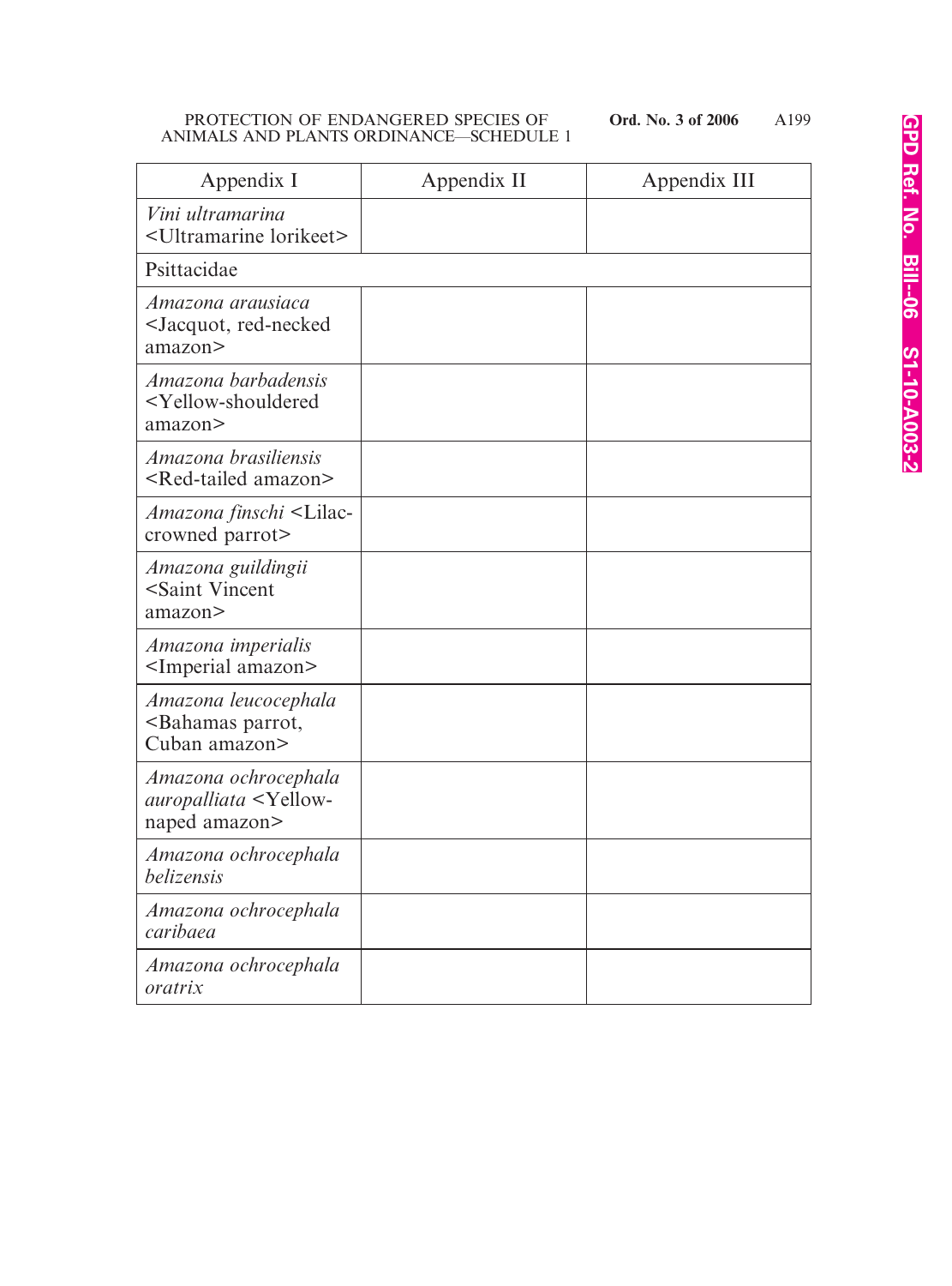| Appendix I | Appendix II | Appendix III |
|---|---|---|
| *Vini ultramarina* <Ultramarine lorikeet> | | |
| Psittacidae | | |
| *Amazona arausiaca* <Jacquot, red-necked amazon> | | |
| *Amazona barbadensis* <Yellow-shouldered amazon> | | |
| *Amazona brasiliensis* <Red-tailed amazon> | | |
| *Amazona finschi* <Lilac-crowned parrot> | | |
| *Amazona guildingii* <Saint Vincent amazon> | | |
| *Amazona imperialis* <Imperial amazon> | | |
| *Amazona leucocephala* <Bahamas parrot, Cuban amazon> | | |
| *Amazona ochrocephala auropalliata* <Yellow-naped amazon> | | |
| *Amazona ochrocephala belizensis* | | |
| *Amazona ochrocephala caribaea* | | |
| *Amazona ochrocephala oratrix* | | |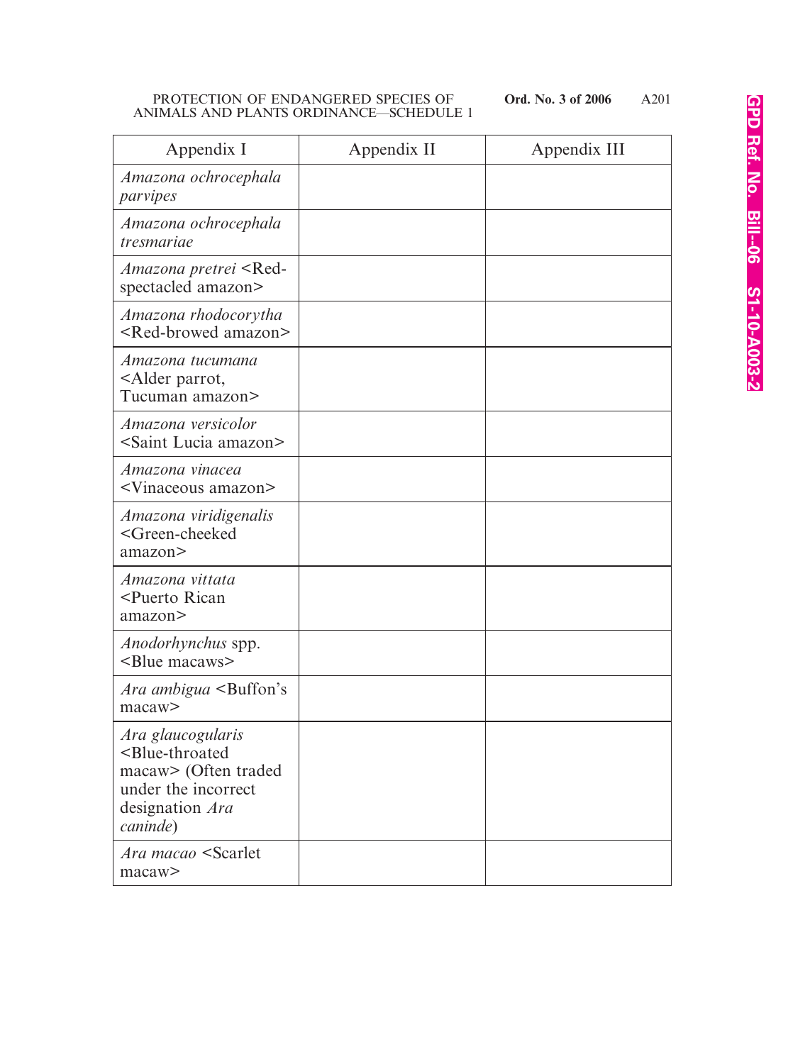| Appendix I | Appendix II | Appendix III |
|---|---|---|
| *Amazona ochrocephala parvipes* | | |
| *Amazona ochrocephala tresmariae* | | |
| *Amazona pretrei* <Red-spectacled amazon> | | |
| *Amazona rhodocorytha* <Red-browed amazon> | | |
| *Amazona tucumana* <Alder parrot, Tucuman amazon> | | |
| *Amazona versicolor* <Saint Lucia amazon> | | |
| *Amazona vinacea* <Vinaceous amazon> | | |
| *Amazona viridigenalis* <Green-cheeked amazon> | | |
| *Amazona vittata* <Puerto Rican amazon> | | |
| *Anodorhynchus* spp. <Blue macaws> | | |
| *Ara ambigua* <Buffon's macaw> | | |
| *Ara glaucogularis* <Blue-throated macaw> (Often traded under the incorrect designation *Ara caninde*) | | |
| *Ara macao* <Scarlet macaw> | | |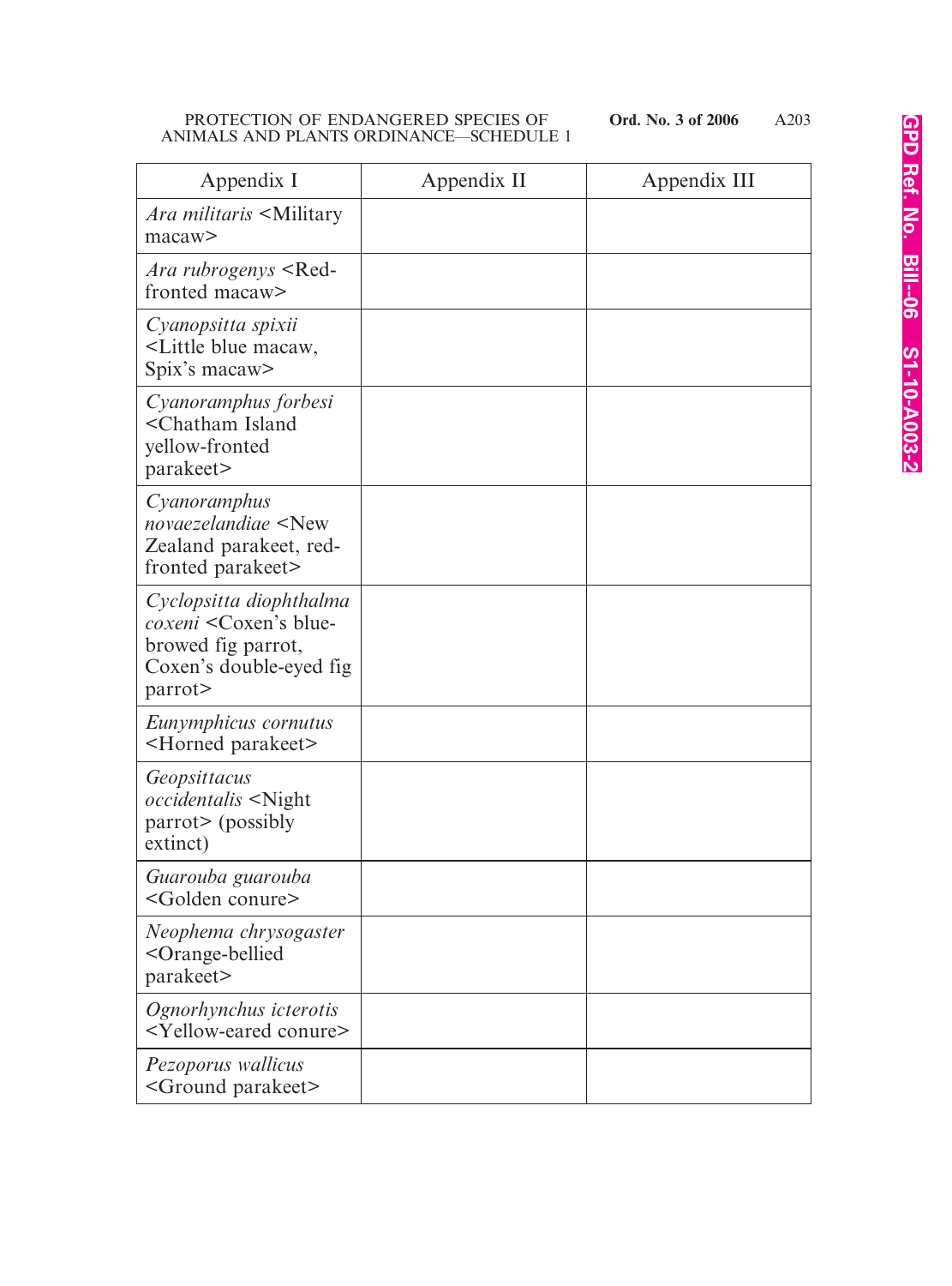| Appendix I | Appendix II | Appendix III |
|---|---|---|
| *Ara militaris* <Military macaw> | | |
| *Ara rubrogenys* <Red-fronted macaw> | | |
| *Cyanopsitta spixii* <Little blue macaw, Spix's macaw> | | |
| *Cyanoramphus forbesi* <Chatham Island yellow-fronted parakeet> | | |
| *Cyanoramphus novaezelandiae* <New Zealand parakeet, red-fronted parakeet> | | |
| *Cyclopsitta diophthalma coxeni* <Coxen's blue-browed fig parrot, Coxen's double-eyed fig parrot> | | |
| *Eunymphicus cornutus* <Horned parakeet> | | |
| *Geopsittacus occidentalis* <Night parrot> (possibly extinct) | | |
| *Guarouba guarouba* <Golden conure> | | |
| *Neophema chrysogaster* <Orange-bellied parakeet> | | |
| *Ognorhynchus icterotis* <Yellow-eared conure> | | |
| *Pezoporus wallicus* <Ground parakeet> | | |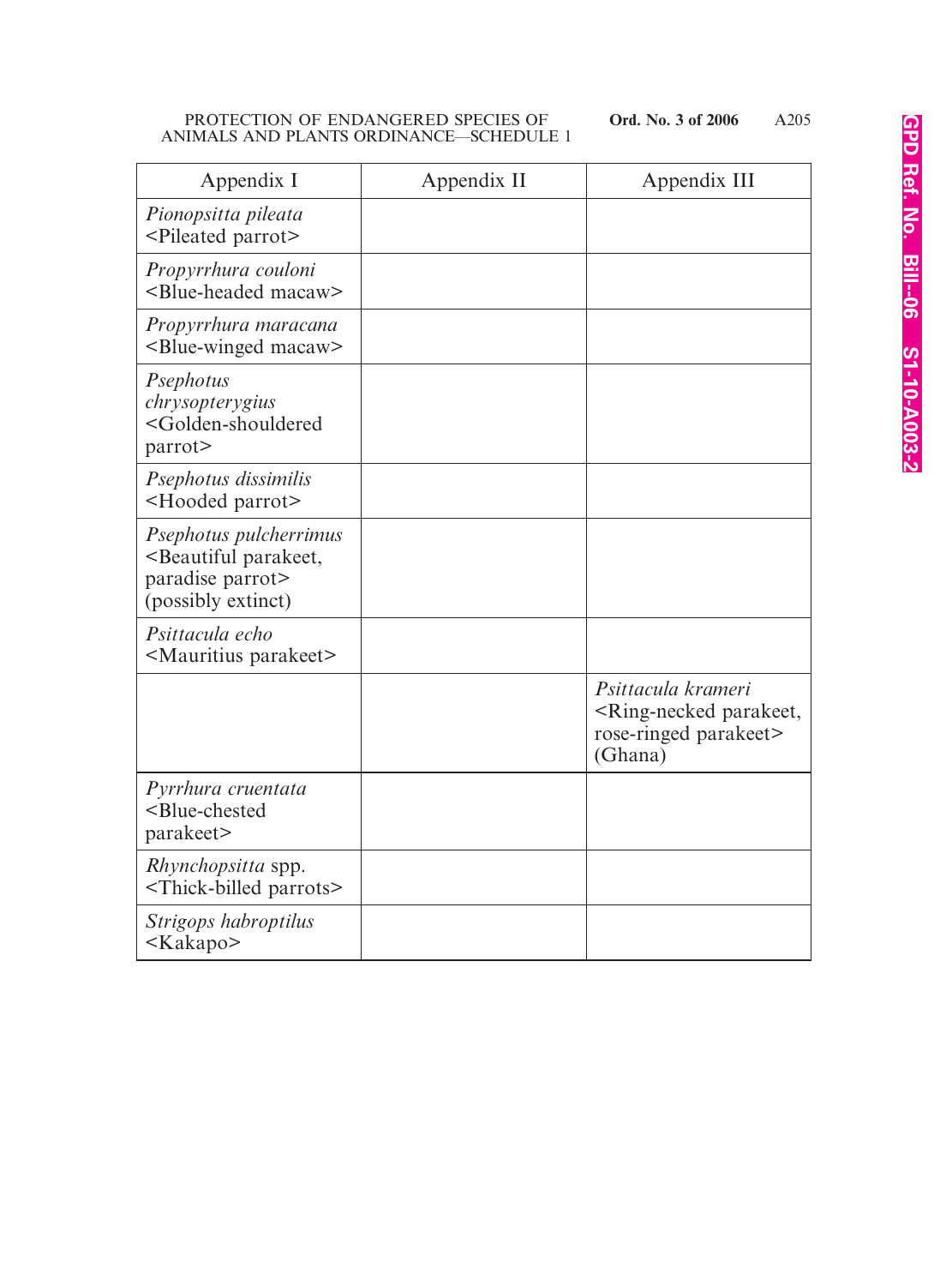| Appendix I | Appendix II | Appendix III |
|---|---|---|
| *Pionopsitta pileata* <Pileated parrot> | | |
| *Propyrrhura couloni* <Blue-headed macaw> | | |
| *Propyrrhura maracana* <Blue-winged macaw> | | |
| *Psephotus chrysopterygius* <Golden-shouldered parrot> | | |
| *Psephotus dissimilis* <Hooded parrot> | | |
| *Psephotus pulcherrimus* <Beautiful parakeet, paradise parrot> (possibly extinct) | | |
| *Psittacula echo* <Mauritius parakeet> | | |
| | | *Psittacula krameri* <Ring-necked parakeet, rose-ringed parakeet> (Ghana) |
| *Pyrrhura cruentata* <Blue-chested parakeet> | | |
| *Rhynchopsitta* spp. <Thick-billed parrots> | | |
| *Strigops habroptilus* <Kakapo> | | |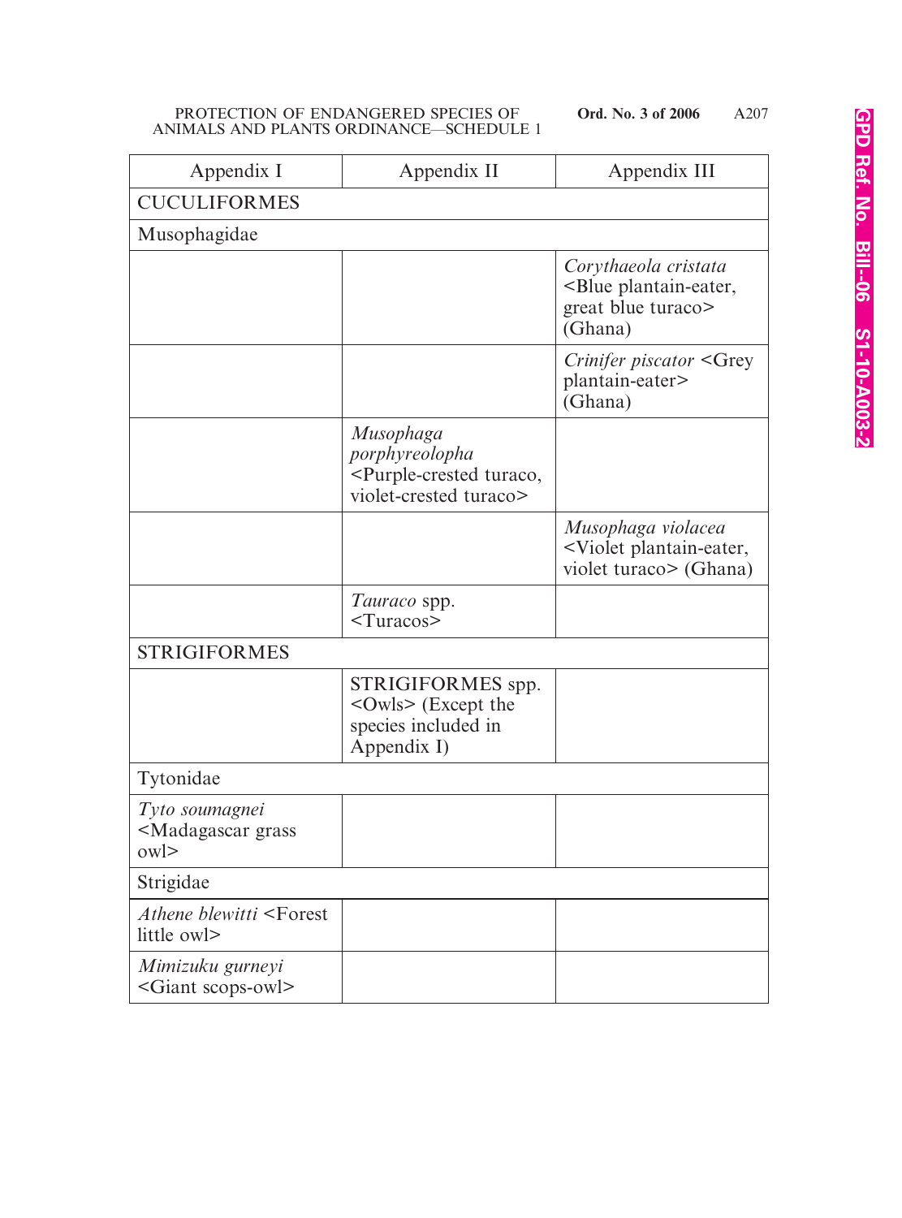| Appendix I | Appendix II | Appendix III |
|---|---|---|
| CUCULIFORMES | | |
| Musophagidae | | |
| | | *Corythaeola cristata* <Blue plantain-eater, great blue turaco> (Ghana) |
| | | *Crinifer piscator* <Grey plantain-eater> (Ghana) |
| | *Musophaga porphyreolopha* <Purple-crested turaco, violet-crested turaco> | |
| | | *Musophaga violacea* <Violet plantain-eater, violet turaco> (Ghana) |
| | *Tauraco* spp. <Turacos> | |
| STRIGIFORMES | | |
| | STRIGIFORMES spp. <Owls> (Except the species included in Appendix I) | |
| Tytonidae | | |
| *Tyto soumagnei* <Madagascar grass owl> | | |
| Strigidae | | |
| *Athene blewitti* <Forest little owl> | | |
| *Mimizuku gurneyi* <Giant scops-owl> | | |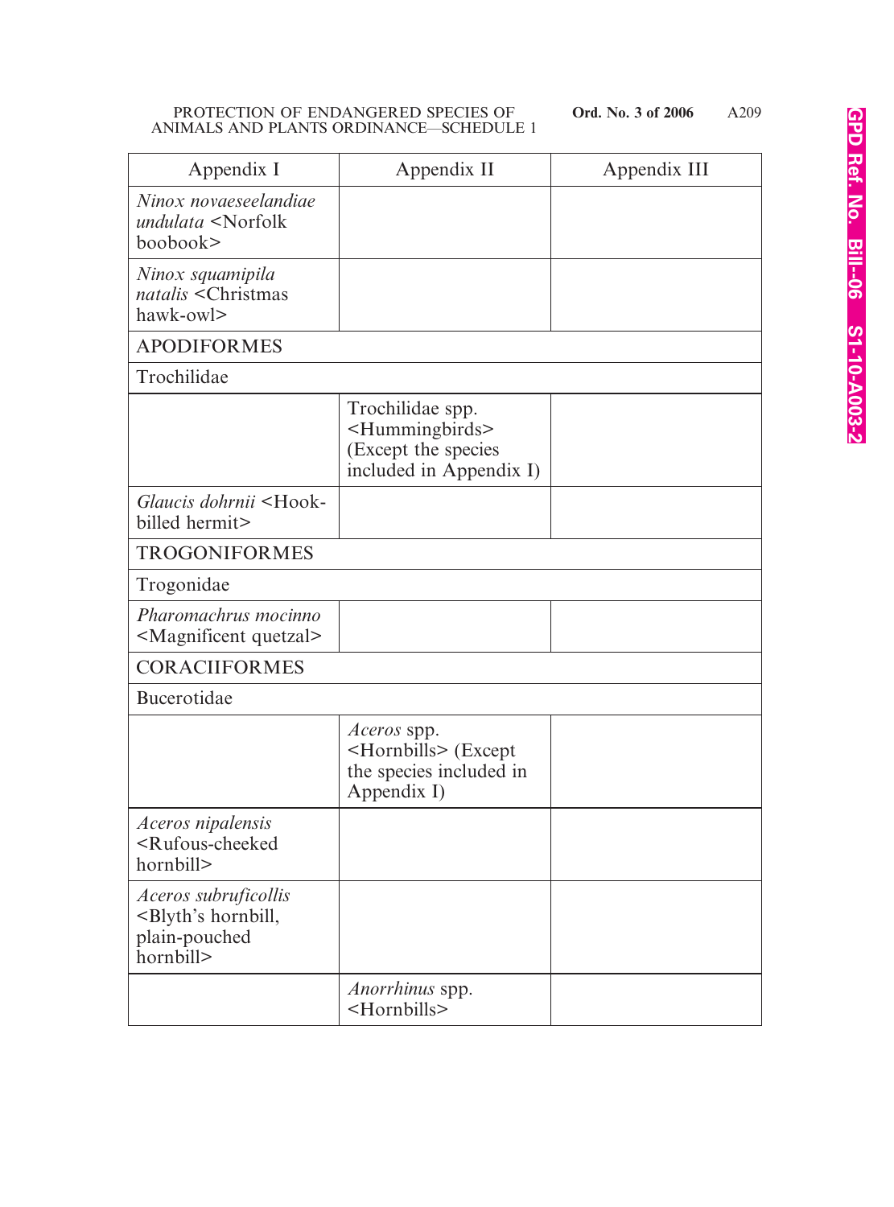| Appendix I | Appendix II | Appendix III |
|---|---|---|
| *Ninox novaeseelandiae undulata* <Norfolk boobook> | | |
| *Ninox squamipila natalis* <Christmas hawk-owl> | | |
| APODIFORMES | | |
| Trochilidae | | |
| | Trochilidae spp. <Hummingbirds> (Except the species included in Appendix I) | |
| *Glaucis dohrnii* <Hook-billed hermit> | | |
| TROGONIFORMES | | |
| Trogonidae | | |
| *Pharomachrus mocinno* <Magnificent quetzal> | | |
| CORACIIFORMES | | |
| Bucerotidae | | |
| | *Aceros* spp. <Hornbills> (Except the species included in Appendix I) | |
| *Aceros nipalensis* <Rufous-cheeked hornbill> | | |
| *Aceros subruficollis* <Blyth's hornbill, plain-pouched hornbill> | | |
| | *Anorrhinus* spp. <Hornbills> | |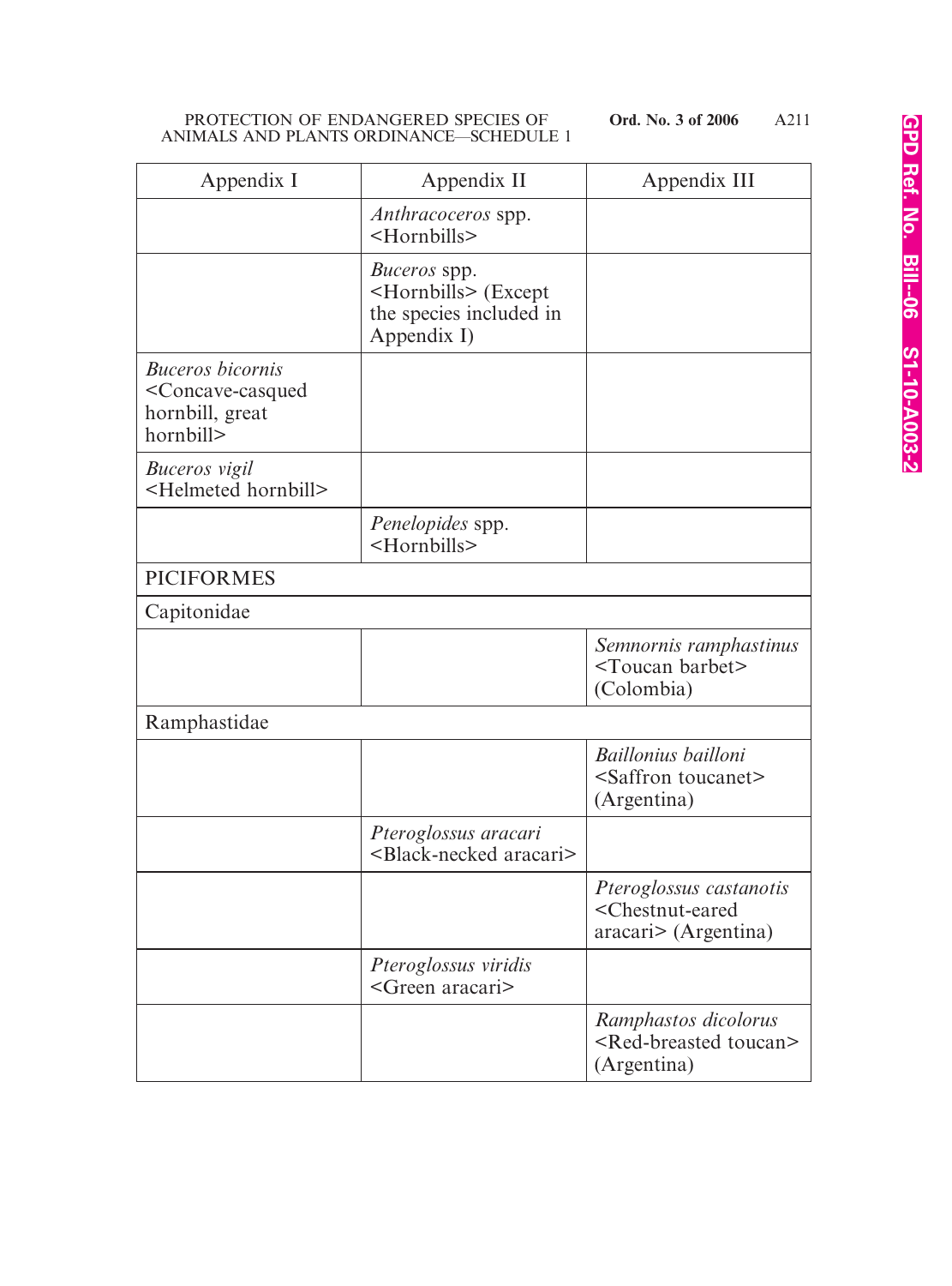| Appendix I | Appendix II | Appendix III |
|---|---|---|
| | *Anthracoceros* spp. <Hornbills> | |
| | *Buceros* spp. <Hornbills> (Except the species included in Appendix I) | |
| *Buceros bicornis* <Concave-casqued hornbill, great hornbill> | | |
| *Buceros vigil* <Helmeted hornbill> | | |
| | *Penelopides* spp. <Hornbills> | |
| PICIFORMES | | |
| Capitonidae | | |
| | | *Semnornis ramphastinus* <Toucan barbet> (Colombia) |
| Ramphastidae | | |
| | | *Baillonius bailloni* <Saffron toucanet> (Argentina) |
| | *Pteroglossus aracari* <Black-necked aracari> | |
| | | *Pteroglossus castanotis* <Chestnut-eared aracari> (Argentina) |
| | *Pteroglossus viridis* <Green aracari> | |
| | | *Ramphastos dicolorus* <Red-breasted toucan> (Argentina) |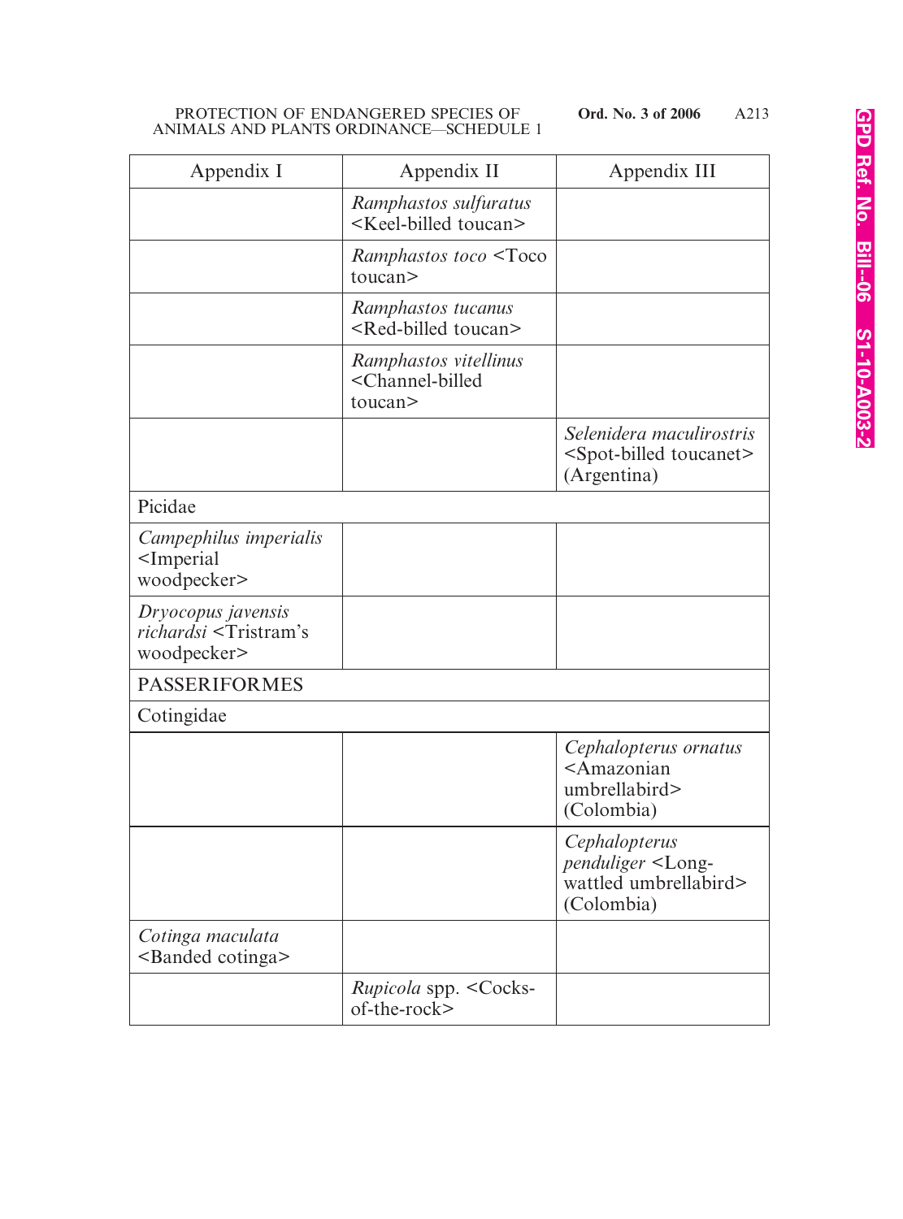| Appendix I | Appendix II | Appendix III |
|---|---|---|
| | *Ramphastos sulfuratus* <Keel-billed toucan> | |
| | *Ramphastos toco* <Toco toucan> | |
| | *Ramphastos tucanus* <Red-billed toucan> | |
| | *Ramphastos vitellinus* <Channel-billed toucan> | |
| | | *Selenidera maculirostris* <Spot-billed toucanet> (Argentina) |
| Picidae | | |
| *Campephilus imperialis* <Imperial woodpecker> | | |
| *Dryocopus javensis richardsi* <Tristram's woodpecker> | | |
| PASSERIFORMES | | |
| Cotingidae | | |
| | | *Cephalopterus ornatus* <Amazonian umbrellabird> (Colombia) |
| | | *Cephalopterus penduliger* <Long-wattled umbrellabird> (Colombia) |
| *Cotinga maculata* <Banded cotinga> | | |
| | *Rupicola* spp. <Cocks-of-the-rock> | |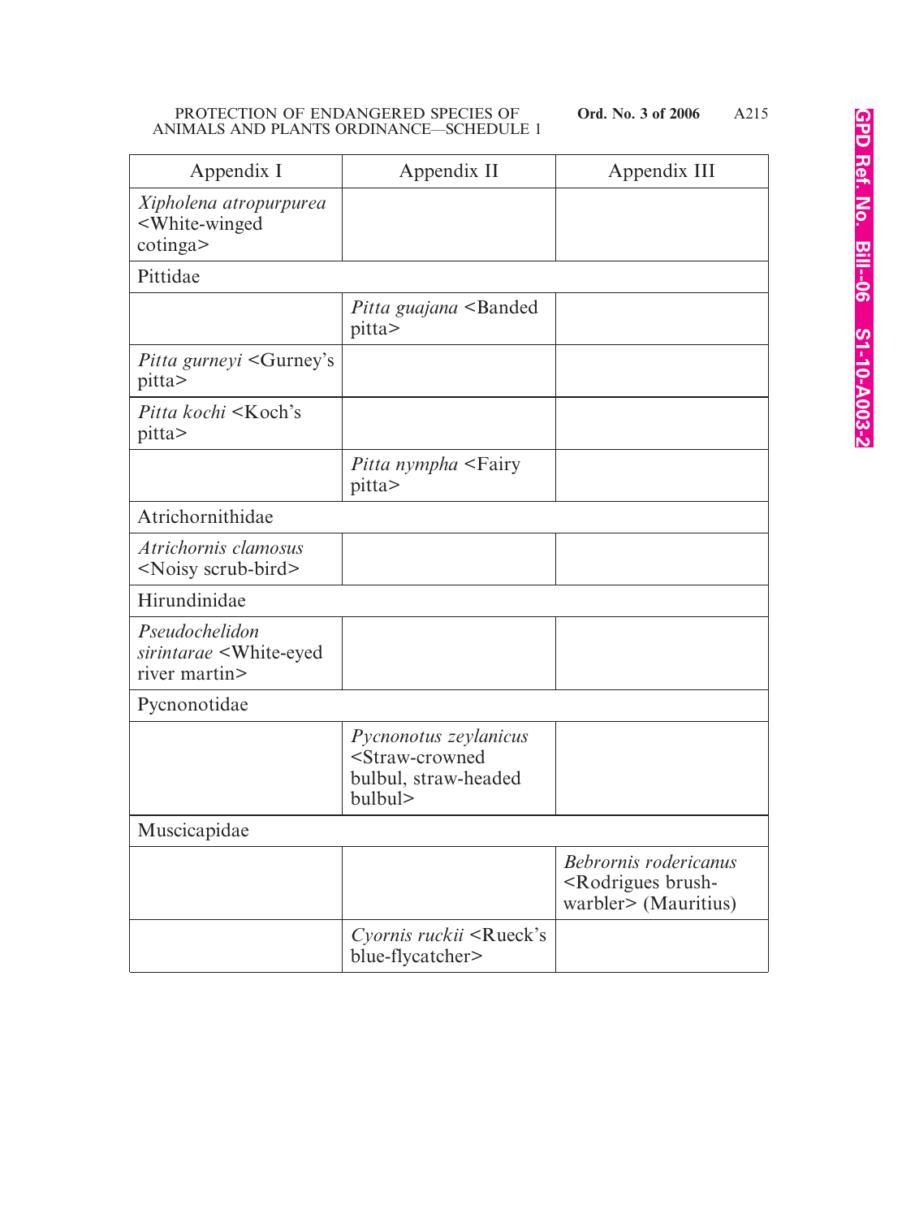| Appendix I | Appendix II | Appendix III |
|---|---|---|
| *Xipholena atropurpurea* <White-winged cotinga> | | |
| Pittidae | | |
| | *Pitta guajana* <Banded pitta> | |
| *Pitta gurneyi* <Gurney's pitta> | | |
| *Pitta kochi* <Koch's pitta> | | |
| | *Pitta nympha* <Fairy pitta> | |
| Atrichornithidae | | |
| *Atrichornis clamosus* <Noisy scrub-bird> | | |
| Hirundinidae | | |
| *Pseudochelidon sirintarae* <White-eyed river martin> | | |
| Pycnonotidae | | |
| | *Pycnonotus zeylanicus* <Straw-crowned bulbul, straw-headed bulbul> | |
| Muscicapidae | | |
| | | *Bebrornis rodericanus* <Rodrigues brush-warbler> (Mauritius) |
| | *Cyornis ruckii* <Rueck's blue-flycatcher> | |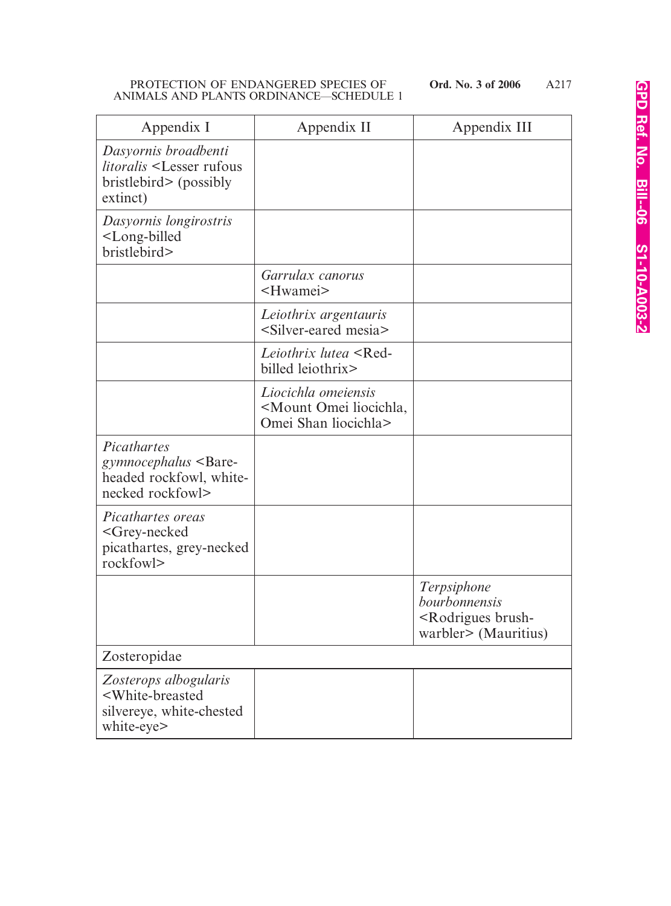| Appendix I | Appendix II | Appendix III |
|---|---|---|
| *Dasyornis broadbenti litoralis* <Lesser rufous bristlebird> (possibly extinct) | | |
| *Dasyornis longirostris* <Long-billed bristlebird> | | |
| | *Garrulax canorus* <Hwamei> | |
| | *Leiothrix argentauris* <Silver-eared mesia> | |
| | *Leiothrix lutea* <Red-billed leiothrix> | |
| | *Liocichla omeiensis* <Mount Omei liocichla, Omei Shan liocichla> | |
| *Picathartes gymnocephalus* <Bare-headed rockfowl, white-necked rockfowl> | | |
| *Picathartes oreas* <Grey-necked picathartes, grey-necked rockfowl> | | |
| | | *Terpsiphone bourbonnensis* <Rodrigues brush-warbler> (Mauritius) |
| Zosteropidae | | |
| *Zosterops albogularis* <White-breasted silvereye, white-chested white-eye> | | |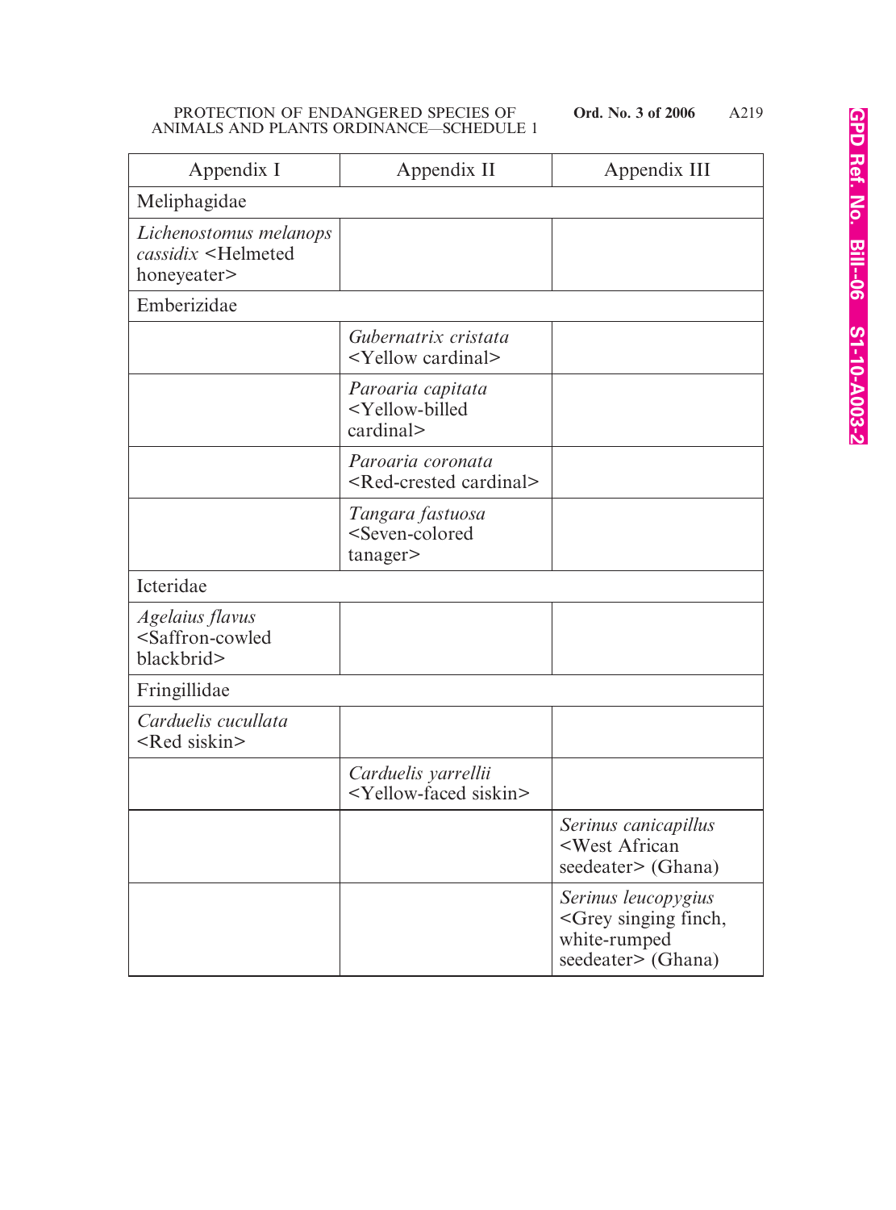| Appendix I | Appendix II | Appendix III |
|---|---|---|
| Meliphagidae | | |
| *Lichenostomus melanops cassidix* <Helmeted honeyeater> | | |
| Emberizidae | | |
| | *Gubernatrix cristata* <Yellow cardinal> | |
| | *Paroaria capitata* <Yellow-billed cardinal> | |
| | *Paroaria coronata* <Red-crested cardinal> | |
| | *Tangara fastuosa* <Seven-colored tanager> | |
| Icteridae | | |
| *Agelaius flavus* <Saffron-cowled blackbrid> | | |
| Fringillidae | | |
| *Carduelis cucullata* <Red siskin> | | |
| | *Carduelis yarrellii* <Yellow-faced siskin> | |
| | | *Serinus canicapillus* <West African seedeater> (Ghana) |
| | | *Serinus leucopygius* <Grey singing finch, white-rumped seedeater> (Ghana) |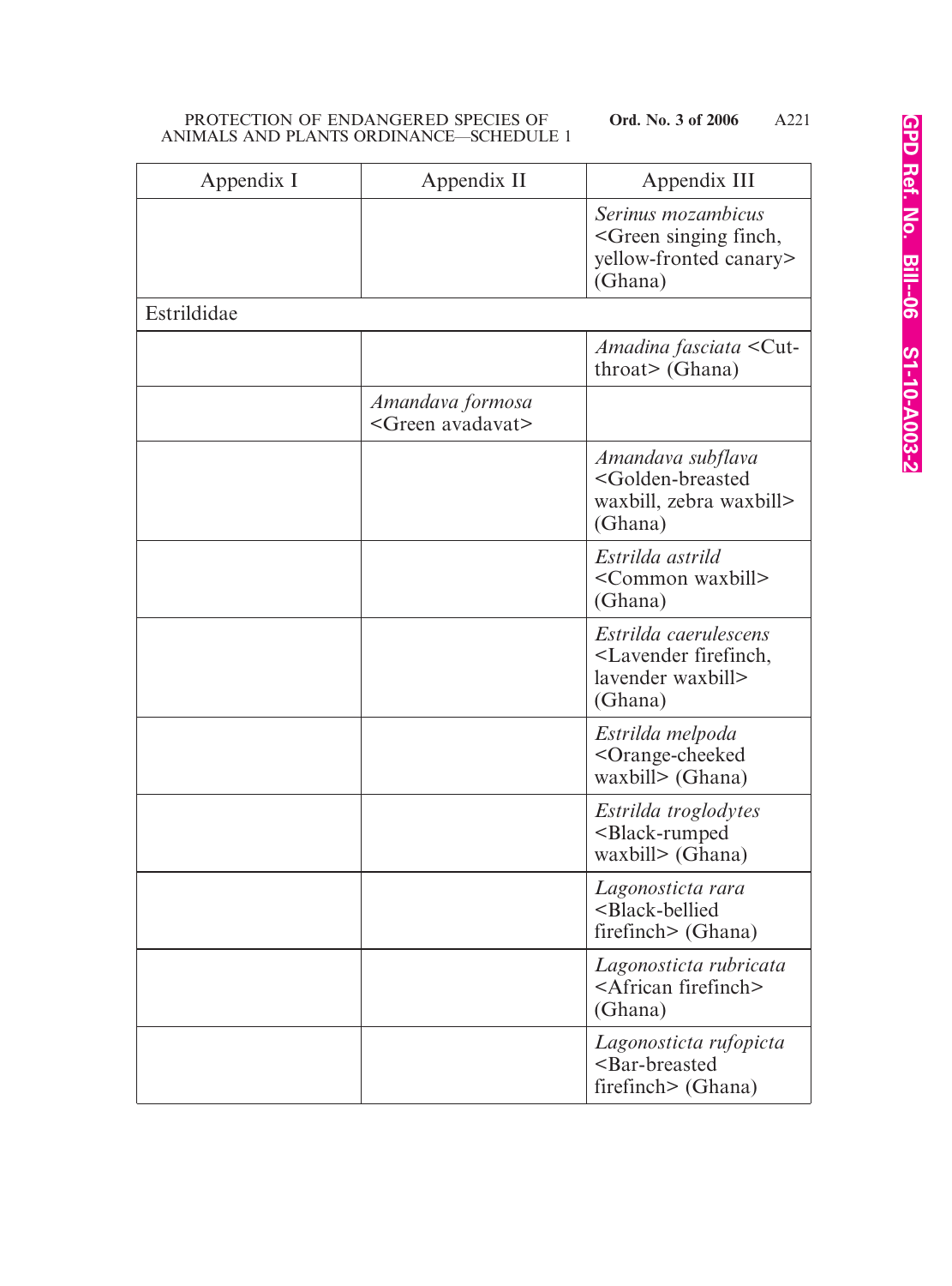| Appendix I | Appendix II | Appendix III |
|---|---|---|
| | | *Serinus mozambicus* <Green singing finch, yellow-fronted canary> (Ghana) |
| Estrildidae | | |
| | | *Amadina fasciata* <Cut-throat> (Ghana) |
| | *Amandava formosa* <Green avadavat> | |
| | | *Amandava subflava* <Golden-breasted waxbill, zebra waxbill> (Ghana) |
| | | *Estrilda astrild* <Common waxbill> (Ghana) |
| | | *Estrilda caerulescens* <Lavender firefinch, lavender waxbill> (Ghana) |
| | | *Estrilda melpoda* <Orange-cheeked waxbill> (Ghana) |
| | | *Estrilda troglodytes* <Black-rumped waxbill> (Ghana) |
| | | *Lagonosticta rara* <Black-bellied firefinch> (Ghana) |
| | | *Lagonosticta rubricata* <African firefinch> (Ghana) |
| | | *Lagonosticta rufopicta* <Bar-breasted firefinch> (Ghana) |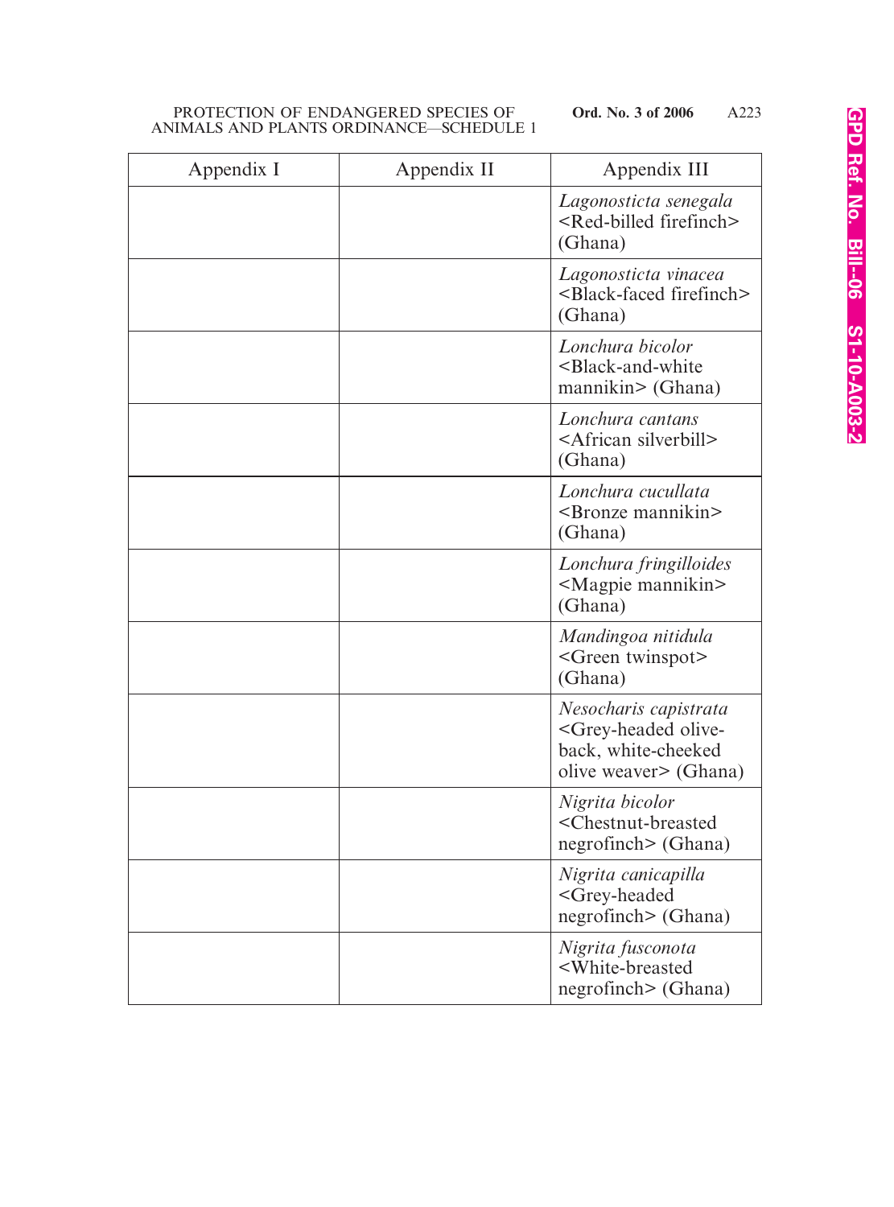| Appendix I | Appendix II | Appendix III |
|---|---|---|
| | | *Lagonosticta senegala* <Red-billed firefinch> (Ghana) |
| | | *Lagonosticta vinacea* <Black-faced firefinch> (Ghana) |
| | | *Lonchura bicolor* <Black-and-white mannikin> (Ghana) |
| | | *Lonchura cantans* <African silverbill> (Ghana) |
| | | *Lonchura cucullata* <Bronze mannikin> (Ghana) |
| | | *Lonchura fringilloides* <Magpie mannikin> (Ghana) |
| | | *Mandingoa nitidula* <Green twinspot> (Ghana) |
| | | *Nesocharis capistrata* <Grey-headed olive-back, white-cheeked olive weaver> (Ghana) |
| | | *Nigrita bicolor* <Chestnut-breasted negrofinch> (Ghana) |
| | | *Nigrita canicapilla* <Grey-headed negrofinch> (Ghana) |
| | | *Nigrita fusconota* <White-breasted negrofinch> (Ghana) |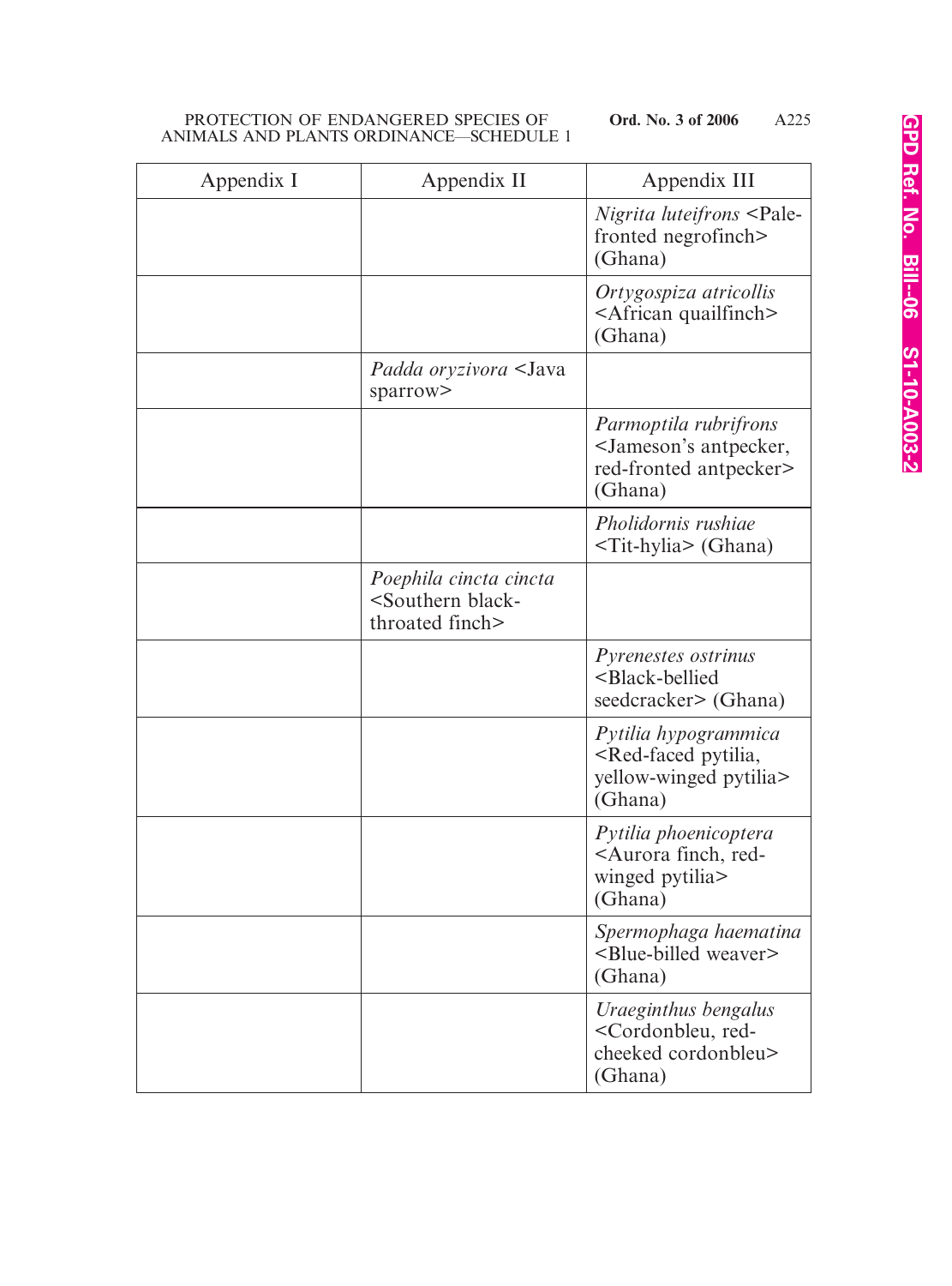| Appendix I | Appendix II | Appendix III |
|---|---|---|
| | | *Nigrita luteifrons* <Pale-fronted negrofinch> (Ghana) |
| | | *Ortygospiza atricollis* <African quailfinch> (Ghana) |
| | *Padda oryzivora* <Java sparrow> | |
| | | *Parmoptila rubrifrons* <Jameson's antpecker, red-fronted antpecker> (Ghana) |
| | | *Pholidornis rushiae* <Tit-hylia> (Ghana) |
| | *Poephila cincta cincta* <Southern black-throated finch> | |
| | | *Pyrenestes ostrinus* <Black-bellied seedcracker> (Ghana) |
| | | *Pytilia hypogrammica* <Red-faced pytilia, yellow-winged pytilia> (Ghana) |
| | | *Pytilia phoenicoptera* <Aurora finch, red-winged pytilia> (Ghana) |
| | | *Spermophaga haematina* <Blue-billed weaver> (Ghana) |
| | | *Uraeginthus bengalus* <Cordonbleu, red-cheeked cordonbleu> (Ghana) |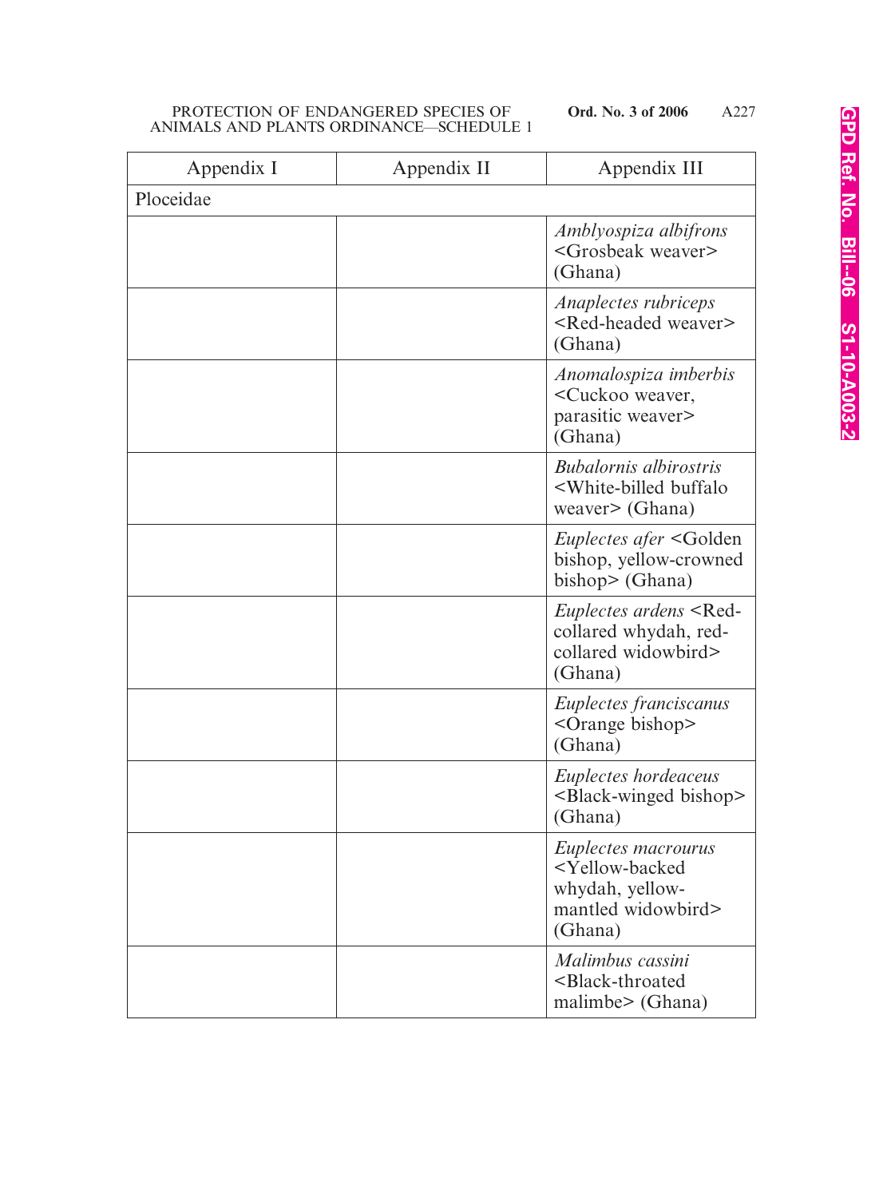| Appendix I | Appendix II | Appendix III |
|---|---|---|
| Ploceidae | | |
| | | *Amblyospiza albifrons* <Grosbeak weaver> (Ghana) |
| | | *Anaplectes rubriceps* <Red-headed weaver> (Ghana) |
| | | *Anomalospiza imberbis* <Cuckoo weaver, parasitic weaver> (Ghana) |
| | | *Bubalornis albirostris* <White-billed buffalo weaver> (Ghana) |
| | | *Euplectes afer* <Golden bishop, yellow-crowned bishop> (Ghana) |
| | | *Euplectes ardens* <Red-collared whydah, red-collared widowbird> (Ghana) |
| | | *Euplectes franciscanus* <Orange bishop> (Ghana) |
| | | *Euplectes hordeaceus* <Black-winged bishop> (Ghana) |
| | | *Euplectes macrourus* <Yellow-backed whydah, yellow-mantled widowbird> (Ghana) |
| | | *Malimbus cassini* <Black-throated malimbe> (Ghana) |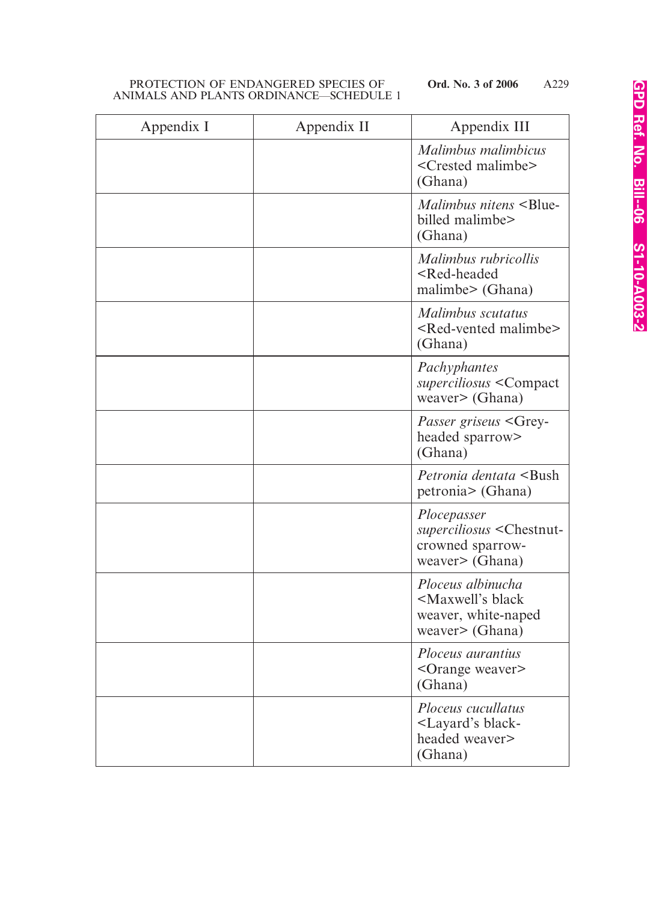| Appendix I | Appendix II | Appendix III |
|---|---|---|
| | | *Malimbus malimbicus* <Crested malimbe> (Ghana) |
| | | *Malimbus nitens* <Blue-billed malimbe> (Ghana) |
| | | *Malimbus rubricollis* <Red-headed malimbe> (Ghana) |
| | | *Malimbus scutatus* <Red-vented malimbe> (Ghana) |
| | | *Pachyphantes superciliosus* <Compact weaver> (Ghana) |
| | | *Passer griseus* <Grey-headed sparrow> (Ghana) |
| | | *Petronia dentata* <Bush petronia> (Ghana) |
| | | *Plocepasser superciliosus* <Chestnut-crowned sparrow-weaver> (Ghana) |
| | | *Ploceus albinucha* <Maxwell's black weaver, white-naped weaver> (Ghana) |
| | | *Ploceus aurantius* <Orange weaver> (Ghana) |
| | | *Ploceus cucullatus* <Layard's black-headed weaver> (Ghana) |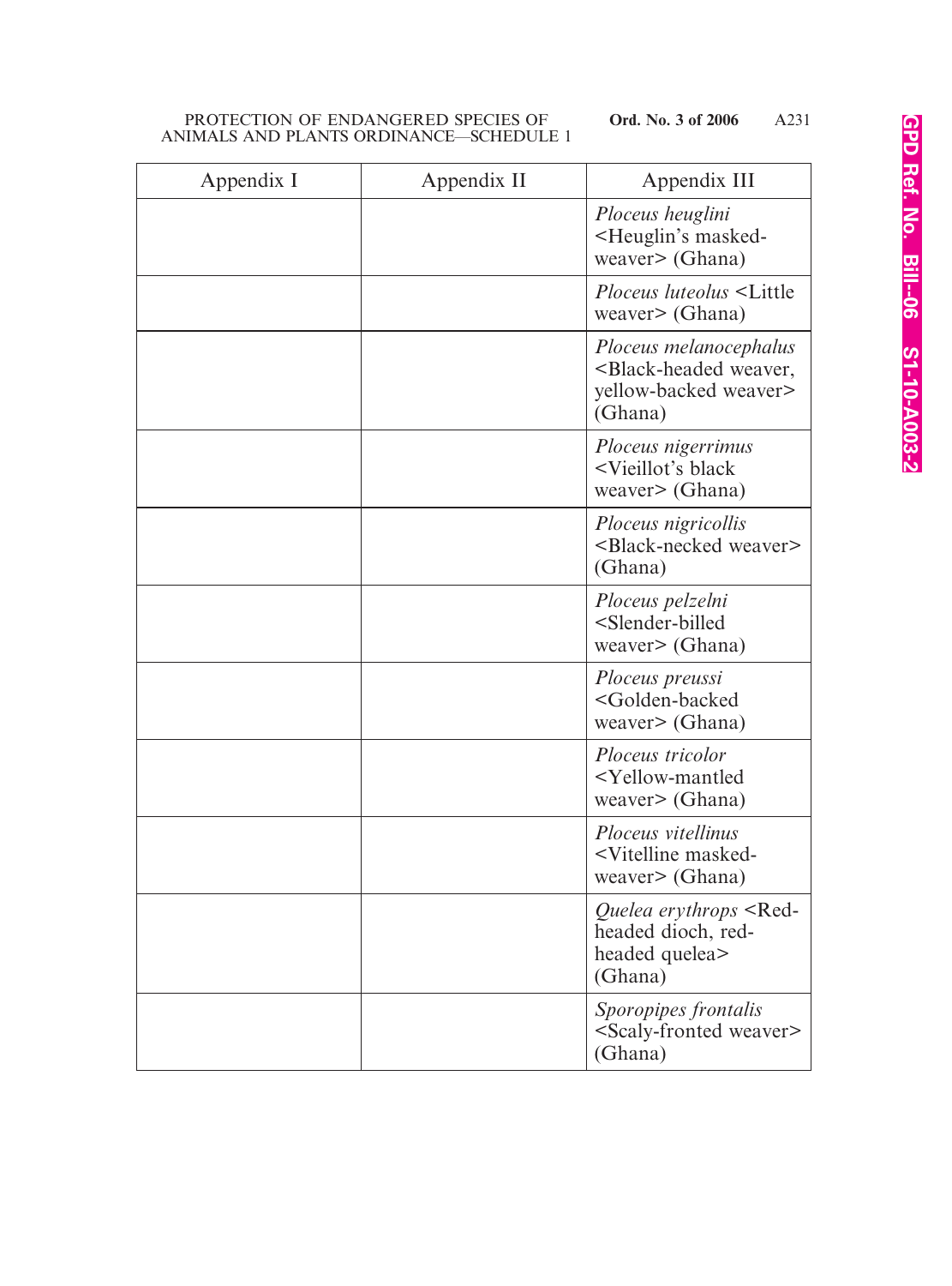| Appendix I | Appendix II | Appendix III |
| --- | --- | --- |
| | | *Ploceus heuglini* <Heuglin's masked-weaver> (Ghana) |
| | | *Ploceus luteolus* <Little weaver> (Ghana) |
| | | *Ploceus melanocephalus* <Black-headed weaver, yellow-backed weaver> (Ghana) |
| | | *Ploceus nigerrimus* <Vieillot's black weaver> (Ghana) |
| | | *Ploceus nigricollis* <Black-necked weaver> (Ghana) |
| | | *Ploceus pelzelni* <Slender-billed weaver> (Ghana) |
| | | *Ploceus preussi* <Golden-backed weaver> (Ghana) |
| | | *Ploceus tricolor* <Yellow-mantled weaver> (Ghana) |
| | | *Ploceus vitellinus* <Vitelline masked-weaver> (Ghana) |
| | | *Quelea erythrops* <Red-headed dioch, red-headed quelea> (Ghana) |
| | | *Sporopipes frontalis* <Scaly-fronted weaver> (Ghana) |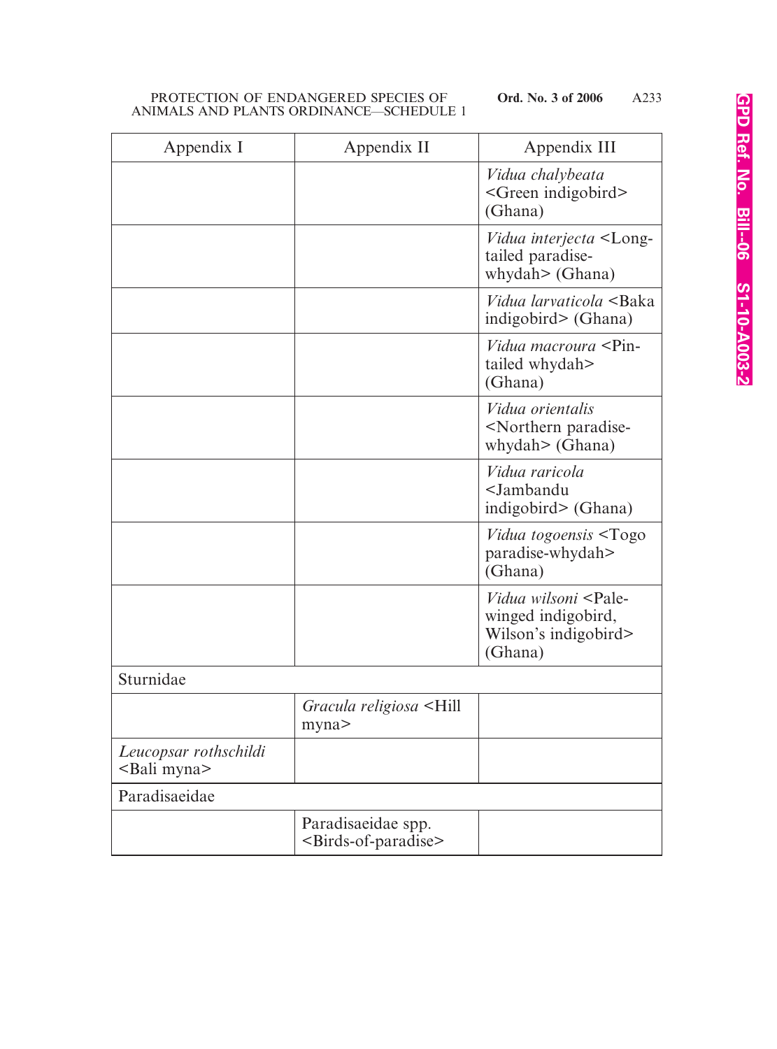| Appendix I | Appendix II | Appendix III |
|---|---|---|
| | | *Vidua chalybeata* <Green indigobird> (Ghana) |
| | | *Vidua interjecta* <Long-tailed paradise-whydah> (Ghana) |
| | | *Vidua larvaticola* <Baka indigobird> (Ghana) |
| | | *Vidua macroura* <Pin-tailed whydah> (Ghana) |
| | | *Vidua orientalis* <Northern paradise-whydah> (Ghana) |
| | | *Vidua raricola* <Jambandu indigobird> (Ghana) |
| | | *Vidua togoensis* <Togo paradise-whydah> (Ghana) |
| | | *Vidua wilsoni* <Pale-winged indigobird, Wilson's indigobird> (Ghana) |
| Sturnidae | | |
| | *Gracula religiosa* <Hill myna> | |
| *Leucopsar rothschildi* <Bali myna> | | |
| Paradisaeidae | | |
| | Paradisaeidae spp. <Birds-of-paradise> | |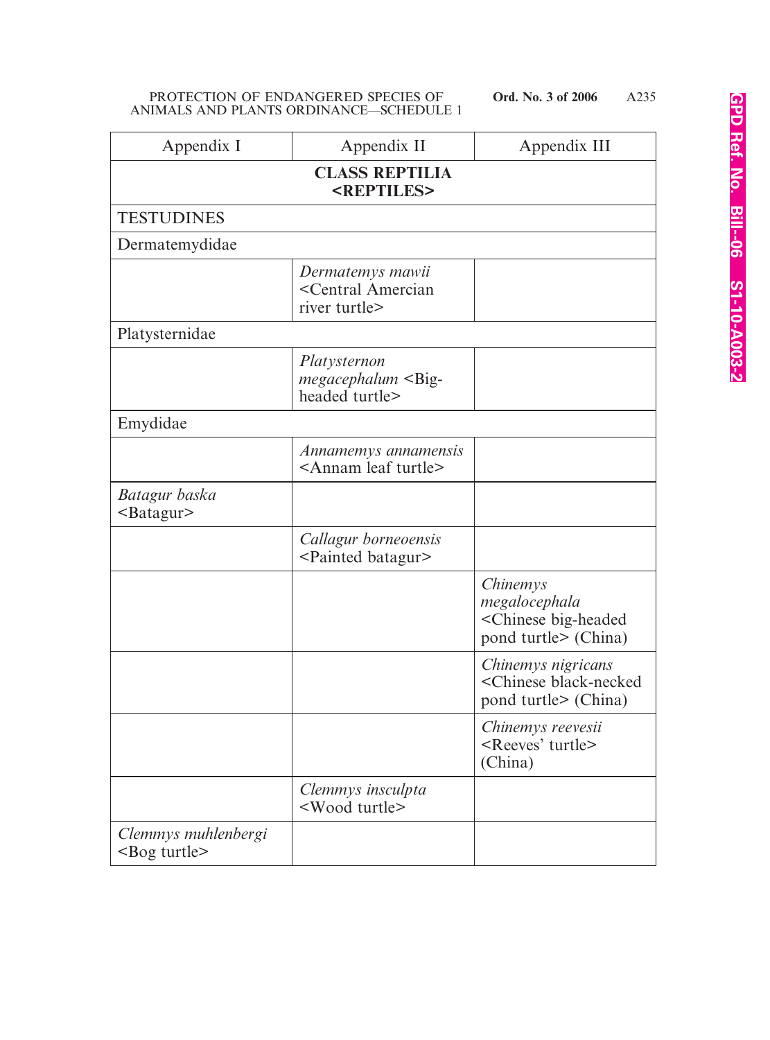| Appendix I | Appendix II | Appendix III |
|---|---|---|
| **CLASS REPTILIA <REPTILES>** | | |
| TESTUDINES | | |
| Dermatemydidae | | |
| | *Dermatemys mawii* <Central Amercian river turtle> | |
| Platysternidae | | |
| | *Platysternon megacephalum* <Big-headed turtle> | |
| Emydidae | | |
| | *Annamemys annamensis* <Annam leaf turtle> | |
| *Batagur baska* <Batagur> | | |
| | *Callagur borneoensis* <Painted batagur> | |
| | | *Chinemys megalocephala* <Chinese big-headed pond turtle> (China) |
| | | *Chinemys nigricans* <Chinese black-necked pond turtle> (China) |
| | | *Chinemys reevesii* <Reeves' turtle> (China) |
| | *Clemmys insculpta* <Wood turtle> | |
| *Clemmys muhlenbergi* <Bog turtle> | | |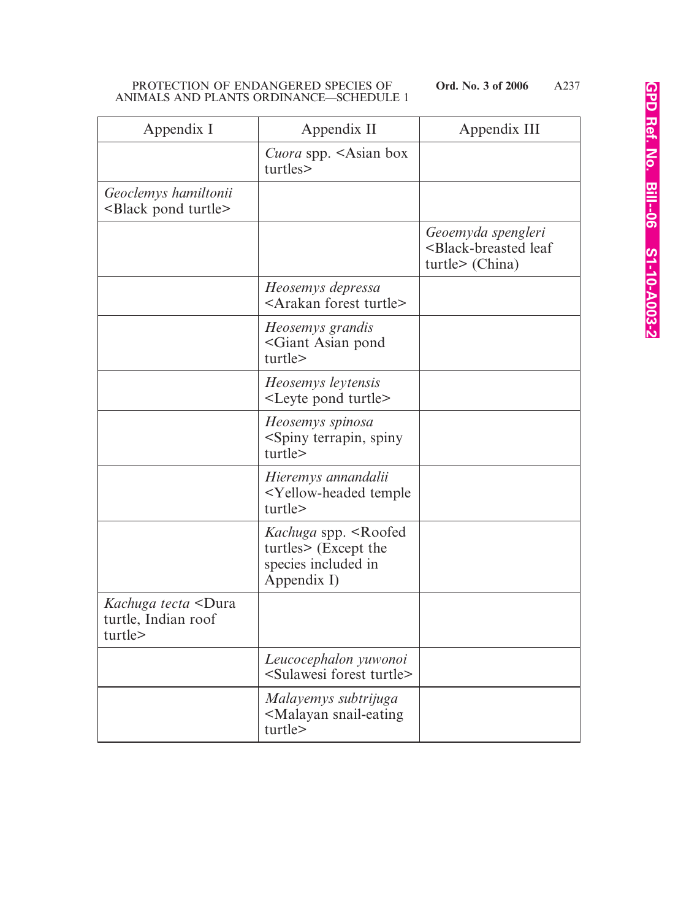| Appendix I | Appendix II | Appendix III |
|---|---|---|
| | *Cuora* spp. <Asian box turtles> | |
| *Geoclemys hamiltonii* <Black pond turtle> | | |
| | | *Geoemyda spengleri* <Black-breasted leaf turtle> (China) |
| | *Heosemys depressa* <Arakan forest turtle> | |
| | *Heosemys grandis* <Giant Asian pond turtle> | |
| | *Heosemys leytensis* <Leyte pond turtle> | |
| | *Heosemys spinosa* <Spiny terrapin, spiny turtle> | |
| | *Hieremys annandalii* <Yellow-headed temple turtle> | |
| | *Kachuga* spp. <Roofed turtles> (Except the species included in Appendix I) | |
| *Kachuga tecta* <Dura turtle, Indian roof turtle> | | |
| | *Leucocephalon yuwonoi* <Sulawesi forest turtle> | |
| | *Malayemys subtrijuga* <Malayan snail-eating turtle> | |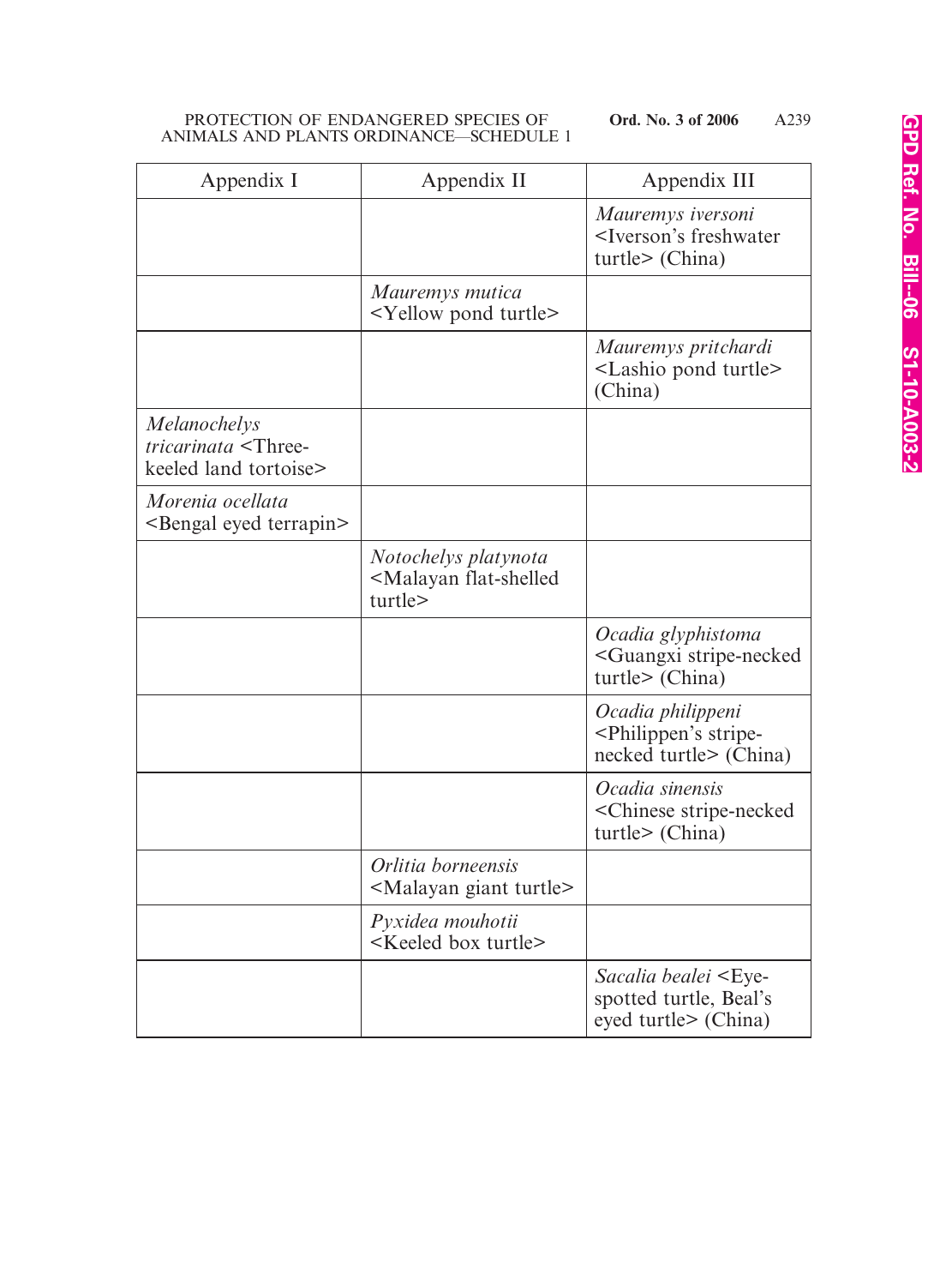| Appendix I | Appendix II | Appendix III |
|---|---|---|
| | | *Mauremys iversoni* <Iverson's freshwater turtle> (China) |
| | *Mauremys mutica* <Yellow pond turtle> | |
| | | *Mauremys pritchardi* <Lashio pond turtle> (China) |
| *Melanochelys tricarinata* <Three-keeled land tortoise> | | |
| *Morenia ocellata* <Bengal eyed terrapin> | | |
| | *Notochelys platynota* <Malayan flat-shelled turtle> | |
| | | *Ocadia glyphistoma* <Guangxi stripe-necked turtle> (China) |
| | | *Ocadia philippeni* <Philippen's stripe-necked turtle> (China) |
| | | *Ocadia sinensis* <Chinese stripe-necked turtle> (China) |
| | *Orlitia borneensis* <Malayan giant turtle> | |
| | *Pyxidea mouhotii* <Keeled box turtle> | |
| | | *Sacalia bealei* <Eye-spotted turtle, Beal's eyed turtle> (China) |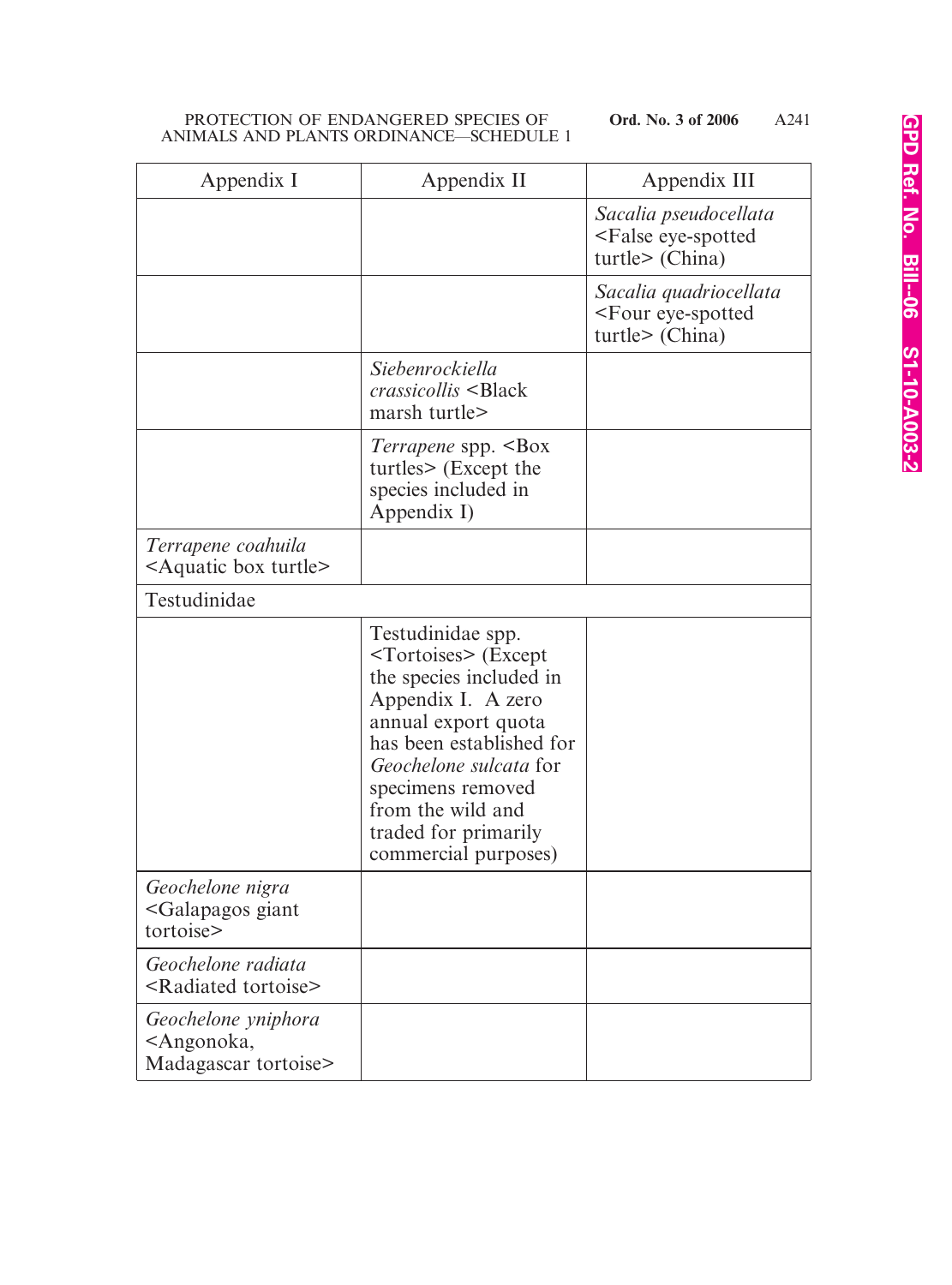| Appendix I | Appendix II | Appendix III |
|---|---|---|
| | | *Sacalia pseudocellata* <False eye-spotted turtle> (China) |
| | | *Sacalia quadriocellata* <Four eye-spotted turtle> (China) |
| | *Siebenrockiella crassicollis* <Black marsh turtle> | |
| | *Terrapene* spp. <Box turtles> (Except the species included in Appendix I) | |
| *Terrapene coahuila* <Aquatic box turtle> | | |
| Testudinidae | | |
| | Testudinidae spp. <Tortoises> (Except the species included in Appendix I. A zero annual export quota has been established for *Geochelone sulcata* for specimens removed from the wild and traded for primarily commercial purposes) | |
| *Geochelone nigra* <Galapagos giant tortoise> | | |
| *Geochelone radiata* <Radiated tortoise> | | |
| *Geochelone yniphora* <Angonoka, Madagascar tortoise> | | |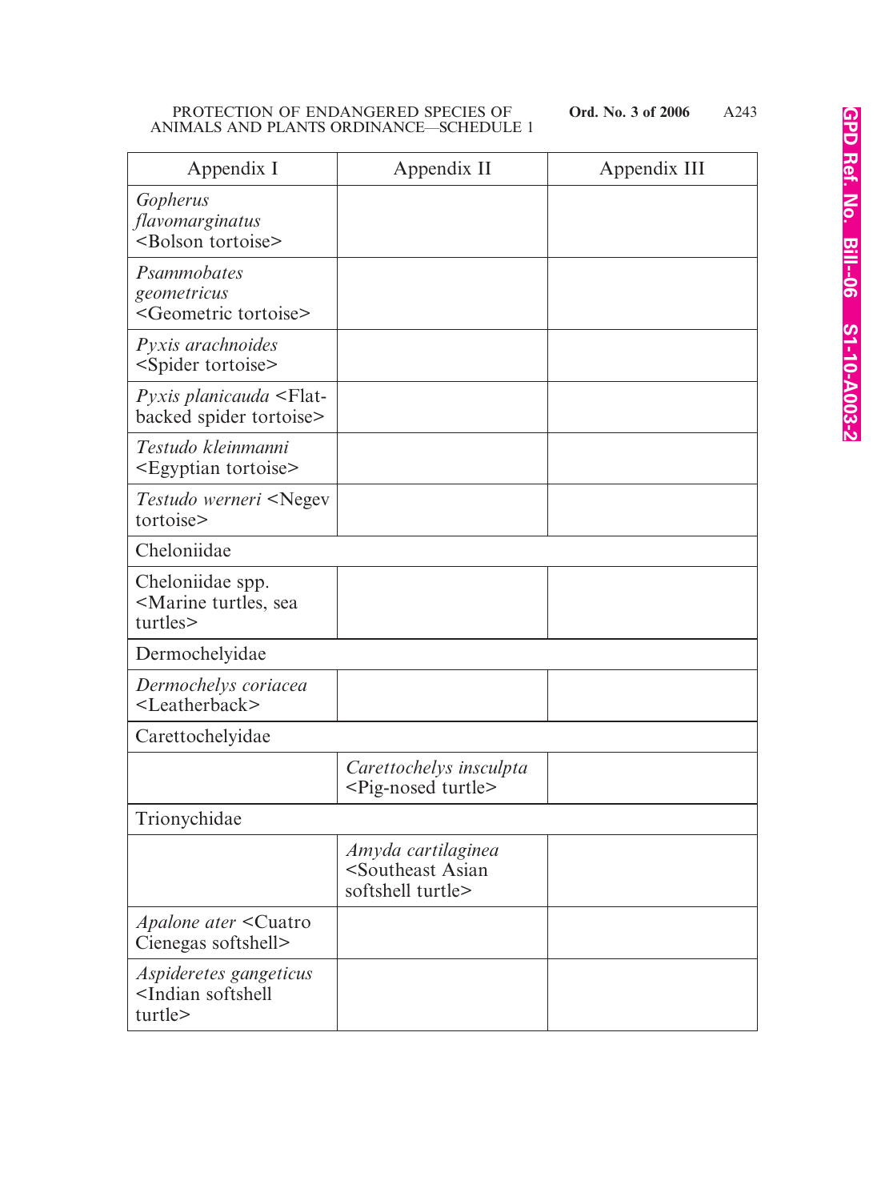| Appendix I | Appendix II | Appendix III |
|---|---|---|
| *Gopherus flavomarginatus* <Bolson tortoise> | | |
| *Psammobates geometricus* <Geometric tortoise> | | |
| *Pyxis arachnoides* <Spider tortoise> | | |
| *Pyxis planicauda* <Flat-backed spider tortoise> | | |
| *Testudo kleinmanni* <Egyptian tortoise> | | |
| *Testudo werneri* <Negev tortoise> | | |
| Cheloniidae | | |
| Cheloniidae spp. <Marine turtles, sea turtles> | | |
| Dermochelyidae | | |
| *Dermochelys coriacea* <Leatherback> | | |
| Carettochelyidae | | |
| | *Carettochelys insculpta* <Pig-nosed turtle> | |
| Trionychidae | | |
| | *Amyda cartilaginea* <Southeast Asian softshell turtle> | |
| *Apalone ater* <Cuatro Cienegas softshell> | | |
| *Aspideretes gangeticus* <Indian softshell turtle> | | |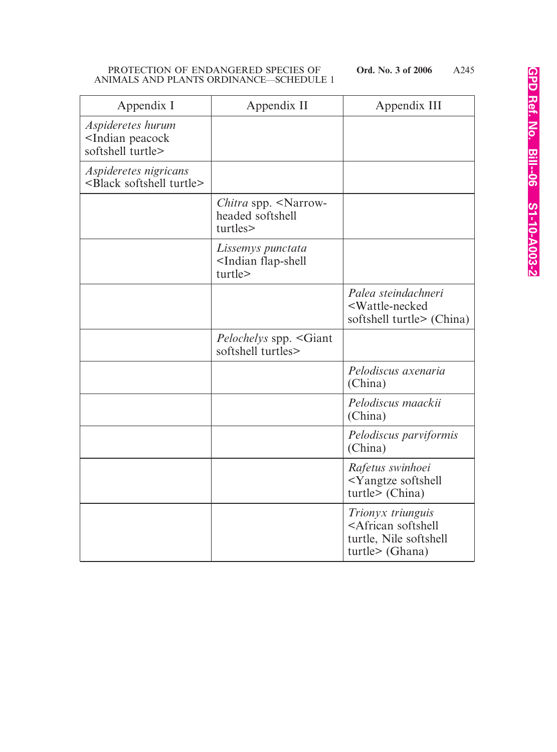| Appendix I | Appendix II | Appendix III |
|---|---|---|
| *Aspideretes hurum* <Indian peacock softshell turtle> | | |
| *Aspideretes nigricans* <Black softshell turtle> | | |
| | *Chitra* spp. <Narrow-headed softshell turtles> | |
| | *Lissemys punctata* <Indian flap-shell turtle> | |
| | | *Palea steindachneri* <Wattle-necked softshell turtle> (China) |
| | *Pelochelys* spp. <Giant softshell turtles> | |
| | | *Pelodiscus axenaria* (China) |
| | | *Pelodiscus maackii* (China) |
| | | *Pelodiscus parviformis* (China) |
| | | *Rafetus swinhoei* <Yangtze softshell turtle> (China) |
| | | *Trionyx triunguis* <African softshell turtle, Nile softshell turtle> (Ghana) |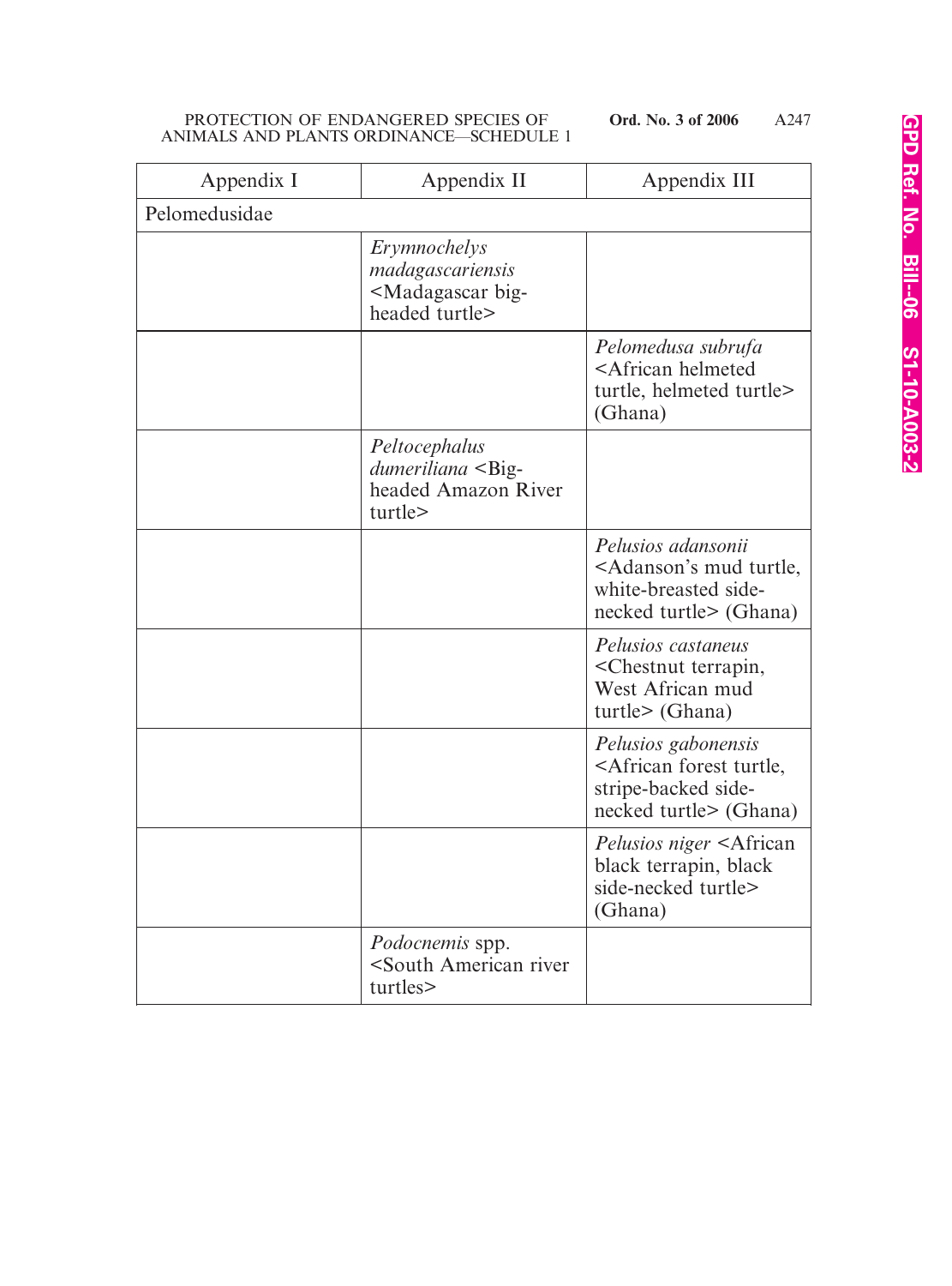| Appendix I | Appendix II | Appendix III |
|---|---|---|
| Pelomedusidae | | |
| | *Erymnochelys madagascariensis* <Madagascar big-headed turtle> | |
| | | *Pelomedusa subrufa* <African helmeted turtle, helmeted turtle> (Ghana) |
| | *Peltocephalus dumeriliana* <Big-headed Amazon River turtle> | |
| | | *Pelusios adansonii* <Adanson's mud turtle, white-breasted side-necked turtle> (Ghana) |
| | | *Pelusios castaneus* <Chestnut terrapin, West African mud turtle> (Ghana) |
| | | *Pelusios gabonensis* <African forest turtle, stripe-backed side-necked turtle> (Ghana) |
| | | *Pelusios niger* <African black terrapin, black side-necked turtle> (Ghana) |
| | *Podocnemis* spp. <South American river turtles> | |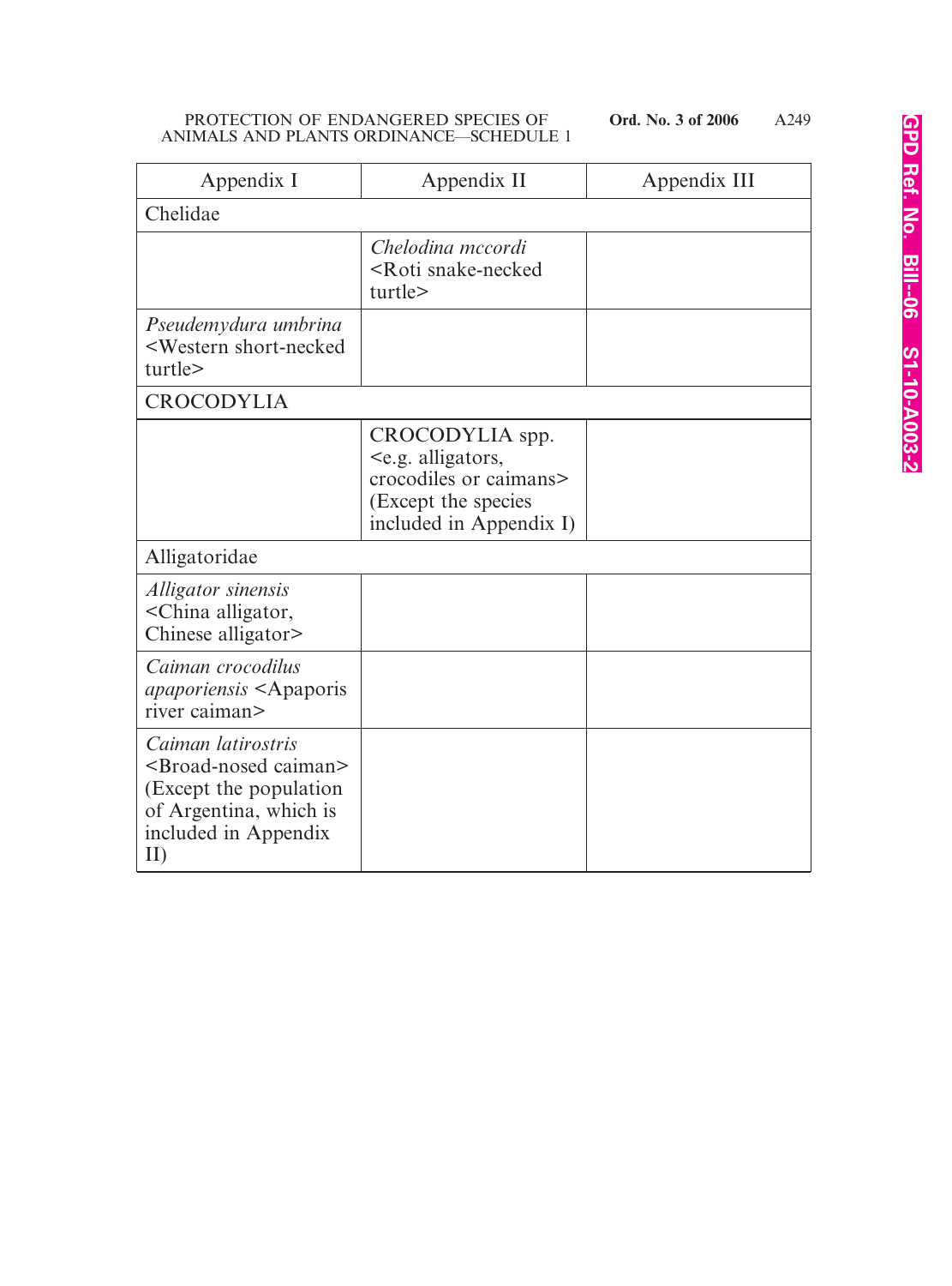| Appendix I | Appendix II | Appendix III |
|---|---|---|
| Chelidae | | |
| | *Chelodina mccordi* <Roti snake-necked turtle> | |
| *Pseudemydura umbrina* <Western short-necked turtle> | | |
| CROCODYLIA | | |
| | CROCODYLIA spp. <e.g. alligators, crocodiles or caimans> (Except the species included in Appendix I) | |
| Alligatoridae | | |
| *Alligator sinensis* <China alligator, Chinese alligator> | | |
| *Caiman crocodilus apaporiensis* <Apaporis river caiman> | | |
| *Caiman latirostris* <Broad-nosed caiman> (Except the population of Argentina, which is included in Appendix II) | | |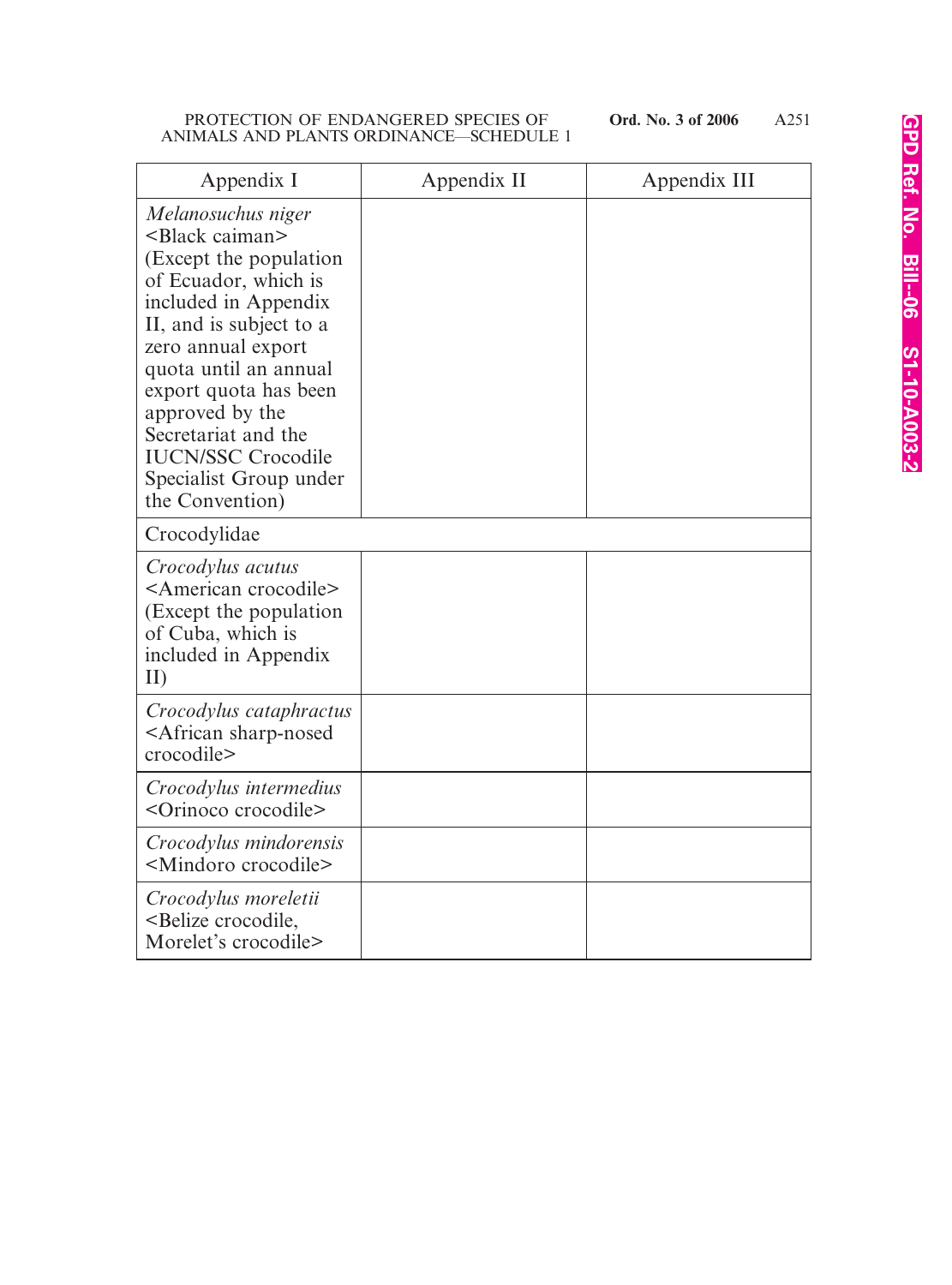| Appendix I | Appendix II | Appendix III |
|---|---|---|
| *Melanosuchus niger* <Black caiman> (Except the population of Ecuador, which is included in Appendix II, and is subject to a zero annual export quota until an annual export quota has been approved by the Secretariat and the IUCN/SSC Crocodile Specialist Group under the Convention) | | |
| Crocodylidae | | |
| *Crocodylus acutus* <American crocodile> (Except the population of Cuba, which is included in Appendix II) | | |
| *Crocodylus cataphractus* <African sharp-nosed crocodile> | | |
| *Crocodylus intermedius* <Orinoco crocodile> | | |
| *Crocodylus mindorensis* <Mindoro crocodile> | | |
| *Crocodylus moreletii* <Belize crocodile, Morelet's crocodile> | | |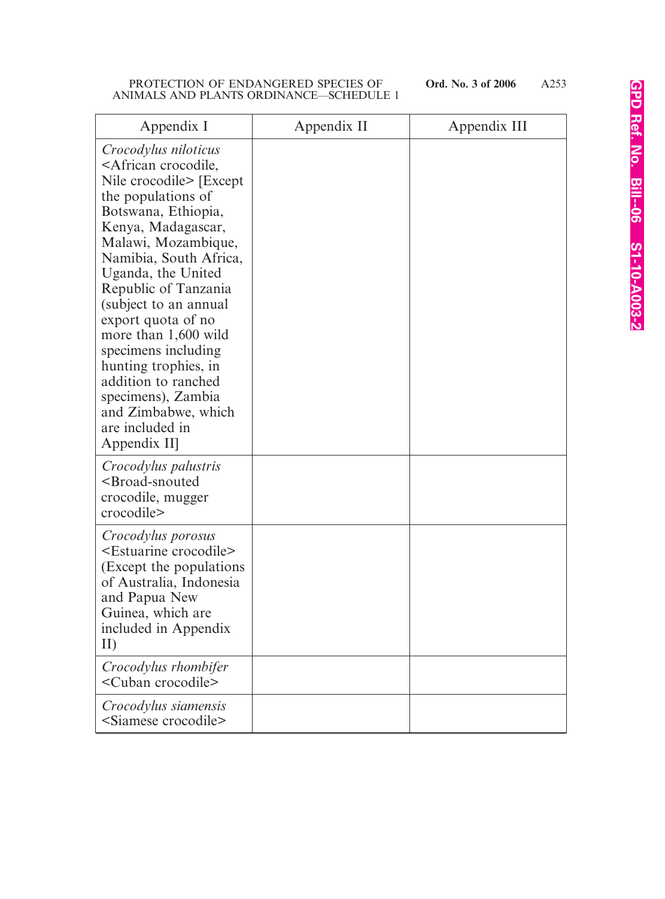| Appendix I | Appendix II | Appendix III |
|---|---|---|
| *Crocodylus niloticus* <African crocodile, Nile crocodile> [Except the populations of Botswana, Ethiopia, Kenya, Madagascar, Malawi, Mozambique, Namibia, South Africa, Uganda, the United Republic of Tanzania (subject to an annual export quota of no more than 1,600 wild specimens including hunting trophies, in addition to ranched specimens), Zambia and Zimbabwe, which are included in Appendix II] | | |
| *Crocodylus palustris* <Broad-snouted crocodile, mugger crocodile> | | |
| *Crocodylus porosus* <Estuarine crocodile> (Except the populations of Australia, Indonesia and Papua New Guinea, which are included in Appendix II) | | |
| *Crocodylus rhombifer* <Cuban crocodile> | | |
| *Crocodylus siamensis* <Siamese crocodile> | | |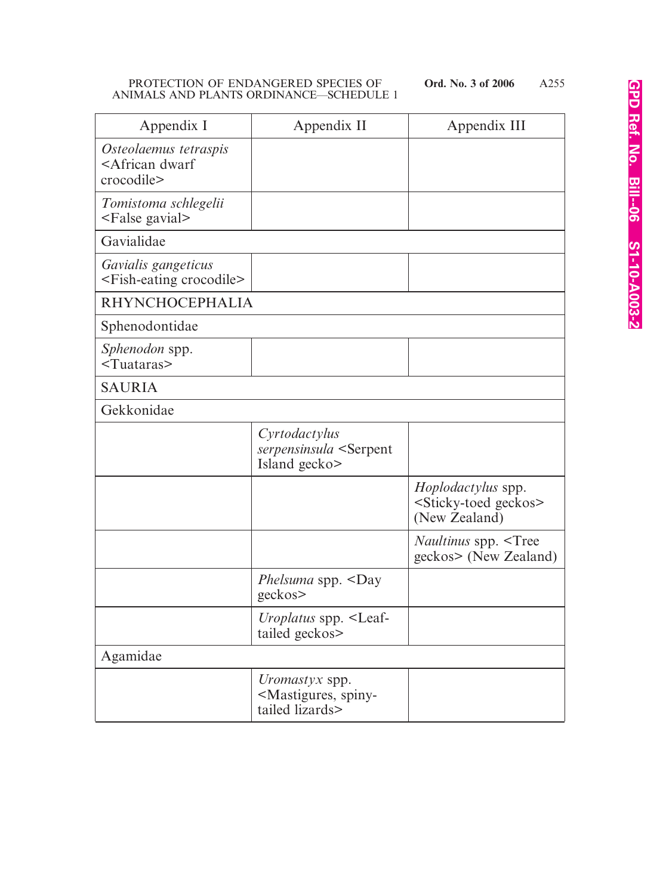| Appendix I | Appendix II | Appendix III |
|---|---|---|
| *Osteolaemus tetraspis* <African dwarf crocodile> | | |
| *Tomistoma schlegelii* <False gavial> | | |
| Gavialidae | | |
| *Gavialis gangeticus* <Fish-eating crocodile> | | |
| RHYNCHOCEPHALIA | | |
| Sphenodontidae | | |
| *Sphenodon* spp. <Tuataras> | | |
| SAURIA | | |
| Gekkonidae | | |
| | *Cyrtodactylus serpensinsula* <Serpent Island gecko> | |
| | | *Hoplodactylus* spp. <Sticky-toed geckos> (New Zealand) |
| | | *Naultinus* spp. <Tree geckos> (New Zealand) |
| | *Phelsuma* spp. <Day geckos> | |
| | *Uroplatus* spp. <Leaf-tailed geckos> | |
| Agamidae | | |
| | *Uromastyx* spp. <Mastigures, spiny-tailed lizards> | |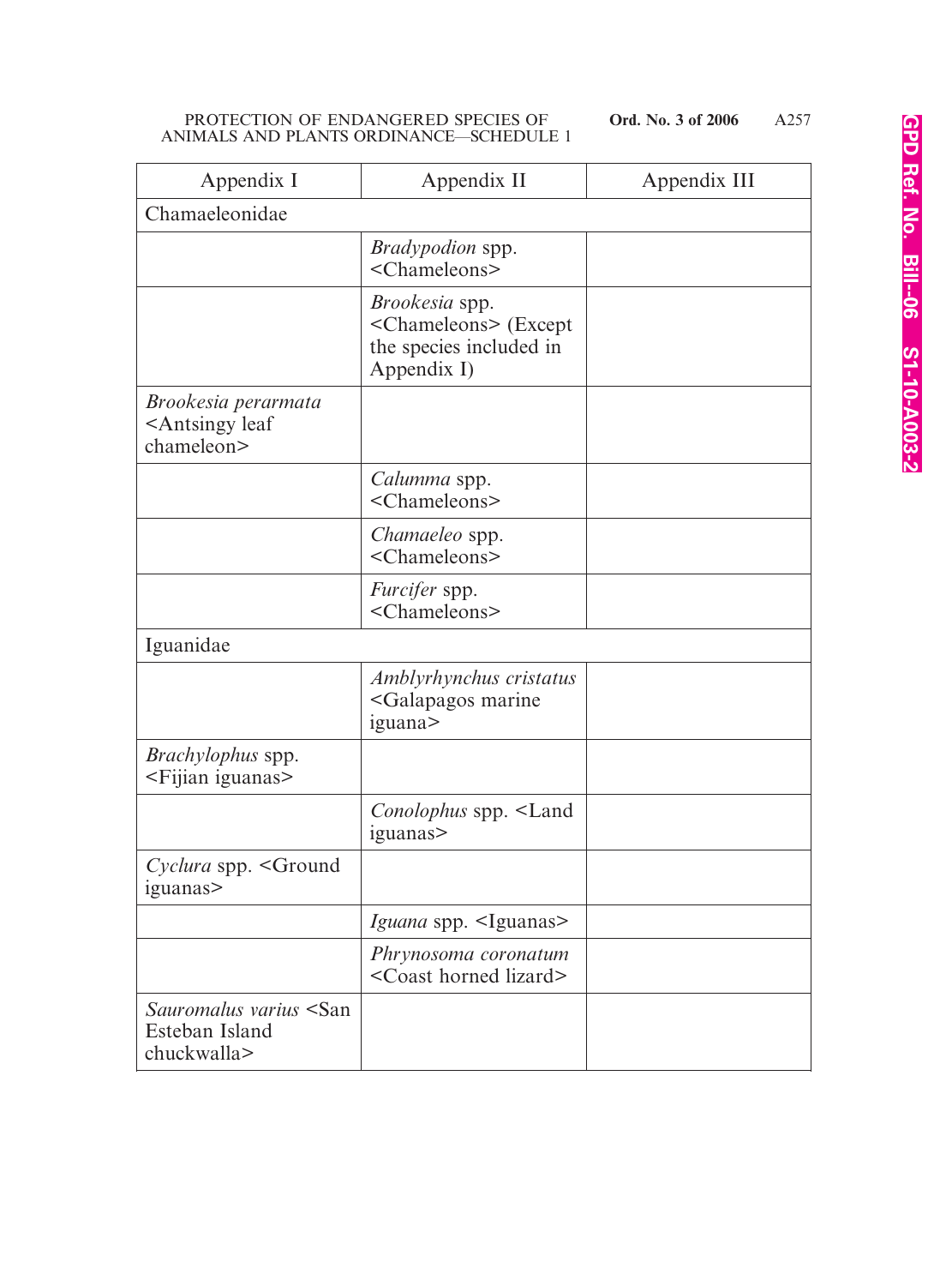| Appendix I | Appendix II | Appendix III |
|---|---|---|
| Chamaeleonidae | | |
| | *Bradypodion* spp. <Chameleons> | |
| | *Brookesia* spp. <Chameleons> (Except the species included in Appendix I) | |
| *Brookesia perarmata* <Antsingy leaf chameleon> | | |
| | *Calumma* spp. <Chameleons> | |
| | *Chamaeleo* spp. <Chameleons> | |
| | *Furcifer* spp. <Chameleons> | |
| Iguanidae | | |
| | *Amblyrhynchus cristatus* <Galapagos marine iguana> | |
| *Brachylophus* spp. <Fijian iguanas> | | |
| | *Conolophus* spp. <Land iguanas> | |
| *Cyclura* spp. <Ground iguanas> | | |
| | *Iguana* spp. <Iguanas> | |
| | *Phrynosoma coronatum* <Coast horned lizard> | |
| *Sauromalus varius* <San Esteban Island chuckwalla> | | |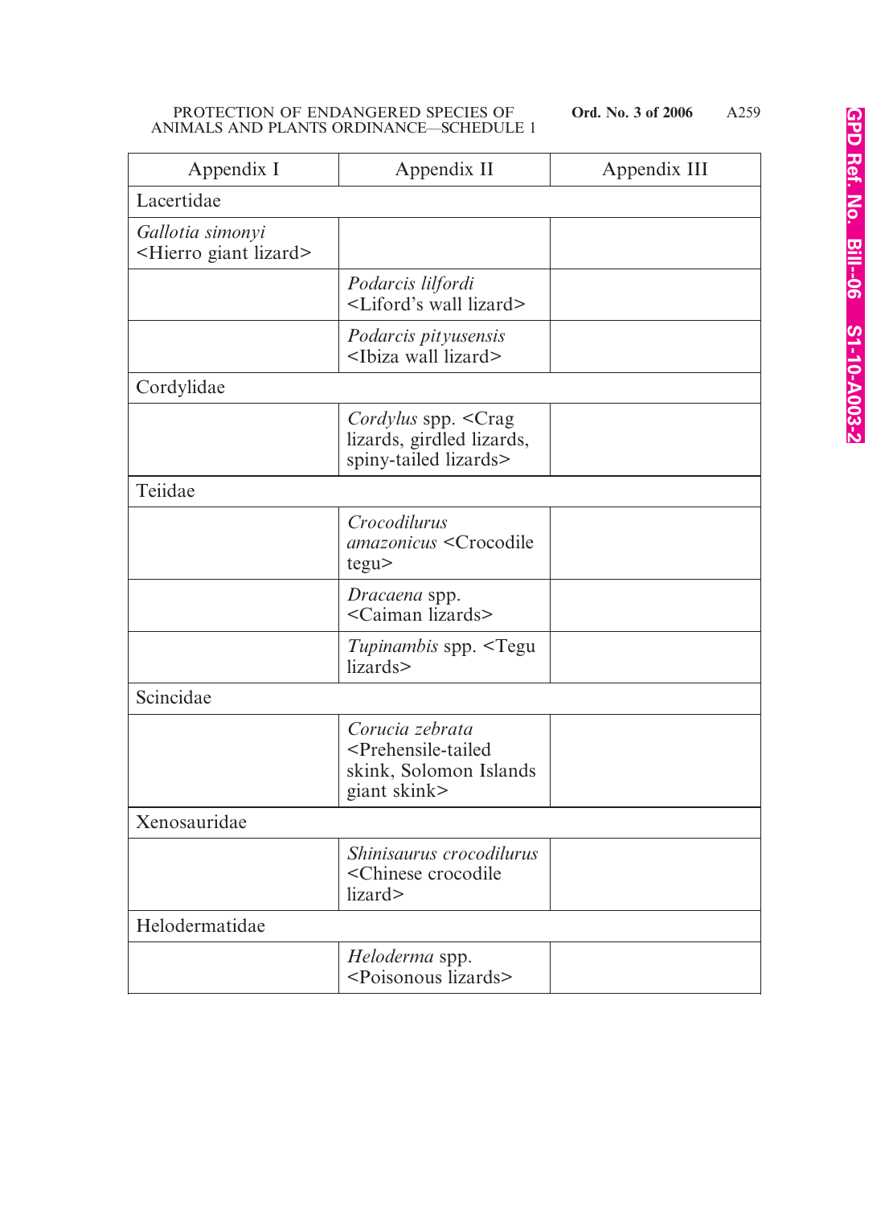| Appendix I | Appendix II | Appendix III |
|---|---|---|
| Lacertidae | | |
| *Gallotia simonyi* <Hierro giant lizard> | | |
| | *Podarcis lilfordi* <Liford's wall lizard> | |
| | *Podarcis pityusensis* <Ibiza wall lizard> | |
| Cordylidae | | |
| | *Cordylus* spp. <Crag lizards, girdled lizards, spiny-tailed lizards> | |
| Teiidae | | |
| | *Crocodilurus amazonicus* <Crocodile tegu> | |
| | *Dracaena* spp. <Caiman lizards> | |
| | *Tupinambis* spp. <Tegu lizards> | |
| Scincidae | | |
| | *Corucia zebrata* <Prehensile-tailed skink, Solomon Islands giant skink> | |
| Xenosauridae | | |
| | *Shinisaurus crocodilurus* <Chinese crocodile lizard> | |
| Helodermatidae | | |
| | *Heloderma* spp. <Poisonous lizards> | |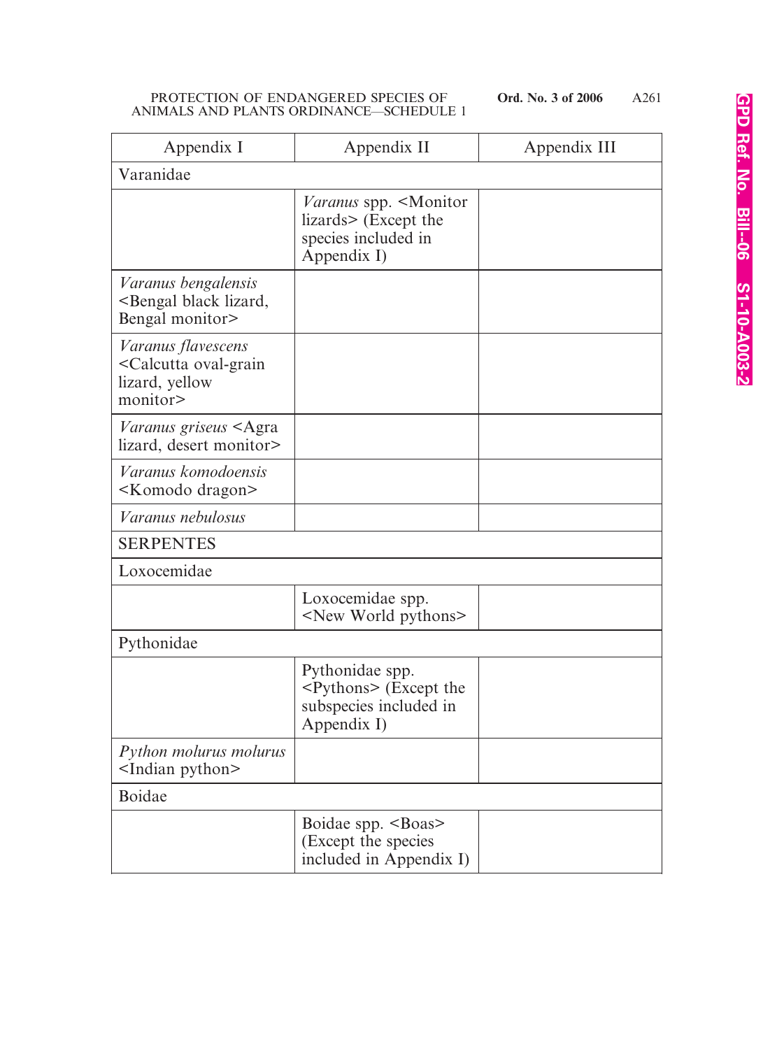| Appendix I | Appendix II | Appendix III |
|---|---|---|
| Varanidae | | |
| | *Varanus* spp. <Monitor lizards> (Except the species included in Appendix I) | |
| *Varanus bengalensis* <Bengal black lizard, Bengal monitor> | | |
| *Varanus flavescens* <Calcutta oval-grain lizard, yellow monitor> | | |
| *Varanus griseus* <Agra lizard, desert monitor> | | |
| *Varanus komodoensis* <Komodo dragon> | | |
| *Varanus nebulosus* | | |
| SERPENTES | | |
| Loxocemidae | | |
| | Loxocemidae spp. <New World pythons> | |
| Pythonidae | | |
| | Pythonidae spp. <Pythons> (Except the subspecies included in Appendix I) | |
| *Python molurus molurus* <Indian python> | | |
| Boidae | | |
| | Boidae spp. <Boas> (Except the species included in Appendix I) | |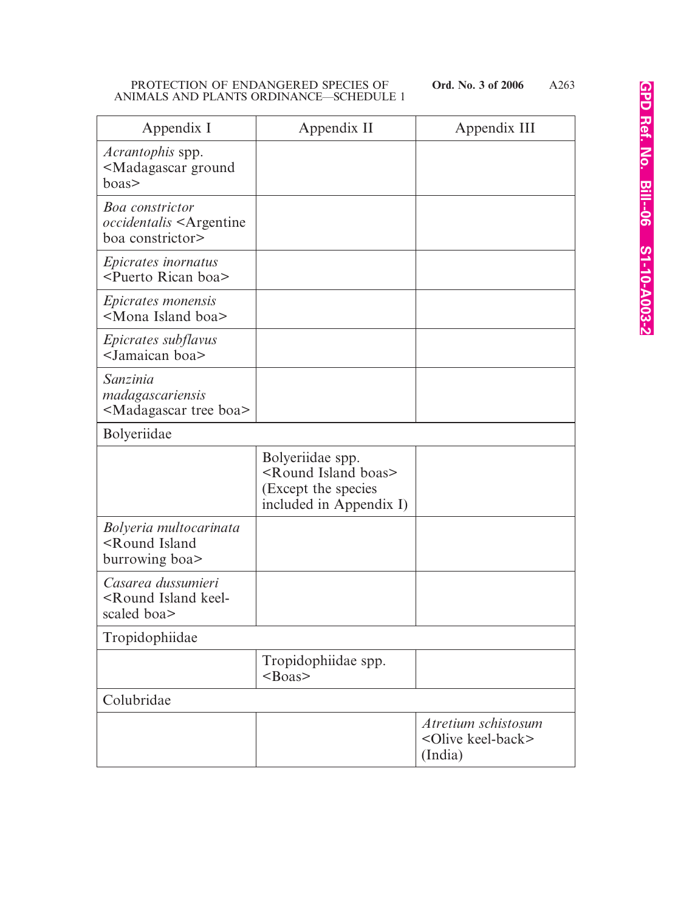| Appendix I | Appendix II | Appendix III |
|---|---|---|
| *Acrantophis* spp. <Madagascar ground boas> | | |
| *Boa constrictor occidentalis* <Argentine boa constrictor> | | |
| *Epicrates inornatus* <Puerto Rican boa> | | |
| *Epicrates monensis* <Mona Island boa> | | |
| *Epicrates subflavus* <Jamaican boa> | | |
| *Sanzinia madagascariensis* <Madagascar tree boa> | | |
| Bolyeriidae | | |
| | Bolyeriidae spp. <Round Island boas> (Except the species included in Appendix I) | |
| *Bolyeria multocarinata* <Round Island burrowing boa> | | |
| *Casarea dussumieri* <Round Island keel-scaled boa> | | |
| Tropidophiidae | | |
| | Tropidophiidae spp. <Boas> | |
| Colubridae | | |
| | | *Atretium schistosum* <Olive keel-back> (India) |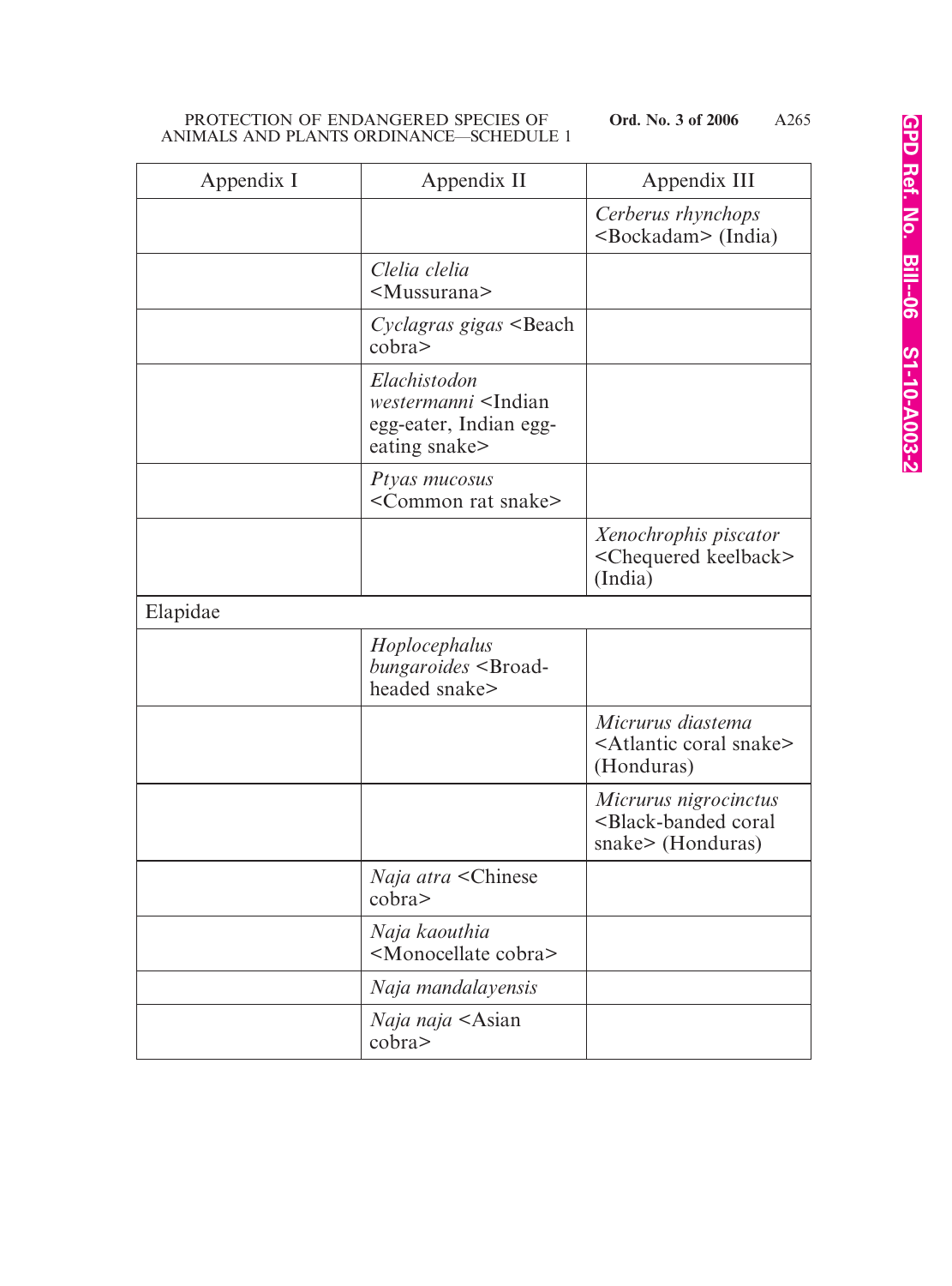| Appendix I | Appendix II | Appendix III |
|---|---|---|
| | | *Cerberus rhynchops* <Bockadam> (India) |
| | *Clelia clelia* <Mussurana> | |
| | *Cyclagras gigas* <Beach cobra> | |
| | *Elachistodon westermanni* <Indian egg-eater, Indian egg-eating snake> | |
| | *Ptyas mucosus* <Common rat snake> | |
| | | *Xenochrophis piscator* <Chequered keelback> (India) |
| Elapidae | | |
| | *Hoplocephalus bungaroides* <Broad-headed snake> | |
| | | *Micrurus diastema* <Atlantic coral snake> (Honduras) |
| | | *Micrurus nigrocinctus* <Black-banded coral snake> (Honduras) |
| | *Naja atra* <Chinese cobra> | |
| | *Naja kaouthia* <Monocellate cobra> | |
| | *Naja mandalayensis* | |
| | *Naja naja* <Asian cobra> | |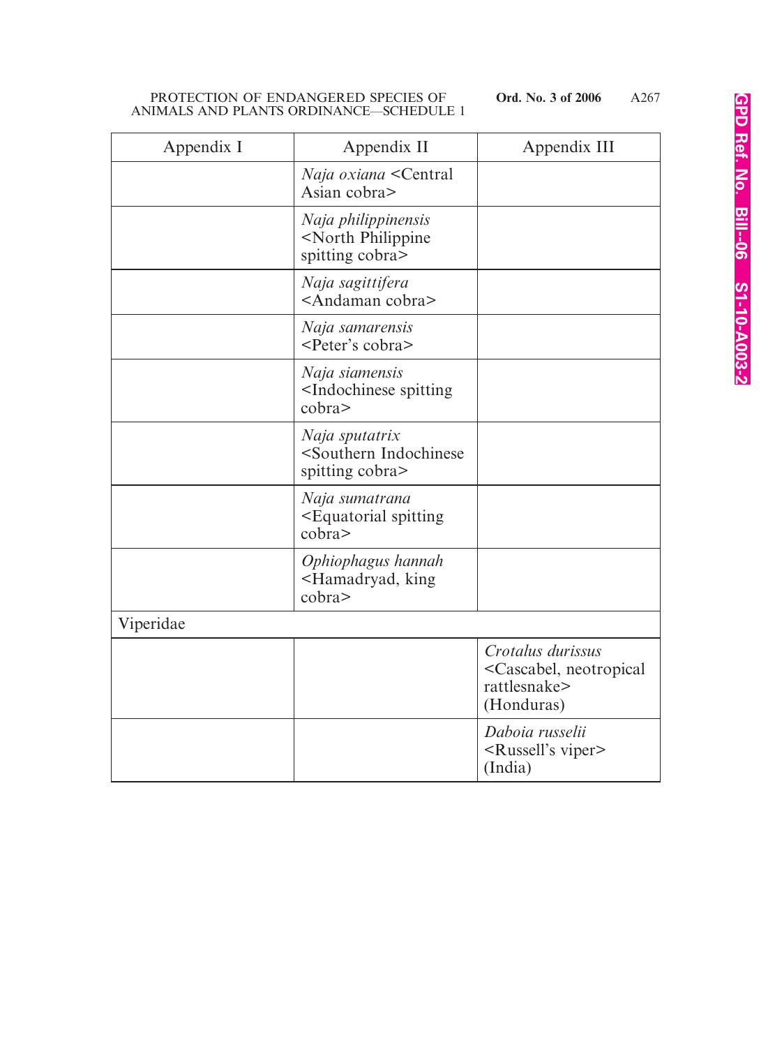| Appendix I | Appendix II | Appendix III |
|---|---|---|
| | *Naja oxiana* <Central Asian cobra> | |
| | *Naja philippinensis* <North Philippine spitting cobra> | |
| | *Naja sagittifera* <Andaman cobra> | |
| | *Naja samarensis* <Peter's cobra> | |
| | *Naja siamensis* <Indochinese spitting cobra> | |
| | *Naja sputatrix* <Southern Indochinese spitting cobra> | |
| | *Naja sumatrana* <Equatorial spitting cobra> | |
| | *Ophiophagus hannah* <Hamadryad, king cobra> | |
| Viperidae | | |
| | | *Crotalus durissus* <Cascabel, neotropical rattlesnake> (Honduras) |
| | | *Daboia russelii* <Russell's viper> (India) |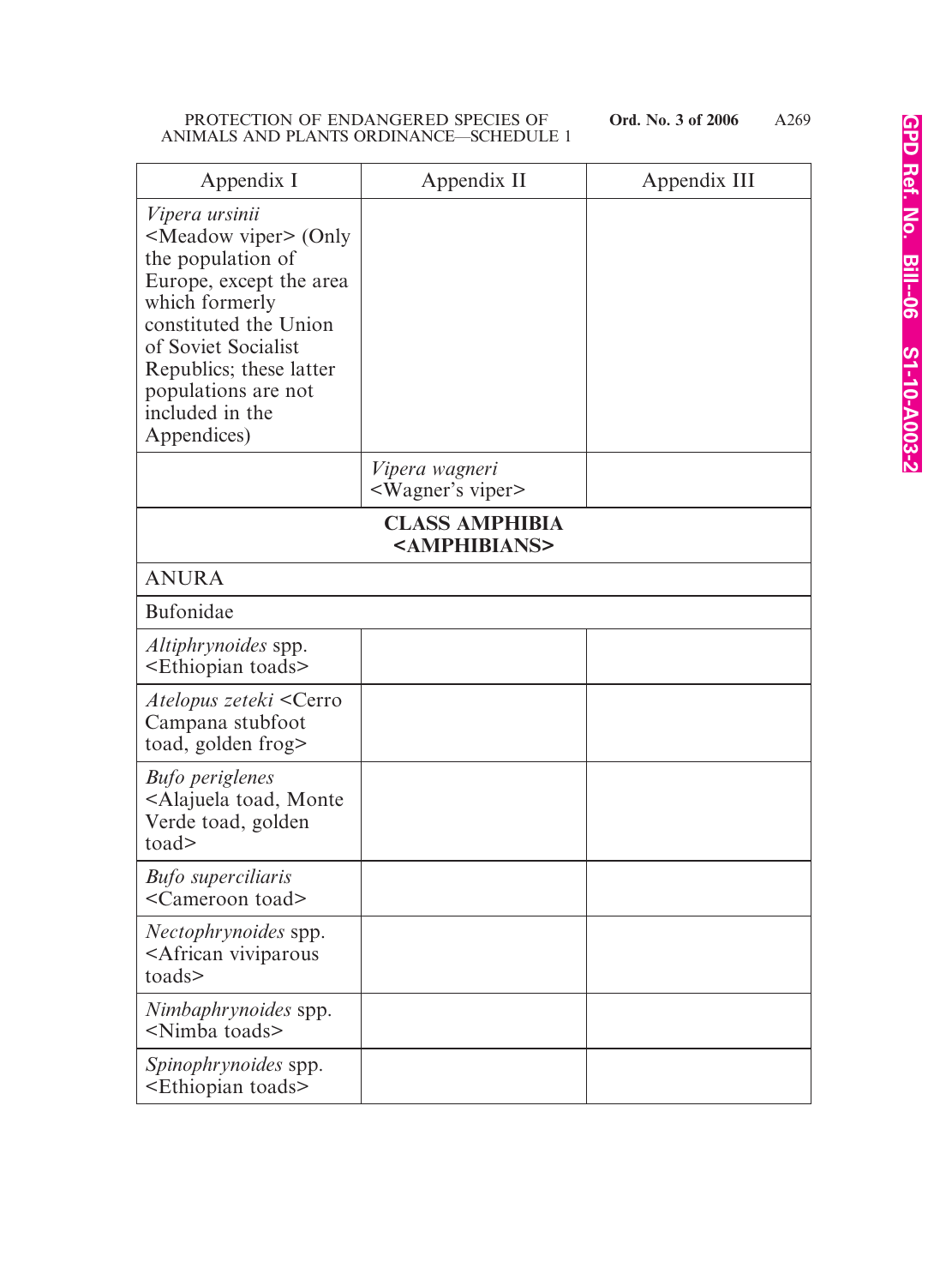| Appendix I | Appendix II | Appendix III |
|---|---|---|
| *Vipera ursinii* <Meadow viper> (Only the population of Europe, except the area which formerly constituted the Union of Soviet Socialist Republics; these latter populations are not included in the Appendices) | | |
| | *Vipera wagneri* <Wagner's viper> | |
| **CLASS AMPHIBIA <AMPHIBIANS>** | | |
| ANURA | | |
| Bufonidae | | |
| *Altiphrynoides* spp. <Ethiopian toads> | | |
| *Atelopus zeteki* <Cerro Campana stubfoot toad, golden frog> | | |
| *Bufo periglenes* <Alajuela toad, Monte Verde toad, golden toad> | | |
| *Bufo superciliaris* <Cameroon toad> | | |
| *Nectophrynoides* spp. <African viviparous toads> | | |
| *Nimbaphrynoides* spp. <Nimba toads> | | |
| *Spinophrynoides* spp. <Ethiopian toads> | | |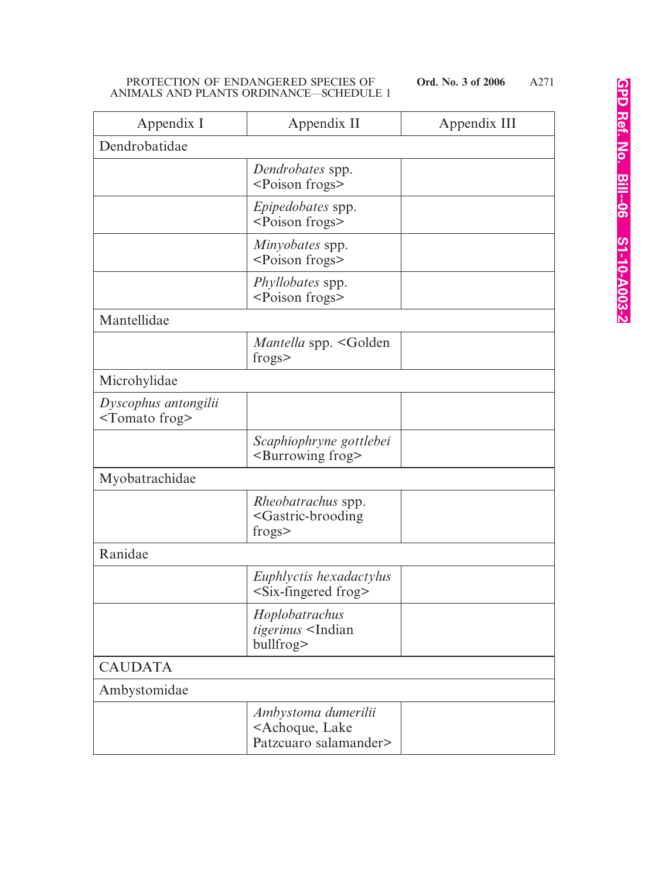| Appendix I | Appendix II | Appendix III |
|---|---|---|
| Dendrobatidae | | |
| | *Dendrobates* spp. <Poison frogs> | |
| | *Epipedobates* spp. <Poison frogs> | |
| | *Minyobates* spp. <Poison frogs> | |
| | *Phyllobates* spp. <Poison frogs> | |
| Mantellidae | | |
| | *Mantella* spp. <Golden frogs> | |
| Microhylidae | | |
| *Dyscophus antongilii* <Tomato frog> | | |
| | *Scaphiophryne gottlebei* <Burrowing frog> | |
| Myobatrachidae | | |
| | *Rheobatrachus* spp. <Gastric-brooding frogs> | |
| Ranidae | | |
| | *Euphlyctis hexadactylus* <Six-fingered frog> | |
| | *Hoplobatrachus tigerinus* <Indian bullfrog> | |
| CAUDATA | | |
| Ambystomidae | | |
| | *Ambystoma dumerilii* <Achoque, Lake Patzcuaro salamander> | |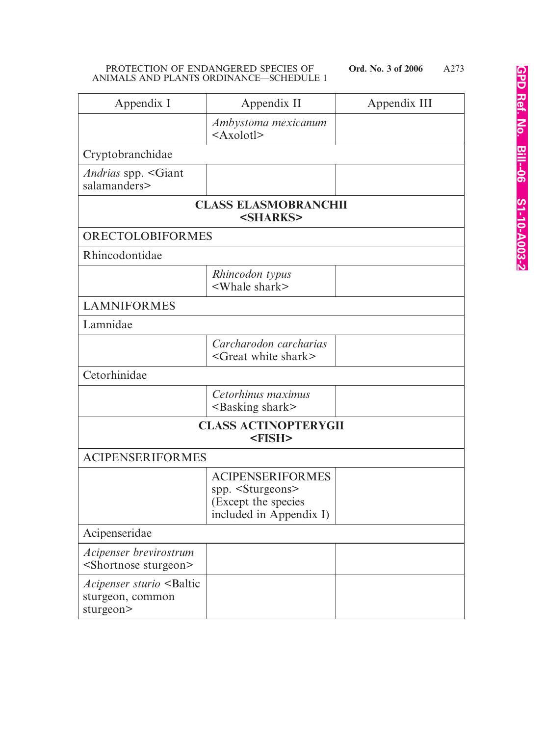| Appendix I | Appendix II | Appendix III |
|---|---|---|
| | *Ambystoma mexicanum* <Axolotl> | |
| Cryptobranchidae | | |
| *Andrias* spp. <Giant salamanders> | | |
| **CLASS ELASMOBRANCHII <SHARKS>** | | |
| ORECTOLOBIFORMES | | |
| Rhincodontidae | | |
| | *Rhincodon typus* <Whale shark> | |
| LAMNIFORMES | | |
| Lamnidae | | |
| | *Carcharodon carcharias* <Great white shark> | |
| Cetorhinidae | | |
| | *Cetorhinus maximus* <Basking shark> | |
| **CLASS ACTINOPTERYGII <FISH>** | | |
| ACIPENSERIFORMES | | |
| | ACIPENSERIFORMES spp. <Sturgeons> (Except the species included in Appendix I) | |
| Acipenseridae | | |
| *Acipenser brevirostrum* <Shortnose sturgeon> | | |
| *Acipenser sturio* <Baltic sturgeon, common sturgeon> | | |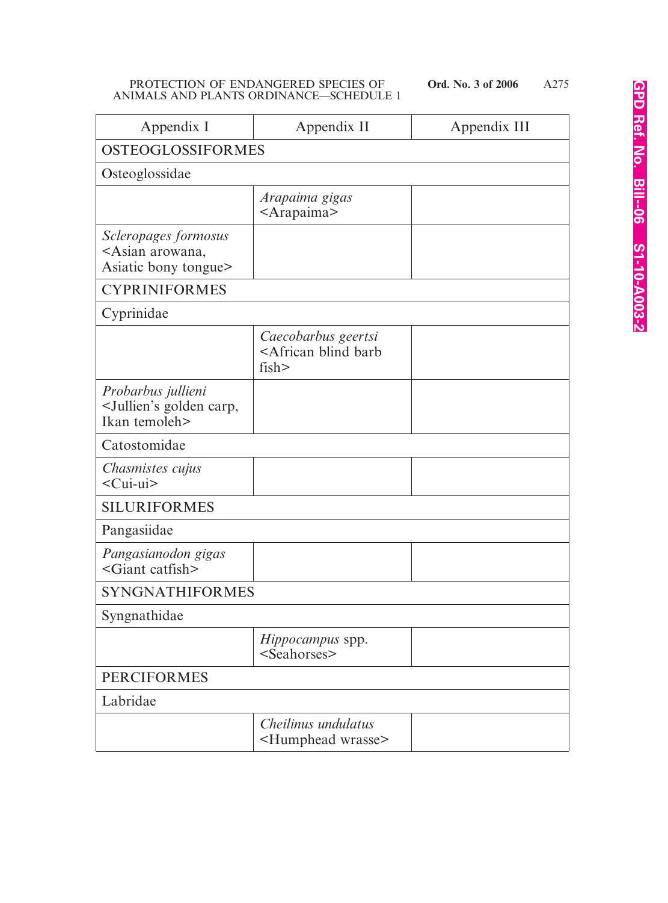| Appendix I | Appendix II | Appendix III |
|---|---|---|
| OSTEOGLOSSIFORMES | | |
| Osteoglossidae | | |
| | *Arapaima gigas* <Arapaima> | |
| *Scleropages formosus* <Asian arowana, Asiatic bony tongue> | | |
| CYPRINIFORMES | | |
| Cyprinidae | | |
| | *Caecobarbus geertsi* <African blind barb fish> | |
| *Probarbus jullieni* <Jullien's golden carp, Ikan temoleh> | | |
| Catostomidae | | |
| *Chasmistes cujus* <Cui-ui> | | |
| SILURIFORMES | | |
| Pangasiidae | | |
| *Pangasianodon gigas* <Giant catfish> | | |
| SYNGNATHIFORMES | | |
| Syngnathidae | | |
| | *Hippocampus* spp. <Seahorses> | |
| PERCIFORMES | | |
| Labridae | | |
| | *Cheilinus undulatus* <Humphead wrasse> | |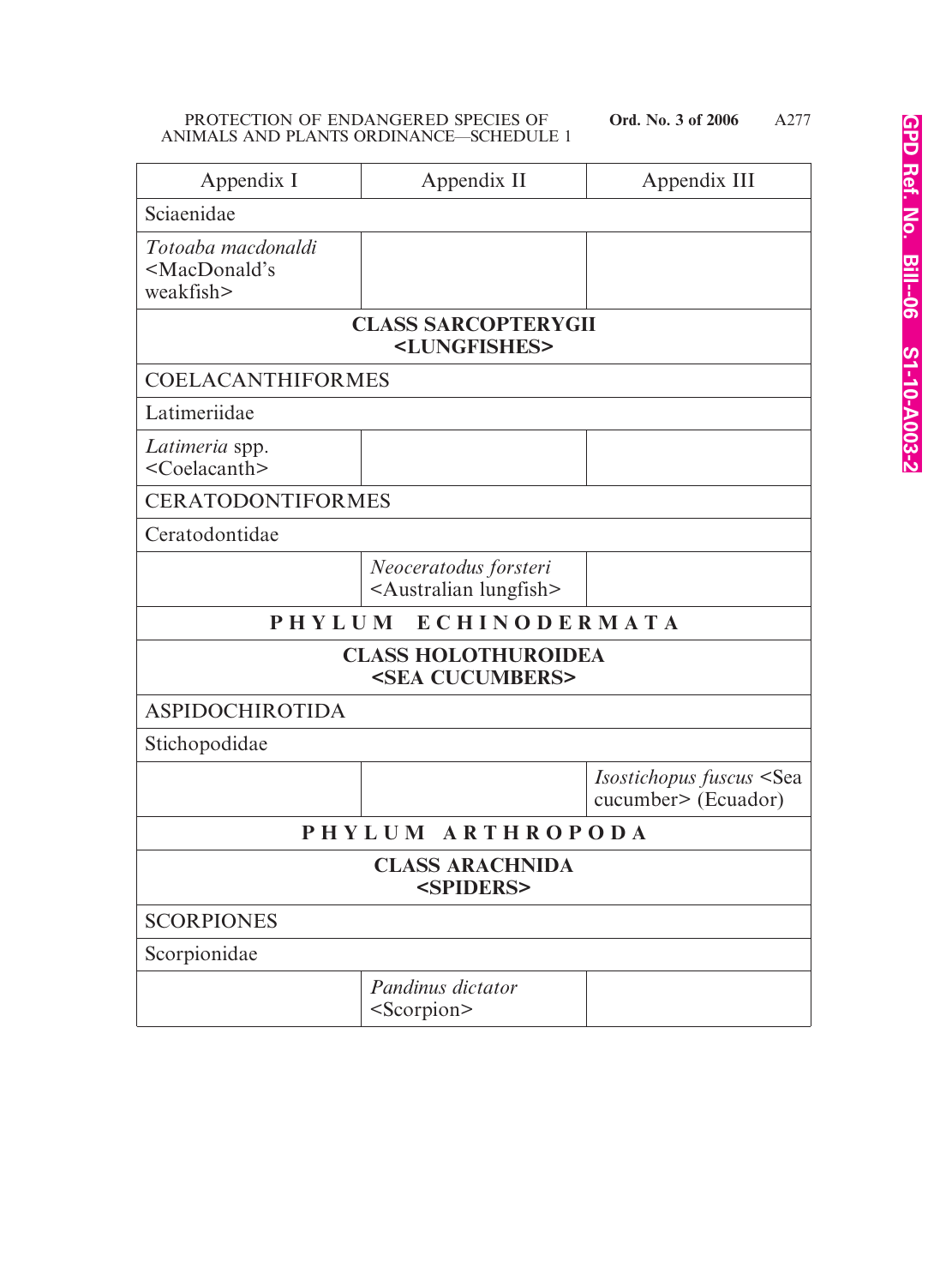| Appendix I | Appendix II | Appendix III |
|---|---|---|
| Sciaenidae | | |
| *Totoaba macdonaldi* <MacDonald's weakfish> | | |
| **CLASS SARCOPTERYGII <LUNGFISHES>** | | |
| COELACANTHIFORMES | | |
| Latimeriidae | | |
| *Latimeria* spp. <Coelacanth> | | |
| CERATODONTIFORMES | | |
| Ceratodontidae | | |
| | *Neoceratodus forsteri* <Australian lungfish> | |
| **PHYLUM ECHINODERMATA** | | |
| **CLASS HOLOTHUROIDEA <SEA CUCUMBERS>** | | |
| ASPIDOCHIROTIDA | | |
| Stichopodidae | | |
| | | *Isostichopus fuscus* <Sea cucumber> (Ecuador) |
| **PHYLUM ARTHROPODA** | | |
| **CLASS ARACHNIDA <SPIDERS>** | | |
| SCORPIONES | | |
| Scorpionidae | | |
| | *Pandinus dictator* <Scorpion> | |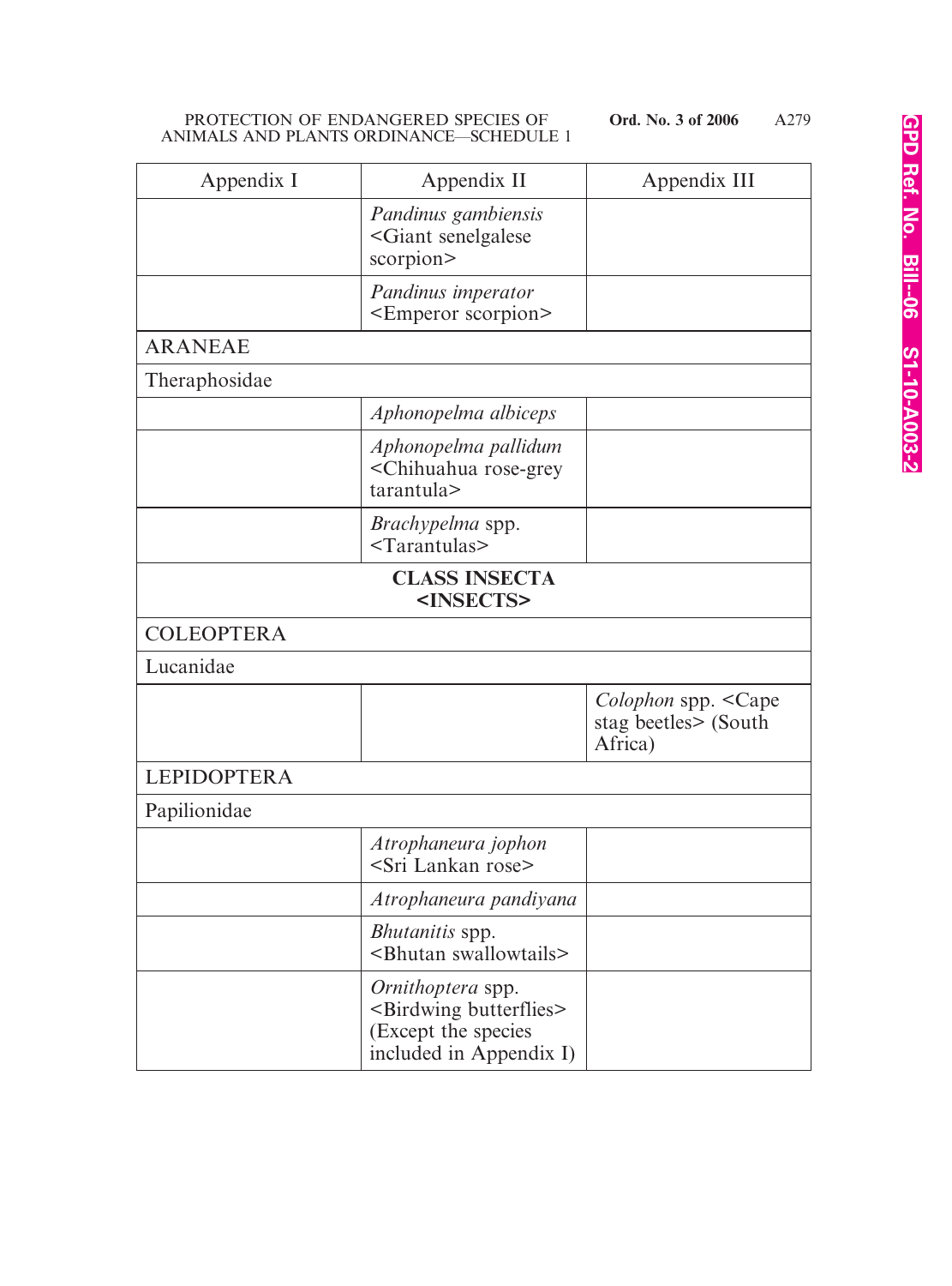| Appendix I | Appendix II | Appendix III |
|---|---|---|
| | *Pandinus gambiensis* <Giant senelgalese scorpion> | |
| | *Pandinus imperator* <Emperor scorpion> | |
| ARANEAE | | |
| Theraphosidae | | |
| | *Aphonopelma albiceps* | |
| | *Aphonopelma pallidum* <Chihuahua rose-grey tarantula> | |
| | *Brachypelma* spp. <Tarantulas> | |
| | **CLASS INSECTA <INSECTS>** | |
| COLEOPTERA | | |
| Lucanidae | | |
| | | *Colophon* spp. <Cape stag beetles> (South Africa) |
| LEPIDOPTERA | | |
| Papilionidae | | |
| | *Atrophaneura jophon* <Sri Lankan rose> | |
| | *Atrophaneura pandiyana* | |
| | *Bhutanitis* spp. <Bhutan swallowtails> | |
| | *Ornithoptera* spp. <Birdwing butterflies> (Except the species included in Appendix I) | |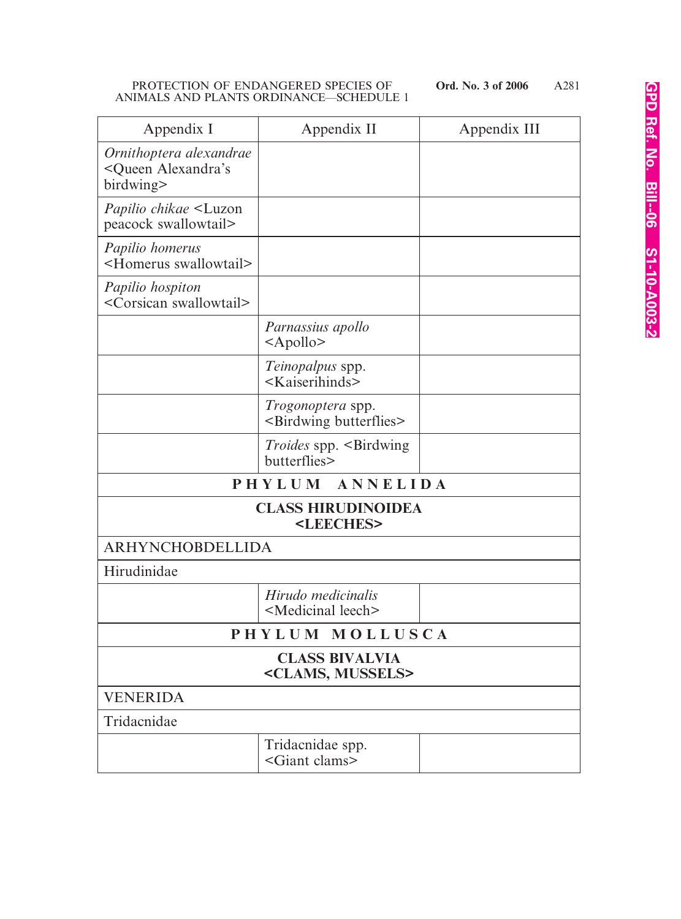| Appendix I | Appendix II | Appendix III |
|---|---|---|
| *Ornithoptera alexandrae* <Queen Alexandra's birdwing> | | |
| *Papilio chikae* <Luzon peacock swallowtail> | | |
| *Papilio homerus* <Homerus swallowtail> | | |
| *Papilio hospiton* <Corsican swallowtail> | | |
| | *Parnassius apollo* <Apollo> | |
| | *Teinopalpus* spp. <Kaiserihinds> | |
| | *Trogonoptera* spp. <Birdwing butterflies> | |
| | *Troides* spp. <Birdwing butterflies> | |
| **PHYLUM ANNELIDA** | | |
| **CLASS HIRUDINOIDEA <LEECHES>** | | |
| ARHYNCHOBDELLIDA | | |
| Hirudinidae | | |
| | *Hirudo medicinalis* <Medicinal leech> | |
| **PHYLUM MOLLUSCA** | | |
| **CLASS BIVALVIA <CLAMS, MUSSELS>** | | |
| VENERIDA | | |
| Tridacnidae | | |
| | Tridacnidae spp. <Giant clams> | |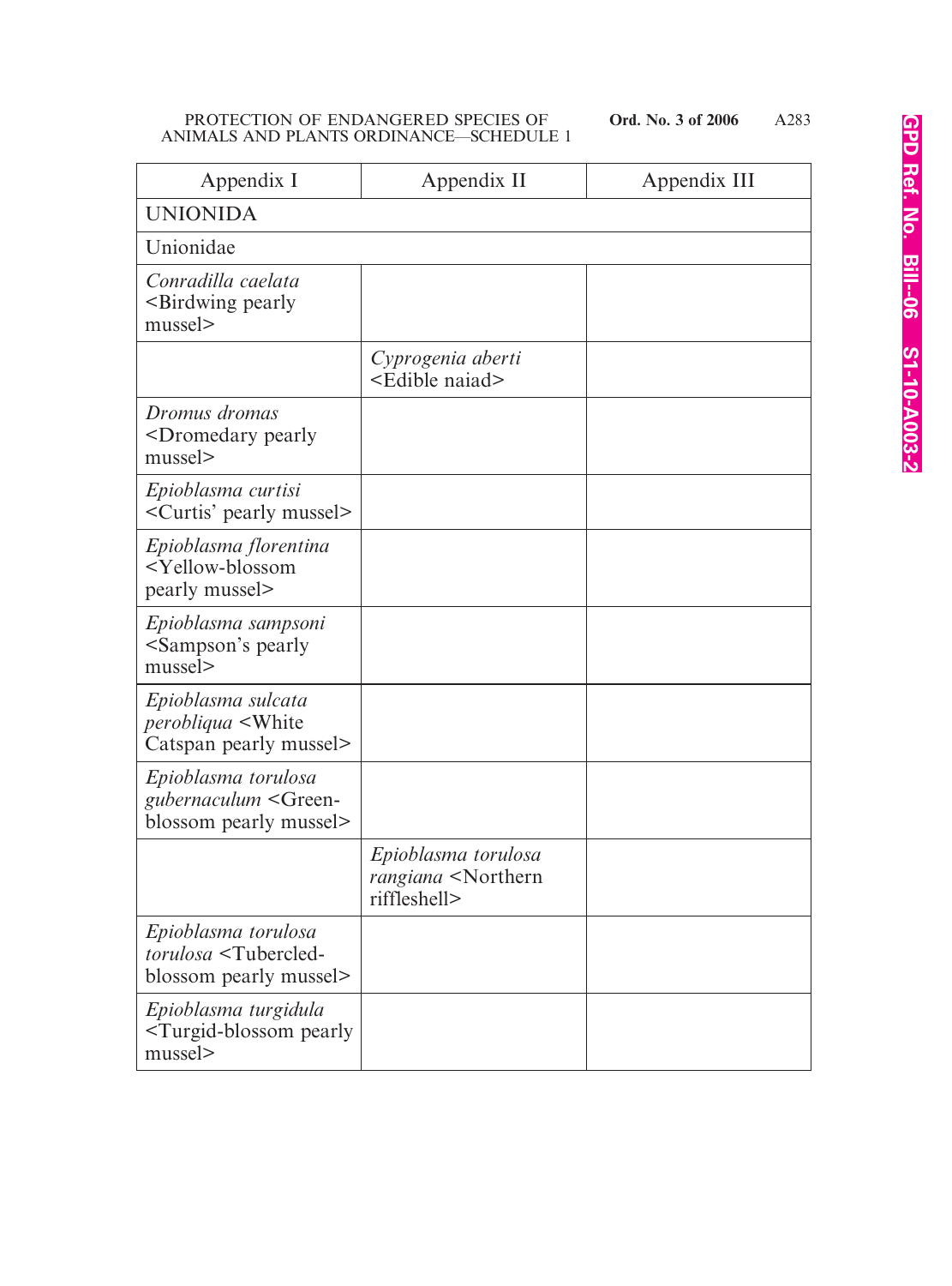| Appendix I | Appendix II | Appendix III |
|---|---|---|
| UNIONIDA | | |
| Unionidae | | |
| *Conradilla caelata* <Birdwing pearly mussel> | | |
| | *Cyprogenia aberti* <Edible naiad> | |
| *Dromus dromas* <Dromedary pearly mussel> | | |
| *Epioblasma curtisi* <Curtis' pearly mussel> | | |
| *Epioblasma florentina* <Yellow-blossom pearly mussel> | | |
| *Epioblasma sampsoni* <Sampson's pearly mussel> | | |
| *Epioblasma sulcata perobliqua* <White Catspan pearly mussel> | | |
| *Epioblasma torulosa gubernaculum* <Green-blossom pearly mussel> | | |
| | *Epioblasma torulosa rangiana* <Northern riffleshell> | |
| *Epioblasma torulosa torulosa* <Tubercled-blossom pearly mussel> | | |
| *Epioblasma turgidula* <Turgid-blossom pearly mussel> | | |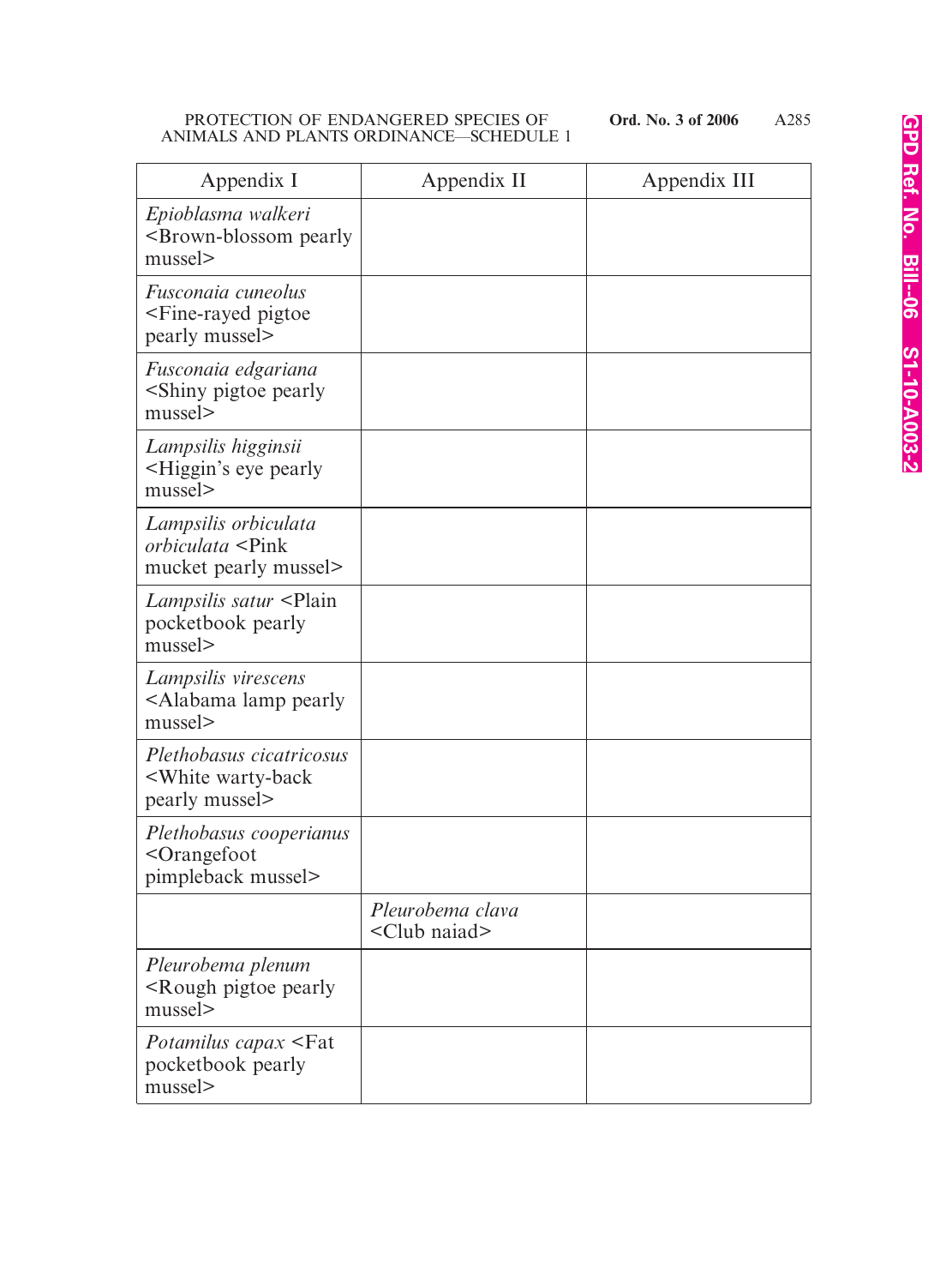| Appendix I | Appendix II | Appendix III |
|---|---|---|
| *Epioblasma walkeri* <Brown-blossom pearly mussel> | | |
| *Fusconaia cuneolus* <Fine-rayed pigtoe pearly mussel> | | |
| *Fusconaia edgariana* <Shiny pigtoe pearly mussel> | | |
| *Lampsilis higginsii* <Higgin's eye pearly mussel> | | |
| *Lampsilis orbiculata orbiculata* <Pink mucket pearly mussel> | | |
| *Lampsilis satur* <Plain pocketbook pearly mussel> | | |
| *Lampsilis virescens* <Alabama lamp pearly mussel> | | |
| *Plethobasus cicatricosus* <White warty-back pearly mussel> | | |
| *Plethobasus cooperianus* <Orangefoot pimpleback mussel> | | |
| | *Pleurobema clava* <Club naiad> | |
| *Pleurobema plenum* <Rough pigtoe pearly mussel> | | |
| *Potamilus capax* <Fat pocketbook pearly mussel> | | |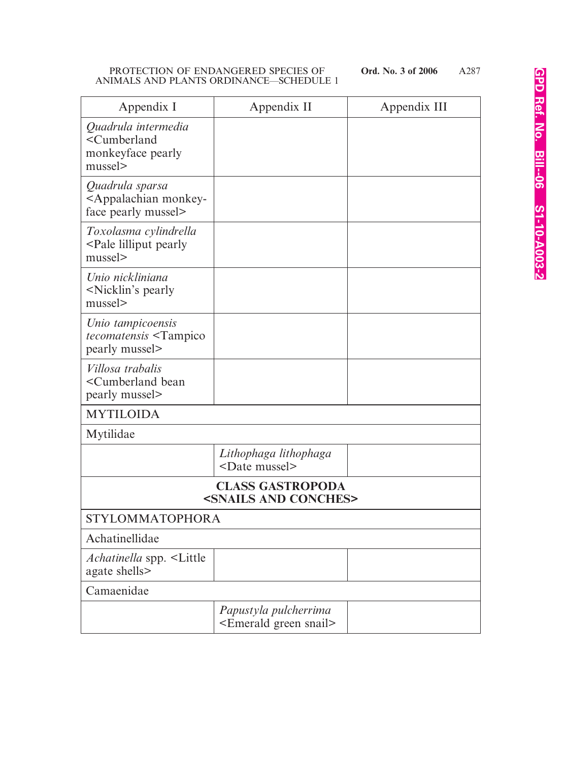| Appendix I | Appendix II | Appendix III |
|---|---|---|
| *Quadrula intermedia* <Cumberland monkeyface pearly mussel> | | |
| *Quadrula sparsa* <Appalachian monkey-face pearly mussel> | | |
| *Toxolasma cylindrella* <Pale lilliput pearly mussel> | | |
| *Unio nickliniana* <Nicklin's pearly mussel> | | |
| *Unio tampicoensis tecomatensis* <Tampico pearly mussel> | | |
| *Villosa trabalis* <Cumberland bean pearly mussel> | | |
| MYTILOIDA | | |
| Mytilidae | | |
| | *Lithophaga lithophaga* <Date mussel> | |
| **CLASS GASTROPODA <SNAILS AND CONCHES>** | | |
| STYLOMMATOPHORA | | |
| Achatinellidae | | |
| *Achatinella* spp. <Little agate shells> | | |
| Camaenidae | | |
| | *Papustyla pulcherrima* <Emerald green snail> | |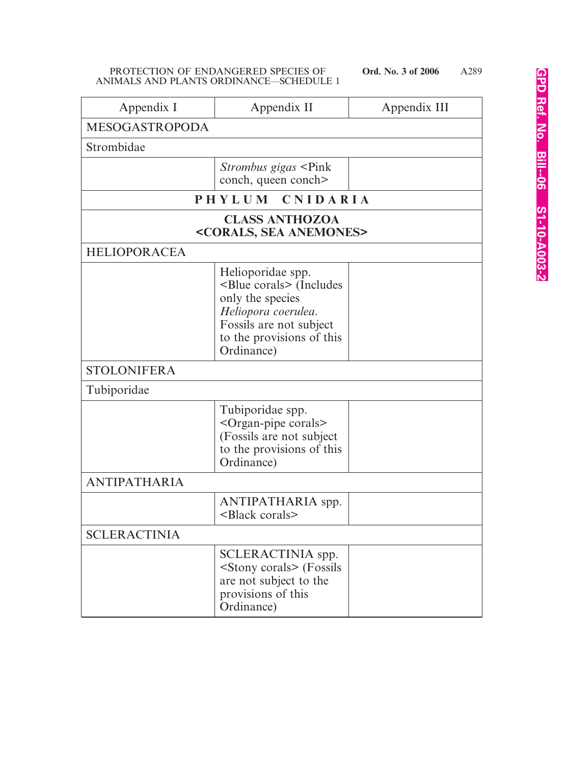| Appendix I | Appendix II | Appendix III |
|---|---|---|
| MESOGASTROPODA | | |
| Strombidae | | |
| | *Strombus gigas* <Pink conch, queen conch> | |
| **PHYLUM CNIDARIA** | | |
| **CLASS ANTHOZOA <CORALS, SEA ANEMONES>** | | |
| HELIOPORACEA | | |
| | Helioporidae spp. <Blue corals> (Includes only the species *Heliopora coerulea*. Fossils are not subject to the provisions of this Ordinance) | |
| STOLONIFERA | | |
| Tubiporidae | | |
| | Tubiporidae spp. <Organ-pipe corals> (Fossils are not subject to the provisions of this Ordinance) | |
| ANTIPATHARIA | | |
| | ANTIPATHARIA spp. <Black corals> | |
| SCLERACTINIA | | |
| | SCLERACTINIA spp. <Stony corals> (Fossils are not subject to the provisions of this Ordinance) | |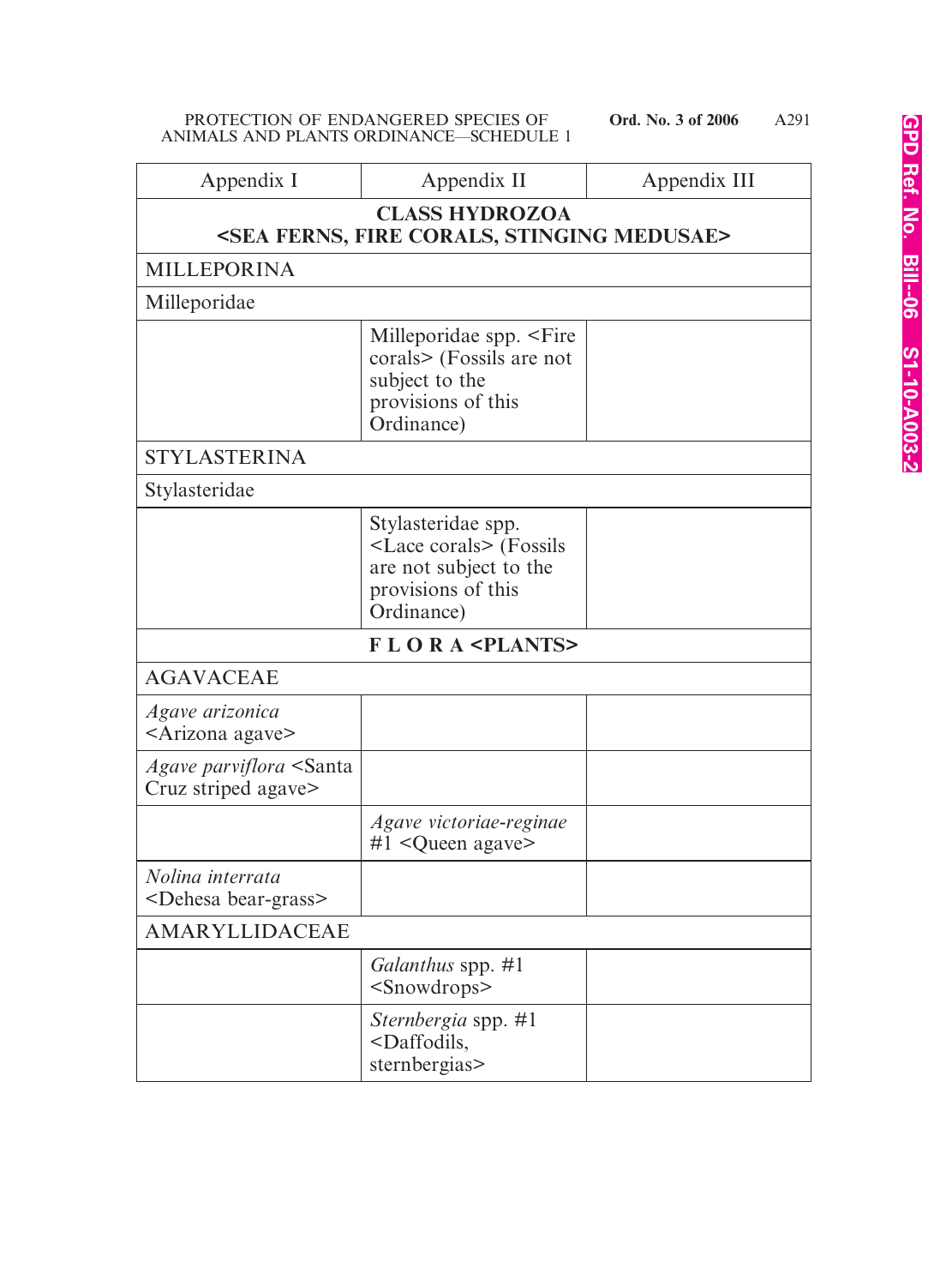| Appendix I | Appendix II | Appendix III |
|---|---|---|
| **CLASS HYDROZOA <SEA FERNS, FIRE CORALS, STINGING MEDUSAE>** | | |
| MILLEPORINA | | |
| Milleporidae | | |
| | Milleporidae spp. <Fire corals> (Fossils are not subject to the provisions of this Ordinance) | |
| STYLASTERINA | | |
| Stylasteridae | | |
| | Stylasteridae spp. <Lace corals> (Fossils are not subject to the provisions of this Ordinance) | |
| **F L O R A <PLANTS>** | | |
| AGAVACEAE | | |
| *Agave arizonica* <Arizona agave> | | |
| *Agave parviflora* <Santa Cruz striped agave> | | |
| | *Agave victoriae-reginae* #1 <Queen agave> | |
| *Nolina interrata* <Dehesa bear-grass> | | |
| AMARYLLIDACEAE | | |
| | *Galanthus* spp. #1 <Snowdrops> | |
| | *Sternbergia* spp. #1 <Daffodils, sternbergias> | |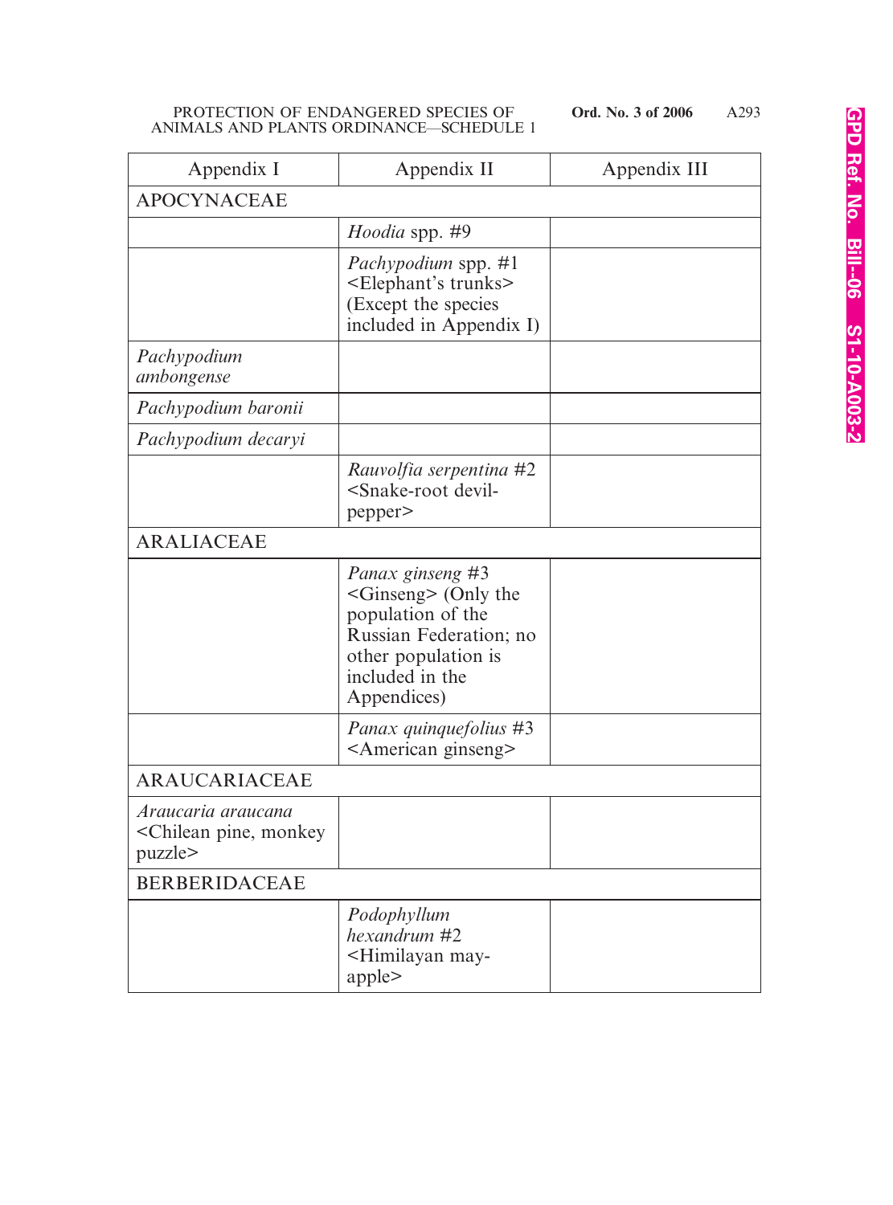| Appendix I | Appendix II | Appendix III |
|---|---|---|
| APOCYNACEAE | | |
| | *Hoodia* spp. #9 | |
| | *Pachypodium* spp. #1 <Elephant's trunks> (Except the species included in Appendix I) | |
| *Pachypodium ambongense* | | |
| *Pachypodium baronii* | | |
| *Pachypodium decaryi* | | |
| | *Rauvolfia serpentina* #2 <Snake-root devil-pepper> | |
| ARALIACEAE | | |
| | *Panax ginseng* #3 <Ginseng> (Only the population of the Russian Federation; no other population is included in the Appendices) | |
| | *Panax quinquefolius* #3 <American ginseng> | |
| ARAUCARIACEAE | | |
| *Araucaria araucana* <Chilean pine, monkey puzzle> | | |
| BERBERIDACEAE | | |
| | *Podophyllum hexandrum* #2 <Himilayan may-apple> | |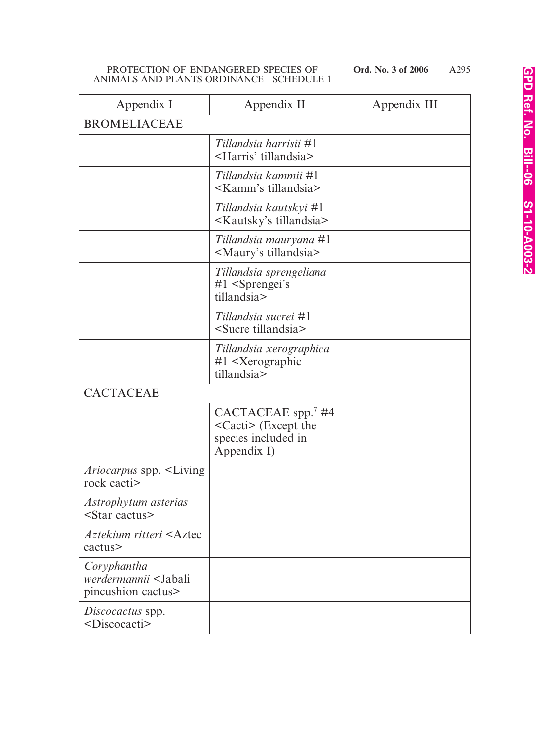| Appendix I | Appendix II | Appendix III |
|---|---|---|
| BROMELIACEAE | | |
| | *Tillandsia harrisii* #1 <Harris' tillandsia> | |
| | *Tillandsia kammii* #1 <Kamm's tillandsia> | |
| | *Tillandsia kautskyi* #1 <Kautsky's tillandsia> | |
| | *Tillandsia mauryana* #1 <Maury's tillandsia> | |
| | *Tillandsia sprengeliana* #1 <Sprengei's tillandsia> | |
| | *Tillandsia sucrei* #1 <Sucre tillandsia> | |
| | *Tillandsia xerographica* #1 <Xerographic tillandsia> | |
| CACTACEAE | | |
| | CACTACEAE spp.[7] #4 <Cacti> (Except the species included in Appendix I) | |
| *Ariocarpus* spp. <Living rock cacti> | | |
| *Astrophytum asterias* <Star cactus> | | |
| *Aztekium ritteri* <Aztec cactus> | | |
| *Coryphantha werdermannii* <Jabali pincushion cactus> | | |
| *Discocactus* spp. <Discocacti> | | |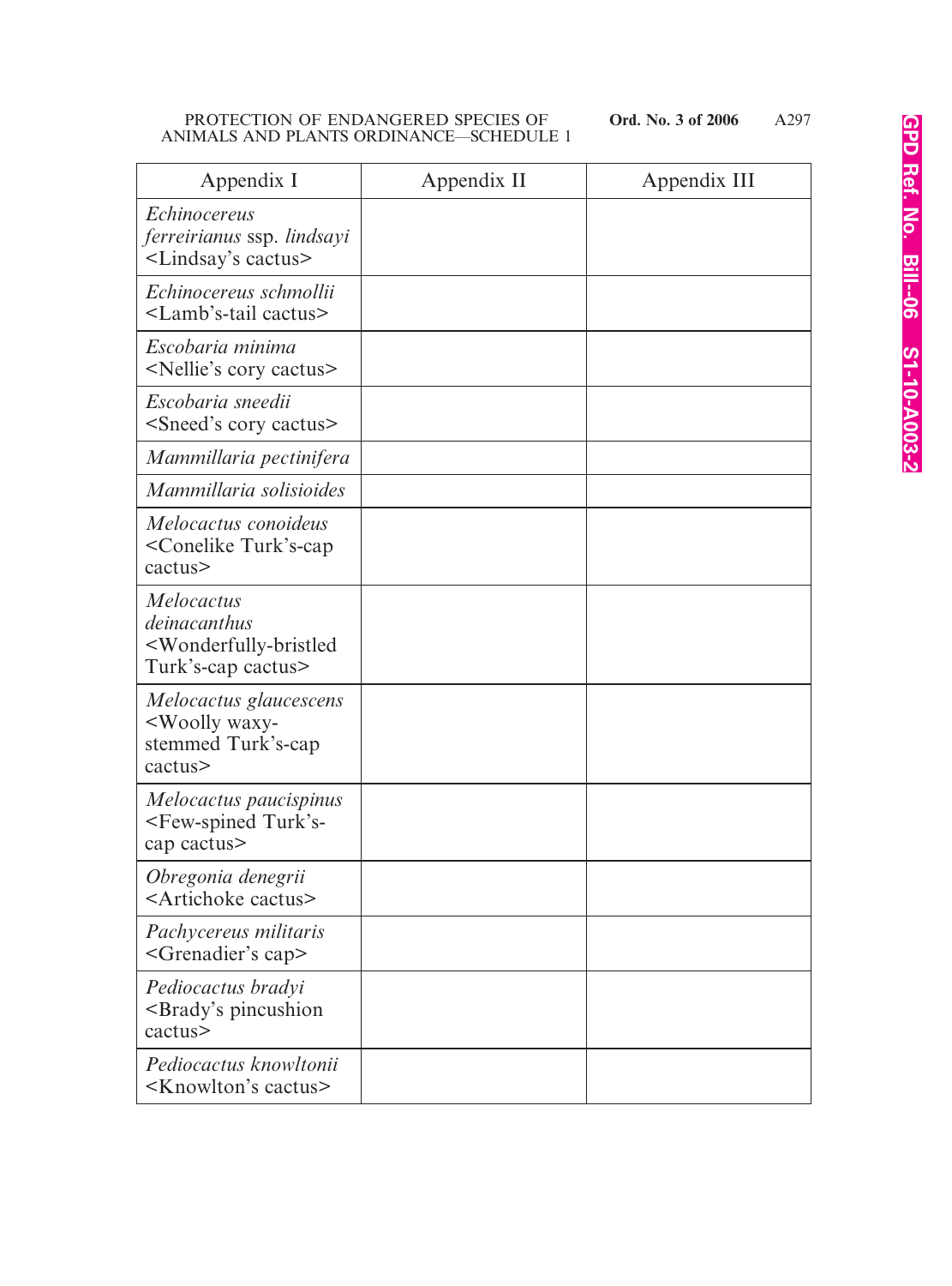| Appendix I | Appendix II | Appendix III |
|---|---|---|
| *Echinocereus ferreirianus* ssp. *lindsayi* <Lindsay's cactus> | | |
| *Echinocereus schmollii* <Lamb's-tail cactus> | | |
| *Escobaria minima* <Nellie's cory cactus> | | |
| *Escobaria sneedii* <Sneed's cory cactus> | | |
| *Mammillaria pectinifera* | | |
| *Mammillaria solisioides* | | |
| *Melocactus conoideus* <Conelike Turk's-cap cactus> | | |
| *Melocactus deinacanthus* <Wonderfully-bristled Turk's-cap cactus> | | |
| *Melocactus glaucescens* <Woolly waxy-stemmed Turk's-cap cactus> | | |
| *Melocactus paucispinus* <Few-spined Turk's-cap cactus> | | |
| *Obregonia denegrii* <Artichoke cactus> | | |
| *Pachycereus militaris* <Grenadier's cap> | | |
| *Pediocactus bradyi* <Brady's pincushion cactus> | | |
| *Pediocactus knowltonii* <Knowlton's cactus> | | |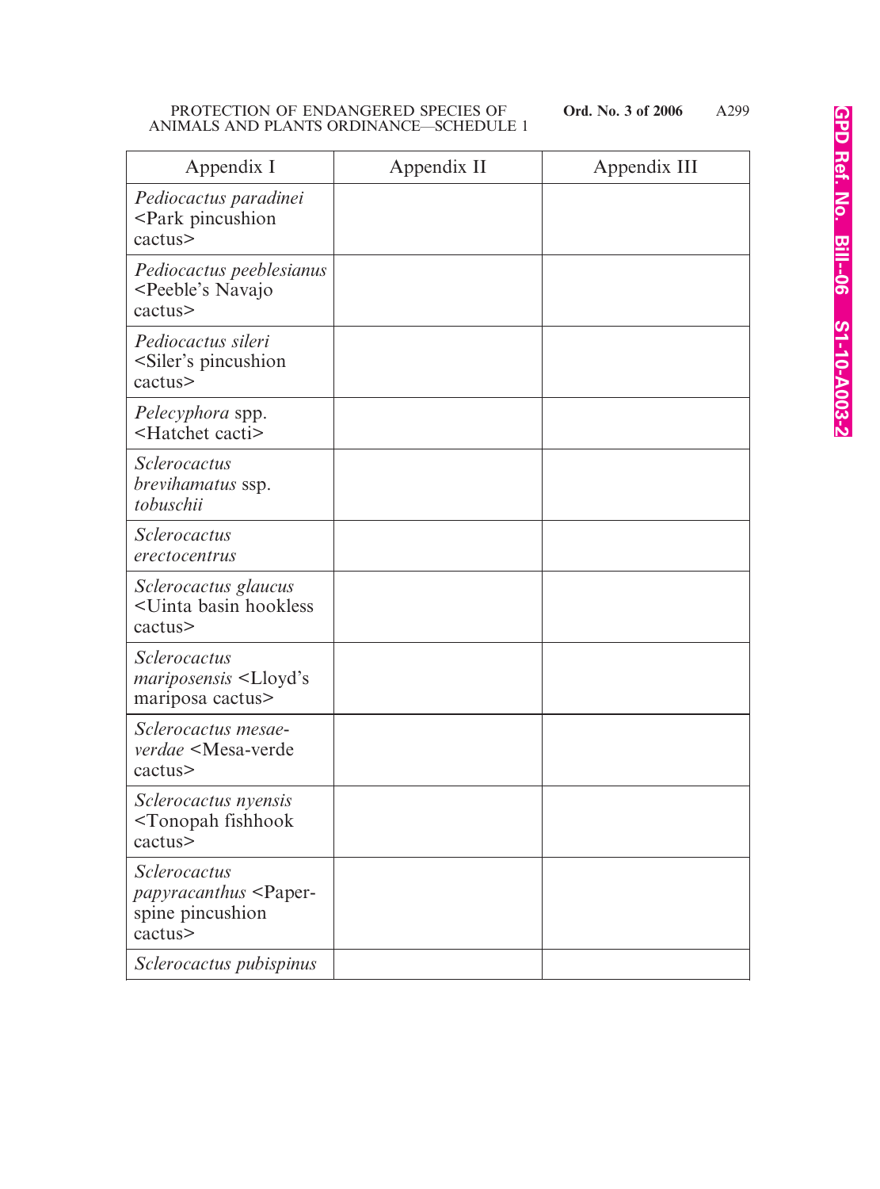| Appendix I | Appendix II | Appendix III |
|---|---|---|
| *Pediocactus paradinei* <Park pincushion cactus> | | |
| *Pediocactus peeblesianus* <Peeble's Navajo cactus> | | |
| *Pediocactus sileri* <Siler's pincushion cactus> | | |
| *Pelecyphora* spp. <Hatchet cacti> | | |
| *Sclerocactus brevihamatus* ssp. *tobuschii* | | |
| *Sclerocactus erectocentrus* | | |
| *Sclerocactus glaucus* <Uinta basin hookless cactus> | | |
| *Sclerocactus mariposensis* <Lloyd's mariposa cactus> | | |
| *Sclerocactus mesae-verdae* <Mesa-verde cactus> | | |
| *Sclerocactus nyensis* <Tonopah fishhook cactus> | | |
| *Sclerocactus papyracanthus* <Paper-spine pincushion cactus> | | |
| *Sclerocactus pubispinus* | | |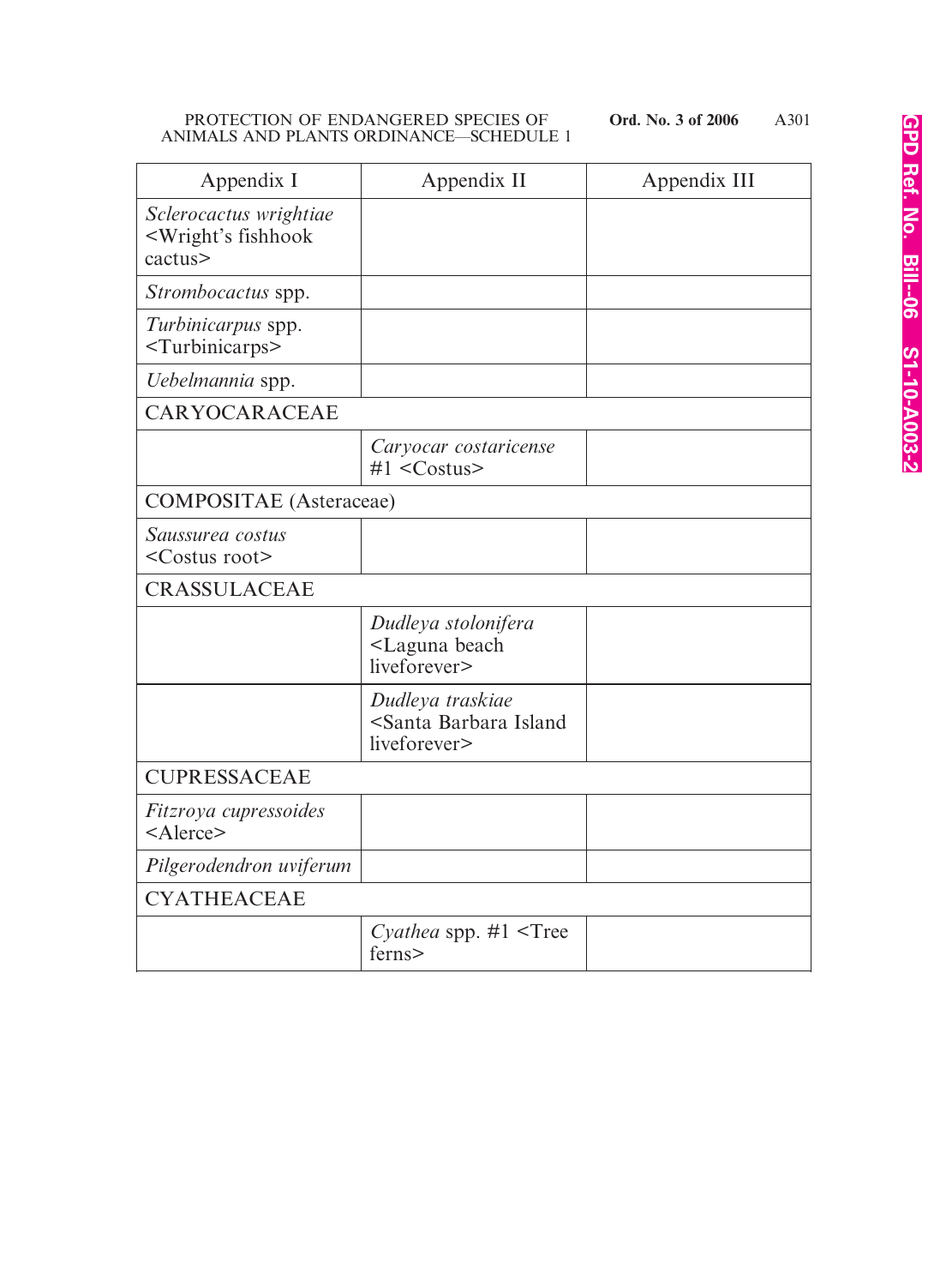| Appendix I | Appendix II | Appendix III |
|---|---|---|
| *Sclerocactus wrightiae* <Wright's fishhook cactus> | | |
| *Strombocactus* spp. | | |
| *Turbinicarpus* spp. <Turbinicarps> | | |
| *Uebelmannia* spp. | | |
| CARYOCARACEAE | | |
| | *Caryocar costaricense* #1 <Costus> | |
| COMPOSITAE (Asteraceae) | | |
| *Saussurea costus* <Costus root> | | |
| CRASSULACEAE | | |
| | *Dudleya stolonifera* <Laguna beach liveforever> | |
| | *Dudleya traskiae* <Santa Barbara Island liveforever> | |
| CUPRESSACEAE | | |
| *Fitzroya cupressoides* <Alerce> | | |
| *Pilgerodendron uviferum* | | |
| CYATHEACEAE | | |
| | *Cyathea* spp. #1 <Tree ferns> | |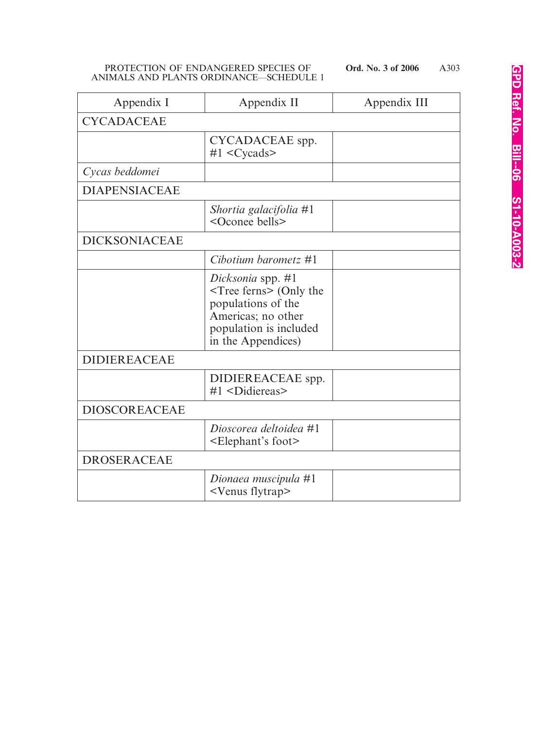| Appendix I | Appendix II | Appendix III |
|---|---|---|
| CYCADACEAE | | |
| | CYCADACEAE spp. #1 <Cycads> | |
| *Cycas beddomei* | | |
| DIAPENSIACEAE | | |
| | *Shortia galacifolia* #1 <Oconee bells> | |
| DICKSONIACEAE | | |
| | *Cibotium barometz* #1 | |
| | *Dicksonia* spp. #1 <Tree ferns> (Only the populations of the Americas; no other population is included in the Appendices) | |
| DIDIEREACEAE | | |
| | DIDIEREACEAE spp. #1 <Didiereas> | |
| DIOSCOREACEAE | | |
| | *Dioscorea deltoidea* #1 <Elephant's foot> | |
| DROSERACEAE | | |
| | *Dionaea muscipula* #1 <Venus flytrap> | |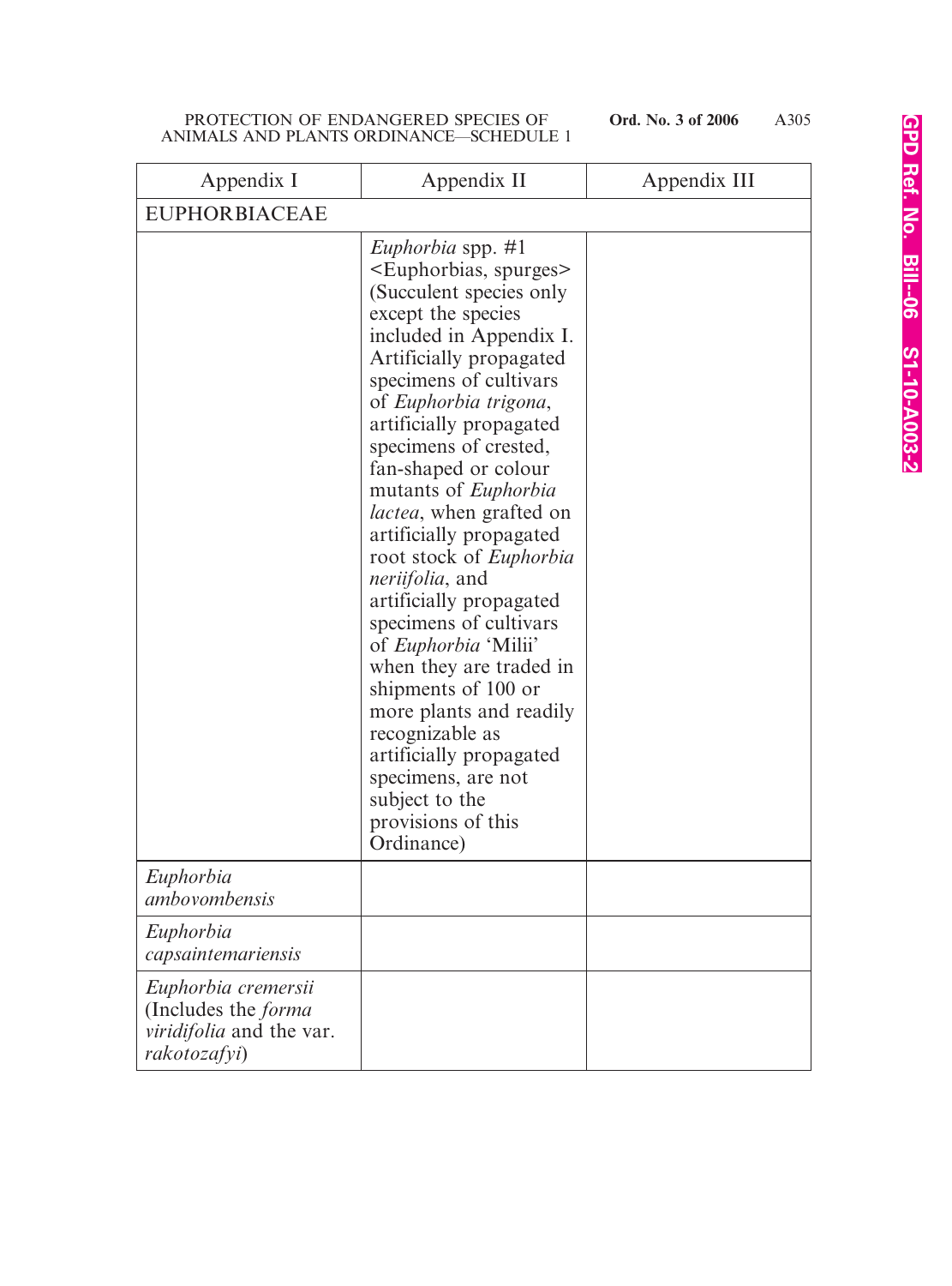| Appendix I | Appendix II | Appendix III |
|---|---|---|
| EUPHORBIACEAE | | |
| | *Euphorbia* spp. #1 <Euphorbias, spurges> (Succulent species only except the species included in Appendix I. Artificially propagated specimens of cultivars of *Euphorbia trigona*, artificially propagated specimens of crested, fan-shaped or colour mutants of *Euphorbia lactea*, when grafted on artificially propagated root stock of *Euphorbia neriifolia*, and artificially propagated specimens of cultivars of *Euphorbia* 'Milii' when they are traded in shipments of 100 or more plants and readily recognizable as artificially propagated specimens, are not subject to the provisions of this Ordinance) | |
| *Euphorbia ambovombensis* | | |
| *Euphorbia capsaintemariensis* | | |
| *Euphorbia cremersii* (Includes the *forma viridifolia* and the var. *rakotozafyi*) | | |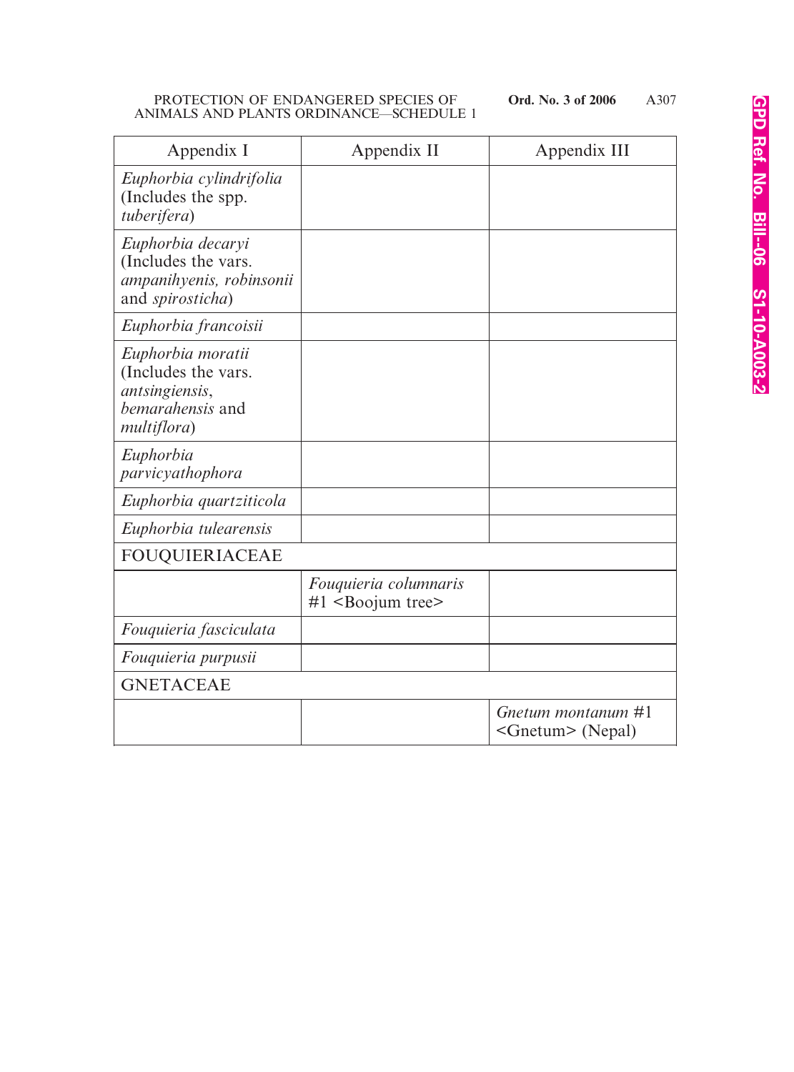| Appendix I | Appendix II | Appendix III |
|---|---|---|
| *Euphorbia cylindrifolia* (Includes the spp. *tuberifera*) | | |
| *Euphorbia decaryi* (Includes the vars. *ampanihyenis, robinsonii* and *spirosticha*) | | |
| *Euphorbia francoisii* | | |
| *Euphorbia moratii* (Includes the vars. *antsingiensis*, *bemarahensis* and *multiflora*) | | |
| *Euphorbia parvicyathophora* | | |
| *Euphorbia quartziticola* | | |
| *Euphorbia tulearensis* | | |
| FOUQUIERIACEAE | | |
| | *Fouquieria columnaris* #1 <Boojum tree> | |
| *Fouquieria fasciculata* | | |
| *Fouquieria purpusii* | | |
| GNETACEAE | | |
| | | *Gnetum montanum* #1 <Gnetum> (Nepal) |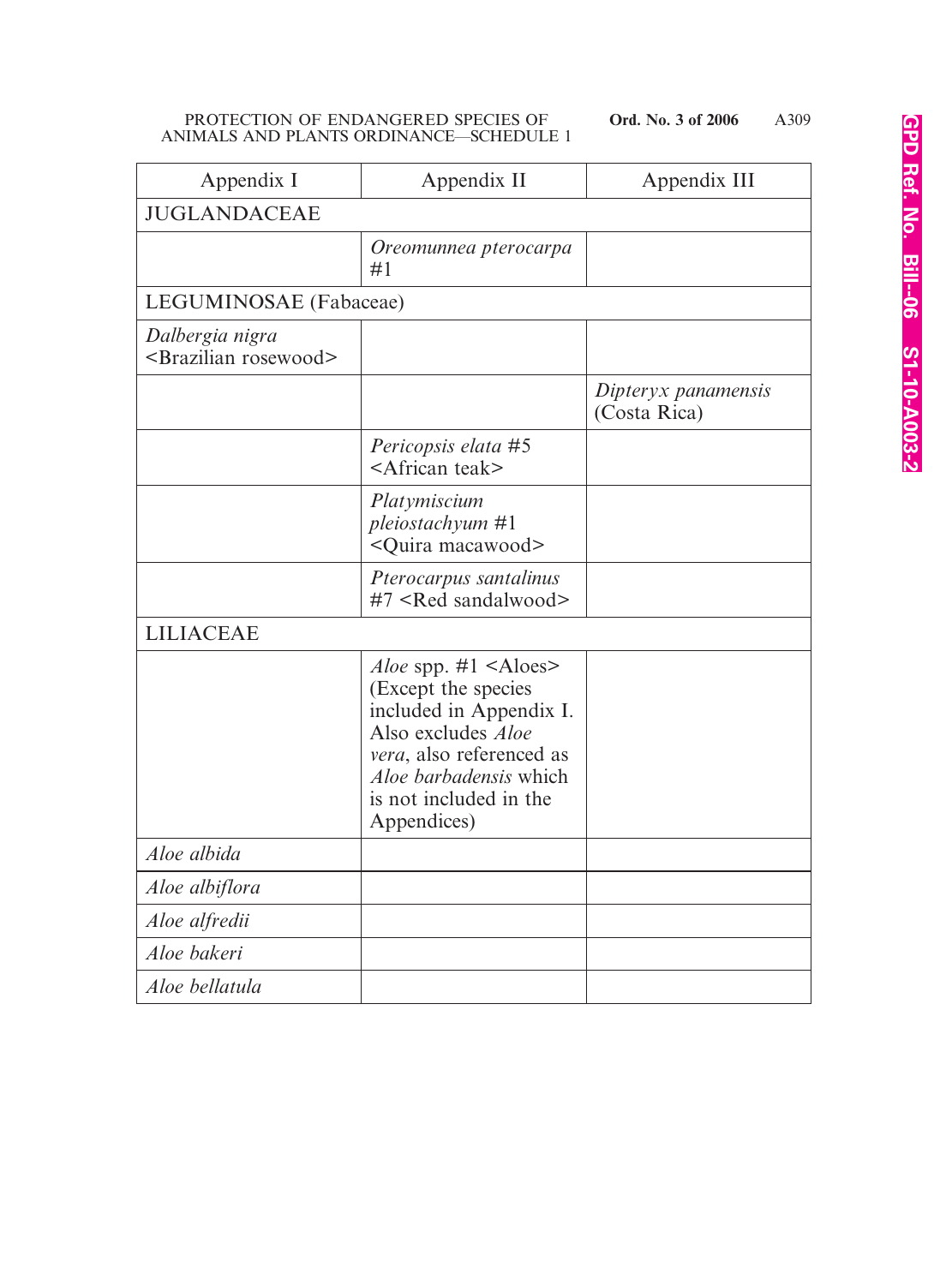| Appendix I | Appendix II | Appendix III |
|---|---|---|
| JUGLANDACEAE | | |
| | *Oreomunnea pterocarpa* #1 | |
| LEGUMINOSAE (Fabaceae) | | |
| *Dalbergia nigra* <Brazilian rosewood> | | |
| | | *Dipteryx panamensis* (Costa Rica) |
| | *Pericopsis elata* #5 <African teak> | |
| | *Platymiscium pleiostachyum* #1 <Quira macawood> | |
| | *Pterocarpus santalinus* #7 <Red sandalwood> | |
| LILIACEAE | | |
| | *Aloe* spp. #1 <Aloes> (Except the species included in Appendix I. Also excludes *Aloe vera*, also referenced as *Aloe barbadensis* which is not included in the Appendices) | |
| *Aloe albida* | | |
| *Aloe albiflora* | | |
| *Aloe alfredii* | | |
| *Aloe bakeri* | | |
| *Aloe bellatula* | | |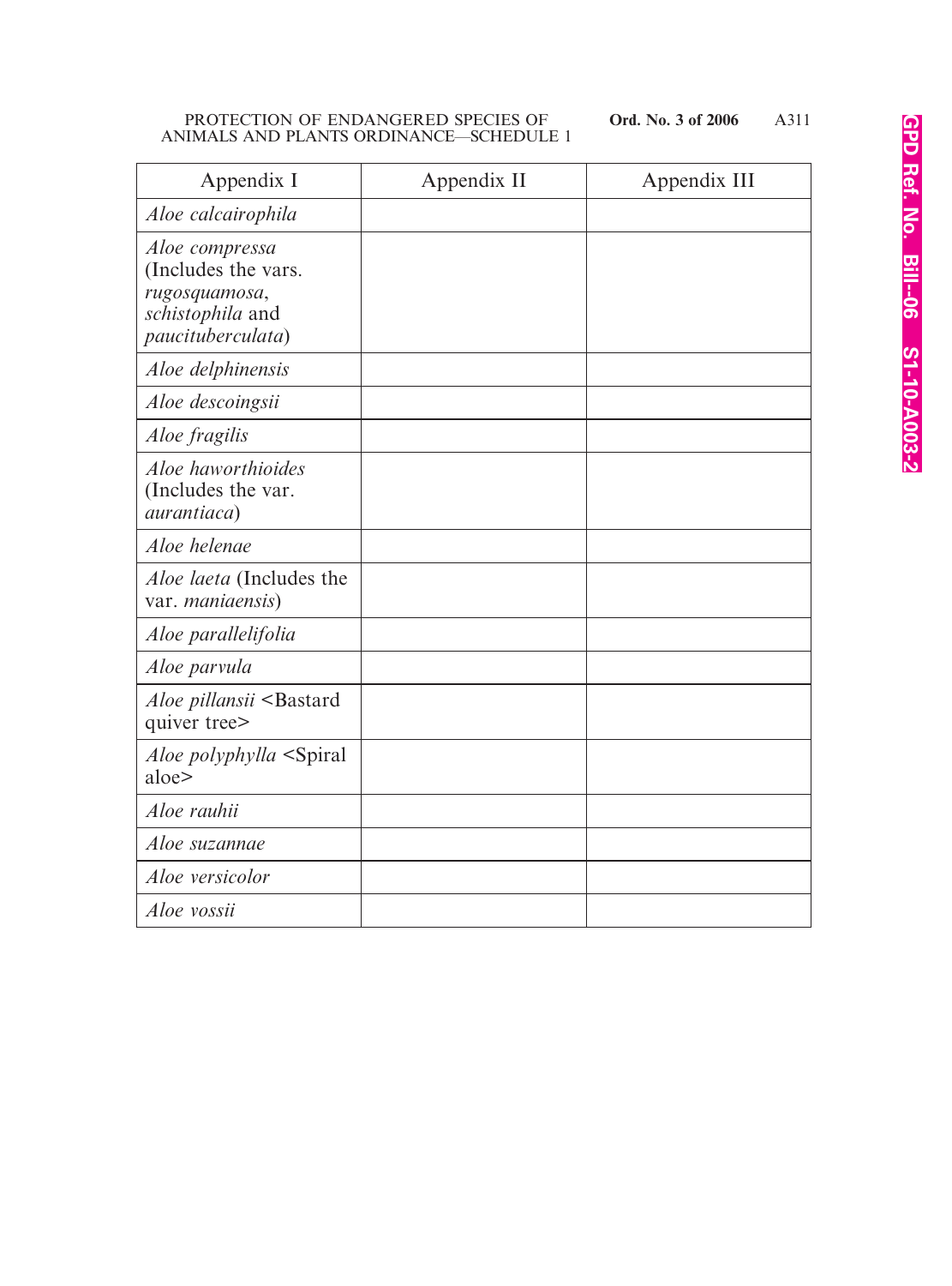| Appendix I | Appendix II | Appendix III |
|---|---|---|
| *Aloe calcairophila* | | |
| *Aloe compressa* (Includes the vars. *rugosquamosa*, *schistophila* and *paucituberculata*) | | |
| *Aloe delphinensis* | | |
| *Aloe descoingsii* | | |
| *Aloe fragilis* | | |
| *Aloe haworthioides* (Includes the var. *aurantiaca*) | | |
| *Aloe helenae* | | |
| *Aloe laeta* (Includes the var. *maniaensis*) | | |
| *Aloe parallelifolia* | | |
| *Aloe parvula* | | |
| *Aloe pillansii* <Bastard quiver tree> | | |
| *Aloe polyphylla* <Spiral aloe> | | |
| *Aloe rauhii* | | |
| *Aloe suzannae* | | |
| *Aloe versicolor* | | |
| *Aloe vossii* | | |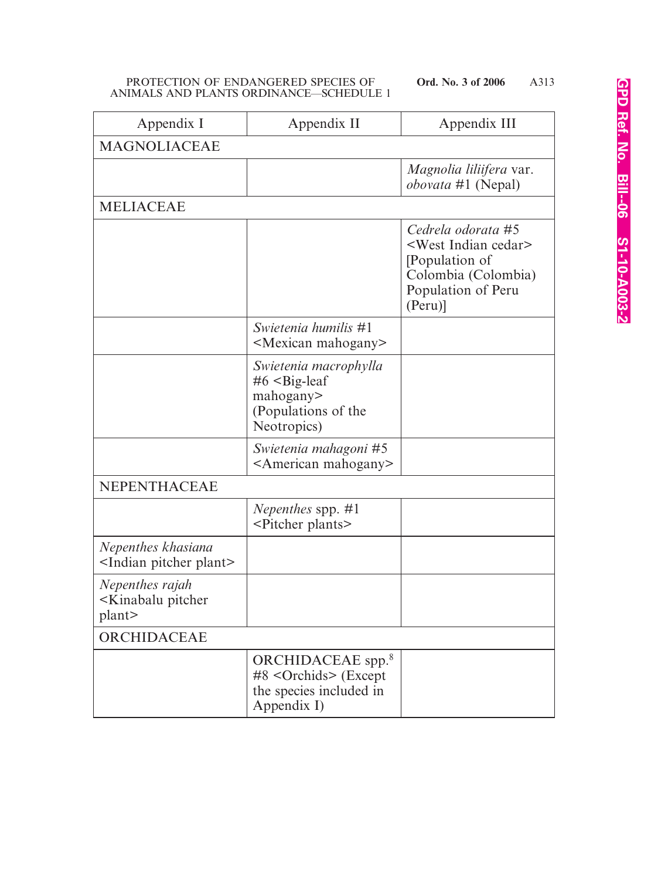| Appendix I | Appendix II | Appendix III |
|---|---|---|
| MAGNOLIACEAE | | |
| | | *Magnolia liliifera* var. *obovata* #1 (Nepal) |
| MELIACEAE | | |
| | | *Cedrela odorata* #5 <West Indian cedar> [Population of Colombia (Colombia) Population of Peru (Peru)] |
| | *Swietenia humilis* #1 <Mexican mahogany> | |
| | *Swietenia macrophylla* #6 <Big-leaf mahogany> (Populations of the Neotropics) | |
| | *Swietenia mahagoni* #5 <American mahogany> | |
| NEPENTHACEAE | | |
| | *Nepenthes* spp. #1 <Pitcher plants> | |
| *Nepenthes khasiana* <Indian pitcher plant> | | |
| *Nepenthes rajah* <Kinabalu pitcher plant> | | |
| ORCHIDACEAE | | |
| | ORCHIDACEAE spp.[8] #8 <Orchids> (Except the species included in Appendix I) | |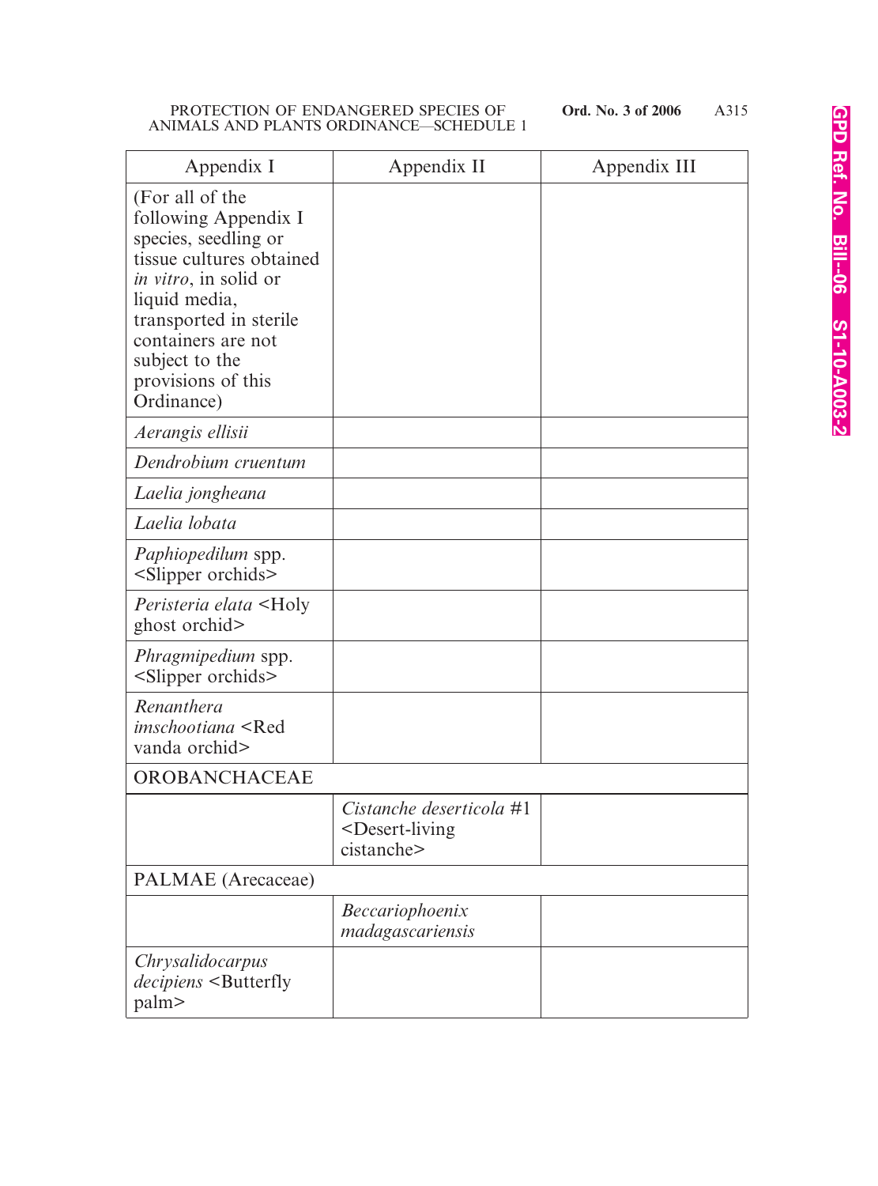| Appendix I | Appendix II | Appendix III |
|---|---|---|
| (For all of the following Appendix I species, seedling or tissue cultures obtained *in vitro*, in solid or liquid media, transported in sterile containers are not subject to the provisions of this Ordinance) | | |
| *Aerangis ellisii* | | |
| *Dendrobium cruentum* | | |
| *Laelia jongheana* | | |
| *Laelia lobata* | | |
| *Paphiopedilum* spp. <Slipper orchids> | | |
| *Peristeria elata* <Holy ghost orchid> | | |
| *Phragmipedium* spp. <Slipper orchids> | | |
| *Renanthera imschootiana* <Red vanda orchid> | | |
| OROBANCHACEAE | | |
| | *Cistanche deserticola* #1 <Desert-living cistanche> | |
| PALMAE (Arecaceae) | | |
| | *Beccariophoenix madagascariensis* | |
| *Chrysalidocarpus decipiens* <Butterfly palm> | | |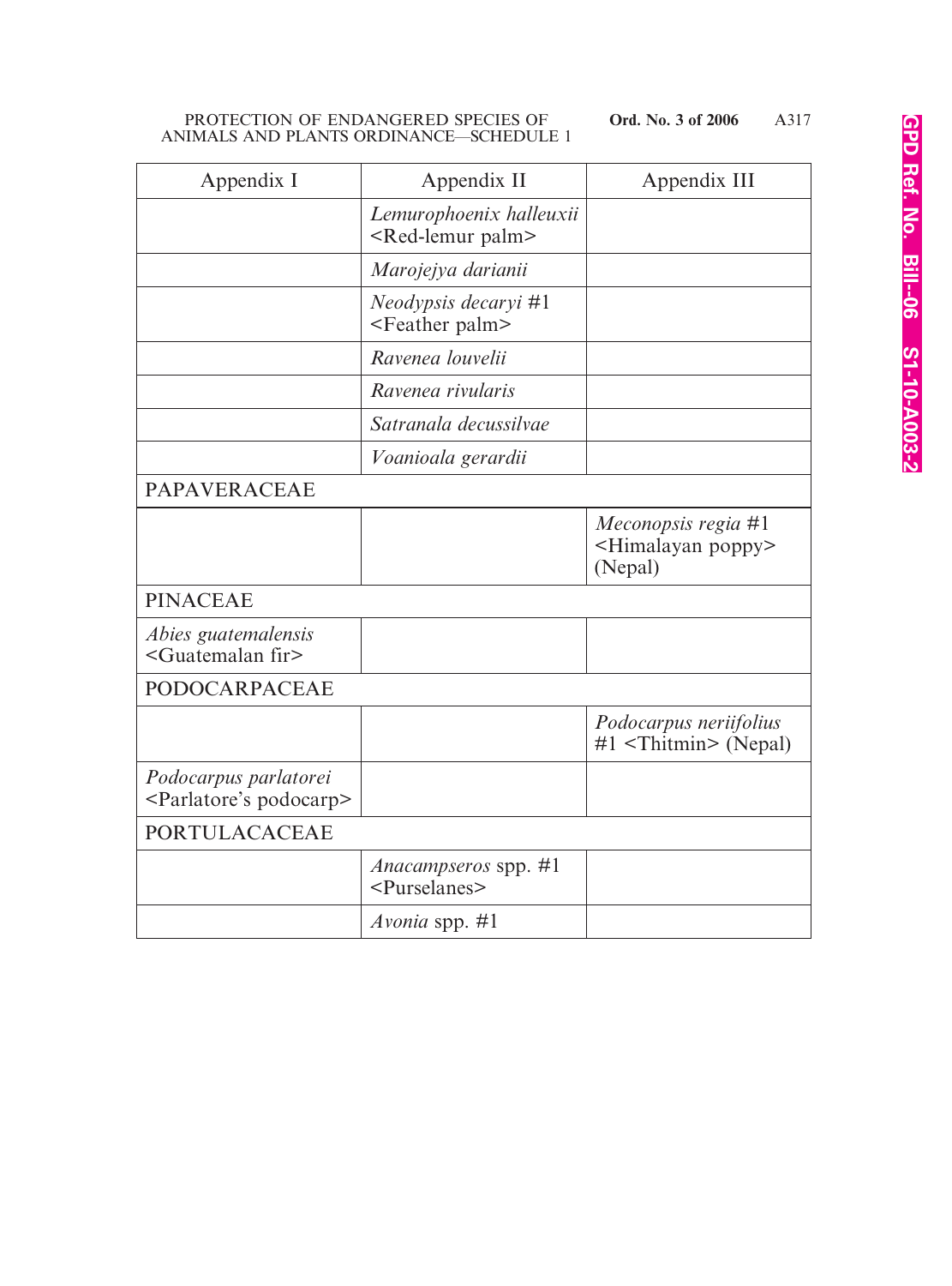| Appendix I | Appendix II | Appendix III |
|---|---|---|
| | *Lemurophoenix halleuxii* <Red-lemur palm> | |
| | *Marojejya darianii* | |
| | *Neodypsis decaryi* #1 <Feather palm> | |
| | *Ravenea louvelii* | |
| | *Ravenea rivularis* | |
| | *Satranala decussilvae* | |
| | *Voanioala gerardii* | |
| PAPAVERACEAE | | |
| | | *Meconopsis regia* #1 <Himalayan poppy> (Nepal) |
| PINACEAE | | |
| *Abies guatemalensis* <Guatemalan fir> | | |
| PODOCARPACEAE | | |
| | | *Podocarpus neriifolius* #1 <Thitmin> (Nepal) |
| *Podocarpus parlatorei* <Parlatore's podocarp> | | |
| PORTULACACEAE | | |
| | *Anacampseros* spp. #1 <Purselanes> | |
| | *Avonia* spp. #1 | |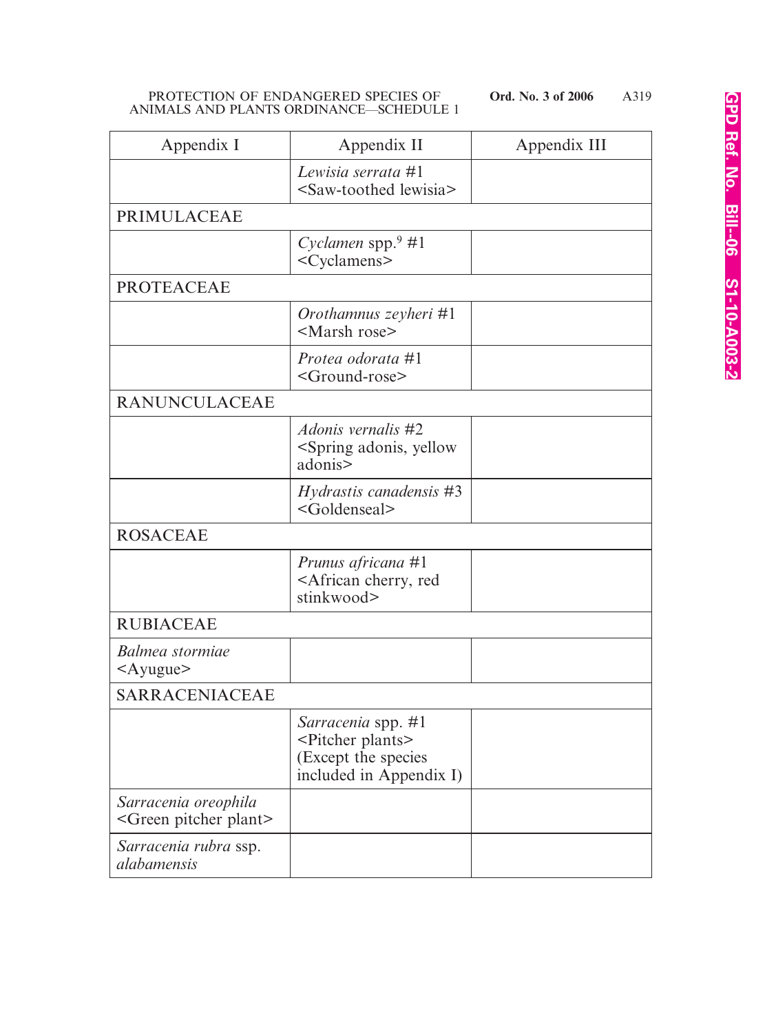| Appendix I | Appendix II | Appendix III |
|---|---|---|
| | *Lewisia serrata* #1 <Saw-toothed lewisia> | |
| PRIMULACEAE | | |
| | *Cyclamen* spp.[9] #1 <Cyclamens> | |
| PROTEACEAE | | |
| | *Orothamnus zeyheri* #1 <Marsh rose> | |
| | *Protea odorata* #1 <Ground-rose> | |
| RANUNCULACEAE | | |
| | *Adonis vernalis* #2 <Spring adonis, yellow adonis> | |
| | *Hydrastis canadensis* #3 <Goldenseal> | |
| ROSACEAE | | |
| | *Prunus africana* #1 <African cherry, red stinkwood> | |
| RUBIACEAE | | |
| *Balmea stormiae* <Ayugue> | | |
| SARRACENIACEAE | | |
| | *Sarracenia* spp. #1 <Pitcher plants> (Except the species included in Appendix I) | |
| *Sarracenia oreophila* <Green pitcher plant> | | |
| *Sarracenia rubra* ssp. *alabamensis* | | |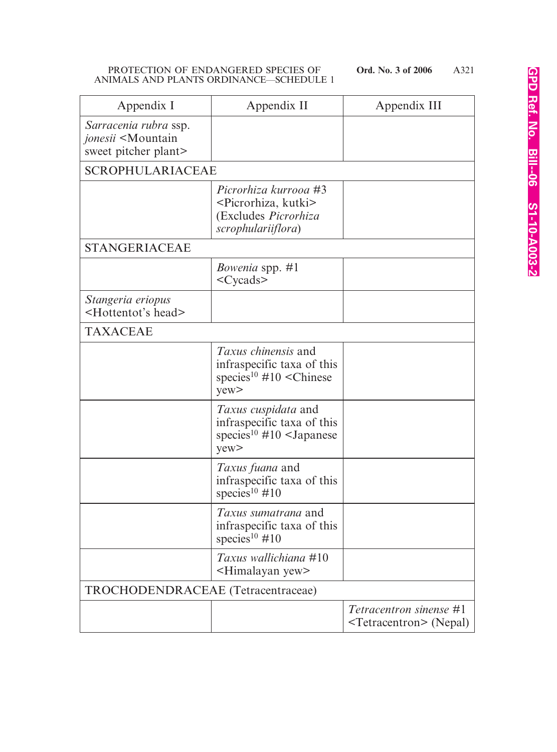| Appendix I | Appendix II | Appendix III |
|---|---|---|
| *Sarracenia rubra* ssp. *jonesii* <Mountain sweet pitcher plant> | | |
| SCROPHULARIACEAE | | |
| | *Picrorhiza kurrooa* #3 <Picrorhiza, kutki> (Excludes *Picrorhiza scrophulariiflora*) | |
| STANGERIACEAE | | |
| | *Bowenia* spp. #1 <Cycads> | |
| *Stangeria eriopus* <Hottentot's head> | | |
| TAXACEAE | | |
| | *Taxus chinensis* and infraspecific taxa of this species[10] #10 <Chinese yew> | |
| | *Taxus cuspidata* and infraspecific taxa of this species[10] #10 <Japanese yew> | |
| | *Taxus fuana* and infraspecific taxa of this species[10] #10 | |
| | *Taxus sumatrana* and infraspecific taxa of this species[10] #10 | |
| | *Taxus wallichiana* #10 <Himalayan yew> | |
| TROCHODENDRACEAE (Tetracentraceae) | | |
| | | *Tetracentron sinense* #1 <Tetracentron> (Nepal) |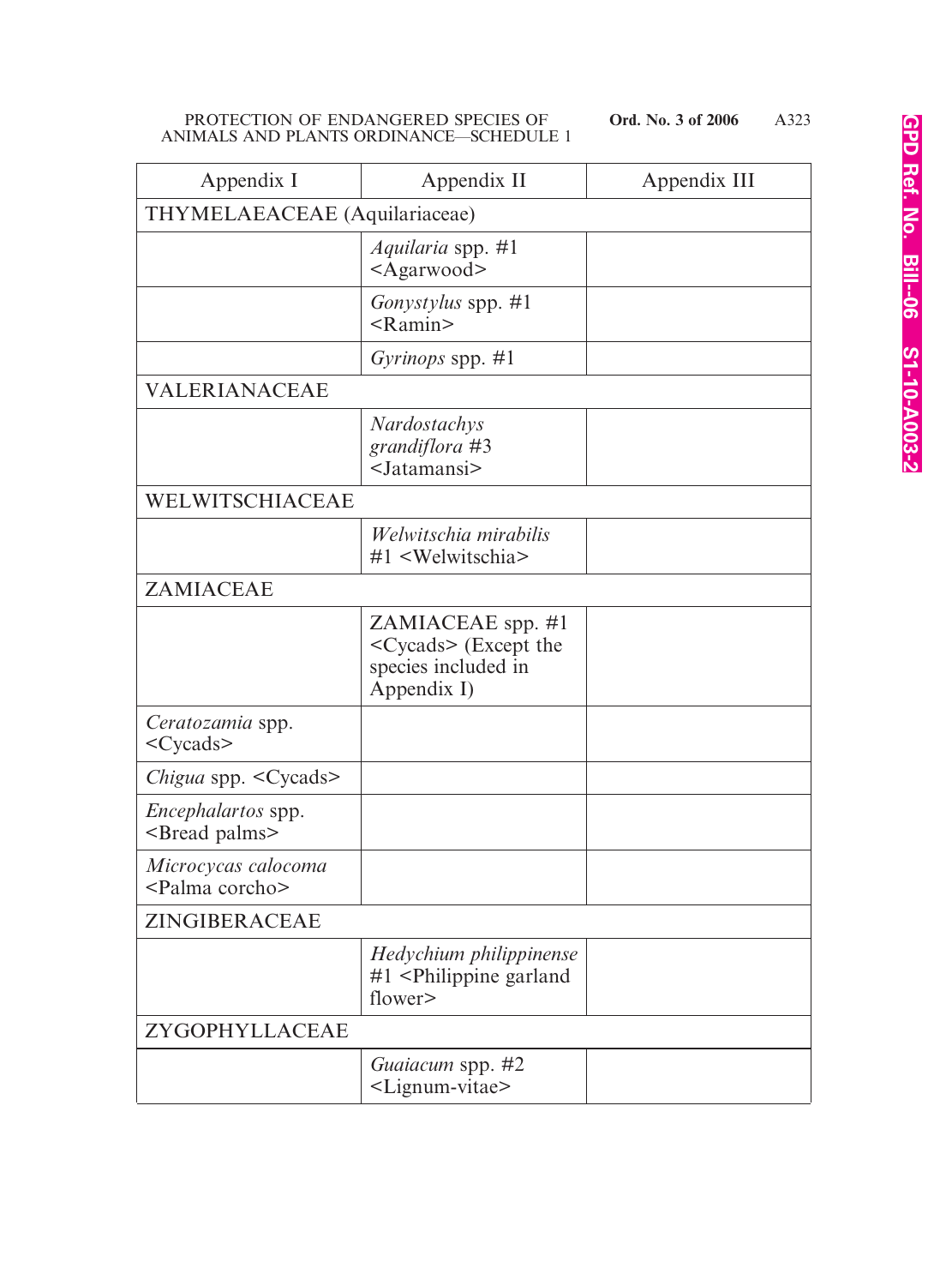| Appendix I | Appendix II | Appendix III |
|---|---|---|
| THYMELAEACEAE (Aquilariaceae) | | |
| | *Aquilaria* spp. #1 <Agarwood> | |
| | *Gonystylus* spp. #1 <Ramin> | |
| | *Gyrinops* spp. #1 | |
| VALERIANACEAE | | |
| | *Nardostachys grandiflora* #3 <Jatamansi> | |
| WELWITSCHIACEAE | | |
| | *Welwitschia mirabilis* #1 <Welwitschia> | |
| ZAMIACEAE | | |
| | ZAMIACEAE spp. #1 <Cycads> (Except the species included in Appendix I) | |
| *Ceratozamia* spp. <Cycads> | | |
| *Chigua* spp. <Cycads> | | |
| *Encephalartos* spp. <Bread palms> | | |
| *Microcycas calocoma* <Palma corcho> | | |
| ZINGIBERACEAE | | |
| | *Hedychium philippinense* #1 <Philippine garland flower> | |
| ZYGOPHYLLACEAE | | |
| | *Guaiacum* spp. #2 <Lignum-vitae> | |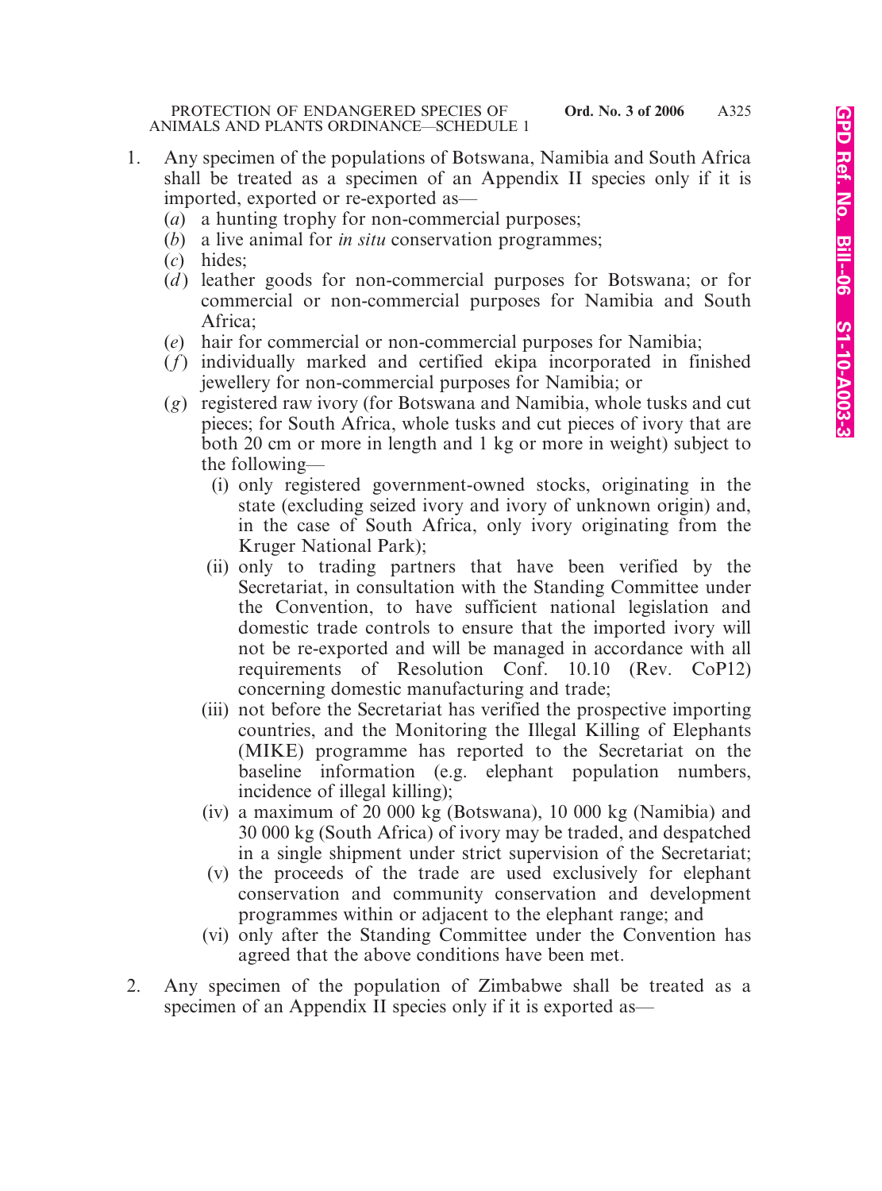1. Any specimen of the populations of Botswana, Namibia and South Africa shall be treated as a specimen of an Appendix II species only if it is imported, exported or re-exported as—
   (*a*) a hunting trophy for non-commercial purposes;
   (*b*) a live animal for *in situ* conservation programmes;
   (*c*) hides;
   (*d*) leather goods for non-commercial purposes for Botswana; or for commercial or non-commercial purposes for Namibia and South Africa;
   (*e*) hair for commercial or non-commercial purposes for Namibia;
   (*f*) individually marked and certified ekipa incorporated in finished jewellery for non-commercial purposes for Namibia; or
   (*g*) registered raw ivory (for Botswana and Namibia, whole tusks and cut pieces; for South Africa, whole tusks and cut pieces of ivory that are both 20 cm or more in length and 1 kg or more in weight) subject to the following—
      (i) only registered government-owned stocks, originating in the state (excluding seized ivory and ivory of unknown origin) and, in the case of South Africa, only ivory originating from the Kruger National Park);
      (ii) only to trading partners that have been verified by the Secretariat, in consultation with the Standing Committee under the Convention, to have sufficient national legislation and domestic trade controls to ensure that the imported ivory will not be re-exported and will be managed in accordance with all requirements of Resolution Conf. 10.10 (Rev. CoP12) concerning domestic manufacturing and trade;
      (iii) not before the Secretariat has verified the prospective importing countries, and the Monitoring the Illegal Killing of Elephants (MIKE) programme has reported to the Secretariat on the baseline information (e.g. elephant population numbers, incidence of illegal killing);
      (iv) a maximum of 20 000 kg (Botswana), 10 000 kg (Namibia) and 30 000 kg (South Africa) of ivory may be traded, and despatched in a single shipment under strict supervision of the Secretariat;
      (v) the proceeds of the trade are used exclusively for elephant conservation and community conservation and development programmes within or adjacent to the elephant range; and
      (vi) only after the Standing Committee under the Convention has agreed that the above conditions have been met.

2. Any specimen of the population of Zimbabwe shall be treated as a specimen of an Appendix II species only if it is exported as—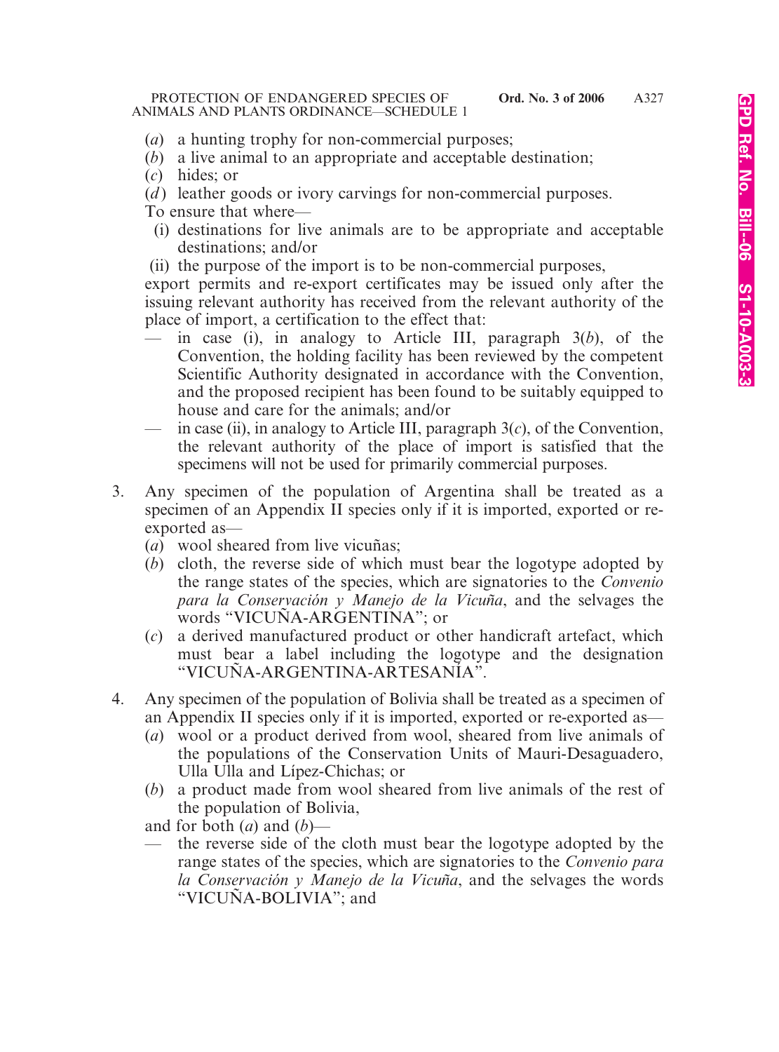(*a*) a hunting trophy for non-commercial purposes;

(*b*) a live animal to an appropriate and acceptable destination;

(*c*) hides; or

(*d*) leather goods or ivory carvings for non-commercial purposes.

To ensure that where—

(i) destinations for live animals are to be appropriate and acceptable destinations; and/or

(ii) the purpose of the import is to be non-commercial purposes,

export permits and re-export certificates may be issued only after the issuing relevant authority has received from the relevant authority of the place of import, a certification to the effect that:

— in case (i), in analogy to Article III, paragraph 3(*b*), of the Convention, the holding facility has been reviewed by the competent Scientific Authority designated in accordance with the Convention, and the proposed recipient has been found to be suitably equipped to house and care for the animals; and/or

— in case (ii), in analogy to Article III, paragraph 3(*c*), of the Convention, the relevant authority of the place of import is satisfied that the specimens will not be used for primarily commercial purposes.

3. Any specimen of the population of Argentina shall be treated as a specimen of an Appendix II species only if it is imported, exported or re-exported as—

(*a*) wool sheared from live vicuñas;

(*b*) cloth, the reverse side of which must bear the logotype adopted by the range states of the species, which are signatories to the *Convenio para la Conservación y Manejo de la Vicuña*, and the selvages the words "VICUÑA-ARGENTINA"; or

(*c*) a derived manufactured product or other handicraft artefact, which must bear a label including the logotype and the designation "VICUÑA-ARGENTINA-ARTESANÍA".

4. Any specimen of the population of Bolivia shall be treated as a specimen of an Appendix II species only if it is imported, exported or re-exported as—

(*a*) wool or a product derived from wool, sheared from live animals of the populations of the Conservation Units of Mauri-Desaguadero, Ulla Ulla and Lípez-Chichas; or

(*b*) a product made from wool sheared from live animals of the rest of the population of Bolivia,

and for both (*a*) and (*b*)—

— the reverse side of the cloth must bear the logotype adopted by the range states of the species, which are signatories to the *Convenio para la Conservación y Manejo de la Vicuña*, and the selvages the words "VICUÑA-BOLIVIA"; and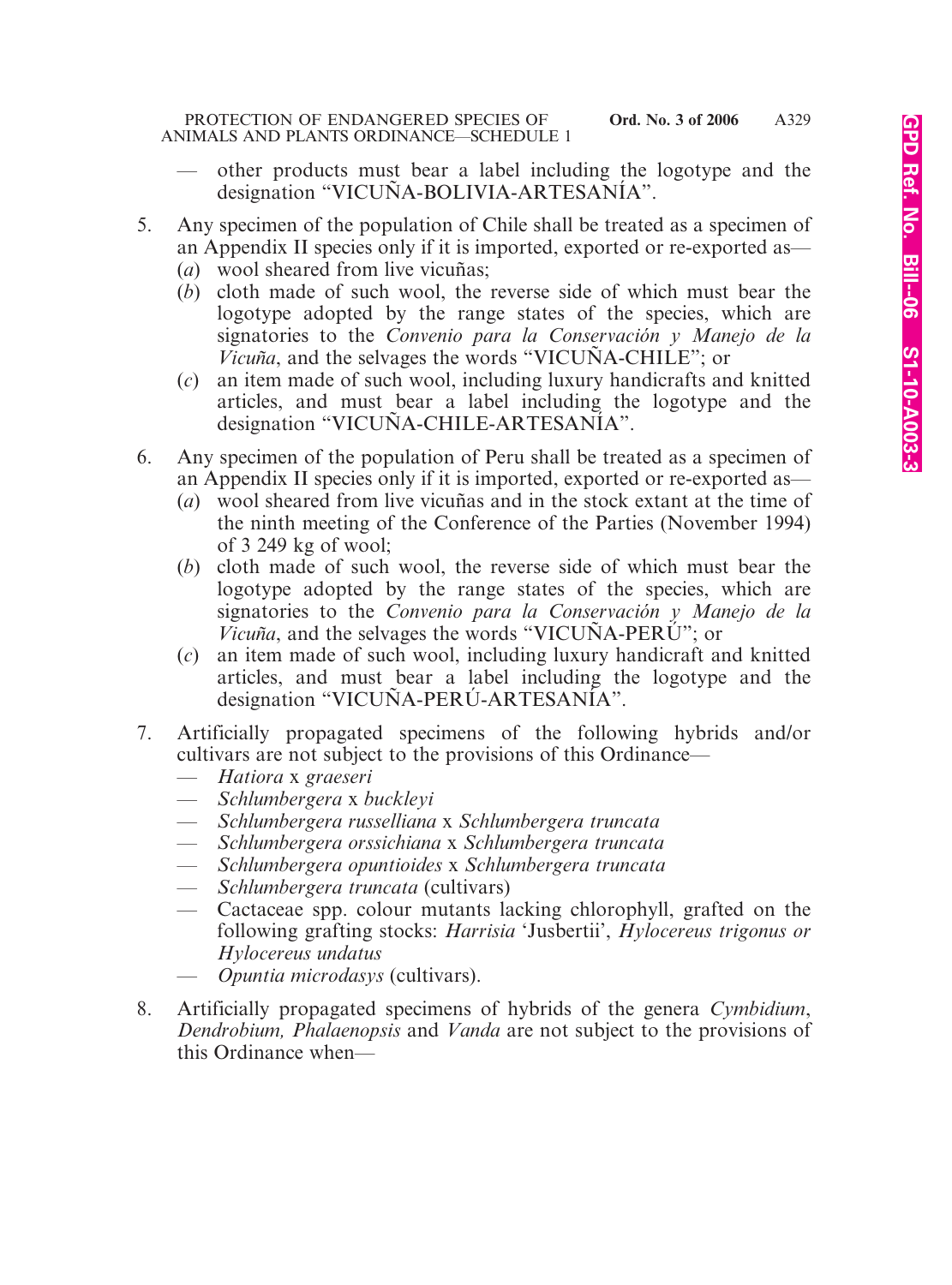— other products must bear a label including the logotype and the designation "VICUÑA-BOLIVIA-ARTESANÍA".

5. Any specimen of the population of Chile shall be treated as a specimen of an Appendix II species only if it is imported, exported or re-exported as—
   (*a*) wool sheared from live vicuñas;
   (*b*) cloth made of such wool, the reverse side of which must bear the logotype adopted by the range states of the species, which are signatories to the *Convenio para la Conservación y Manejo de la Vicuña*, and the selvages the words "VICUÑA-CHILE"; or
   (*c*) an item made of such wool, including luxury handicrafts and knitted articles, and must bear a label including the logotype and the designation "VICUÑA-CHILE-ARTESANÍA".

6. Any specimen of the population of Peru shall be treated as a specimen of an Appendix II species only if it is imported, exported or re-exported as—
   (*a*) wool sheared from live vicuñas and in the stock extant at the time of the ninth meeting of the Conference of the Parties (November 1994) of 3 249 kg of wool;
   (*b*) cloth made of such wool, the reverse side of which must bear the logotype adopted by the range states of the species, which are signatories to the *Convenio para la Conservación y Manejo de la Vicuña*, and the selvages the words "VICUÑA-PERÚ"; or
   (*c*) an item made of such wool, including luxury handicraft and knitted articles, and must bear a label including the logotype and the designation "VICUÑA-PERÚ-ARTESANÍA".

7. Artificially propagated specimens of the following hybrids and/or cultivars are not subject to the provisions of this Ordinance—
   — *Hatiora* x *graeseri*
   — *Schlumbergera* x *buckleyi*
   — *Schlumbergera russelliana* x *Schlumbergera truncata*
   — *Schlumbergera orssichiana* x *Schlumbergera truncata*
   — *Schlumbergera opuntioides* x *Schlumbergera truncata*
   — *Schlumbergera truncata* (cultivars)
   — Cactaceae spp. colour mutants lacking chlorophyll, grafted on the following grafting stocks: *Harrisia* 'Jusbertii', *Hylocereus trigonus or Hylocereus undatus*
   — *Opuntia microdasys* (cultivars).

8. Artificially propagated specimens of hybrids of the genera *Cymbidium*, *Dendrobium, Phalaenopsis* and *Vanda* are not subject to the provisions of this Ordinance when—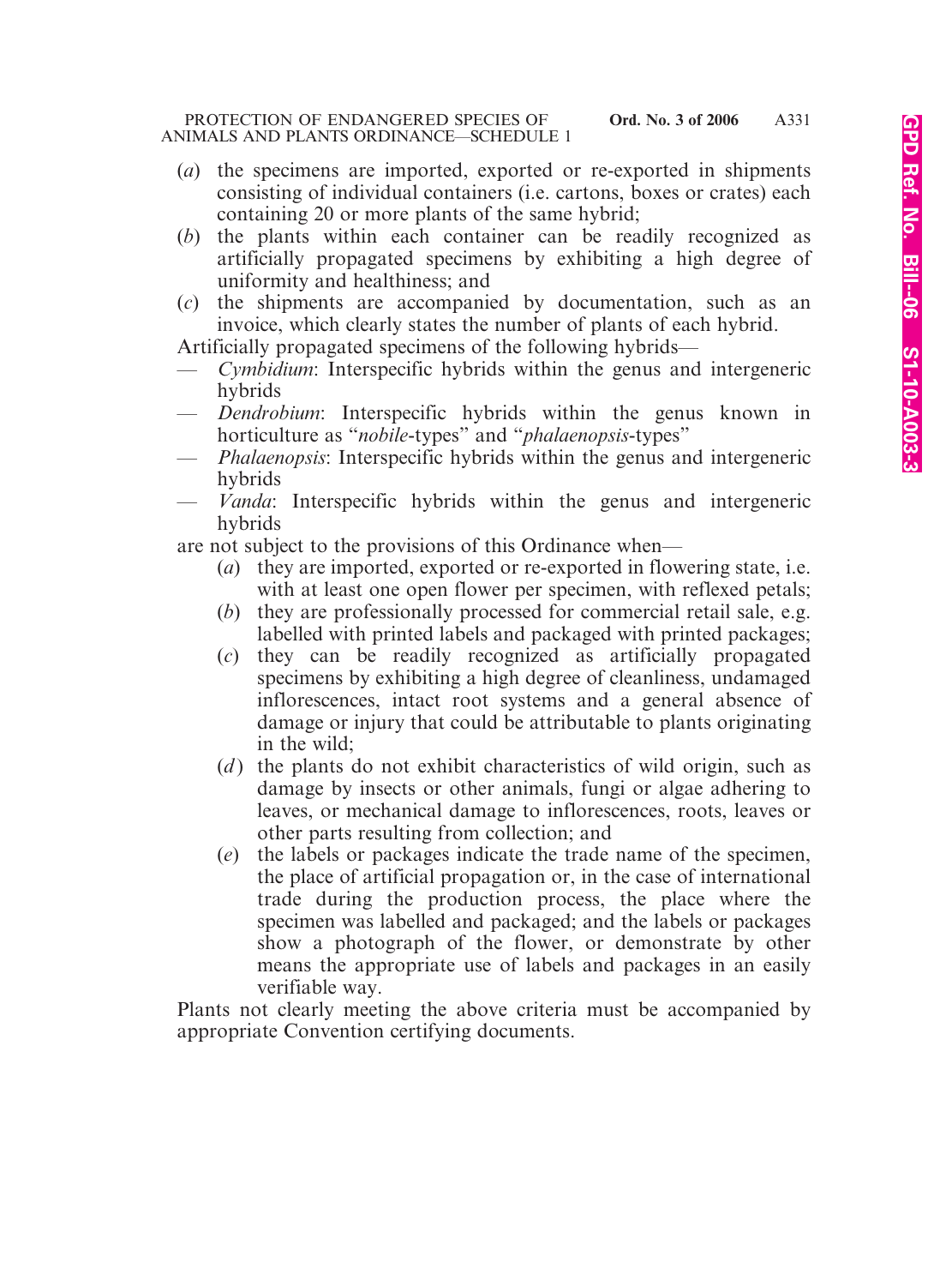(*a*) the specimens are imported, exported or re-exported in shipments consisting of individual containers (i.e. cartons, boxes or crates) each containing 20 or more plants of the same hybrid;

(*b*) the plants within each container can be readily recognized as artificially propagated specimens by exhibiting a high degree of uniformity and healthiness; and

(*c*) the shipments are accompanied by documentation, such as an invoice, which clearly states the number of plants of each hybrid.

Artificially propagated specimens of the following hybrids—

- *Cymbidium*: Interspecific hybrids within the genus and intergeneric hybrids
- *Dendrobium*: Interspecific hybrids within the genus known in horticulture as "*nobile*-types" and "*phalaenopsis*-types"
- *Phalaenopsis*: Interspecific hybrids within the genus and intergeneric hybrids
- *Vanda*: Interspecific hybrids within the genus and intergeneric hybrids

are not subject to the provisions of this Ordinance when—

(*a*) they are imported, exported or re-exported in flowering state, i.e. with at least one open flower per specimen, with reflexed petals;

(*b*) they are professionally processed for commercial retail sale, e.g. labelled with printed labels and packaged with printed packages;

(*c*) they can be readily recognized as artificially propagated specimens by exhibiting a high degree of cleanliness, undamaged inflorescences, intact root systems and a general absence of damage or injury that could be attributable to plants originating in the wild;

(*d*) the plants do not exhibit characteristics of wild origin, such as damage by insects or other animals, fungi or algae adhering to leaves, or mechanical damage to inflorescences, roots, leaves or other parts resulting from collection; and

(*e*) the labels or packages indicate the trade name of the specimen, the place of artificial propagation or, in the case of international trade during the production process, the place where the specimen was labelled and packaged; and the labels or packages show a photograph of the flower, or demonstrate by other means the appropriate use of labels and packages in an easily verifiable way.

Plants not clearly meeting the above criteria must be accompanied by appropriate Convention certifying documents.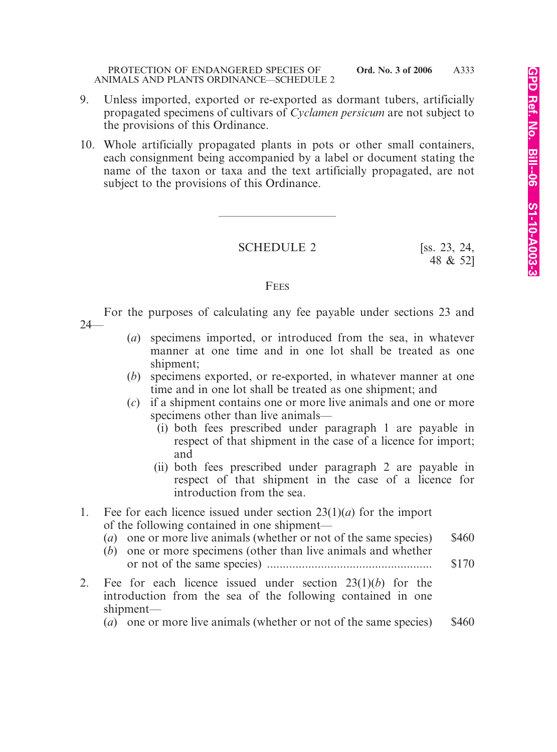9. Unless imported, exported or re-exported as dormant tubers, artificially propagated specimens of cultivars of *Cyclamen persicum* are not subject to the provisions of this Ordinance.

10. Whole artificially propagated plants in pots or other small containers, each consignment being accompanied by a label or document stating the name of the taxon or taxa and the text artificially propagated, are not subject to the provisions of this Ordinance.

---

## SCHEDULE 2

[ss. 23, 24, 48 & 52]

### FEES

For the purposes of calculating any fee payable under sections 23 and 24—

(*a*) specimens imported, or introduced from the sea, in whatever manner at one time and in one lot shall be treated as one shipment;

(*b*) specimens exported, or re-exported, in whatever manner at one time and in one lot shall be treated as one shipment; and

(*c*) if a shipment contains one or more live animals and one or more specimens other than live animals—

(i) both fees prescribed under paragraph 1 are payable in respect of that shipment in the case of a licence for import; and

(ii) both fees prescribed under paragraph 2 are payable in respect of that shipment in the case of a licence for introduction from the sea.

1. Fee for each licence issued under section 23(1)(*a*) for the import of the following contained in one shipment—

| | |
|---|---|
| (*a*) one or more live animals (whether or not of the same species) | $460 |
| (*b*) one or more specimens (other than live animals and whether or not of the same species) .................................................... | $170 |

2. Fee for each licence issued under section 23(1)(*b*) for the introduction from the sea of the following contained in one shipment—

| | |
|---|---|
| (*a*) one or more live animals (whether or not of the same species) | $460 |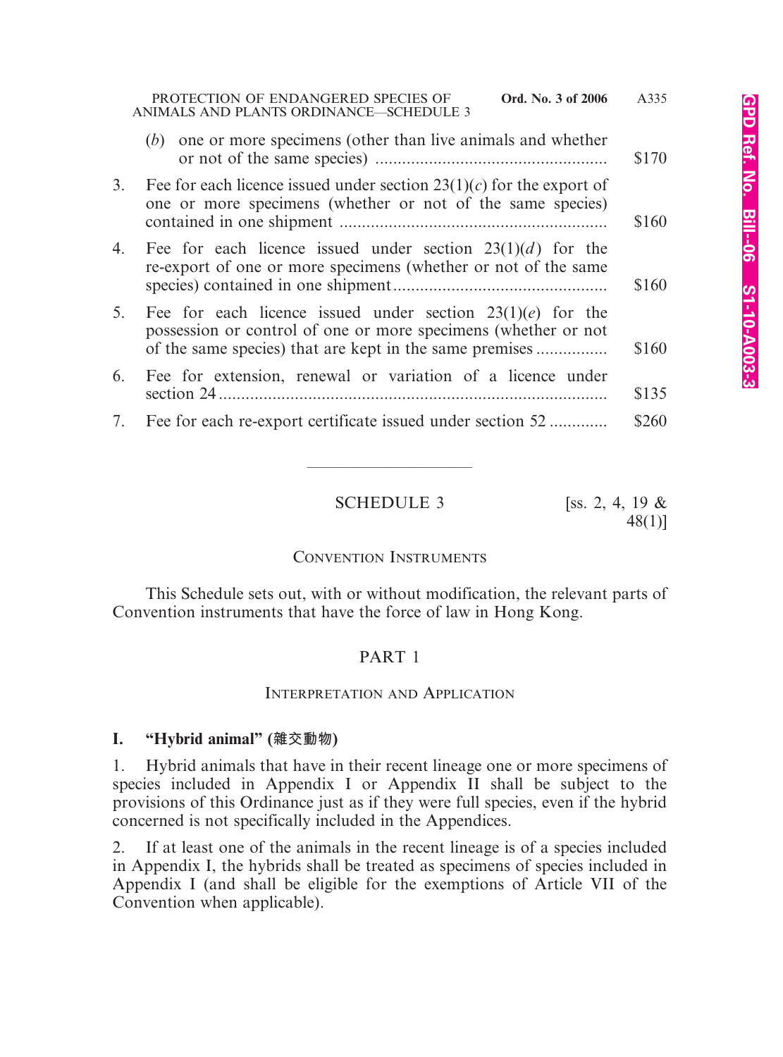(*b*) one or more specimens (other than live animals and whether or not of the same species) .................................................... $170

3. Fee for each licence issued under section 23(1)(*c*) for the export of one or more specimens (whether or not of the same species) contained in one shipment ........................................................... $160

4. Fee for each licence issued under section 23(1)(*d*) for the re-export of one or more specimens (whether or not of the same species) contained in one shipment................................................ $160

5. Fee for each licence issued under section 23(1)(*e*) for the possession or control of one or more specimens (whether or not of the same species) that are kept in the same premises ................ $160

6. Fee for extension, renewal or variation of a licence under section 24....................................................................................... $135

7. Fee for each re-export certificate issued under section 52 ............. $260

---

## SCHEDULE 3

[ss. 2, 4, 19 & 48(1)]

### Convention Instruments

This Schedule sets out, with or without modification, the relevant parts of Convention instruments that have the force of law in Hong Kong.

## PART 1

### Interpretation and Application

**I. "Hybrid animal" (雜交動物)**

1. Hybrid animals that have in their recent lineage one or more specimens of species included in Appendix I or Appendix II shall be subject to the provisions of this Ordinance just as if they were full species, even if the hybrid concerned is not specifically included in the Appendices.

2. If at least one of the animals in the recent lineage is of a species included in Appendix I, the hybrids shall be treated as specimens of species included in Appendix I (and shall be eligible for the exemptions of Article VII of the Convention when applicable).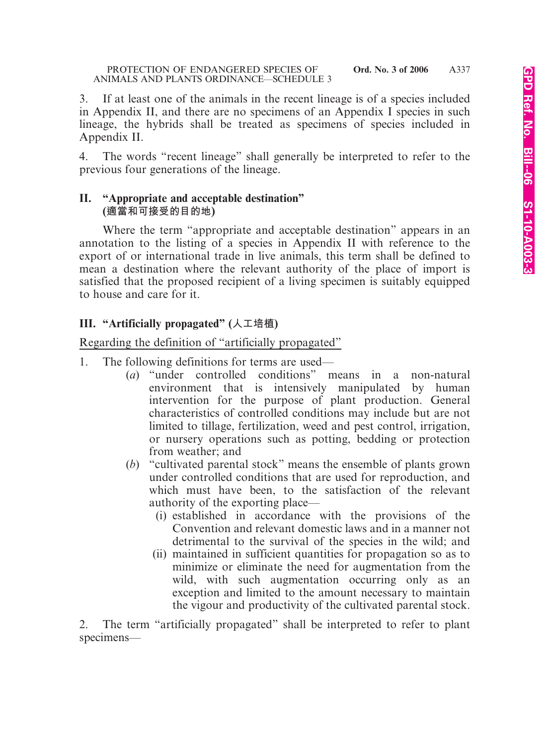3. If at least one of the animals in the recent lineage is of a species included in Appendix II, and there are no specimens of an Appendix I species in such lineage, the hybrids shall be treated as specimens of species included in Appendix II.

4. The words "recent lineage" shall generally be interpreted to refer to the previous four generations of the lineage.

## II. "Appropriate and acceptable destination" (適當和可接受的目的地)

Where the term "appropriate and acceptable destination" appears in an annotation to the listing of a species in Appendix II with reference to the export of or international trade in live animals, this term shall be defined to mean a destination where the relevant authority of the place of import is satisfied that the proposed recipient of a living specimen is suitably equipped to house and care for it.

## III. "Artificially propagated" (人工培植)

<u>Regarding the definition of "artificially propagated"</u>

1. The following definitions for terms are used—
   - (*a*) "under controlled conditions" means in a non-natural environment that is intensively manipulated by human intervention for the purpose of plant production. General characteristics of controlled conditions may include but are not limited to tillage, fertilization, weed and pest control, irrigation, or nursery operations such as potting, bedding or protection from weather; and
   - (*b*) "cultivated parental stock" means the ensemble of plants grown under controlled conditions that are used for reproduction, and which must have been, to the satisfaction of the relevant authority of the exporting place—
     - (i) established in accordance with the provisions of the Convention and relevant domestic laws and in a manner not detrimental to the survival of the species in the wild; and
     - (ii) maintained in sufficient quantities for propagation so as to minimize or eliminate the need for augmentation from the wild, with such augmentation occurring only as an exception and limited to the amount necessary to maintain the vigour and productivity of the cultivated parental stock.

2. The term "artificially propagated" shall be interpreted to refer to plant specimens—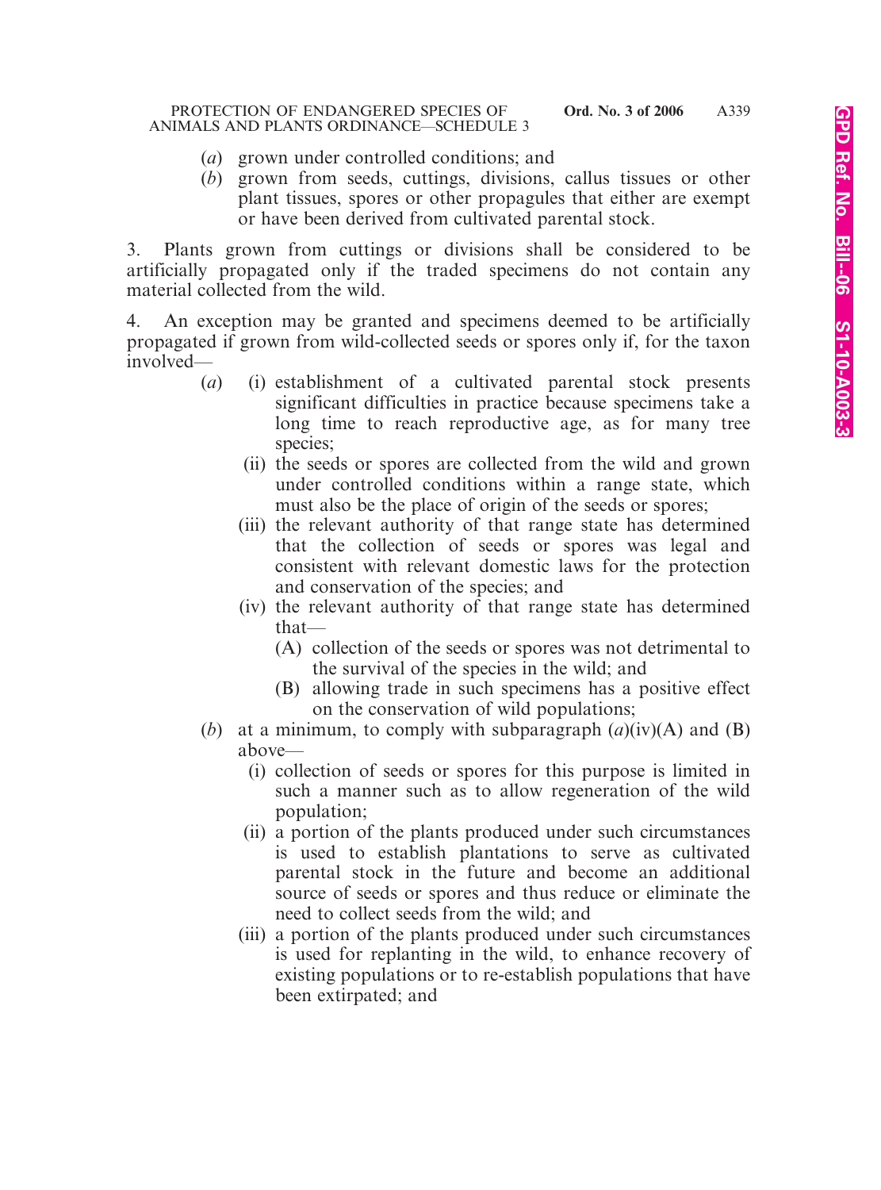(*a*) grown under controlled conditions; and

(*b*) grown from seeds, cuttings, divisions, callus tissues or other plant tissues, spores or other propagules that either are exempt or have been derived from cultivated parental stock.

3. Plants grown from cuttings or divisions shall be considered to be artificially propagated only if the traded specimens do not contain any material collected from the wild.

4. An exception may be granted and specimens deemed to be artificially propagated if grown from wild-collected seeds or spores only if, for the taxon involved—

(*a*) (i) establishment of a cultivated parental stock presents significant difficulties in practice because specimens take a long time to reach reproductive age, as for many tree species;

(ii) the seeds or spores are collected from the wild and grown under controlled conditions within a range state, which must also be the place of origin of the seeds or spores;

(iii) the relevant authority of that range state has determined that the collection of seeds or spores was legal and consistent with relevant domestic laws for the protection and conservation of the species; and

(iv) the relevant authority of that range state has determined that—

(A) collection of the seeds or spores was not detrimental to the survival of the species in the wild; and

(B) allowing trade in such specimens has a positive effect on the conservation of wild populations;

(*b*) at a minimum, to comply with subparagraph (*a*)(iv)(A) and (B) above—

(i) collection of seeds or spores for this purpose is limited in such a manner such as to allow regeneration of the wild population;

(ii) a portion of the plants produced under such circumstances is used to establish plantations to serve as cultivated parental stock in the future and become an additional source of seeds or spores and thus reduce or eliminate the need to collect seeds from the wild; and

(iii) a portion of the plants produced under such circumstances is used for replanting in the wild, to enhance recovery of existing populations or to re-establish populations that have been extirpated; and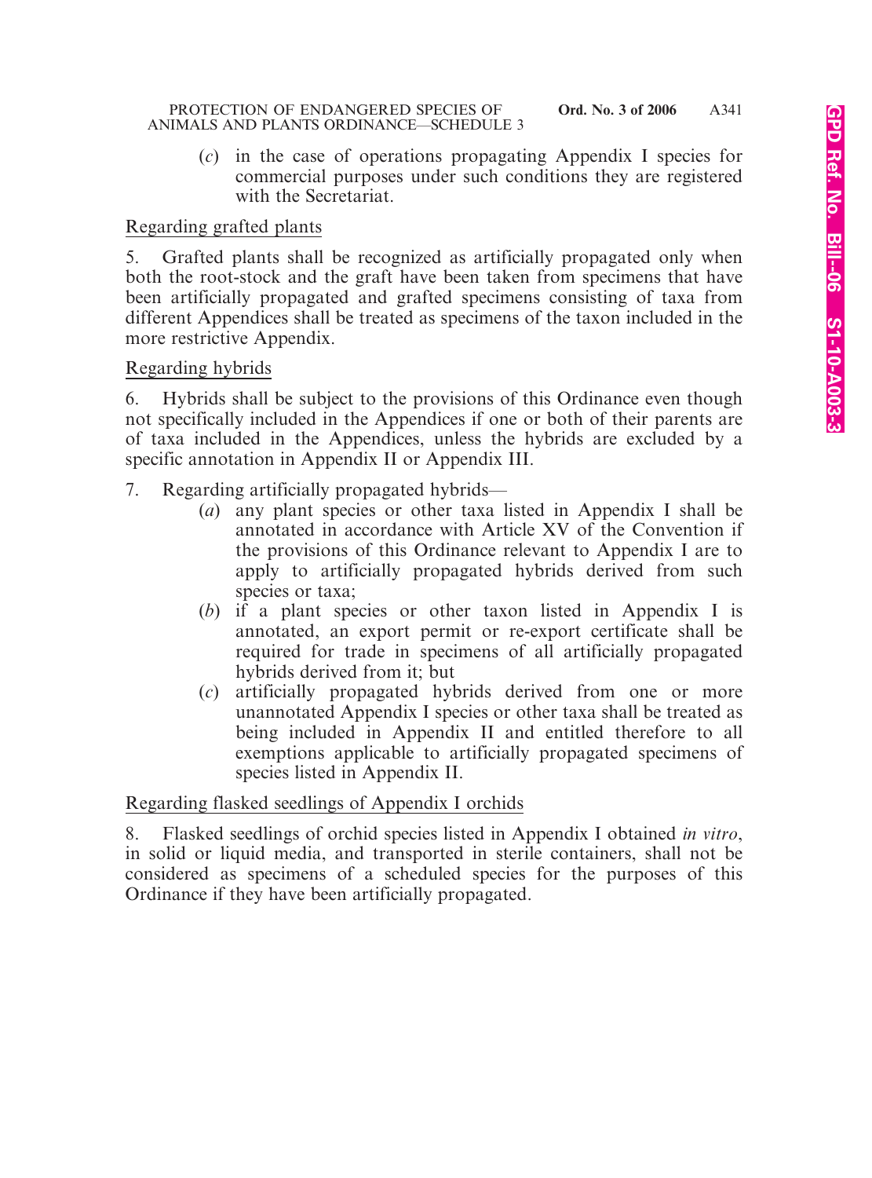(*c*) in the case of operations propagating Appendix I species for commercial purposes under such conditions they are registered with the Secretariat.

Regarding grafted plants

5. Grafted plants shall be recognized as artificially propagated only when both the root-stock and the graft have been taken from specimens that have been artificially propagated and grafted specimens consisting of taxa from different Appendices shall be treated as specimens of the taxon included in the more restrictive Appendix.

Regarding hybrids

6. Hybrids shall be subject to the provisions of this Ordinance even though not specifically included in the Appendices if one or both of their parents are of taxa included in the Appendices, unless the hybrids are excluded by a specific annotation in Appendix II or Appendix III.

7. Regarding artificially propagated hybrids—

(*a*) any plant species or other taxa listed in Appendix I shall be annotated in accordance with Article XV of the Convention if the provisions of this Ordinance relevant to Appendix I are to apply to artificially propagated hybrids derived from such species or taxa;

(*b*) if a plant species or other taxon listed in Appendix I is annotated, an export permit or re-export certificate shall be required for trade in specimens of all artificially propagated hybrids derived from it; but

(*c*) artificially propagated hybrids derived from one or more unannotated Appendix I species or other taxa shall be treated as being included in Appendix II and entitled therefore to all exemptions applicable to artificially propagated specimens of species listed in Appendix II.

Regarding flasked seedlings of Appendix I orchids

8. Flasked seedlings of orchid species listed in Appendix I obtained *in vitro*, in solid or liquid media, and transported in sterile containers, shall not be considered as specimens of a scheduled species for the purposes of this Ordinance if they have been artificially propagated.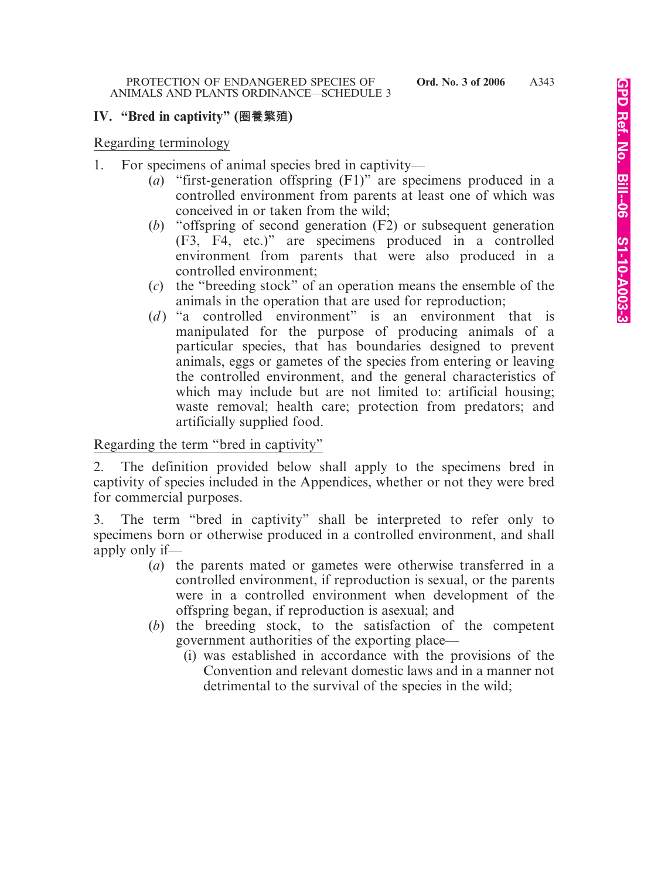## IV. "Bred in captivity" (圈養繁殖)

<u>Regarding terminology</u>

1. For specimens of animal species bred in captivity—
   - (*a*) "first-generation offspring (F1)" are specimens produced in a controlled environment from parents at least one of which was conceived in or taken from the wild;
   - (*b*) "offspring of second generation (F2) or subsequent generation (F3, F4, etc.)" are specimens produced in a controlled environment from parents that were also produced in a controlled environment;
   - (*c*) the "breeding stock" of an operation means the ensemble of the animals in the operation that are used for reproduction;
   - (*d*) "a controlled environment" is an environment that is manipulated for the purpose of producing animals of a particular species, that has boundaries designed to prevent animals, eggs or gametes of the species from entering or leaving the controlled environment, and the general characteristics of which may include but are not limited to: artificial housing; waste removal; health care; protection from predators; and artificially supplied food.

<u>Regarding the term "bred in captivity"</u>

2. The definition provided below shall apply to the specimens bred in captivity of species included in the Appendices, whether or not they were bred for commercial purposes.

3. The term "bred in captivity" shall be interpreted to refer only to specimens born or otherwise produced in a controlled environment, and shall apply only if—
   - (*a*) the parents mated or gametes were otherwise transferred in a controlled environment, if reproduction is sexual, or the parents were in a controlled environment when development of the offspring began, if reproduction is asexual; and
   - (*b*) the breeding stock, to the satisfaction of the competent government authorities of the exporting place—
     - (i) was established in accordance with the provisions of the Convention and relevant domestic laws and in a manner not detrimental to the survival of the species in the wild;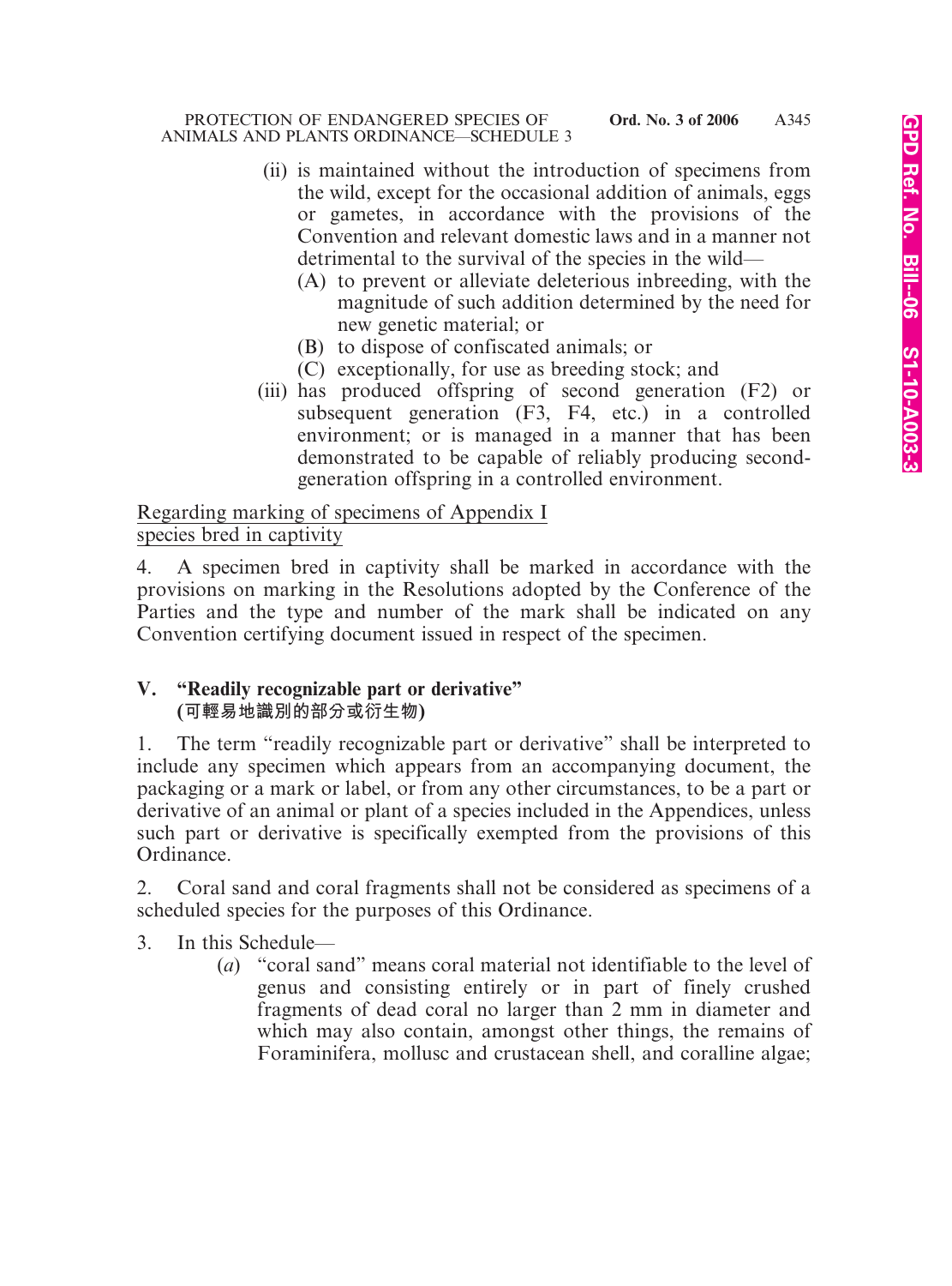(ii) is maintained without the introduction of specimens from the wild, except for the occasional addition of animals, eggs or gametes, in accordance with the provisions of the Convention and relevant domestic laws and in a manner not detrimental to the survival of the species in the wild—

(A) to prevent or alleviate deleterious inbreeding, with the magnitude of such addition determined by the need for new genetic material; or

(B) to dispose of confiscated animals; or

(C) exceptionally, for use as breeding stock; and

(iii) has produced offspring of second generation (F2) or subsequent generation (F3, F4, etc.) in a controlled environment; or is managed in a manner that has been demonstrated to be capable of reliably producing second-generation offspring in a controlled environment.

<u>Regarding marking of specimens of Appendix I species bred in captivity</u>

4. A specimen bred in captivity shall be marked in accordance with the provisions on marking in the Resolutions adopted by the Conference of the Parties and the type and number of the mark shall be indicated on any Convention certifying document issued in respect of the specimen.

## V. "Readily recognizable part or derivative" (可輕易地識別的部分或衍生物)

1. The term "readily recognizable part or derivative" shall be interpreted to include any specimen which appears from an accompanying document, the packaging or a mark or label, or from any other circumstances, to be a part or derivative of an animal or plant of a species included in the Appendices, unless such part or derivative is specifically exempted from the provisions of this Ordinance.

2. Coral sand and coral fragments shall not be considered as specimens of a scheduled species for the purposes of this Ordinance.

3. In this Schedule—

(*a*) "coral sand" means coral material not identifiable to the level of genus and consisting entirely or in part of finely crushed fragments of dead coral no larger than 2 mm in diameter and which may also contain, amongst other things, the remains of Foraminifera, mollusc and crustacean shell, and coralline algae;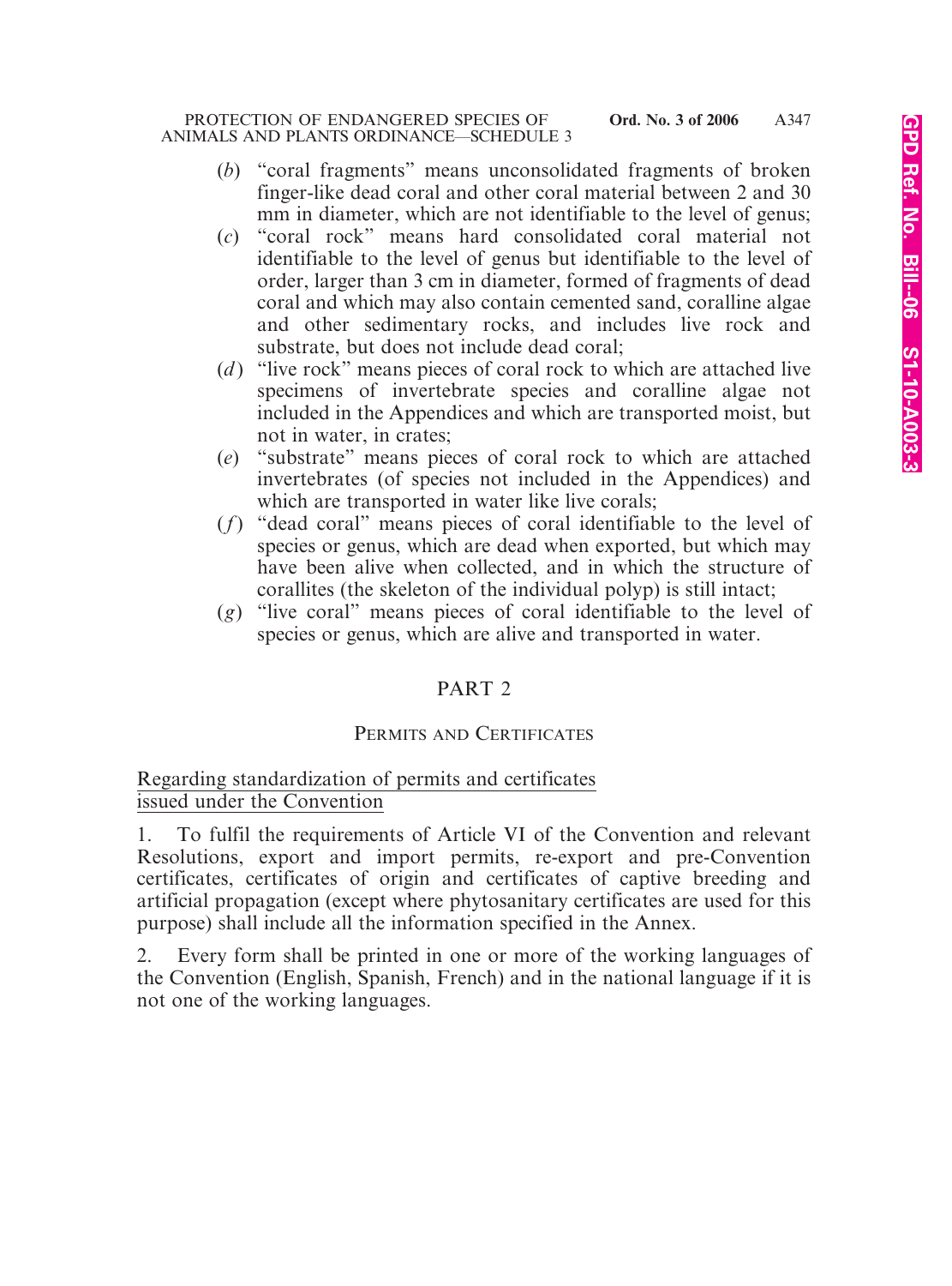(*b*) "coral fragments" means unconsolidated fragments of broken finger-like dead coral and other coral material between 2 and 30 mm in diameter, which are not identifiable to the level of genus;

(*c*) "coral rock" means hard consolidated coral material not identifiable to the level of genus but identifiable to the level of order, larger than 3 cm in diameter, formed of fragments of dead coral and which may also contain cemented sand, coralline algae and other sedimentary rocks, and includes live rock and substrate, but does not include dead coral;

(*d*) "live rock" means pieces of coral rock to which are attached live specimens of invertebrate species and coralline algae not included in the Appendices and which are transported moist, but not in water, in crates;

(*e*) "substrate" means pieces of coral rock to which are attached invertebrates (of species not included in the Appendices) and which are transported in water like live corals;

(*f*) "dead coral" means pieces of coral identifiable to the level of species or genus, which are dead when exported, but which may have been alive when collected, and in which the structure of corallites (the skeleton of the individual polyp) is still intact;

(*g*) "live coral" means pieces of coral identifiable to the level of species or genus, which are alive and transported in water.

## PART 2

### PERMITS AND CERTIFICATES

<u>Regarding standardization of permits and certificates issued under the Convention</u>

1. To fulfil the requirements of Article VI of the Convention and relevant Resolutions, export and import permits, re-export and pre-Convention certificates, certificates of origin and certificates of captive breeding and artificial propagation (except where phytosanitary certificates are used for this purpose) shall include all the information specified in the Annex.

2. Every form shall be printed in one or more of the working languages of the Convention (English, Spanish, French) and in the national language if it is not one of the working languages.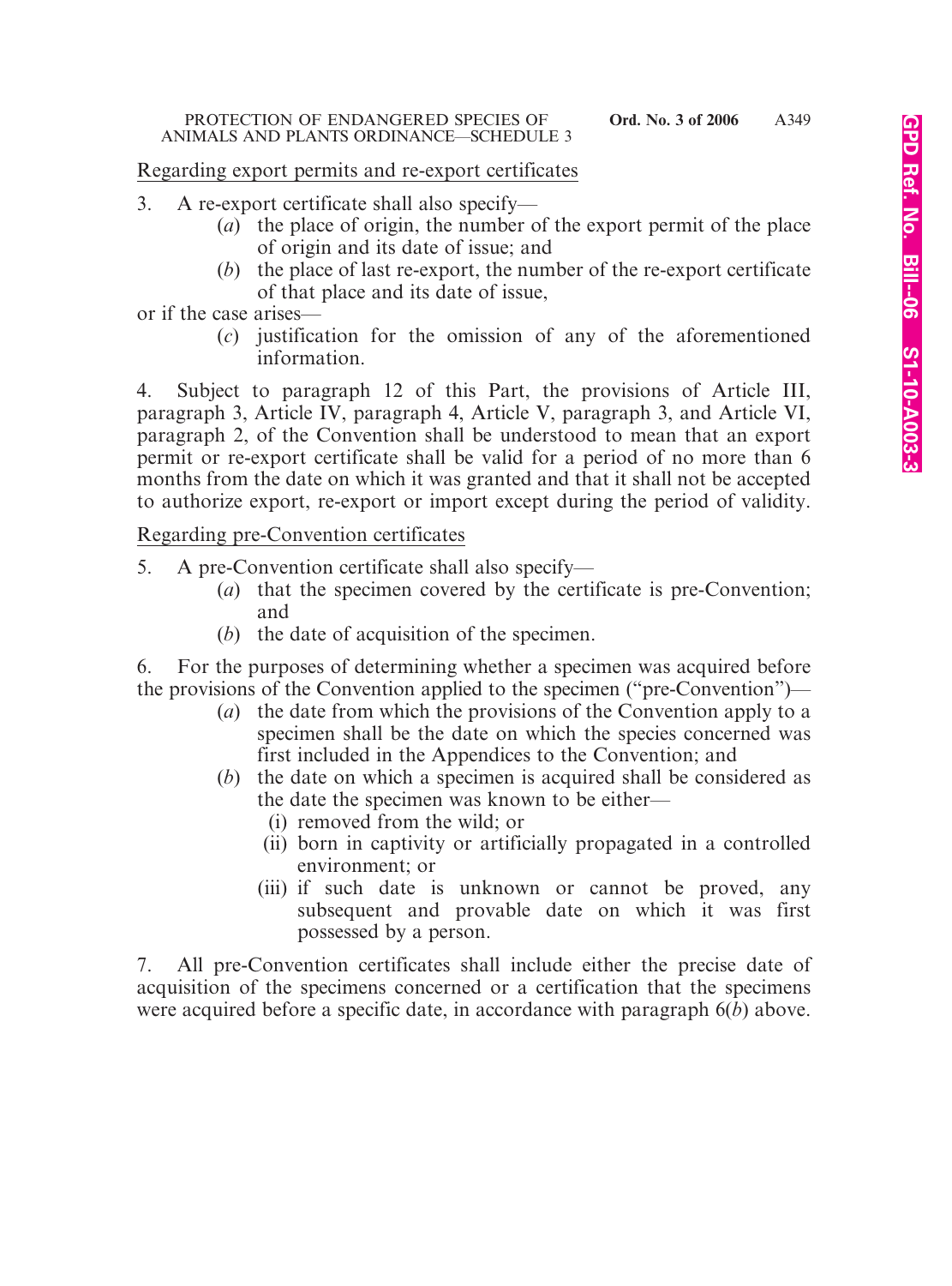Regarding export permits and re-export certificates

3. A re-export certificate shall also specify—
   (*a*) the place of origin, the number of the export permit of the place of origin and its date of issue; and
   (*b*) the place of last re-export, the number of the re-export certificate of that place and its date of issue,

or if the case arises—
   (*c*) justification for the omission of any of the aforementioned information.

4. Subject to paragraph 12 of this Part, the provisions of Article III, paragraph 3, Article IV, paragraph 4, Article V, paragraph 3, and Article VI, paragraph 2, of the Convention shall be understood to mean that an export permit or re-export certificate shall be valid for a period of no more than 6 months from the date on which it was granted and that it shall not be accepted to authorize export, re-export or import except during the period of validity.

Regarding pre-Convention certificates

5. A pre-Convention certificate shall also specify—
   (*a*) that the specimen covered by the certificate is pre-Convention; and
   (*b*) the date of acquisition of the specimen.

6. For the purposes of determining whether a specimen was acquired before the provisions of the Convention applied to the specimen ("pre-Convention")—
   (*a*) the date from which the provisions of the Convention apply to a specimen shall be the date on which the species concerned was first included in the Appendices to the Convention; and
   (*b*) the date on which a specimen is acquired shall be considered as the date the specimen was known to be either—
      (i) removed from the wild; or
      (ii) born in captivity or artificially propagated in a controlled environment; or
      (iii) if such date is unknown or cannot be proved, any subsequent and provable date on which it was first possessed by a person.

7. All pre-Convention certificates shall include either the precise date of acquisition of the specimens concerned or a certification that the specimens were acquired before a specific date, in accordance with paragraph 6(*b*) above.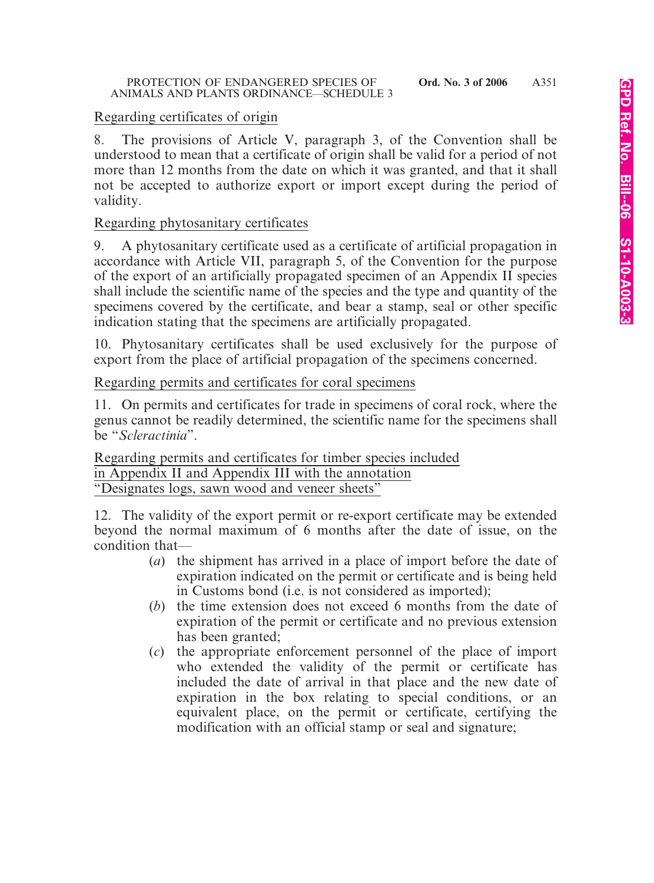Regarding certificates of origin

8. The provisions of Article V, paragraph 3, of the Convention shall be understood to mean that a certificate of origin shall be valid for a period of not more than 12 months from the date on which it was granted, and that it shall not be accepted to authorize export or import except during the period of validity.

Regarding phytosanitary certificates

9. A phytosanitary certificate used as a certificate of artificial propagation in accordance with Article VII, paragraph 5, of the Convention for the purpose of the export of an artificially propagated specimen of an Appendix II species shall include the scientific name of the species and the type and quantity of the specimens covered by the certificate, and bear a stamp, seal or other specific indication stating that the specimens are artificially propagated.

10. Phytosanitary certificates shall be used exclusively for the purpose of export from the place of artificial propagation of the specimens concerned.

Regarding permits and certificates for coral specimens

11. On permits and certificates for trade in specimens of coral rock, where the genus cannot be readily determined, the scientific name for the specimens shall be "*Scleractinia*".

Regarding permits and certificates for timber species included in Appendix II and Appendix III with the annotation "Designates logs, sawn wood and veneer sheets"

12. The validity of the export permit or re-export certificate may be extended beyond the normal maximum of 6 months after the date of issue, on the condition that—

(*a*) the shipment has arrived in a place of import before the date of expiration indicated on the permit or certificate and is being held in Customs bond (i.e. is not considered as imported);

(*b*) the time extension does not exceed 6 months from the date of expiration of the permit or certificate and no previous extension has been granted;

(*c*) the appropriate enforcement personnel of the place of import who extended the validity of the permit or certificate has included the date of arrival in that place and the new date of expiration in the box relating to special conditions, or an equivalent place, on the permit or certificate, certifying the modification with an official stamp or seal and signature;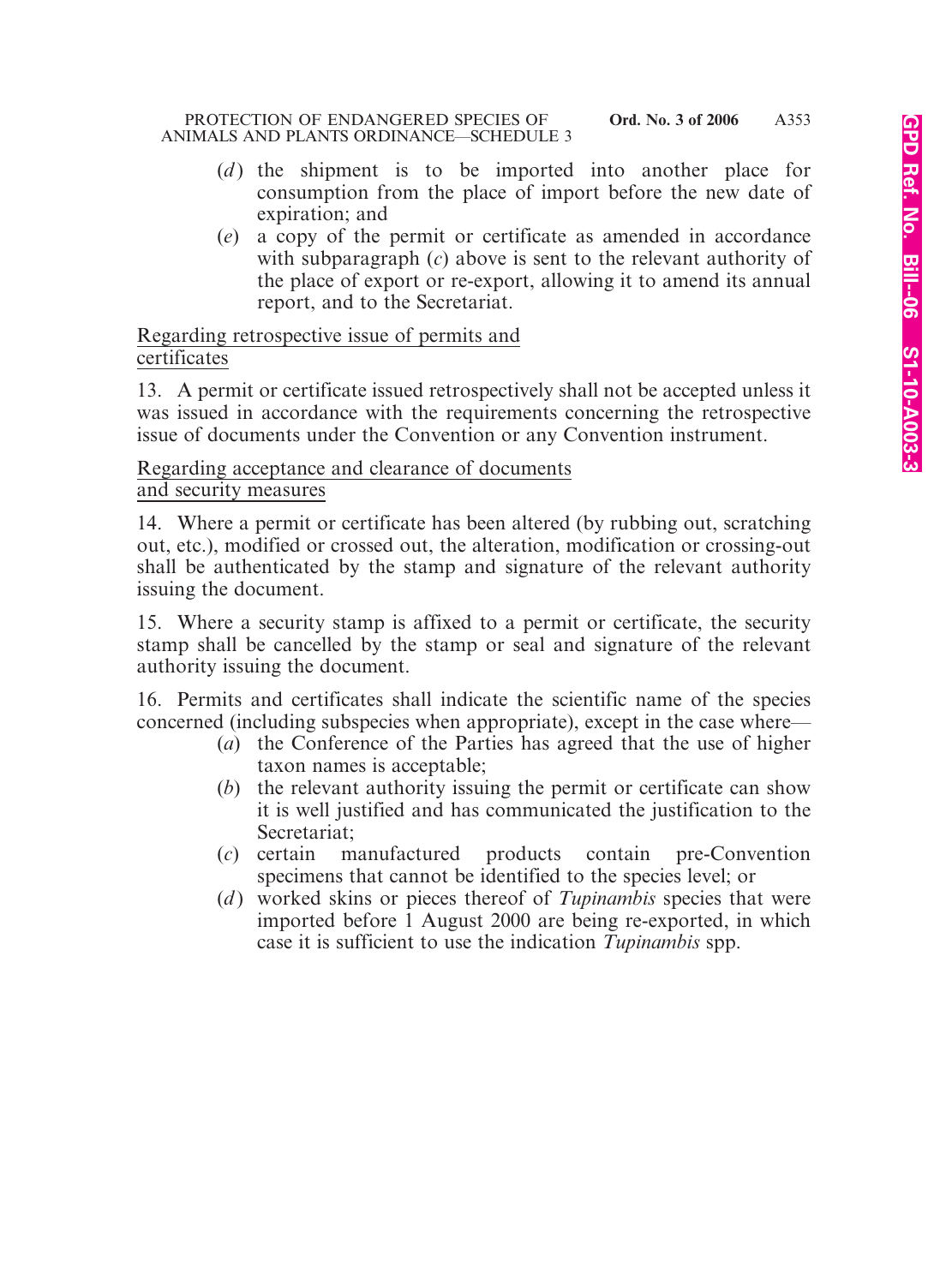(*d*) the shipment is to be imported into another place for consumption from the place of import before the new date of expiration; and

(*e*) a copy of the permit or certificate as amended in accordance with subparagraph (*c*) above is sent to the relevant authority of the place of export or re-export, allowing it to amend its annual report, and to the Secretariat.

Regarding retrospective issue of permits and certificates

13. A permit or certificate issued retrospectively shall not be accepted unless it was issued in accordance with the requirements concerning the retrospective issue of documents under the Convention or any Convention instrument.

Regarding acceptance and clearance of documents and security measures

14. Where a permit or certificate has been altered (by rubbing out, scratching out, etc.), modified or crossed out, the alteration, modification or crossing-out shall be authenticated by the stamp and signature of the relevant authority issuing the document.

15. Where a security stamp is affixed to a permit or certificate, the security stamp shall be cancelled by the stamp or seal and signature of the relevant authority issuing the document.

16. Permits and certificates shall indicate the scientific name of the species concerned (including subspecies when appropriate), except in the case where—

(*a*) the Conference of the Parties has agreed that the use of higher taxon names is acceptable;

(*b*) the relevant authority issuing the permit or certificate can show it is well justified and has communicated the justification to the Secretariat;

(*c*) certain manufactured products contain pre-Convention specimens that cannot be identified to the species level; or

(*d*) worked skins or pieces thereof of *Tupinambis* species that were imported before 1 August 2000 are being re-exported, in which case it is sufficient to use the indication *Tupinambis* spp.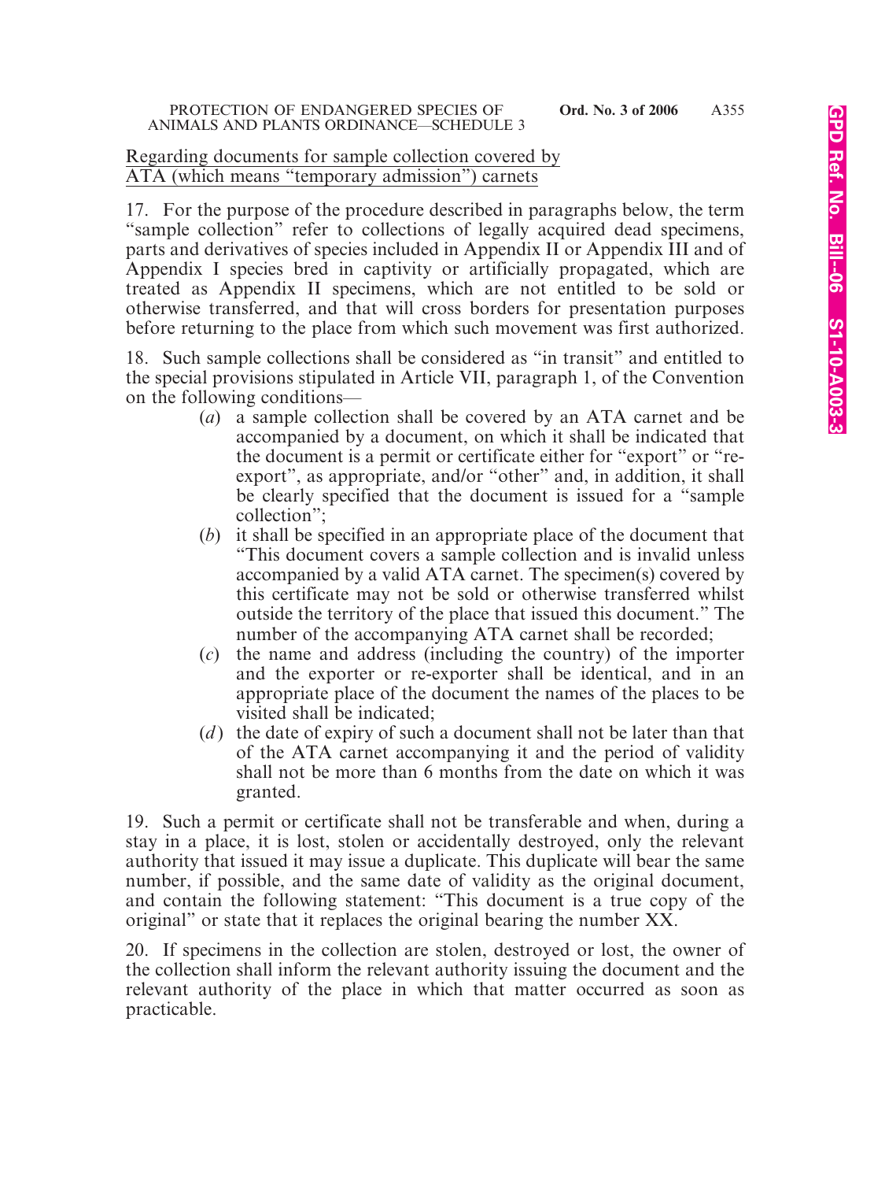Regarding documents for sample collection covered by ATA (which means "temporary admission") carnets

17. For the purpose of the procedure described in paragraphs below, the term "sample collection" refer to collections of legally acquired dead specimens, parts and derivatives of species included in Appendix II or Appendix III and of Appendix I species bred in captivity or artificially propagated, which are treated as Appendix II specimens, which are not entitled to be sold or otherwise transferred, and that will cross borders for presentation purposes before returning to the place from which such movement was first authorized.

18. Such sample collections shall be considered as "in transit" and entitled to the special provisions stipulated in Article VII, paragraph 1, of the Convention on the following conditions—

- (*a*) a sample collection shall be covered by an ATA carnet and be accompanied by a document, on which it shall be indicated that the document is a permit or certificate either for "export" or "re-export", as appropriate, and/or "other" and, in addition, it shall be clearly specified that the document is issued for a "sample collection";
- (*b*) it shall be specified in an appropriate place of the document that "This document covers a sample collection and is invalid unless accompanied by a valid ATA carnet. The specimen(s) covered by this certificate may not be sold or otherwise transferred whilst outside the territory of the place that issued this document." The number of the accompanying ATA carnet shall be recorded;
- (*c*) the name and address (including the country) of the importer and the exporter or re-exporter shall be identical, and in an appropriate place of the document the names of the places to be visited shall be indicated;
- (*d*) the date of expiry of such a document shall not be later than that of the ATA carnet accompanying it and the period of validity shall not be more than 6 months from the date on which it was granted.

19. Such a permit or certificate shall not be transferable and when, during a stay in a place, it is lost, stolen or accidentally destroyed, only the relevant authority that issued it may issue a duplicate. This duplicate will bear the same number, if possible, and the same date of validity as the original document, and contain the following statement: "This document is a true copy of the original" or state that it replaces the original bearing the number XX.

20. If specimens in the collection are stolen, destroyed or lost, the owner of the collection shall inform the relevant authority issuing the document and the relevant authority of the place in which that matter occurred as soon as practicable.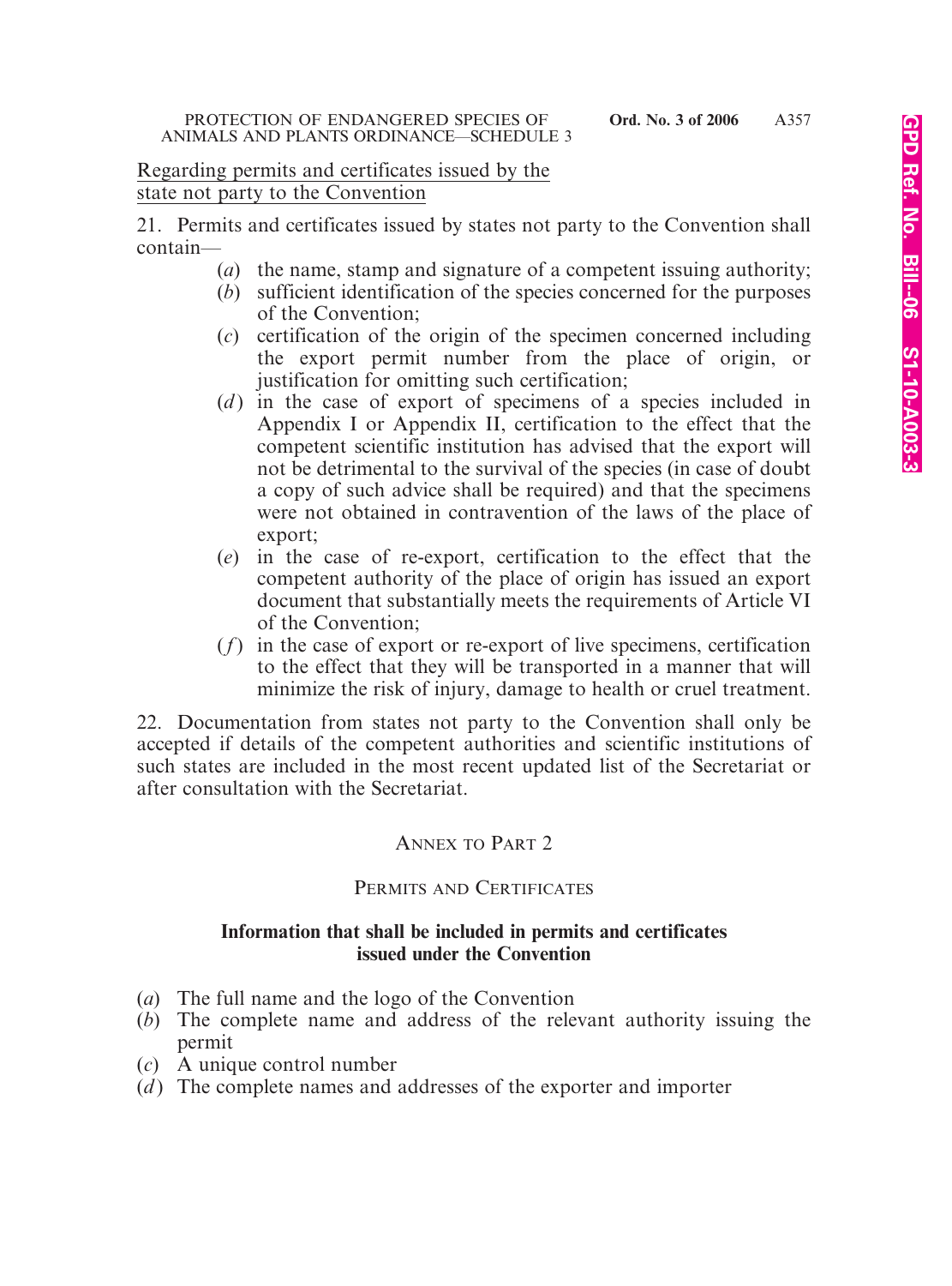Regarding permits and certificates issued by the state not party to the Convention

21. Permits and certificates issued by states not party to the Convention shall contain—

(*a*) the name, stamp and signature of a competent issuing authority;

(*b*) sufficient identification of the species concerned for the purposes of the Convention;

(*c*) certification of the origin of the specimen concerned including the export permit number from the place of origin, or justification for omitting such certification;

(*d*) in the case of export of specimens of a species included in Appendix I or Appendix II, certification to the effect that the competent scientific institution has advised that the export will not be detrimental to the survival of the species (in case of doubt a copy of such advice shall be required) and that the specimens were not obtained in contravention of the laws of the place of export;

(*e*) in the case of re-export, certification to the effect that the competent authority of the place of origin has issued an export document that substantially meets the requirements of Article VI of the Convention;

(*f*) in the case of export or re-export of live specimens, certification to the effect that they will be transported in a manner that will minimize the risk of injury, damage to health or cruel treatment.

22. Documentation from states not party to the Convention shall only be accepted if details of the competent authorities and scientific institutions of such states are included in the most recent updated list of the Secretariat or after consultation with the Secretariat.

## ANNEX TO PART 2

## PERMITS AND CERTIFICATES

### Information that shall be included in permits and certificates issued under the Convention

(*a*) The full name and the logo of the Convention

(*b*) The complete name and address of the relevant authority issuing the permit

(*c*) A unique control number

(*d*) The complete names and addresses of the exporter and importer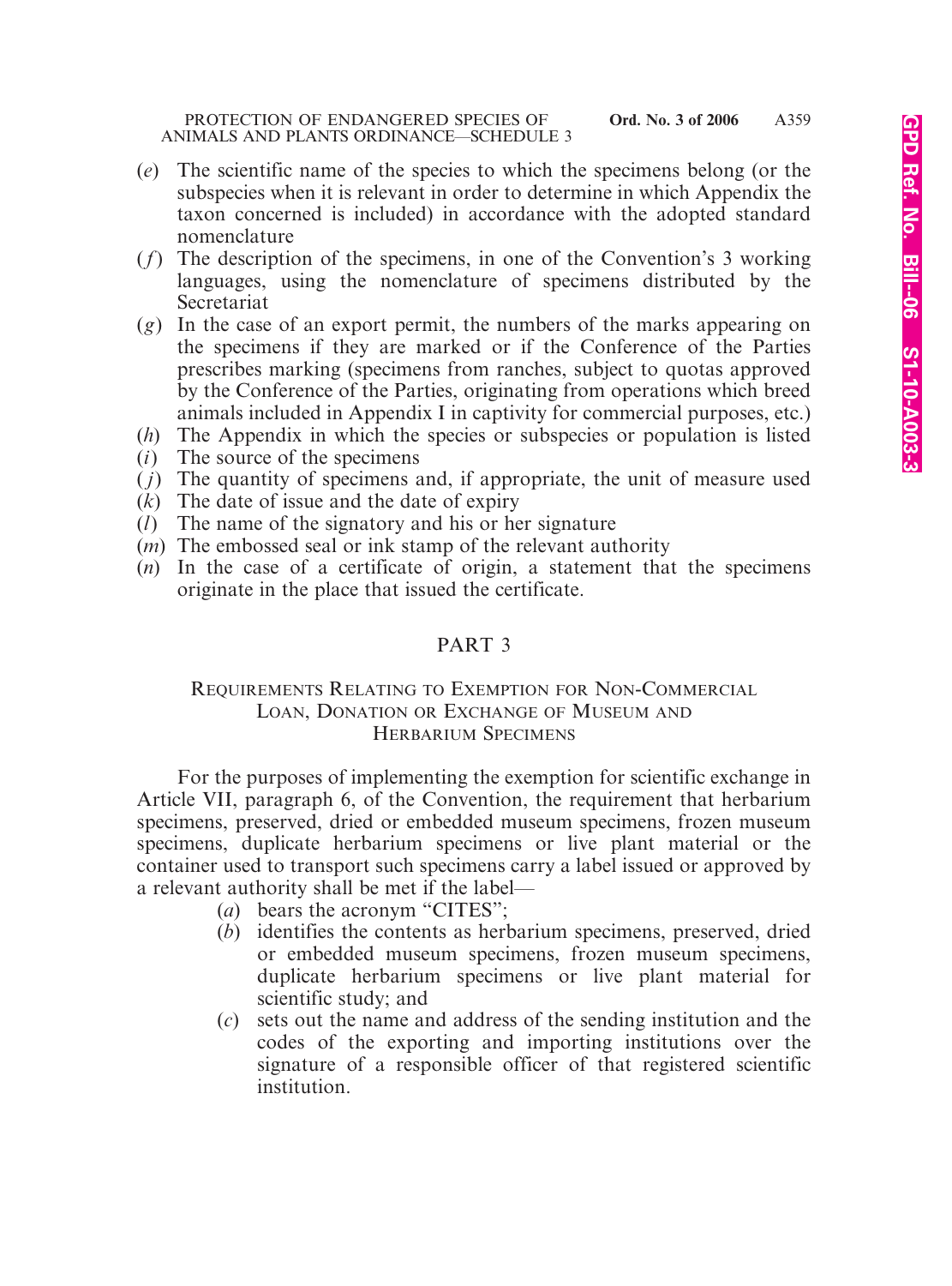(*e*) The scientific name of the species to which the specimens belong (or the subspecies when it is relevant in order to determine in which Appendix the taxon concerned is included) in accordance with the adopted standard nomenclature

(*f*) The description of the specimens, in one of the Convention's 3 working languages, using the nomenclature of specimens distributed by the Secretariat

(*g*) In the case of an export permit, the numbers of the marks appearing on the specimens if they are marked or if the Conference of the Parties prescribes marking (specimens from ranches, subject to quotas approved by the Conference of the Parties, originating from operations which breed animals included in Appendix I in captivity for commercial purposes, etc.)

(*h*) The Appendix in which the species or subspecies or population is listed

(*i*) The source of the specimens

(*j*) The quantity of specimens and, if appropriate, the unit of measure used

(*k*) The date of issue and the date of expiry

(*l*) The name of the signatory and his or her signature

(*m*) The embossed seal or ink stamp of the relevant authority

(*n*) In the case of a certificate of origin, a statement that the specimens originate in the place that issued the certificate.

## PART 3

### REQUIREMENTS RELATING TO EXEMPTION FOR NON-COMMERCIAL LOAN, DONATION OR EXCHANGE OF MUSEUM AND HERBARIUM SPECIMENS

For the purposes of implementing the exemption for scientific exchange in Article VII, paragraph 6, of the Convention, the requirement that herbarium specimens, preserved, dried or embedded museum specimens, frozen museum specimens, duplicate herbarium specimens or live plant material or the container used to transport such specimens carry a label issued or approved by a relevant authority shall be met if the label—

(*a*) bears the acronym "CITES";

(*b*) identifies the contents as herbarium specimens, preserved, dried or embedded museum specimens, frozen museum specimens, duplicate herbarium specimens or live plant material for scientific study; and

(*c*) sets out the name and address of the sending institution and the codes of the exporting and importing institutions over the signature of a responsible officer of that registered scientific institution.